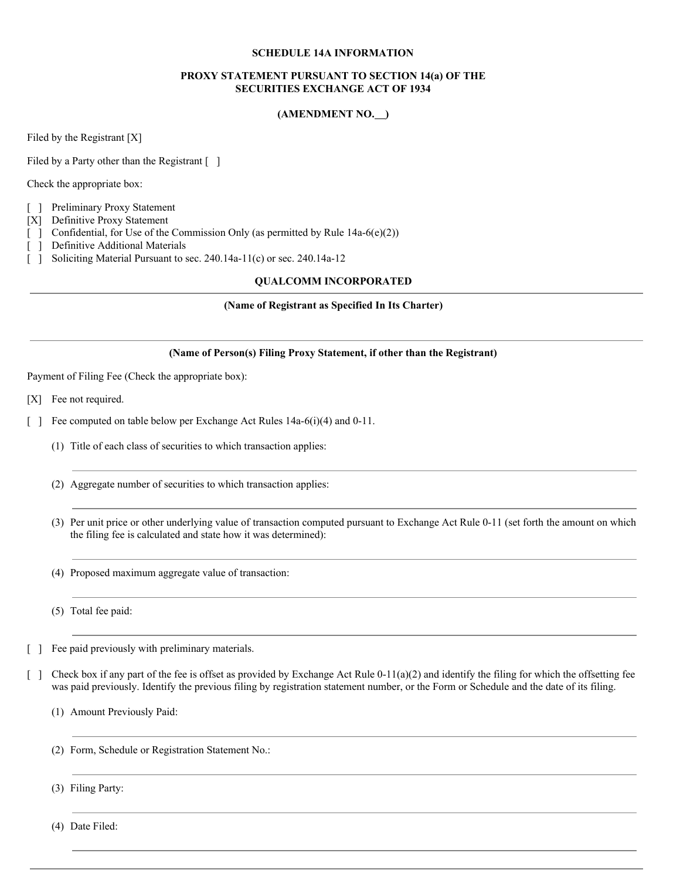**SCHEDULE 14A INFORMATION**

**PROXY STATEMENT PURSUANT TO SECTION 14(a) OF THE SECURITIES EXCHANGE ACT OF 1934**

**(AMENDMENT NO. __)**

Filed by the Registrant [X]

Filed by a Party other than the Registrant [ ]

Check the appropriate box:

[ ] Preliminary Proxy Statement
[X] Definitive Proxy Statement
[ ] Confidential, for Use of the Commission Only (as permitted by Rule 14a-6(e)(2))
[ ] Definitive Additional Materials
[ ] Soliciting Material Pursuant to sec. 240.14a-11(c) or sec. 240.14a-12

**QUALCOMM INCORPORATED**

---

**(Name of Registrant as Specified In Its Charter)**

---

**(Name of Person(s) Filing Proxy Statement, if other than the Registrant)**

Payment of Filing Fee (Check the appropriate box):

[X] Fee not required.

[ ] Fee computed on table below per Exchange Act Rules 14a-6(i)(4) and 0-11.

(1) Title of each class of securities to which transaction applies:

(2) Aggregate number of securities to which transaction applies:

(3) Per unit price or other underlying value of transaction computed pursuant to Exchange Act Rule 0-11 (set forth the amount on which the filing fee is calculated and state how it was determined):

(4) Proposed maximum aggregate value of transaction:

(5) Total fee paid:

[ ] Fee paid previously with preliminary materials.

[ ] Check box if any part of the fee is offset as provided by Exchange Act Rule 0-11(a)(2) and identify the filing for which the offsetting fee was paid previously. Identify the previous filing by registration statement number, or the Form or Schedule and the date of its filing.

(1) Amount Previously Paid:

(2) Form, Schedule or Registration Statement No.:

(3) Filing Party:

(4) Date Filed: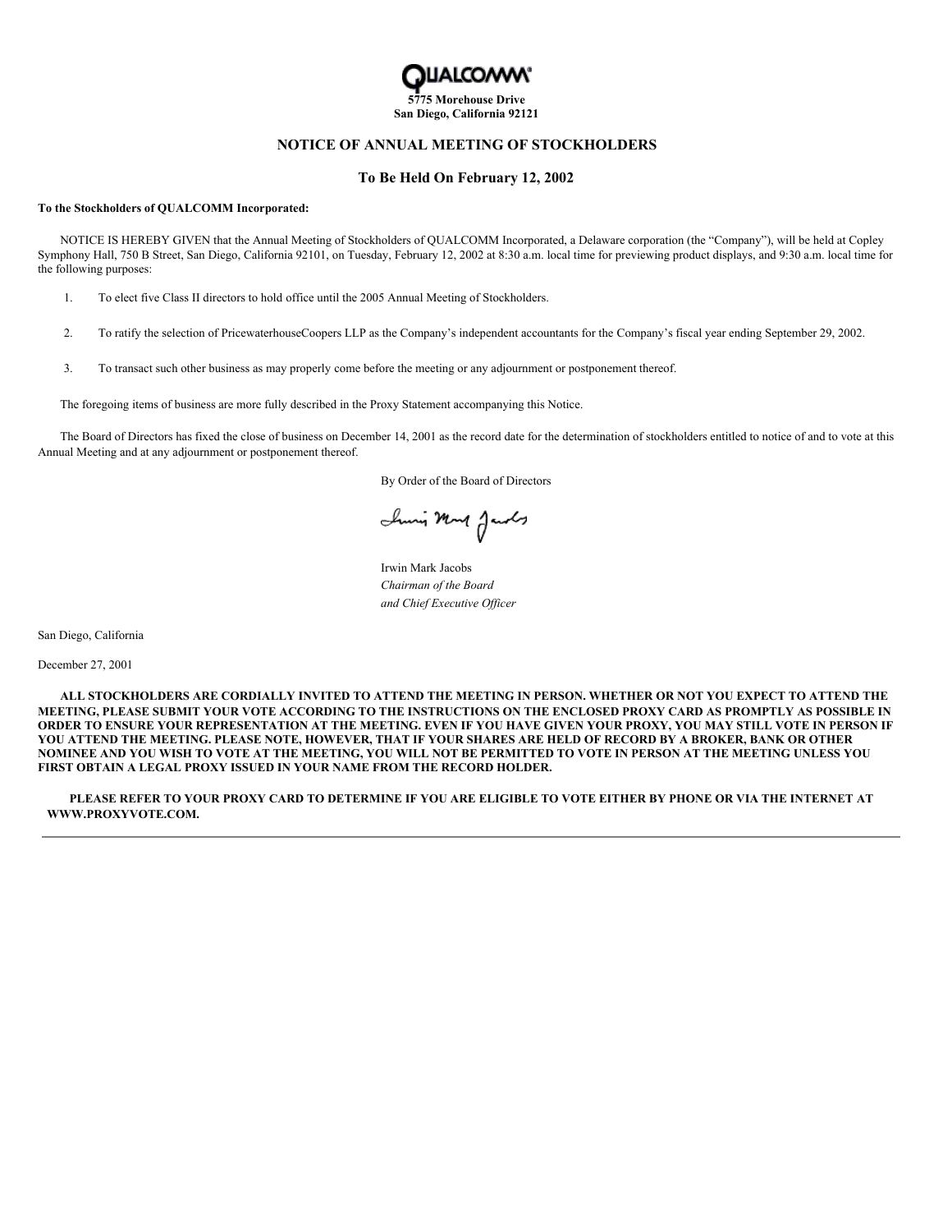**QUALCOMM**

**5775 Morehouse Drive**
**San Diego, California 92121**

## NOTICE OF ANNUAL MEETING OF STOCKHOLDERS

### To Be Held On February 12, 2002

**To the Stockholders of QUALCOMM Incorporated:**

NOTICE IS HEREBY GIVEN that the Annual Meeting of Stockholders of QUALCOMM Incorporated, a Delaware corporation (the "Company"), will be held at Copley Symphony Hall, 750 B Street, San Diego, California 92101, on Tuesday, February 12, 2002 at 8:30 a.m. local time for previewing product displays, and 9:30 a.m. local time for the following purposes:

1. To elect five Class II directors to hold office until the 2005 Annual Meeting of Stockholders.

2. To ratify the selection of PricewaterhouseCoopers LLP as the Company's independent accountants for the Company's fiscal year ending September 29, 2002.

3. To transact such other business as may properly come before the meeting or any adjournment or postponement thereof.

The foregoing items of business are more fully described in the Proxy Statement accompanying this Notice.

The Board of Directors has fixed the close of business on December 14, 2001 as the record date for the determination of stockholders entitled to notice of and to vote at this Annual Meeting and at any adjournment or postponement thereof.

By Order of the Board of Directors

Irwin Mark Jacobs
*Chairman of the Board*
*and Chief Executive Officer*

San Diego, California

December 27, 2001

**ALL STOCKHOLDERS ARE CORDIALLY INVITED TO ATTEND THE MEETING IN PERSON. WHETHER OR NOT YOU EXPECT TO ATTEND THE MEETING, PLEASE SUBMIT YOUR VOTE ACCORDING TO THE INSTRUCTIONS ON THE ENCLOSED PROXY CARD AS PROMPTLY AS POSSIBLE IN ORDER TO ENSURE YOUR REPRESENTATION AT THE MEETING. EVEN IF YOU HAVE GIVEN YOUR PROXY, YOU MAY STILL VOTE IN PERSON IF YOU ATTEND THE MEETING. PLEASE NOTE, HOWEVER, THAT IF YOUR SHARES ARE HELD OF RECORD BY A BROKER, BANK OR OTHER NOMINEE AND YOU WISH TO VOTE AT THE MEETING, YOU WILL NOT BE PERMITTED TO VOTE IN PERSON AT THE MEETING UNLESS YOU FIRST OBTAIN A LEGAL PROXY ISSUED IN YOUR NAME FROM THE RECORD HOLDER.**

**PLEASE REFER TO YOUR PROXY CARD TO DETERMINE IF YOU ARE ELIGIBLE TO VOTE EITHER BY PHONE OR VIA THE INTERNET AT WWW.PROXYVOTE.COM.**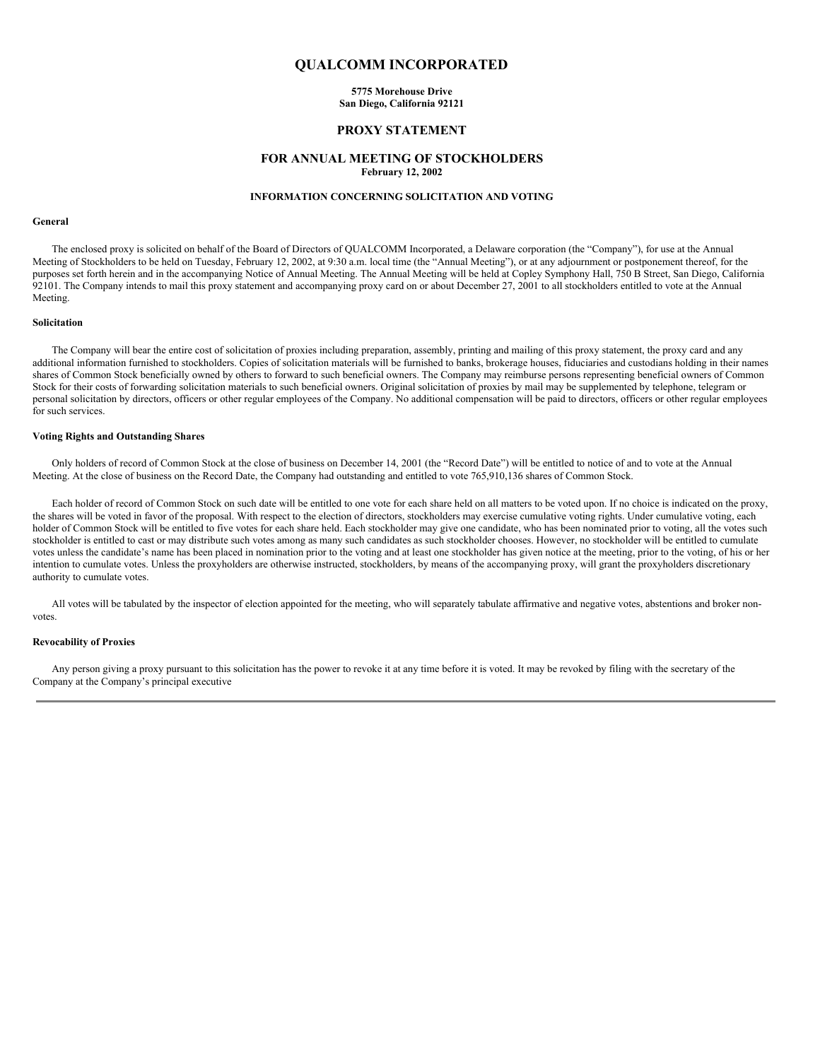# QUALCOMM INCORPORATED

**5775 Morehouse Drive**
**San Diego, California 92121**

## PROXY STATEMENT

## FOR ANNUAL MEETING OF STOCKHOLDERS

**February 12, 2002**

### INFORMATION CONCERNING SOLICITATION AND VOTING

#### General

The enclosed proxy is solicited on behalf of the Board of Directors of QUALCOMM Incorporated, a Delaware corporation (the "Company"), for use at the Annual Meeting of Stockholders to be held on Tuesday, February 12, 2002, at 9:30 a.m. local time (the "Annual Meeting"), or at any adjournment or postponement thereof, for the purposes set forth herein and in the accompanying Notice of Annual Meeting. The Annual Meeting will be held at Copley Symphony Hall, 750 B Street, San Diego, California 92101. The Company intends to mail this proxy statement and accompanying proxy card on or about December 27, 2001 to all stockholders entitled to vote at the Annual Meeting.

#### Solicitation

The Company will bear the entire cost of solicitation of proxies including preparation, assembly, printing and mailing of this proxy statement, the proxy card and any additional information furnished to stockholders. Copies of solicitation materials will be furnished to banks, brokerage houses, fiduciaries and custodians holding in their names shares of Common Stock beneficially owned by others to forward to such beneficial owners. The Company may reimburse persons representing beneficial owners of Common Stock for their costs of forwarding solicitation materials to such beneficial owners. Original solicitation of proxies by mail may be supplemented by telephone, telegram or personal solicitation by directors, officers or other regular employees of the Company. No additional compensation will be paid to directors, officers or other regular employees for such services.

#### Voting Rights and Outstanding Shares

Only holders of record of Common Stock at the close of business on December 14, 2001 (the "Record Date") will be entitled to notice of and to vote at the Annual Meeting. At the close of business on the Record Date, the Company had outstanding and entitled to vote 765,910,136 shares of Common Stock.

Each holder of record of Common Stock on such date will be entitled to one vote for each share held on all matters to be voted upon. If no choice is indicated on the proxy, the shares will be voted in favor of the proposal. With respect to the election of directors, stockholders may exercise cumulative voting rights. Under cumulative voting, each holder of Common Stock will be entitled to five votes for each share held. Each stockholder may give one candidate, who has been nominated prior to voting, all the votes such stockholder is entitled to cast or may distribute such votes among as many such candidates as such stockholder chooses. However, no stockholder will be entitled to cumulate votes unless the candidate's name has been placed in nomination prior to the voting and at least one stockholder has given notice at the meeting, prior to the voting, of his or her intention to cumulate votes. Unless the proxyholders are otherwise instructed, stockholders, by means of the accompanying proxy, will grant the proxyholders discretionary authority to cumulate votes.

All votes will be tabulated by the inspector of election appointed for the meeting, who will separately tabulate affirmative and negative votes, abstentions and broker non-votes.

#### Revocability of Proxies

Any person giving a proxy pursuant to this solicitation has the power to revoke it at any time before it is voted. It may be revoked by filing with the secretary of the Company at the Company's principal executive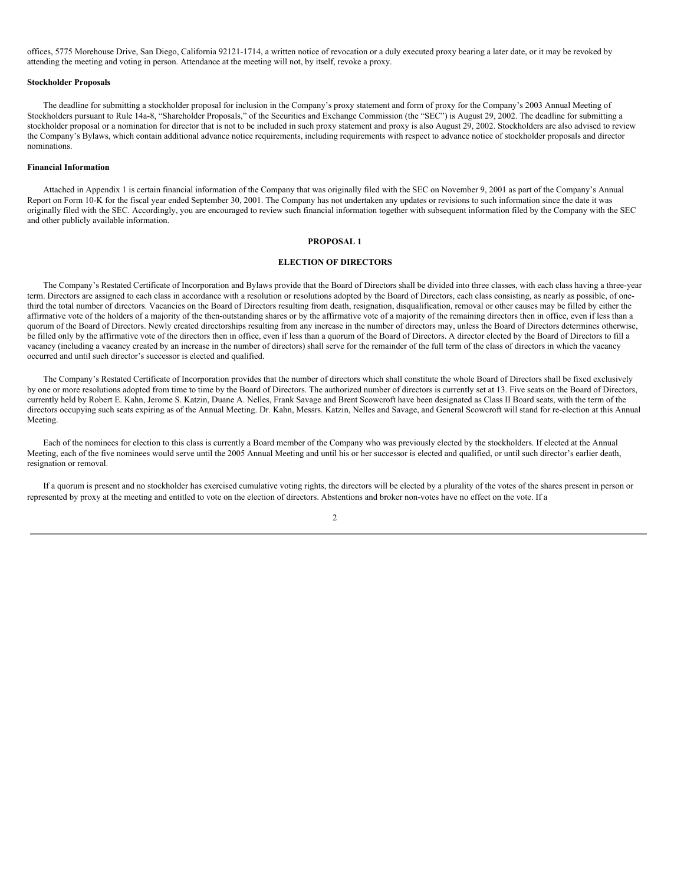offices, 5775 Morehouse Drive, San Diego, California 92121-1714, a written notice of revocation or a duly executed proxy bearing a later date, or it may be revoked by attending the meeting and voting in person. Attendance at the meeting will not, by itself, revoke a proxy.

**Stockholder Proposals**

The deadline for submitting a stockholder proposal for inclusion in the Company's proxy statement and form of proxy for the Company's 2003 Annual Meeting of Stockholders pursuant to Rule 14a-8, "Shareholder Proposals," of the Securities and Exchange Commission (the "SEC") is August 29, 2002. The deadline for submitting a stockholder proposal or a nomination for director that is not to be included in such proxy statement and proxy is also August 29, 2002. Stockholders are also advised to review the Company's Bylaws, which contain additional advance notice requirements, including requirements with respect to advance notice of stockholder proposals and director nominations.

**Financial Information**

Attached in Appendix 1 is certain financial information of the Company that was originally filed with the SEC on November 9, 2001 as part of the Company's Annual Report on Form 10-K for the fiscal year ended September 30, 2001. The Company has not undertaken any updates or revisions to such information since the date it was originally filed with the SEC. Accordingly, you are encouraged to review such financial information together with subsequent information filed by the Company with the SEC and other publicly available information.

## PROPOSAL 1

## ELECTION OF DIRECTORS

The Company's Restated Certificate of Incorporation and Bylaws provide that the Board of Directors shall be divided into three classes, with each class having a three-year term. Directors are assigned to each class in accordance with a resolution or resolutions adopted by the Board of Directors, each class consisting, as nearly as possible, of one-third the total number of directors. Vacancies on the Board of Directors resulting from death, resignation, disqualification, removal or other causes may be filled by either the affirmative vote of the holders of a majority of the then-outstanding shares or by the affirmative vote of a majority of the remaining directors then in office, even if less than a quorum of the Board of Directors. Newly created directorships resulting from any increase in the number of directors may, unless the Board of Directors determines otherwise, be filled only by the affirmative vote of the directors then in office, even if less than a quorum of the Board of Directors. A director elected by the Board of Directors to fill a vacancy (including a vacancy created by an increase in the number of directors) shall serve for the remainder of the full term of the class of directors in which the vacancy occurred and until such director's successor is elected and qualified.

The Company's Restated Certificate of Incorporation provides that the number of directors which shall constitute the whole Board of Directors shall be fixed exclusively by one or more resolutions adopted from time to time by the Board of Directors. The authorized number of directors is currently set at 13. Five seats on the Board of Directors, currently held by Robert E. Kahn, Jerome S. Katzin, Duane A. Nelles, Frank Savage and Brent Scowcroft have been designated as Class II Board seats, with the term of the directors occupying such seats expiring as of the Annual Meeting. Dr. Kahn, Messrs. Katzin, Nelles and Savage, and General Scowcroft will stand for re-election at this Annual Meeting.

Each of the nominees for election to this class is currently a Board member of the Company who was previously elected by the stockholders. If elected at the Annual Meeting, each of the five nominees would serve until the 2005 Annual Meeting and until his or her successor is elected and qualified, or until such director's earlier death, resignation or removal.

If a quorum is present and no stockholder has exercised cumulative voting rights, the directors will be elected by a plurality of the votes of the shares present in person or represented by proxy at the meeting and entitled to vote on the election of directors. Abstentions and broker non-votes have no effect on the vote. If a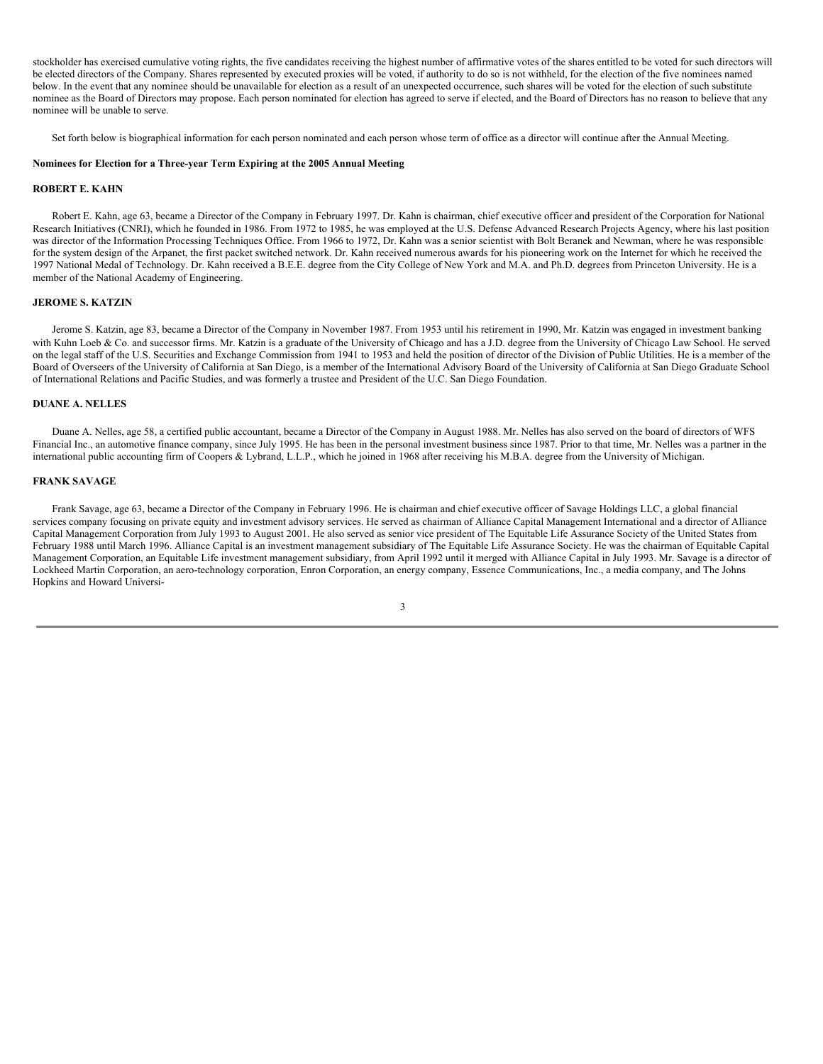stockholder has exercised cumulative voting rights, the five candidates receiving the highest number of affirmative votes of the shares entitled to be voted for such directors will be elected directors of the Company. Shares represented by executed proxies will be voted, if authority to do so is not withheld, for the election of the five nominees named below. In the event that any nominee should be unavailable for election as a result of an unexpected occurrence, such shares will be voted for the election of such substitute nominee as the Board of Directors may propose. Each person nominated for election has agreed to serve if elected, and the Board of Directors has no reason to believe that any nominee will be unable to serve.

Set forth below is biographical information for each person nominated and each person whose term of office as a director will continue after the Annual Meeting.

**Nominees for Election for a Three-year Term Expiring at the 2005 Annual Meeting**

**ROBERT E. KAHN**

Robert E. Kahn, age 63, became a Director of the Company in February 1997. Dr. Kahn is chairman, chief executive officer and president of the Corporation for National Research Initiatives (CNRI), which he founded in 1986. From 1972 to 1985, he was employed at the U.S. Defense Advanced Research Projects Agency, where his last position was director of the Information Processing Techniques Office. From 1966 to 1972, Dr. Kahn was a senior scientist with Bolt Beranek and Newman, where he was responsible for the system design of the Arpanet, the first packet switched network. Dr. Kahn received numerous awards for his pioneering work on the Internet for which he received the 1997 National Medal of Technology. Dr. Kahn received a B.E.E. degree from the City College of New York and M.A. and Ph.D. degrees from Princeton University. He is a member of the National Academy of Engineering.

**JEROME S. KATZIN**

Jerome S. Katzin, age 83, became a Director of the Company in November 1987. From 1953 until his retirement in 1990, Mr. Katzin was engaged in investment banking with Kuhn Loeb & Co. and successor firms. Mr. Katzin is a graduate of the University of Chicago and has a J.D. degree from the University of Chicago Law School. He served on the legal staff of the U.S. Securities and Exchange Commission from 1941 to 1953 and held the position of director of the Division of Public Utilities. He is a member of the Board of Overseers of the University of California at San Diego, is a member of the International Advisory Board of the University of California at San Diego Graduate School of International Relations and Pacific Studies, and was formerly a trustee and President of the U.C. San Diego Foundation.

**DUANE A. NELLES**

Duane A. Nelles, age 58, a certified public accountant, became a Director of the Company in August 1988. Mr. Nelles has also served on the board of directors of WFS Financial Inc., an automotive finance company, since July 1995. He has been in the personal investment business since 1987. Prior to that time, Mr. Nelles was a partner in the international public accounting firm of Coopers & Lybrand, L.L.P., which he joined in 1968 after receiving his M.B.A. degree from the University of Michigan.

**FRANK SAVAGE**

Frank Savage, age 63, became a Director of the Company in February 1996. He is chairman and chief executive officer of Savage Holdings LLC, a global financial services company focusing on private equity and investment advisory services. He served as chairman of Alliance Capital Management International and a director of Alliance Capital Management Corporation from July 1993 to August 2001. He also served as senior vice president of The Equitable Life Assurance Society of the United States from February 1988 until March 1996. Alliance Capital is an investment management subsidiary of The Equitable Life Assurance Society. He was the chairman of Equitable Capital Management Corporation, an Equitable Life investment management subsidiary, from April 1992 until it merged with Alliance Capital in July 1993. Mr. Savage is a director of Lockheed Martin Corporation, an aero-technology corporation, Enron Corporation, an energy company, Essence Communications, Inc., a media company, and The Johns Hopkins and Howard Universi-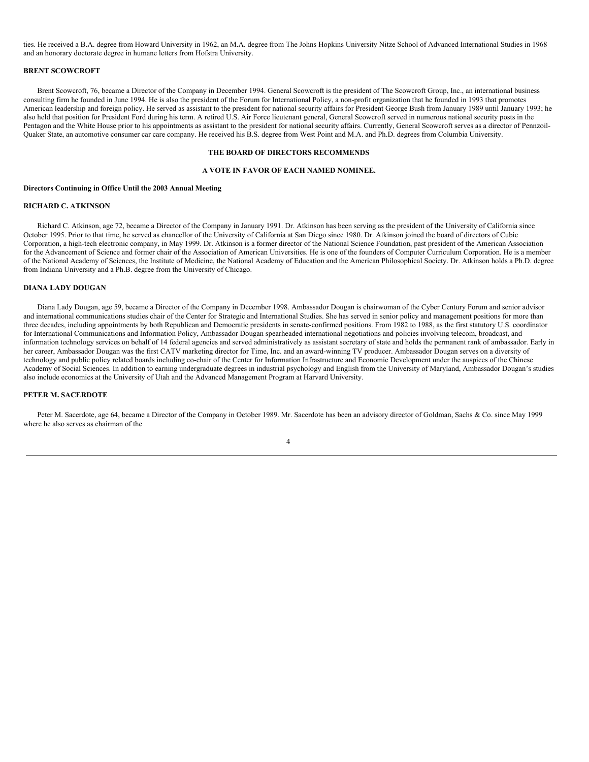ties. He received a B.A. degree from Howard University in 1962, an M.A. degree from The Johns Hopkins University Nitze School of Advanced International Studies in 1968 and an honorary doctorate degree in humane letters from Hofstra University.

**BRENT SCOWCROFT**

Brent Scowcroft, 76, became a Director of the Company in December 1994. General Scowcroft is the president of The Scowcroft Group, Inc., an international business consulting firm he founded in June 1994. He is also the president of the Forum for International Policy, a non-profit organization that he founded in 1993 that promotes American leadership and foreign policy. He served as assistant to the president for national security affairs for President George Bush from January 1989 until January 1993; he also held that position for President Ford during his term. A retired U.S. Air Force lieutenant general, General Scowcroft served in numerous national security posts in the Pentagon and the White House prior to his appointments as assistant to the president for national security affairs. Currently, General Scowcroft serves as a director of Pennzoil-Quaker State, an automotive consumer car care company. He received his B.S. degree from West Point and M.A. and Ph.D. degrees from Columbia University.

**THE BOARD OF DIRECTORS RECOMMENDS**

**A VOTE IN FAVOR OF EACH NAMED NOMINEE.**

**Directors Continuing in Office Until the 2003 Annual Meeting**

**RICHARD C. ATKINSON**

Richard C. Atkinson, age 72, became a Director of the Company in January 1991. Dr. Atkinson has been serving as the president of the University of California since October 1995. Prior to that time, he served as chancellor of the University of California at San Diego since 1980. Dr. Atkinson joined the board of directors of Cubic Corporation, a high-tech electronic company, in May 1999. Dr. Atkinson is a former director of the National Science Foundation, past president of the American Association for the Advancement of Science and former chair of the Association of American Universities. He is one of the founders of Computer Curriculum Corporation. He is a member of the National Academy of Sciences, the Institute of Medicine, the National Academy of Education and the American Philosophical Society. Dr. Atkinson holds a Ph.D. degree from Indiana University and a Ph.B. degree from the University of Chicago.

**DIANA LADY DOUGAN**

Diana Lady Dougan, age 59, became a Director of the Company in December 1998. Ambassador Dougan is chairwoman of the Cyber Century Forum and senior advisor and international communications studies chair of the Center for Strategic and International Studies. She has served in senior policy and management positions for more than three decades, including appointments by both Republican and Democratic presidents in senate-confirmed positions. From 1982 to 1988, as the first statutory U.S. coordinator for International Communications and Information Policy, Ambassador Dougan spearheaded international negotiations and policies involving telecom, broadcast, and information technology services on behalf of 14 federal agencies and served administratively as assistant secretary of state and holds the permanent rank of ambassador. Early in her career, Ambassador Dougan was the first CATV marketing director for Time, Inc. and an award-winning TV producer. Ambassador Dougan serves on a diversity of technology and public policy related boards including co-chair of the Center for Information Infrastructure and Economic Development under the auspices of the Chinese Academy of Social Sciences. In addition to earning undergraduate degrees in industrial psychology and English from the University of Maryland, Ambassador Dougan's studies also include economics at the University of Utah and the Advanced Management Program at Harvard University.

**PETER M. SACERDOTE**

Peter M. Sacerdote, age 64, became a Director of the Company in October 1989. Mr. Sacerdote has been an advisory director of Goldman, Sachs & Co. since May 1999 where he also serves as chairman of the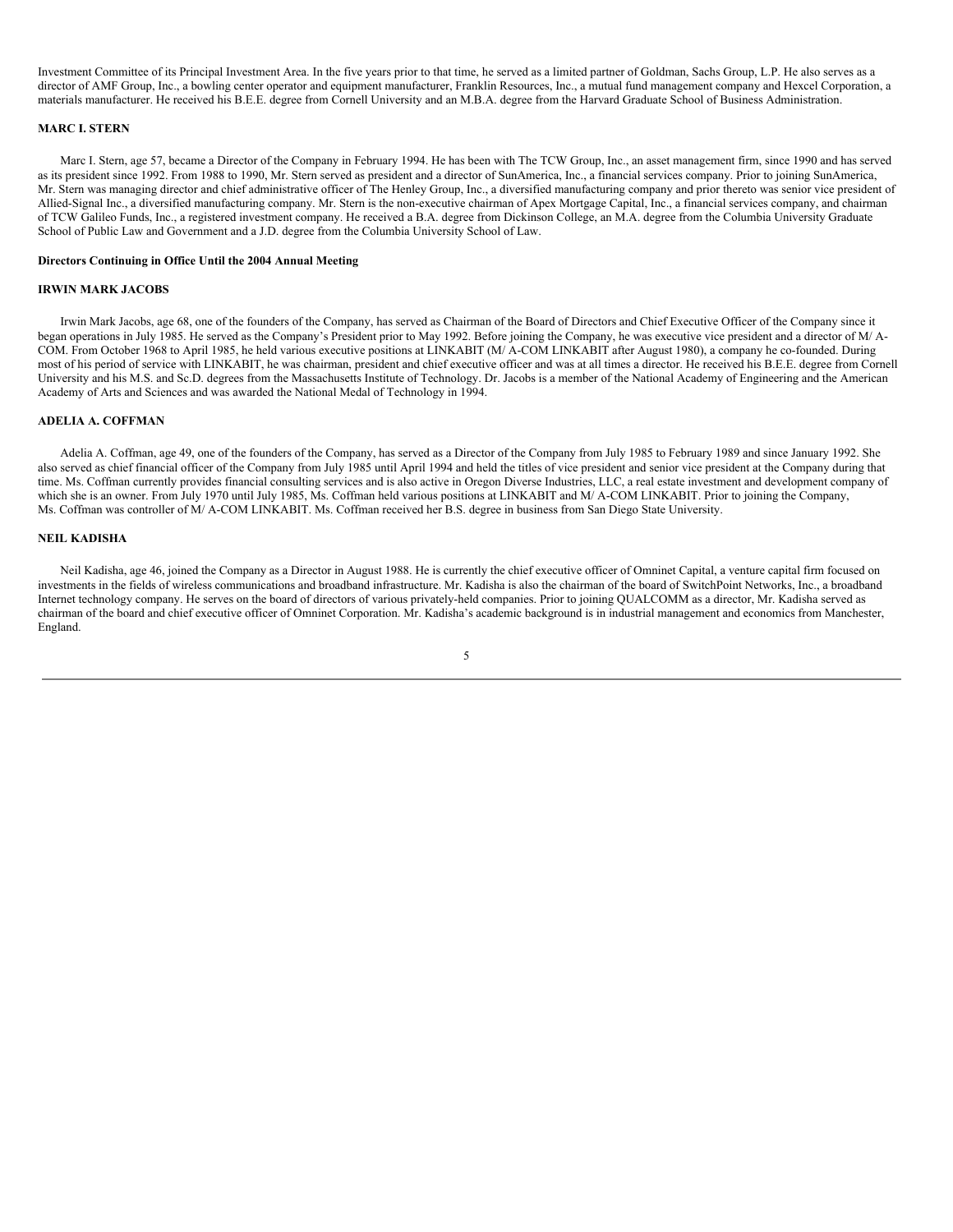Investment Committee of its Principal Investment Area. In the five years prior to that time, he served as a limited partner of Goldman, Sachs Group, L.P. He also serves as a director of AMF Group, Inc., a bowling center operator and equipment manufacturer, Franklin Resources, Inc., a mutual fund management company and Hexcel Corporation, a materials manufacturer. He received his B.E.E. degree from Cornell University and an M.B.A. degree from the Harvard Graduate School of Business Administration.

**MARC I. STERN**

Marc I. Stern, age 57, became a Director of the Company in February 1994. He has been with The TCW Group, Inc., an asset management firm, since 1990 and has served as its president since 1992. From 1988 to 1990, Mr. Stern served as president and a director of SunAmerica, Inc., a financial services company. Prior to joining SunAmerica, Mr. Stern was managing director and chief administrative officer of The Henley Group, Inc., a diversified manufacturing company and prior thereto was senior vice president of Allied-Signal Inc., a diversified manufacturing company. Mr. Stern is the non-executive chairman of Apex Mortgage Capital, Inc., a financial services company, and chairman of TCW Galileo Funds, Inc., a registered investment company. He received a B.A. degree from Dickinson College, an M.A. degree from the Columbia University Graduate School of Public Law and Government and a J.D. degree from the Columbia University School of Law.

**Directors Continuing in Office Until the 2004 Annual Meeting**

**IRWIN MARK JACOBS**

Irwin Mark Jacobs, age 68, one of the founders of the Company, has served as Chairman of the Board of Directors and Chief Executive Officer of the Company since it began operations in July 1985. He served as the Company's President prior to May 1992. Before joining the Company, he was executive vice president and a director of M/ A-COM. From October 1968 to April 1985, he held various executive positions at LINKABIT (M/ A-COM LINKABIT after August 1980), a company he co-founded. During most of his period of service with LINKABIT, he was chairman, president and chief executive officer and was at all times a director. He received his B.E.E. degree from Cornell University and his M.S. and Sc.D. degrees from the Massachusetts Institute of Technology. Dr. Jacobs is a member of the National Academy of Engineering and the American Academy of Arts and Sciences and was awarded the National Medal of Technology in 1994.

**ADELIA A. COFFMAN**

Adelia A. Coffman, age 49, one of the founders of the Company, has served as a Director of the Company from July 1985 to February 1989 and since January 1992. She also served as chief financial officer of the Company from July 1985 until April 1994 and held the titles of vice president and senior vice president at the Company during that time. Ms. Coffman currently provides financial consulting services and is also active in Oregon Diverse Industries, LLC, a real estate investment and development company of which she is an owner. From July 1970 until July 1985, Ms. Coffman held various positions at LINKABIT and M/ A-COM LINKABIT. Prior to joining the Company, Ms. Coffman was controller of M/ A-COM LINKABIT. Ms. Coffman received her B.S. degree in business from San Diego State University.

**NEIL KADISHA**

Neil Kadisha, age 46, joined the Company as a Director in August 1988. He is currently the chief executive officer of Omninet Capital, a venture capital firm focused on investments in the fields of wireless communications and broadband infrastructure. Mr. Kadisha is also the chairman of the board of SwitchPoint Networks, Inc., a broadband Internet technology company. He serves on the board of directors of various privately-held companies. Prior to joining QUALCOMM as a director, Mr. Kadisha served as chairman of the board and chief executive officer of Omninet Corporation. Mr. Kadisha's academic background is in industrial management and economics from Manchester, England.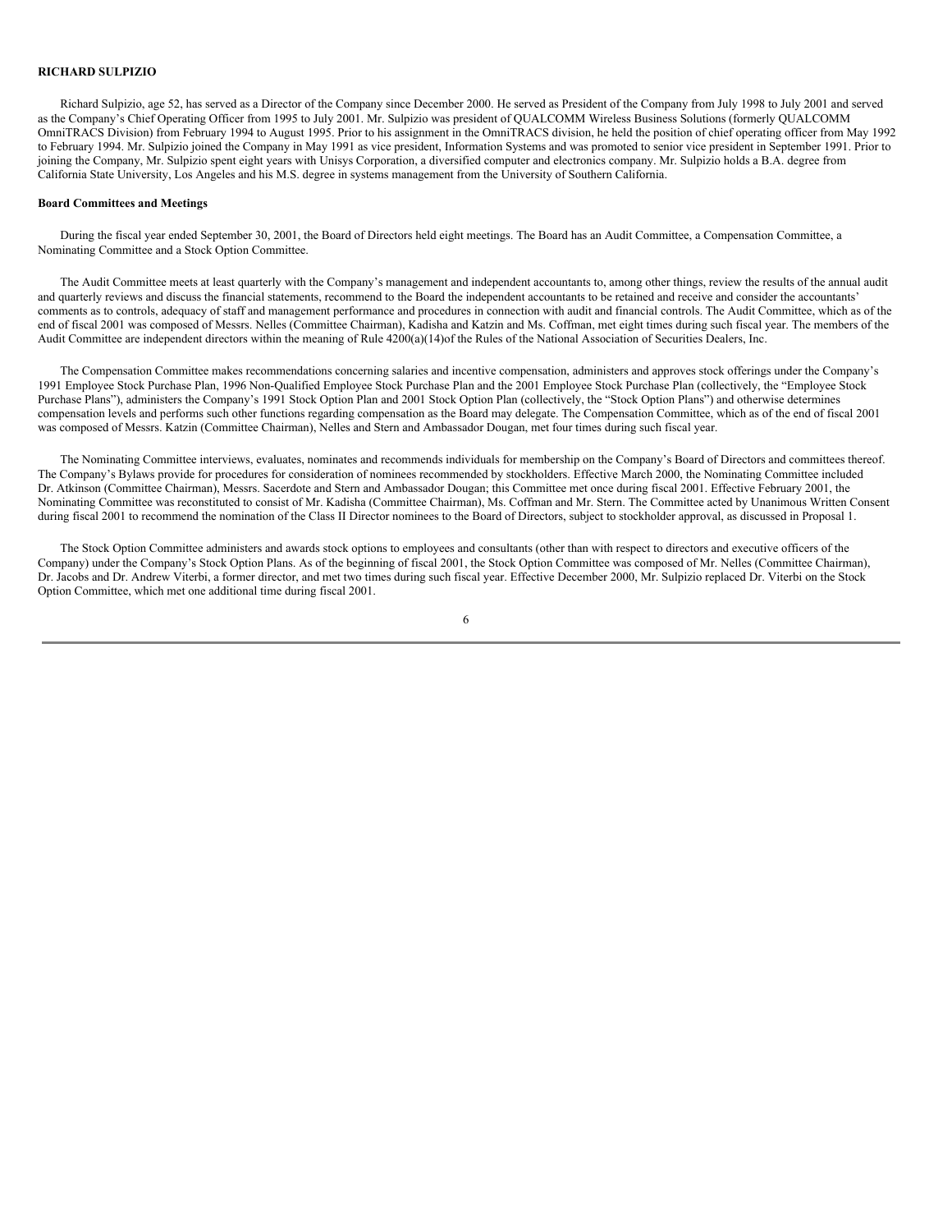**RICHARD SULPIZIO**

Richard Sulpizio, age 52, has served as a Director of the Company since December 2000. He served as President of the Company from July 1998 to July 2001 and served as the Company's Chief Operating Officer from 1995 to July 2001. Mr. Sulpizio was president of QUALCOMM Wireless Business Solutions (formerly QUALCOMM OmniTRACS Division) from February 1994 to August 1995. Prior to his assignment in the OmniTRACS division, he held the position of chief operating officer from May 1992 to February 1994. Mr. Sulpizio joined the Company in May 1991 as vice president, Information Systems and was promoted to senior vice president in September 1991. Prior to joining the Company, Mr. Sulpizio spent eight years with Unisys Corporation, a diversified computer and electronics company. Mr. Sulpizio holds a B.A. degree from California State University, Los Angeles and his M.S. degree in systems management from the University of Southern California.

**Board Committees and Meetings**

During the fiscal year ended September 30, 2001, the Board of Directors held eight meetings. The Board has an Audit Committee, a Compensation Committee, a Nominating Committee and a Stock Option Committee.

The Audit Committee meets at least quarterly with the Company's management and independent accountants to, among other things, review the results of the annual audit and quarterly reviews and discuss the financial statements, recommend to the Board the independent accountants to be retained and receive and consider the accountants' comments as to controls, adequacy of staff and management performance and procedures in connection with audit and financial controls. The Audit Committee, which as of the end of fiscal 2001 was composed of Messrs. Nelles (Committee Chairman), Kadisha and Katzin and Ms. Coffman, met eight times during such fiscal year. The members of the Audit Committee are independent directors within the meaning of Rule 4200(a)(14)of the Rules of the National Association of Securities Dealers, Inc.

The Compensation Committee makes recommendations concerning salaries and incentive compensation, administers and approves stock offerings under the Company's 1991 Employee Stock Purchase Plan, 1996 Non-Qualified Employee Stock Purchase Plan and the 2001 Employee Stock Purchase Plan (collectively, the "Employee Stock Purchase Plans"), administers the Company's 1991 Stock Option Plan and 2001 Stock Option Plan (collectively, the "Stock Option Plans") and otherwise determines compensation levels and performs such other functions regarding compensation as the Board may delegate. The Compensation Committee, which as of the end of fiscal 2001 was composed of Messrs. Katzin (Committee Chairman), Nelles and Stern and Ambassador Dougan, met four times during such fiscal year.

The Nominating Committee interviews, evaluates, nominates and recommends individuals for membership on the Company's Board of Directors and committees thereof. The Company's Bylaws provide for procedures for consideration of nominees recommended by stockholders. Effective March 2000, the Nominating Committee included Dr. Atkinson (Committee Chairman), Messrs. Sacerdote and Stern and Ambassador Dougan; this Committee met once during fiscal 2001. Effective February 2001, the Nominating Committee was reconstituted to consist of Mr. Kadisha (Committee Chairman), Ms. Coffman and Mr. Stern. The Committee acted by Unanimous Written Consent during fiscal 2001 to recommend the nomination of the Class II Director nominees to the Board of Directors, subject to stockholder approval, as discussed in Proposal 1.

The Stock Option Committee administers and awards stock options to employees and consultants (other than with respect to directors and executive officers of the Company) under the Company's Stock Option Plans. As of the beginning of fiscal 2001, the Stock Option Committee was composed of Mr. Nelles (Committee Chairman), Dr. Jacobs and Dr. Andrew Viterbi, a former director, and met two times during such fiscal year. Effective December 2000, Mr. Sulpizio replaced Dr. Viterbi on the Stock Option Committee, which met one additional time during fiscal 2001.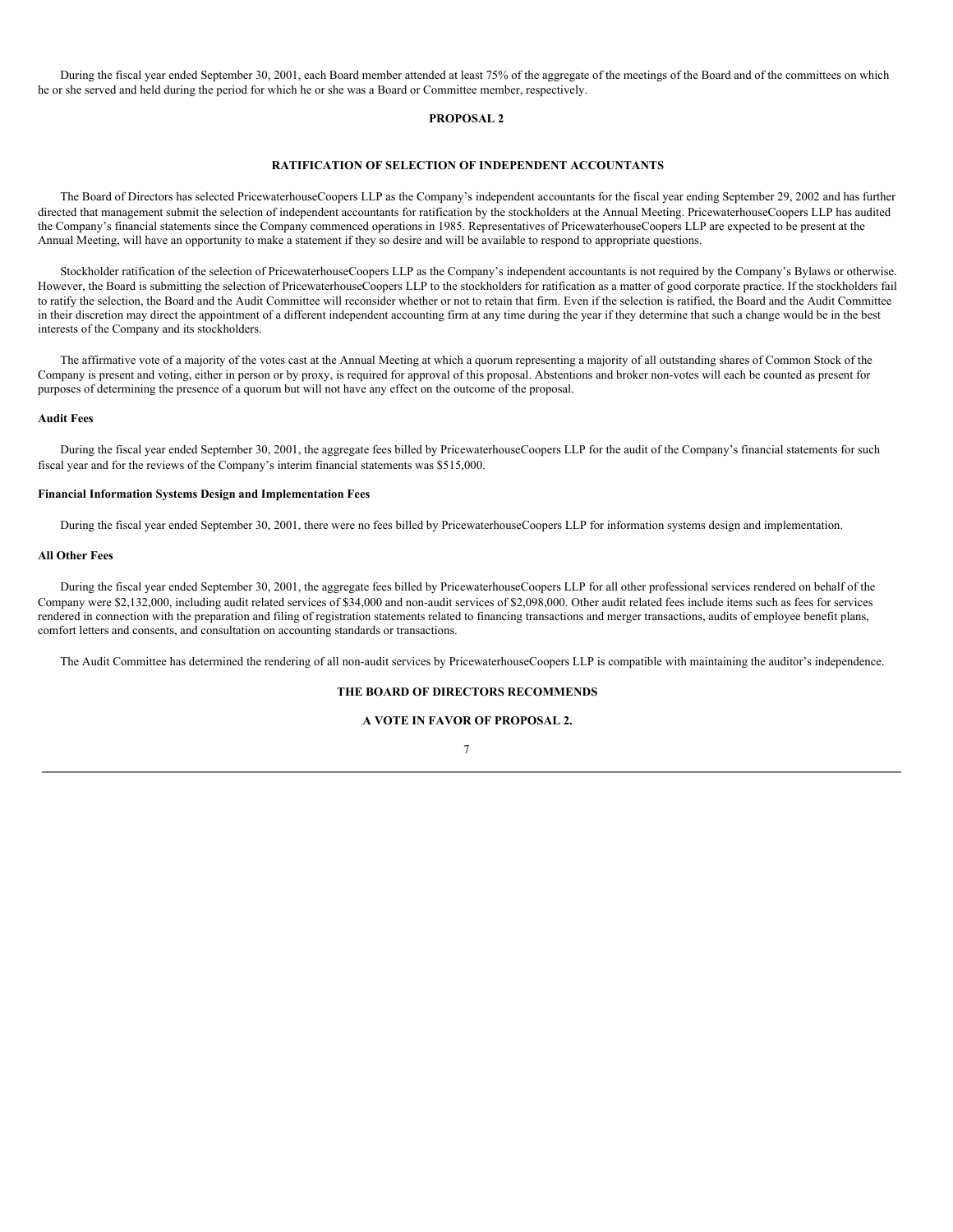During the fiscal year ended September 30, 2001, each Board member attended at least 75% of the aggregate of the meetings of the Board and of the committees on which he or she served and held during the period for which he or she was a Board or Committee member, respectively.

## PROPOSAL 2

## RATIFICATION OF SELECTION OF INDEPENDENT ACCOUNTANTS

The Board of Directors has selected PricewaterhouseCoopers LLP as the Company's independent accountants for the fiscal year ending September 29, 2002 and has further directed that management submit the selection of independent accountants for ratification by the stockholders at the Annual Meeting. PricewaterhouseCoopers LLP has audited the Company's financial statements since the Company commenced operations in 1985. Representatives of PricewaterhouseCoopers LLP are expected to be present at the Annual Meeting, will have an opportunity to make a statement if they so desire and will be available to respond to appropriate questions.

Stockholder ratification of the selection of PricewaterhouseCoopers LLP as the Company's independent accountants is not required by the Company's Bylaws or otherwise. However, the Board is submitting the selection of PricewaterhouseCoopers LLP to the stockholders for ratification as a matter of good corporate practice. If the stockholders fail to ratify the selection, the Board and the Audit Committee will reconsider whether or not to retain that firm. Even if the selection is ratified, the Board and the Audit Committee in their discretion may direct the appointment of a different independent accounting firm at any time during the year if they determine that such a change would be in the best interests of the Company and its stockholders.

The affirmative vote of a majority of the votes cast at the Annual Meeting at which a quorum representing a majority of all outstanding shares of Common Stock of the Company is present and voting, either in person or by proxy, is required for approval of this proposal. Abstentions and broker non-votes will each be counted as present for purposes of determining the presence of a quorum but will not have any effect on the outcome of the proposal.

**Audit Fees**

During the fiscal year ended September 30, 2001, the aggregate fees billed by PricewaterhouseCoopers LLP for the audit of the Company's financial statements for such fiscal year and for the reviews of the Company's interim financial statements was $515,000.

**Financial Information Systems Design and Implementation Fees**

During the fiscal year ended September 30, 2001, there were no fees billed by PricewaterhouseCoopers LLP for information systems design and implementation.

**All Other Fees**

During the fiscal year ended September 30, 2001, the aggregate fees billed by PricewaterhouseCoopers LLP for all other professional services rendered on behalf of the Company were $2,132,000, including audit related services of $34,000 and non-audit services of $2,098,000. Other audit related fees include items such as fees for services rendered in connection with the preparation and filing of registration statements related to financing transactions and merger transactions, audits of employee benefit plans, comfort letters and consents, and consultation on accounting standards or transactions.

The Audit Committee has determined the rendering of all non-audit services by PricewaterhouseCoopers LLP is compatible with maintaining the auditor's independence.

**THE BOARD OF DIRECTORS RECOMMENDS**

**A VOTE IN FAVOR OF PROPOSAL 2.**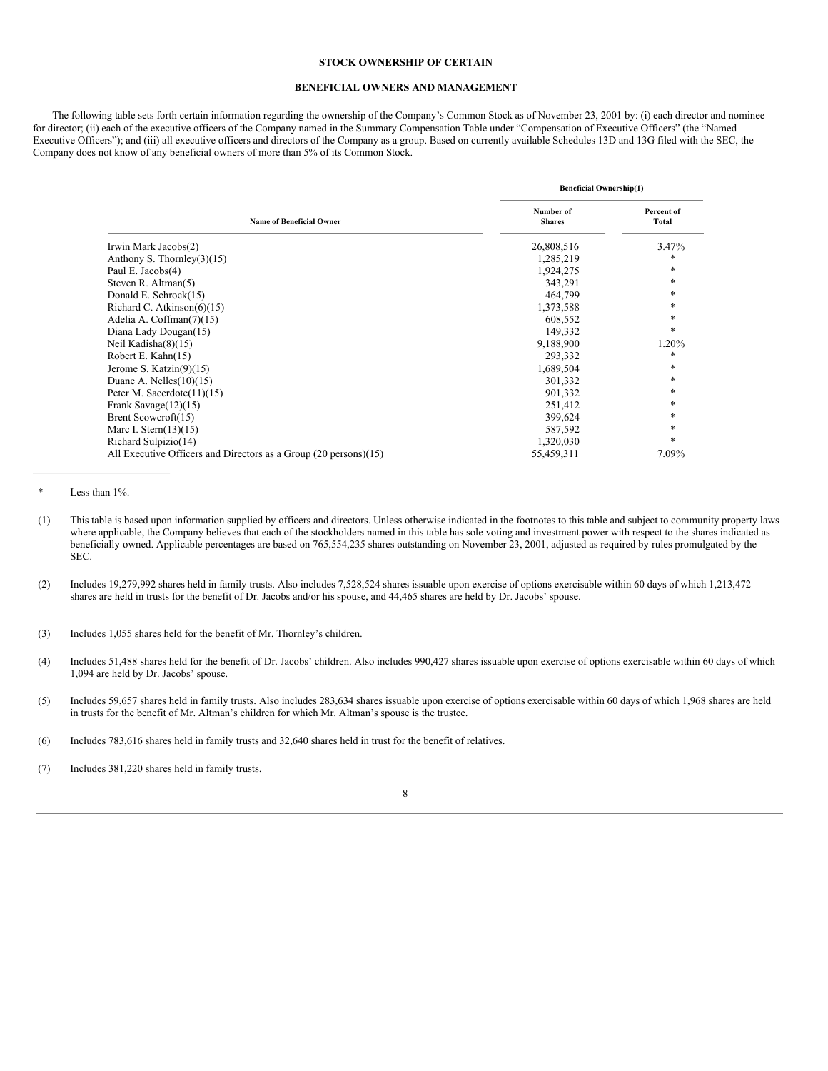## STOCK OWNERSHIP OF CERTAIN

## BENEFICIAL OWNERS AND MANAGEMENT

The following table sets forth certain information regarding the ownership of the Company's Common Stock as of November 23, 2001 by: (i) each director and nominee for director; (ii) each of the executive officers of the Company named in the Summary Compensation Table under "Compensation of Executive Officers" (the "Named Executive Officers"); and (iii) all executive officers and directors of the Company as a group. Based on currently available Schedules 13D and 13G filed with the SEC, the Company does not know of any beneficial owners of more than 5% of its Common Stock.

| | **Beneficial Ownership(1)** | |
|---|---|---|
| **Name of Beneficial Owner** | **Number of Shares** | **Percent of Total** |
| Irwin Mark Jacobs(2) | 26,808,516 | 3.47% |
| Anthony S. Thornley(3)(15) | 1,285,219 | * |
| Paul E. Jacobs(4) | 1,924,275 | * |
| Steven R. Altman(5) | 343,291 | * |
| Donald E. Schrock(15) | 464,799 | * |
| Richard C. Atkinson(6)(15) | 1,373,588 | * |
| Adelia A. Coffman(7)(15) | 608,552 | * |
| Diana Lady Dougan(15) | 149,332 | * |
| Neil Kadisha(8)(15) | 9,188,900 | 1.20% |
| Robert E. Kahn(15) | 293,332 | * |
| Jerome S. Katzin(9)(15) | 1,689,504 | * |
| Duane A. Nelles(10)(15) | 301,332 | * |
| Peter M. Sacerdote(11)(15) | 901,332 | * |
| Frank Savage(12)(15) | 251,412 | * |
| Brent Scowcroft(15) | 399,624 | * |
| Marc I. Stern(13)(15) | 587,592 | * |
| Richard Sulpizio(14) | 1,320,030 | * |
| All Executive Officers and Directors as a Group (20 persons)(15) | 55,459,311 | 7.09% |

\* Less than 1%.

(1) This table is based upon information supplied by officers and directors. Unless otherwise indicated in the footnotes to this table and subject to community property laws where applicable, the Company believes that each of the stockholders named in this table has sole voting and investment power with respect to the shares indicated as beneficially owned. Applicable percentages are based on 765,554,235 shares outstanding on November 23, 2001, adjusted as required by rules promulgated by the SEC.

(2) Includes 19,279,992 shares held in family trusts. Also includes 7,528,524 shares issuable upon exercise of options exercisable within 60 days of which 1,213,472 shares are held in trusts for the benefit of Dr. Jacobs and/or his spouse, and 44,465 shares are held by Dr. Jacobs' spouse.

(3) Includes 1,055 shares held for the benefit of Mr. Thornley's children.

(4) Includes 51,488 shares held for the benefit of Dr. Jacobs' children. Also includes 990,427 shares issuable upon exercise of options exercisable within 60 days of which 1,094 are held by Dr. Jacobs' spouse.

(5) Includes 59,657 shares held in family trusts. Also includes 283,634 shares issuable upon exercise of options exercisable within 60 days of which 1,968 shares are held in trusts for the benefit of Mr. Altman's children for which Mr. Altman's spouse is the trustee.

(6) Includes 783,616 shares held in family trusts and 32,640 shares held in trust for the benefit of relatives.

(7) Includes 381,220 shares held in family trusts.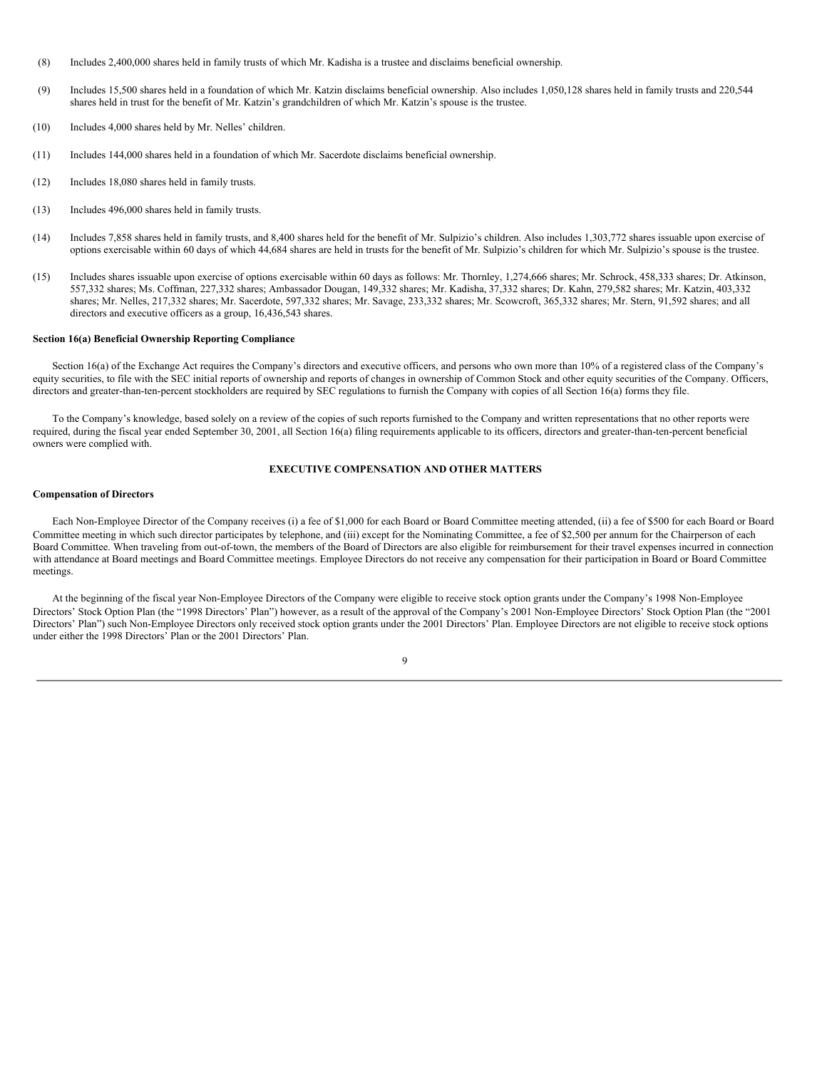(8) Includes 2,400,000 shares held in family trusts of which Mr. Kadisha is a trustee and disclaims beneficial ownership.

(9) Includes 15,500 shares held in a foundation of which Mr. Katzin disclaims beneficial ownership. Also includes 1,050,128 shares held in family trusts and 220,544 shares held in trust for the benefit of Mr. Katzin's grandchildren of which Mr. Katzin's spouse is the trustee.

(10) Includes 4,000 shares held by Mr. Nelles' children.

(11) Includes 144,000 shares held in a foundation of which Mr. Sacerdote disclaims beneficial ownership.

(12) Includes 18,080 shares held in family trusts.

(13) Includes 496,000 shares held in family trusts.

(14) Includes 7,858 shares held in family trusts, and 8,400 shares held for the benefit of Mr. Sulpizio's children. Also includes 1,303,772 shares issuable upon exercise of options exercisable within 60 days of which 44,684 shares are held in trusts for the benefit of Mr. Sulpizio's children for which Mr. Sulpizio's spouse is the trustee.

(15) Includes shares issuable upon exercise of options exercisable within 60 days as follows: Mr. Thornley, 1,274,666 shares; Mr. Schrock, 458,333 shares; Dr. Atkinson, 557,332 shares; Ms. Coffman, 227,332 shares; Ambassador Dougan, 149,332 shares; Mr. Kadisha, 37,332 shares; Dr. Kahn, 279,582 shares; Mr. Katzin, 403,332 shares; Mr. Nelles, 217,332 shares; Mr. Sacerdote, 597,332 shares; Mr. Savage, 233,332 shares; Mr. Scowcroft, 365,332 shares; Mr. Stern, 91,592 shares; and all directors and executive officers as a group, 16,436,543 shares.

**Section 16(a) Beneficial Ownership Reporting Compliance**

Section 16(a) of the Exchange Act requires the Company's directors and executive officers, and persons who own more than 10% of a registered class of the Company's equity securities, to file with the SEC initial reports of ownership and reports of changes in ownership of Common Stock and other equity securities of the Company. Officers, directors and greater-than-ten-percent stockholders are required by SEC regulations to furnish the Company with copies of all Section 16(a) forms they file.

To the Company's knowledge, based solely on a review of the copies of such reports furnished to the Company and written representations that no other reports were required, during the fiscal year ended September 30, 2001, all Section 16(a) filing requirements applicable to its officers, directors and greater-than-ten-percent beneficial owners were complied with.

## EXECUTIVE COMPENSATION AND OTHER MATTERS

**Compensation of Directors**

Each Non-Employee Director of the Company receives (i) a fee of $1,000 for each Board or Board Committee meeting attended, (ii) a fee of $500 for each Board or Board Committee meeting in which such director participates by telephone, and (iii) except for the Nominating Committee, a fee of $2,500 per annum for the Chairperson of each Board Committee. When traveling from out-of-town, the members of the Board of Directors are also eligible for reimbursement for their travel expenses incurred in connection with attendance at Board meetings and Board Committee meetings. Employee Directors do not receive any compensation for their participation in Board or Board Committee meetings.

At the beginning of the fiscal year Non-Employee Directors of the Company were eligible to receive stock option grants under the Company's 1998 Non-Employee Directors' Stock Option Plan (the "1998 Directors' Plan") however, as a result of the approval of the Company's 2001 Non-Employee Directors' Stock Option Plan (the "2001 Directors' Plan") such Non-Employee Directors only received stock option grants under the 2001 Directors' Plan. Employee Directors are not eligible to receive stock options under either the 1998 Directors' Plan or the 2001 Directors' Plan.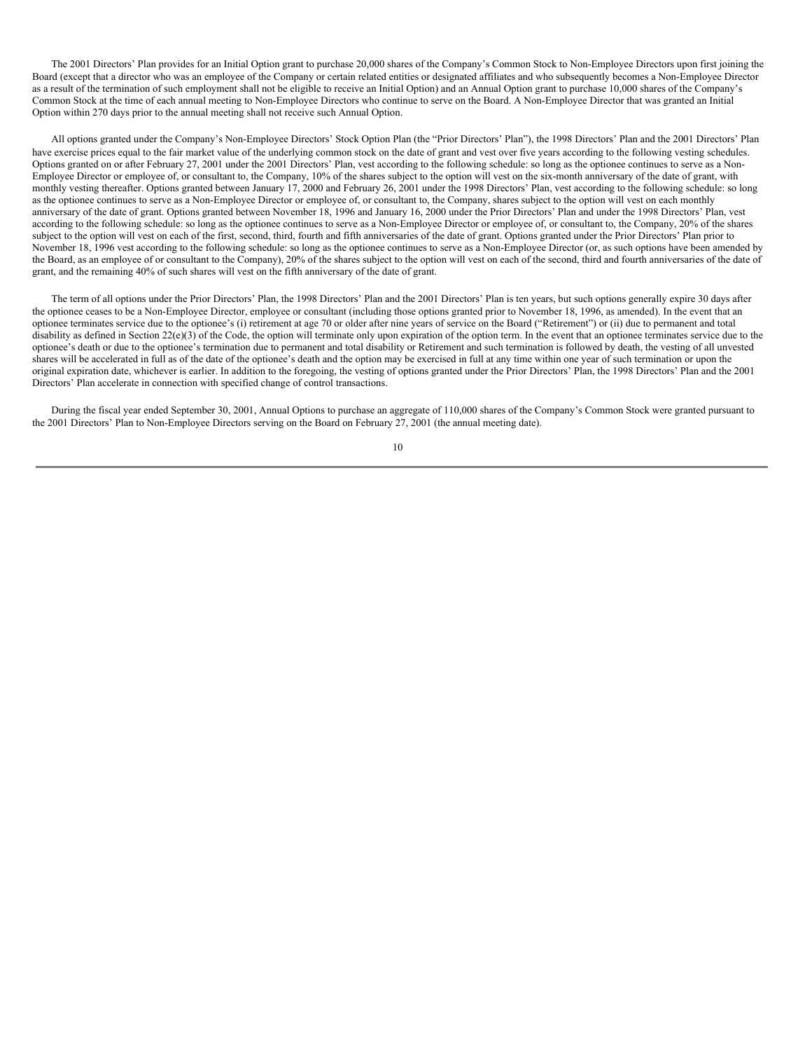The 2001 Directors' Plan provides for an Initial Option grant to purchase 20,000 shares of the Company's Common Stock to Non-Employee Directors upon first joining the Board (except that a director who was an employee of the Company or certain related entities or designated affiliates and who subsequently becomes a Non-Employee Director as a result of the termination of such employment shall not be eligible to receive an Initial Option) and an Annual Option grant to purchase 10,000 shares of the Company's Common Stock at the time of each annual meeting to Non-Employee Directors who continue to serve on the Board. A Non-Employee Director that was granted an Initial Option within 270 days prior to the annual meeting shall not receive such Annual Option.

All options granted under the Company's Non-Employee Directors' Stock Option Plan (the "Prior Directors' Plan"), the 1998 Directors' Plan and the 2001 Directors' Plan have exercise prices equal to the fair market value of the underlying common stock on the date of grant and vest over five years according to the following vesting schedules. Options granted on or after February 27, 2001 under the 2001 Directors' Plan, vest according to the following schedule: so long as the optionee continues to serve as a Non-Employee Director or employee of, or consultant to, the Company, 10% of the shares subject to the option will vest on the six-month anniversary of the date of grant, with monthly vesting thereafter. Options granted between January 17, 2000 and February 26, 2001 under the 1998 Directors' Plan, vest according to the following schedule: so long as the optionee continues to serve as a Non-Employee Director or employee of, or consultant to, the Company, shares subject to the option will vest on each monthly anniversary of the date of grant. Options granted between November 18, 1996 and January 16, 2000 under the Prior Directors' Plan and under the 1998 Directors' Plan, vest according to the following schedule: so long as the optionee continues to serve as a Non-Employee Director or employee of, or consultant to, the Company, 20% of the shares subject to the option will vest on each of the first, second, third, fourth and fifth anniversaries of the date of grant. Options granted under the Prior Directors' Plan prior to November 18, 1996 vest according to the following schedule: so long as the optionee continues to serve as a Non-Employee Director (or, as such options have been amended by the Board, as an employee of or consultant to the Company), 20% of the shares subject to the option will vest on each of the second, third and fourth anniversaries of the date of grant, and the remaining 40% of such shares will vest on the fifth anniversary of the date of grant.

The term of all options under the Prior Directors' Plan, the 1998 Directors' Plan and the 2001 Directors' Plan is ten years, but such options generally expire 30 days after the optionee ceases to be a Non-Employee Director, employee or consultant (including those options granted prior to November 18, 1996, as amended). In the event that an optionee terminates service due to the optionee's (i) retirement at age 70 or older after nine years of service on the Board ("Retirement") or (ii) due to permanent and total disability as defined in Section 22(e)(3) of the Code, the option will terminate only upon expiration of the option term. In the event that an optionee terminates service due to the optionee's death or due to the optionee's termination due to permanent and total disability or Retirement and such termination is followed by death, the vesting of all unvested shares will be accelerated in full as of the date of the optionee's death and the option may be exercised in full at any time within one year of such termination or upon the original expiration date, whichever is earlier. In addition to the foregoing, the vesting of options granted under the Prior Directors' Plan, the 1998 Directors' Plan and the 2001 Directors' Plan accelerate in connection with specified change of control transactions.

During the fiscal year ended September 30, 2001, Annual Options to purchase an aggregate of 110,000 shares of the Company's Common Stock were granted pursuant to the 2001 Directors' Plan to Non-Employee Directors serving on the Board on February 27, 2001 (the annual meeting date).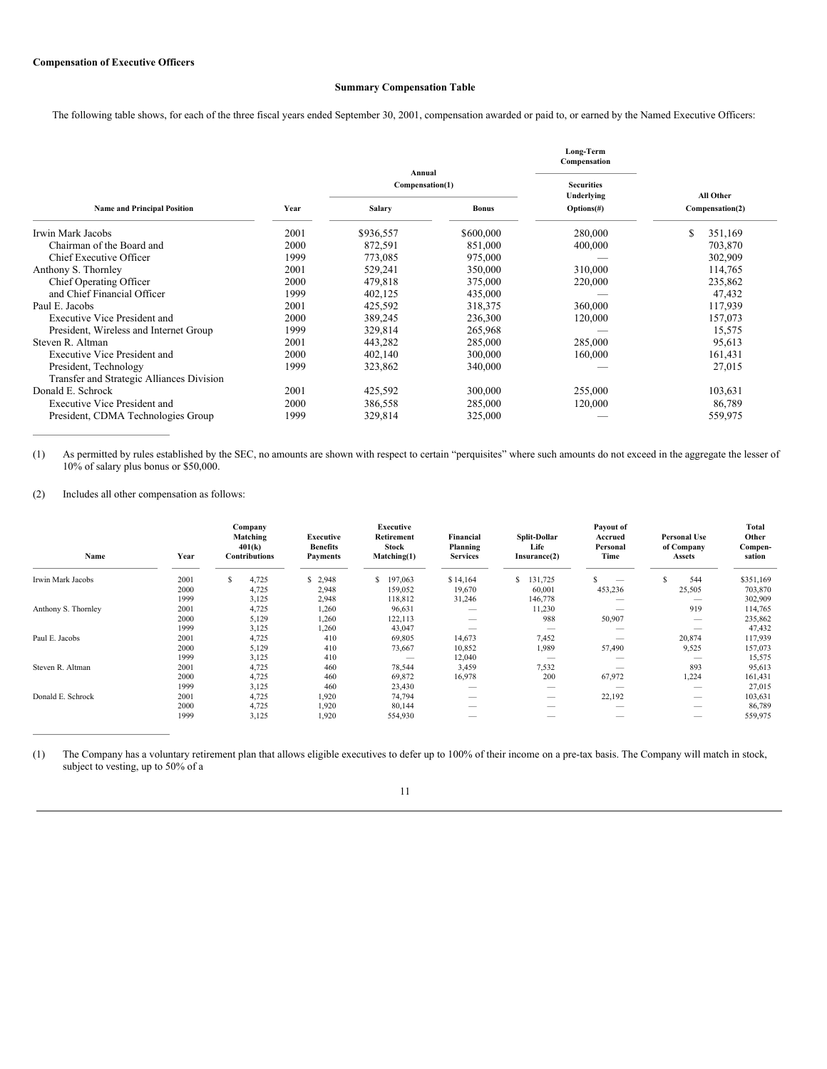**Compensation of Executive Officers**

**Summary Compensation Table**

The following table shows, for each of the three fiscal years ended September 30, 2001, compensation awarded or paid to, or earned by the Named Executive Officers:

| | | Annual Compensation(1) | | Long-Term Compensation | |
|---|---|---|---|---|---|
| **Name and Principal Position** | **Year** | **Salary** | **Bonus** | **Securities Underlying Options(#)** | **All Other Compensation(2)** |
| Irwin Mark Jacobs | 2001 | $936,557 | $600,000 | 280,000 | $ 351,169 |
| Chairman of the Board and | 2000 | 872,591 | 851,000 | 400,000 | 703,870 |
| Chief Executive Officer | 1999 | 773,085 | 975,000 | — | 302,909 |
| Anthony S. Thornley | 2001 | 529,241 | 350,000 | 310,000 | 114,765 |
| Chief Operating Officer | 2000 | 479,818 | 375,000 | 220,000 | 235,862 |
| and Chief Financial Officer | 1999 | 402,125 | 435,000 | — | 47,432 |
| Paul E. Jacobs | 2001 | 425,592 | 318,375 | 360,000 | 117,939 |
| Executive Vice President and | 2000 | 389,245 | 236,300 | 120,000 | 157,073 |
| President, Wireless and Internet Group | 1999 | 329,814 | 265,968 | — | 15,575 |
| Steven R. Altman | 2001 | 443,282 | 285,000 | 285,000 | 95,613 |
| Executive Vice President and | 2000 | 402,140 | 300,000 | 160,000 | 161,431 |
| President, Technology | 1999 | 323,862 | 340,000 | — | 27,015 |
| Transfer and Strategic Alliances Division | | | | | |
| Donald E. Schrock | 2001 | 425,592 | 300,000 | 255,000 | 103,631 |
| Executive Vice President and | 2000 | 386,558 | 285,000 | 120,000 | 86,789 |
| President, CDMA Technologies Group | 1999 | 329,814 | 325,000 | — | 559,975 |

(1) As permitted by rules established by the SEC, no amounts are shown with respect to certain "perquisites" where such amounts do not exceed in the aggregate the lesser of 10% of salary plus bonus or $50,000.

(2) Includes all other compensation as follows:

| Name | Year | Company Matching 401(k) Contributions | Executive Benefits Payments | Executive Retirement Stock Matching(1) | Financial Planning Services | Split-Dollar Life Insurance(2) | Payout of Accrued Personal Time | Personal Use of Company Assets | Total Other Compen-sation |
|---|---|---|---|---|---|---|---|---|---|
| Irwin Mark Jacobs | 2001 | $ 4,725 | $ 2,948 | $ 197,063 | $ 14,164 | $ 131,725 | $ — | $ 544 | $351,169 |
| | 2000 | 4,725 | 2,948 | 159,052 | 19,670 | 60,001 | 453,236 | 25,505 | 703,870 |
| | 1999 | 3,125 | 2,948 | 118,812 | 31,246 | 146,778 | — | — | 302,909 |
| Anthony S. Thornley | 2001 | 4,725 | 1,260 | 96,631 | — | 11,230 | — | 919 | 114,765 |
| | 2000 | 5,129 | 1,260 | 122,113 | — | 988 | 50,907 | — | 235,862 |
| | 1999 | 3,125 | 1,260 | 43,047 | — | — | — | — | 47,432 |
| Paul E. Jacobs | 2001 | 4,725 | 410 | 69,805 | 14,673 | 7,452 | — | 20,874 | 117,939 |
| | 2000 | 5,129 | 410 | 73,667 | 10,852 | 1,989 | 57,490 | 9,525 | 157,073 |
| | 1999 | 3,125 | 410 | — | 12,040 | — | — | — | 15,575 |
| Steven R. Altman | 2001 | 4,725 | 460 | 78,544 | 3,459 | 7,532 | — | 893 | 95,613 |
| | 2000 | 4,725 | 460 | 69,872 | 16,978 | 200 | 67,972 | 1,224 | 161,431 |
| | 1999 | 3,125 | 460 | 23,430 | — | — | — | — | 27,015 |
| Donald E. Schrock | 2001 | 4,725 | 1,920 | 74,794 | — | — | 22,192 | — | 103,631 |
| | 2000 | 4,725 | 1,920 | 80,144 | — | — | — | — | 86,789 |
| | 1999 | 3,125 | 1,920 | 554,930 | — | — | — | — | 559,975 |

(1) The Company has a voluntary retirement plan that allows eligible executives to defer up to 100% of their income on a pre-tax basis. The Company will match in stock, subject to vesting, up to 50% of a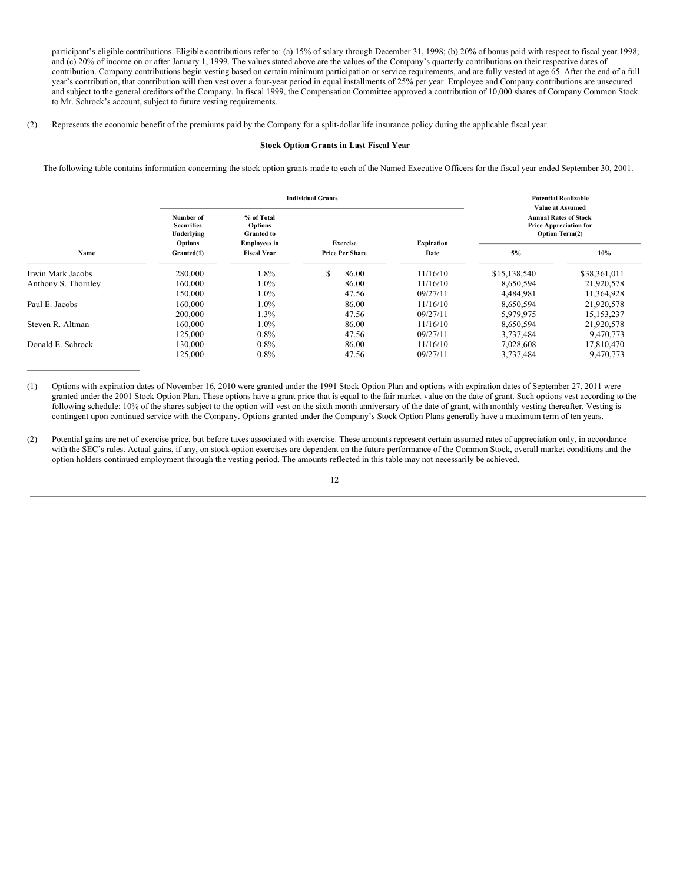participant's eligible contributions. Eligible contributions refer to: (a) 15% of salary through December 31, 1998; (b) 20% of bonus paid with respect to fiscal year 1998; and (c) 20% of income on or after January 1, 1999. The values stated above are the values of the Company's quarterly contributions on their respective dates of contribution. Company contributions begin vesting based on certain minimum participation or service requirements, and are fully vested at age 65. After the end of a full year's contribution, that contribution will then vest over a four-year period in equal installments of 25% per year. Employee and Company contributions are unsecured and subject to the general creditors of the Company. In fiscal 1999, the Compensation Committee approved a contribution of 10,000 shares of Company Common Stock to Mr. Schrock's account, subject to future vesting requirements.

(2) Represents the economic benefit of the premiums paid by the Company for a split-dollar life insurance policy during the applicable fiscal year.

**Stock Option Grants in Last Fiscal Year**

The following table contains information concerning the stock option grants made to each of the Named Executive Officers for the fiscal year ended September 30, 2001.

| | Individual Grants | | | | Potential Realizable Value at Assumed Annual Rates of Stock Price Appreciation for Option Term(2) | |
|---|---|---|---|---|---|---|
| Name | Number of Securities Underlying Options Granted(1) | % of Total Options Granted to Employees in Fiscal Year | Exercise Price Per Share | Expiration Date | 5% | 10% |
| Irwin Mark Jacobs | 280,000 | 1.8% | $ 86.00 | 11/16/10 | $15,138,540 | $38,361,011 |
| Anthony S. Thornley | 160,000 | 1.0% | 86.00 | 11/16/10 | 8,650,594 | 21,920,578 |
| | 150,000 | 1.0% | 47.56 | 09/27/11 | 4,484,981 | 11,364,928 |
| Paul E. Jacobs | 160,000 | 1.0% | 86.00 | 11/16/10 | 8,650,594 | 21,920,578 |
| | 200,000 | 1.3% | 47.56 | 09/27/11 | 5,979,975 | 15,153,237 |
| Steven R. Altman | 160,000 | 1.0% | 86.00 | 11/16/10 | 8,650,594 | 21,920,578 |
| | 125,000 | 0.8% | 47.56 | 09/27/11 | 3,737,484 | 9,470,773 |
| Donald E. Schrock | 130,000 | 0.8% | 86.00 | 11/16/10 | 7,028,608 | 17,810,470 |
| | 125,000 | 0.8% | 47.56 | 09/27/11 | 3,737,484 | 9,470,773 |

(1) Options with expiration dates of November 16, 2010 were granted under the 1991 Stock Option Plan and options with expiration dates of September 27, 2011 were granted under the 2001 Stock Option Plan. These options have a grant price that is equal to the fair market value on the date of grant. Such options vest according to the following schedule: 10% of the shares subject to the option will vest on the sixth month anniversary of the date of grant, with monthly vesting thereafter. Vesting is contingent upon continued service with the Company. Options granted under the Company's Stock Option Plans generally have a maximum term of ten years.

(2) Potential gains are net of exercise price, but before taxes associated with exercise. These amounts represent certain assumed rates of appreciation only, in accordance with the SEC's rules. Actual gains, if any, on stock option exercises are dependent on the future performance of the Common Stock, overall market conditions and the option holders continued employment through the vesting period. The amounts reflected in this table may not necessarily be achieved.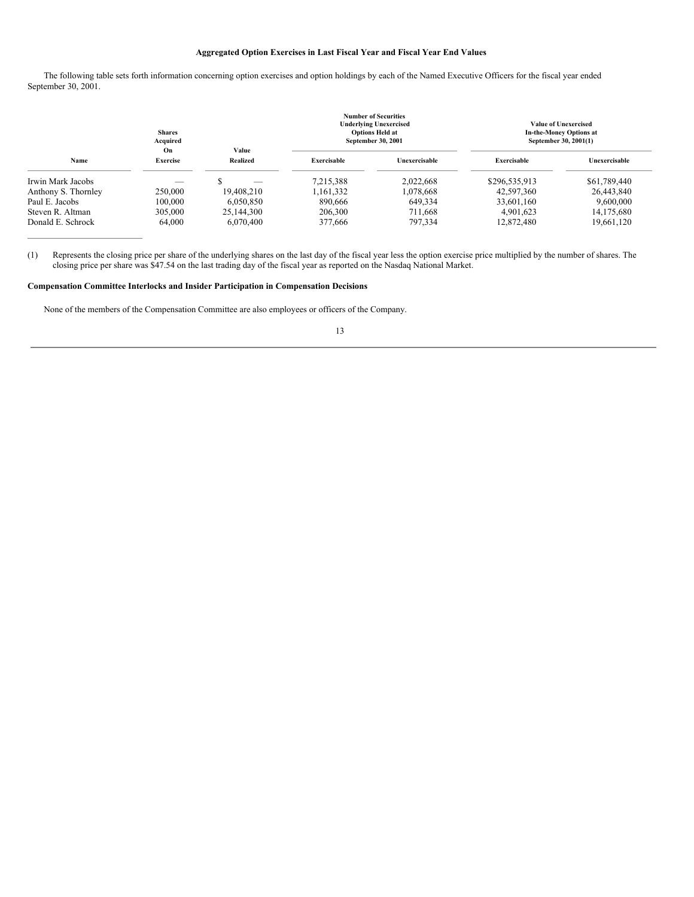### Aggregated Option Exercises in Last Fiscal Year and Fiscal Year End Values

The following table sets forth information concerning option exercises and option holdings by each of the Named Executive Officers for the fiscal year ended September 30, 2001.

| Name | Shares Acquired On Exercise | Value Realized | Number of Securities Underlying Unexercised Options Held at September 30, 2001 | | Value of Unexercised In-the-Money Options at September 30, 2001(1) | |
|---|---|---|---|---|---|---|
| | | | Exercisable | Unexercisable | Exercisable | Unexercisable |
| Irwin Mark Jacobs | — | $ — | 7,215,388 | 2,022,668 | $296,535,913 | $61,789,440 |
| Anthony S. Thornley | 250,000 | 19,408,210 | 1,161,332 | 1,078,668 | 42,597,360 | 26,443,840 |
| Paul E. Jacobs | 100,000 | 6,050,850 | 890,666 | 649,334 | 33,601,160 | 9,600,000 |
| Steven R. Altman | 305,000 | 25,144,300 | 206,300 | 711,668 | 4,901,623 | 14,175,680 |
| Donald E. Schrock | 64,000 | 6,070,400 | 377,666 | 797,334 | 12,872,480 | 19,661,120 |

(1) Represents the closing price per share of the underlying shares on the last day of the fiscal year less the option exercise price multiplied by the number of shares. The closing price per share was $47.54 on the last trading day of the fiscal year as reported on the Nasdaq National Market.

**Compensation Committee Interlocks and Insider Participation in Compensation Decisions**

None of the members of the Compensation Committee are also employees or officers of the Company.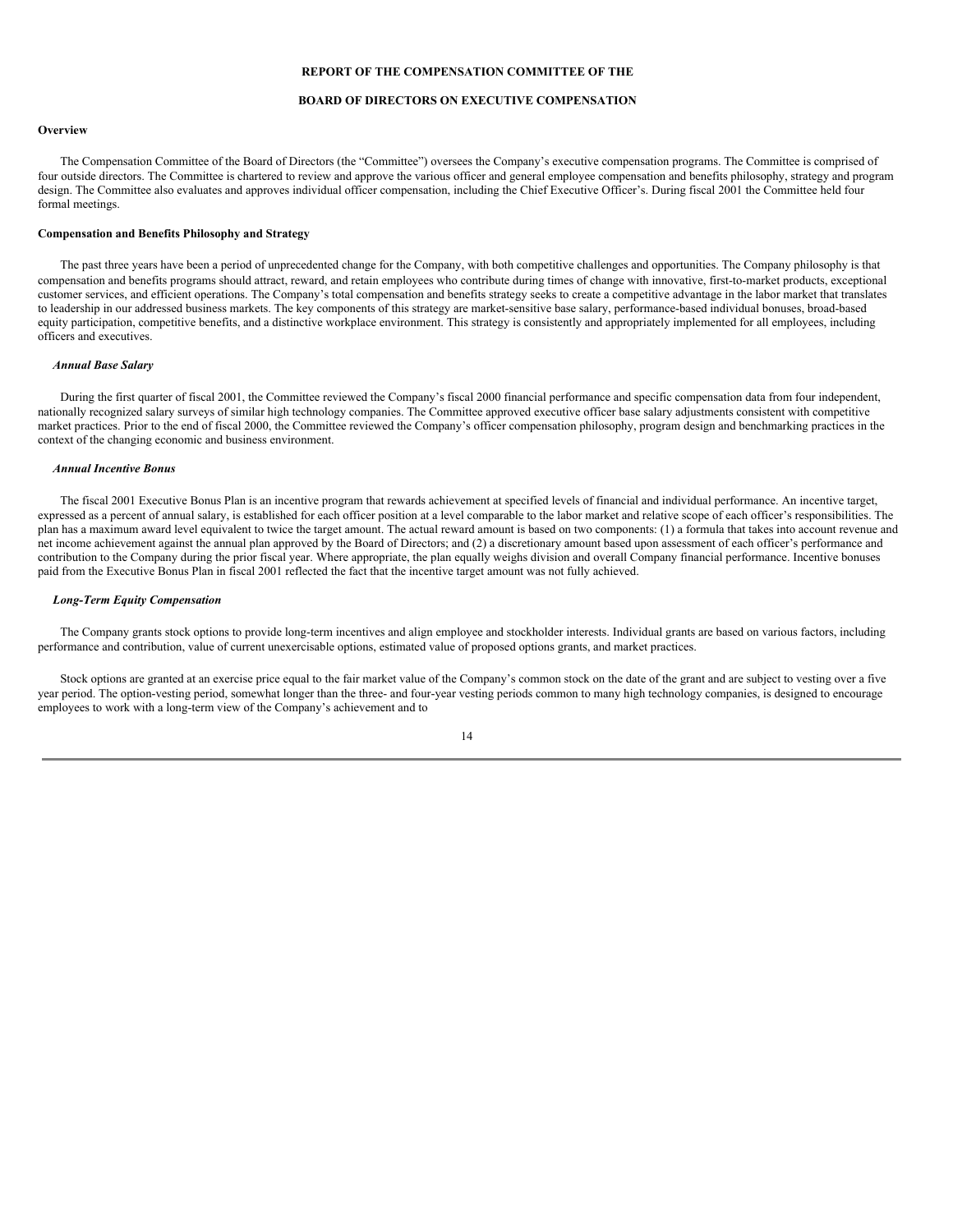# REPORT OF THE COMPENSATION COMMITTEE OF THE

# BOARD OF DIRECTORS ON EXECUTIVE COMPENSATION

**Overview**

The Compensation Committee of the Board of Directors (the "Committee") oversees the Company's executive compensation programs. The Committee is comprised of four outside directors. The Committee is chartered to review and approve the various officer and general employee compensation and benefits philosophy, strategy and program design. The Committee also evaluates and approves individual officer compensation, including the Chief Executive Officer's. During fiscal 2001 the Committee held four formal meetings.

**Compensation and Benefits Philosophy and Strategy**

The past three years have been a period of unprecedented change for the Company, with both competitive challenges and opportunities. The Company philosophy is that compensation and benefits programs should attract, reward, and retain employees who contribute during times of change with innovative, first-to-market products, exceptional customer services, and efficient operations. The Company's total compensation and benefits strategy seeks to create a competitive advantage in the labor market that translates to leadership in our addressed business markets. The key components of this strategy are market-sensitive base salary, performance-based individual bonuses, broad-based equity participation, competitive benefits, and a distinctive workplace environment. This strategy is consistently and appropriately implemented for all employees, including officers and executives.

***Annual Base Salary***

During the first quarter of fiscal 2001, the Committee reviewed the Company's fiscal 2000 financial performance and specific compensation data from four independent, nationally recognized salary surveys of similar high technology companies. The Committee approved executive officer base salary adjustments consistent with competitive market practices. Prior to the end of fiscal 2000, the Committee reviewed the Company's officer compensation philosophy, program design and benchmarking practices in the context of the changing economic and business environment.

***Annual Incentive Bonus***

The fiscal 2001 Executive Bonus Plan is an incentive program that rewards achievement at specified levels of financial and individual performance. An incentive target, expressed as a percent of annual salary, is established for each officer position at a level comparable to the labor market and relative scope of each officer's responsibilities. The plan has a maximum award level equivalent to twice the target amount. The actual reward amount is based on two components: (1) a formula that takes into account revenue and net income achievement against the annual plan approved by the Board of Directors; and (2) a discretionary amount based upon assessment of each officer's performance and contribution to the Company during the prior fiscal year. Where appropriate, the plan equally weighs division and overall Company financial performance. Incentive bonuses paid from the Executive Bonus Plan in fiscal 2001 reflected the fact that the incentive target amount was not fully achieved.

***Long-Term Equity Compensation***

The Company grants stock options to provide long-term incentives and align employee and stockholder interests. Individual grants are based on various factors, including performance and contribution, value of current unexercisable options, estimated value of proposed options grants, and market practices.

Stock options are granted at an exercise price equal to the fair market value of the Company's common stock on the date of the grant and are subject to vesting over a five year period. The option-vesting period, somewhat longer than the three- and four-year vesting periods common to many high technology companies, is designed to encourage employees to work with a long-term view of the Company's achievement and to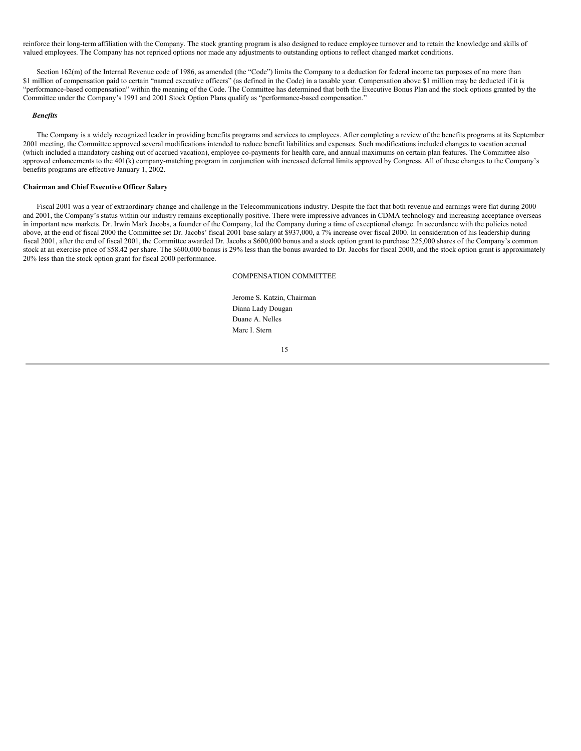reinforce their long-term affiliation with the Company. The stock granting program is also designed to reduce employee turnover and to retain the knowledge and skills of valued employees. The Company has not repriced options nor made any adjustments to outstanding options to reflect changed market conditions.

Section 162(m) of the Internal Revenue code of 1986, as amended (the "Code") limits the Company to a deduction for federal income tax purposes of no more than $1 million of compensation paid to certain "named executive officers" (as defined in the Code) in a taxable year. Compensation above $1 million may be deducted if it is "performance-based compensation" within the meaning of the Code. The Committee has determined that both the Executive Bonus Plan and the stock options granted by the Committee under the Company's 1991 and 2001 Stock Option Plans qualify as "performance-based compensation."

***Benefits***

The Company is a widely recognized leader in providing benefits programs and services to employees. After completing a review of the benefits programs at its September 2001 meeting, the Committee approved several modifications intended to reduce benefit liabilities and expenses. Such modifications included changes to vacation accrual (which included a mandatory cashing out of accrued vacation), employee co-payments for health care, and annual maximums on certain plan features. The Committee also approved enhancements to the 401(k) company-matching program in conjunction with increased deferral limits approved by Congress. All of these changes to the Company's benefits programs are effective January 1, 2002.

**Chairman and Chief Executive Officer Salary**

Fiscal 2001 was a year of extraordinary change and challenge in the Telecommunications industry. Despite the fact that both revenue and earnings were flat during 2000 and 2001, the Company's status within our industry remains exceptionally positive. There were impressive advances in CDMA technology and increasing acceptance overseas in important new markets. Dr. Irwin Mark Jacobs, a founder of the Company, led the Company during a time of exceptional change. In accordance with the policies noted above, at the end of fiscal 2000 the Committee set Dr. Jacobs' fiscal 2001 base salary at $937,000, a 7% increase over fiscal 2000. In consideration of his leadership during fiscal 2001, after the end of fiscal 2001, the Committee awarded Dr. Jacobs a $600,000 bonus and a stock option grant to purchase 225,000 shares of the Company's common stock at an exercise price of $58.42 per share. The $600,000 bonus is 29% less than the bonus awarded to Dr. Jacobs for fiscal 2000, and the stock option grant is approximately 20% less than the stock option grant for fiscal 2000 performance.

COMPENSATION COMMITTEE

Jerome S. Katzin, Chairman
Diana Lady Dougan
Duane A. Nelles
Marc I. Stern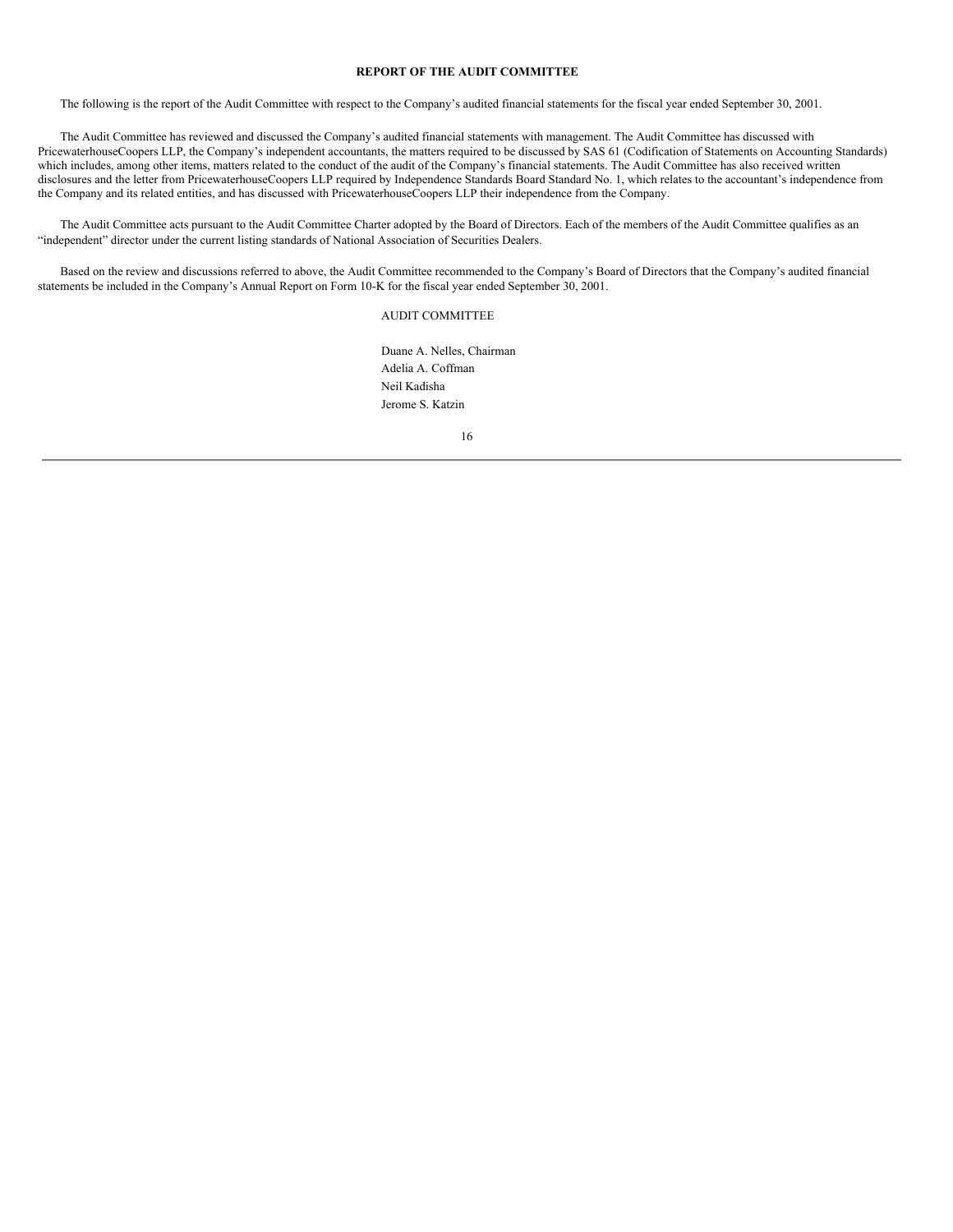## REPORT OF THE AUDIT COMMITTEE

The following is the report of the Audit Committee with respect to the Company's audited financial statements for the fiscal year ended September 30, 2001.

The Audit Committee has reviewed and discussed the Company's audited financial statements with management. The Audit Committee has discussed with PricewaterhouseCoopers LLP, the Company's independent accountants, the matters required to be discussed by SAS 61 (Codification of Statements on Accounting Standards) which includes, among other items, matters related to the conduct of the audit of the Company's financial statements. The Audit Committee has also received written disclosures and the letter from PricewaterhouseCoopers LLP required by Independence Standards Board Standard No. 1, which relates to the accountant's independence from the Company and its related entities, and has discussed with PricewaterhouseCoopers LLP their independence from the Company.

The Audit Committee acts pursuant to the Audit Committee Charter adopted by the Board of Directors. Each of the members of the Audit Committee qualifies as an "independent" director under the current listing standards of National Association of Securities Dealers.

Based on the review and discussions referred to above, the Audit Committee recommended to the Company's Board of Directors that the Company's audited financial statements be included in the Company's Annual Report on Form 10-K for the fiscal year ended September 30, 2001.

AUDIT COMMITTEE

Duane A. Nelles, Chairman
Adelia A. Coffman
Neil Kadisha
Jerome S. Katzin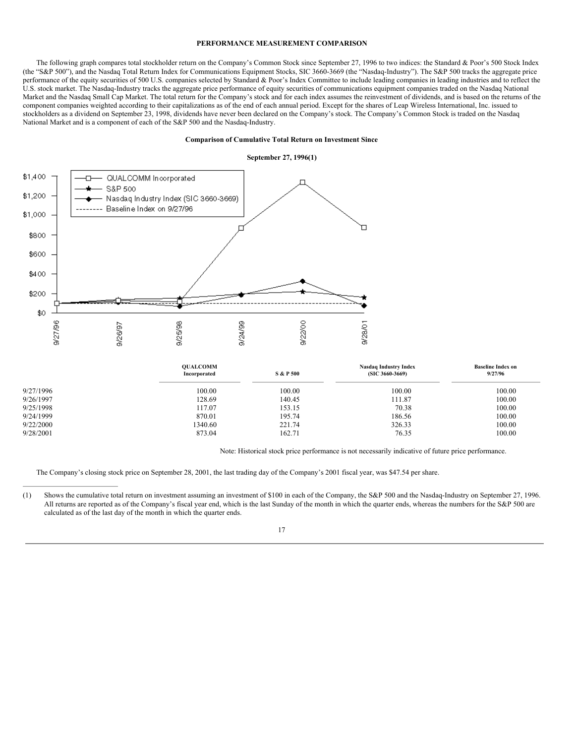## PERFORMANCE MEASUREMENT COMPARISON

The following graph compares total stockholder return on the Company's Common Stock since September 27, 1996 to two indices: the Standard & Poor's 500 Stock Index (the "S&P 500"), and the Nasdaq Total Return Index for Communications Equipment Stocks, SIC 3660-3669 (the "Nasdaq-Industry"). The S&P 500 tracks the aggregate price performance of the equity securities of 500 U.S. companies selected by Standard & Poor's Index Committee to include leading companies in leading industries and to reflect the U.S. stock market. The Nasdaq-Industry tracks the aggregate price performance of equity securities of communications equipment companies traded on the Nasdaq National Market and the Nasdaq Small Cap Market. The total return for the Company's stock and for each index assumes the reinvestment of dividends, and is based on the returns of the component companies weighted according to their capitalizations as of the end of each annual period. Except for the shares of Leap Wireless International, Inc. issued to stockholders as a dividend on September 23, 1998, dividends have never been declared on the Company's stock. The Company's Common Stock is traded on the Nasdaq National Market and is a component of each of the S&P 500 and the Nasdaq-Industry.

**Comparison of Cumulative Total Return on Investment Since**

**September 27, 1996(1)**

| | QUALCOMM Incorporated | S & P 500 | Nasdaq Industry Index (SIC 3660-3669) | Baseline Index on 9/27/96 |
|---|---|---|---|---|
| 9/27/1996 | 100.00 | 100.00 | 100.00 | 100.00 |
| 9/26/1997 | 128.69 | 140.45 | 111.87 | 100.00 |
| 9/25/1998 | 117.07 | 153.15 | 70.38 | 100.00 |
| 9/24/1999 | 870.01 | 195.74 | 186.56 | 100.00 |
| 9/22/2000 | 1340.60 | 221.74 | 326.33 | 100.00 |
| 9/28/2001 | 873.04 | 162.71 | 76.35 | 100.00 |

Note: Historical stock price performance is not necessarily indicative of future price performance.

The Company's closing stock price on September 28, 2001, the last trading day of the Company's 2001 fiscal year, was $47.54 per share.

(1) Shows the cumulative total return on investment assuming an investment of $100 in each of the Company, the S&P 500 and the Nasdaq-Industry on September 27, 1996. All returns are reported as of the Company's fiscal year end, which is the last Sunday of the month in which the quarter ends, whereas the numbers for the S&P 500 are calculated as of the last day of the month in which the quarter ends.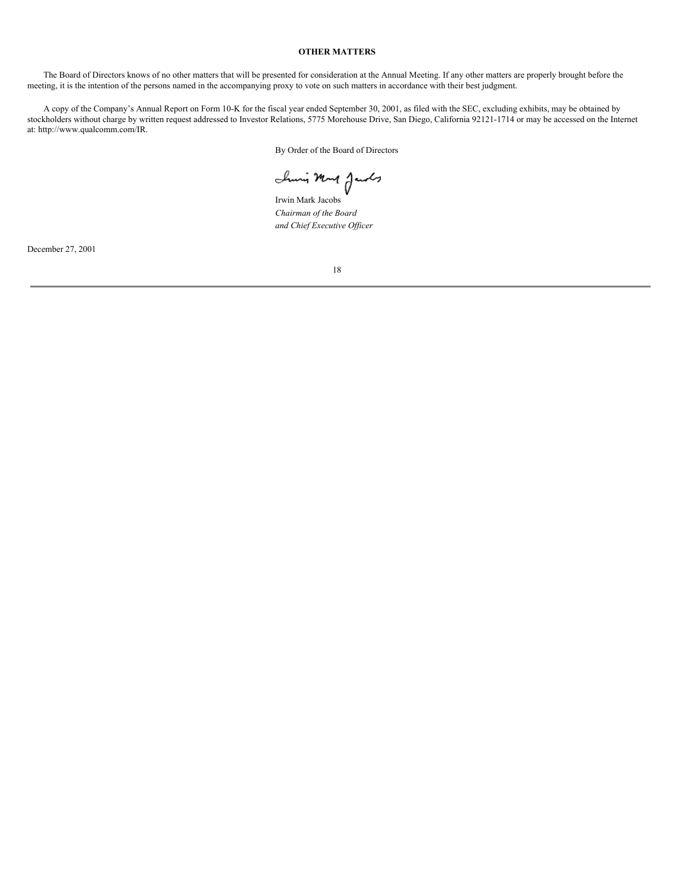## OTHER MATTERS

The Board of Directors knows of no other matters that will be presented for consideration at the Annual Meeting. If any other matters are properly brought before the meeting, it is the intention of the persons named in the accompanying proxy to vote on such matters in accordance with their best judgment.

A copy of the Company's Annual Report on Form 10-K for the fiscal year ended September 30, 2001, as filed with the SEC, excluding exhibits, may be obtained by stockholders without charge by written request addressed to Investor Relations, 5775 Morehouse Drive, San Diego, California 92121-1714 or may be accessed on the Internet at: http://www.qualcomm.com/IR.

By Order of the Board of Directors

Irwin Mark Jacobs
*Chairman of the Board*
*and Chief Executive Officer*

December 27, 2001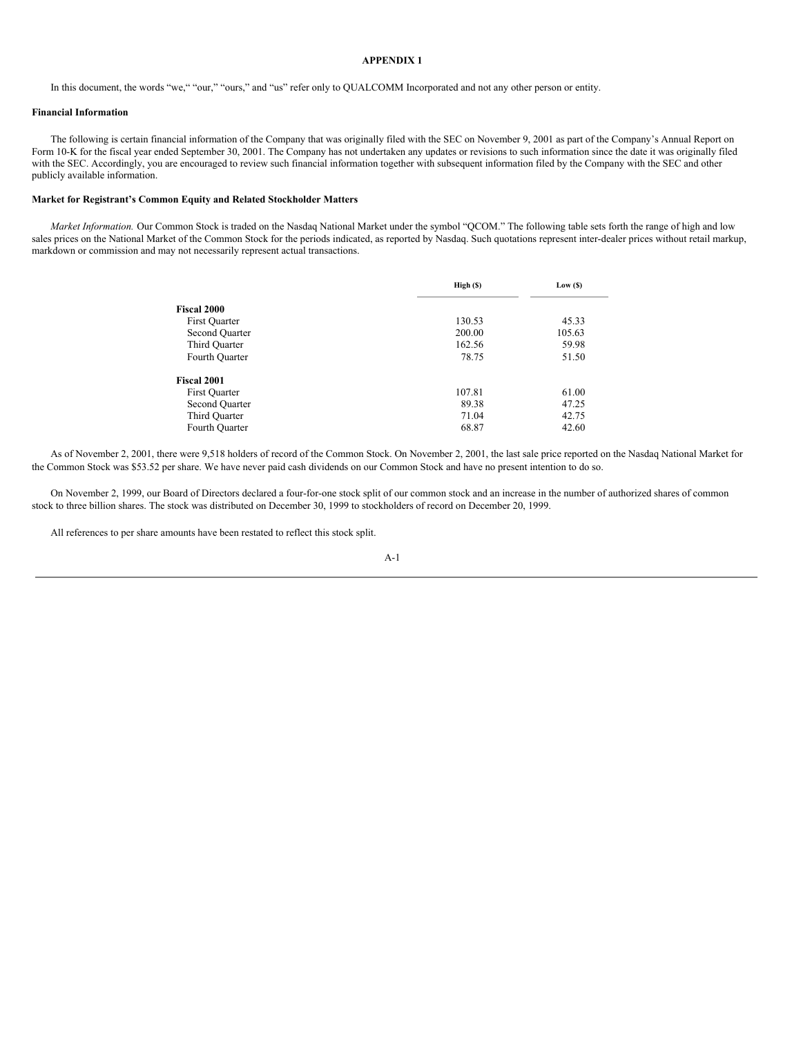**APPENDIX 1**

In this document, the words "we," "our," "ours," and "us" refer only to QUALCOMM Incorporated and not any other person or entity.

**Financial Information**

The following is certain financial information of the Company that was originally filed with the SEC on November 9, 2001 as part of the Company's Annual Report on Form 10-K for the fiscal year ended September 30, 2001. The Company has not undertaken any updates or revisions to such information since the date it was originally filed with the SEC. Accordingly, you are encouraged to review such financial information together with subsequent information filed by the Company with the SEC and other publicly available information.

**Market for Registrant's Common Equity and Related Stockholder Matters**

*Market Information.* Our Common Stock is traded on the Nasdaq National Market under the symbol "QCOM." The following table sets forth the range of high and low sales prices on the National Market of the Common Stock for the periods indicated, as reported by Nasdaq. Such quotations represent inter-dealer prices without retail markup, markdown or commission and may not necessarily represent actual transactions.

| | High ($) | Low ($) |
|---|---|---|
| **Fiscal 2000** | | |
| First Quarter | 130.53 | 45.33 |
| Second Quarter | 200.00 | 105.63 |
| Third Quarter | 162.56 | 59.98 |
| Fourth Quarter | 78.75 | 51.50 |
| **Fiscal 2001** | | |
| First Quarter | 107.81 | 61.00 |
| Second Quarter | 89.38 | 47.25 |
| Third Quarter | 71.04 | 42.75 |
| Fourth Quarter | 68.87 | 42.60 |

As of November 2, 2001, there were 9,518 holders of record of the Common Stock. On November 2, 2001, the last sale price reported on the Nasdaq National Market for the Common Stock was $53.52 per share. We have never paid cash dividends on our Common Stock and have no present intention to do so.

On November 2, 1999, our Board of Directors declared a four-for-one stock split of our common stock and an increase in the number of authorized shares of common stock to three billion shares. The stock was distributed on December 30, 1999 to stockholders of record on December 20, 1999.

All references to per share amounts have been restated to reflect this stock split.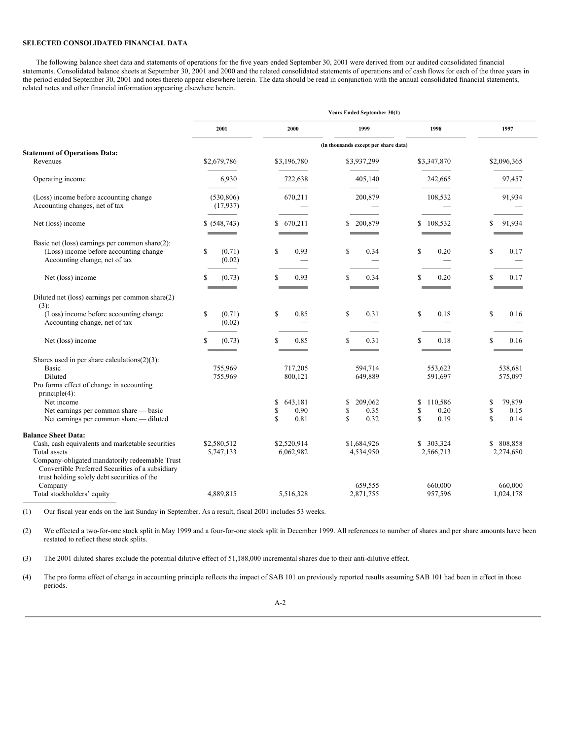**SELECTED CONSOLIDATED FINANCIAL DATA**

The following balance sheet data and statements of operations for the five years ended September 30, 2001 were derived from our audited consolidated financial statements. Consolidated balance sheets at September 30, 2001 and 2000 and the related consolidated statements of operations and of cash flows for each of the three years in the period ended September 30, 2001 and notes thereto appear elsewhere herein. The data should be read in conjunction with the annual consolidated financial statements, related notes and other financial information appearing elsewhere herein.

| | Years Ended September 30(1) | | | | |
|---|---|---|---|---|---|
| | 2001 | 2000 | 1999 | 1998 | 1997 |
| | (in thousands except per share data) | | | | |
| **Statement of Operations Data:** | | | | | |
| Revenues | $2,679,786 | $3,196,780 | $3,937,299 | $3,347,870 | $2,096,365 |
| Operating income | 6,930 | 722,638 | 405,140 | 242,665 | 97,457 |
| (Loss) income before accounting change | (530,806) | 670,211 | 200,879 | 108,532 | 91,934 |
| Accounting changes, net of tax | (17,937) | — | — | — | — |
| Net (loss) income | $ (548,743) | $ 670,211 | $ 200,879 | $ 108,532 | $ 91,934 |
| Basic net (loss) earnings per common share(2): | | | | | |
| (Loss) income before accounting change | $ (0.71) | $ 0.93 | $ 0.34 | $ 0.20 | $ 0.17 |
| Accounting change, net of tax | (0.02) | — | — | — | — |
| Net (loss) income | $ (0.73) | $ 0.93 | $ 0.34 | $ 0.20 | $ 0.17 |
| Diluted net (loss) earnings per common share(2)(3): | | | | | |
| (Loss) income before accounting change | $ (0.71) | $ 0.85 | $ 0.31 | $ 0.18 | $ 0.16 |
| Accounting change, net of tax | (0.02) | — | — | — | — |
| Net (loss) income | $ (0.73) | $ 0.85 | $ 0.31 | $ 0.18 | $ 0.16 |
| Shares used in per share calculations(2)(3): | | | | | |
| Basic | 755,969 | 717,205 | 594,714 | 553,623 | 538,681 |
| Diluted | 755,969 | 800,121 | 649,889 | 591,697 | 575,097 |
| Pro forma effect of change in accounting principle(4): | | | | | |
| Net income | | $ 643,181 | $ 209,062 | $ 110,586 | $ 79,879 |
| Net earnings per common share — basic | | $ 0.90 | $ 0.35 | $ 0.20 | $ 0.15 |
| Net earnings per common share — diluted | | $ 0.81 | $ 0.32 | $ 0.19 | $ 0.14 |
| **Balance Sheet Data:** | | | | | |
| Cash, cash equivalents and marketable securities | $2,580,512 | $2,520,914 | $1,684,926 | $ 303,324 | $ 808,858 |
| Total assets | 5,747,133 | 6,062,982 | 4,534,950 | 2,566,713 | 2,274,680 |
| Company-obligated mandatorily redeemable Trust Convertible Preferred Securities of a subsidiary trust holding solely debt securities of the Company | — | — | 659,555 | 660,000 | 660,000 |
| Total stockholders' equity | 4,889,815 | 5,516,328 | 2,871,755 | 957,596 | 1,024,178 |

(1) Our fiscal year ends on the last Sunday in September. As a result, fiscal 2001 includes 53 weeks.

(2) We effected a two-for-one stock split in May 1999 and a four-for-one stock split in December 1999. All references to number of shares and per share amounts have been restated to reflect these stock splits.

(3) The 2001 diluted shares exclude the potential dilutive effect of 51,188,000 incremental shares due to their anti-dilutive effect.

(4) The pro forma effect of change in accounting principle reflects the impact of SAB 101 on previously reported results assuming SAB 101 had been in effect in those periods.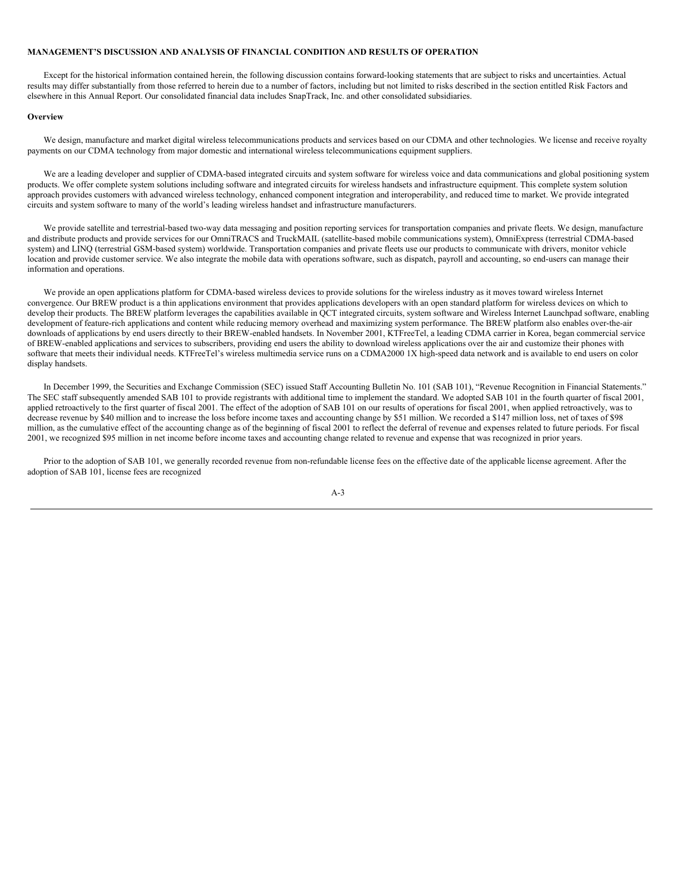## MANAGEMENT'S DISCUSSION AND ANALYSIS OF FINANCIAL CONDITION AND RESULTS OF OPERATION

Except for the historical information contained herein, the following discussion contains forward-looking statements that are subject to risks and uncertainties. Actual results may differ substantially from those referred to herein due to a number of factors, including but not limited to risks described in the section entitled Risk Factors and elsewhere in this Annual Report. Our consolidated financial data includes SnapTrack, Inc. and other consolidated subsidiaries.

### Overview

We design, manufacture and market digital wireless telecommunications products and services based on our CDMA and other technologies. We license and receive royalty payments on our CDMA technology from major domestic and international wireless telecommunications equipment suppliers.

We are a leading developer and supplier of CDMA-based integrated circuits and system software for wireless voice and data communications and global positioning system products. We offer complete system solutions including software and integrated circuits for wireless handsets and infrastructure equipment. This complete system solution approach provides customers with advanced wireless technology, enhanced component integration and interoperability, and reduced time to market. We provide integrated circuits and system software to many of the world's leading wireless handset and infrastructure manufacturers.

We provide satellite and terrestrial-based two-way data messaging and position reporting services for transportation companies and private fleets. We design, manufacture and distribute products and provide services for our OmniTRACS and TruckMAIL (satellite-based mobile communications system), OmniExpress (terrestrial CDMA-based system) and LINQ (terrestrial GSM-based system) worldwide. Transportation companies and private fleets use our products to communicate with drivers, monitor vehicle location and provide customer service. We also integrate the mobile data with operations software, such as dispatch, payroll and accounting, so end-users can manage their information and operations.

We provide an open applications platform for CDMA-based wireless devices to provide solutions for the wireless industry as it moves toward wireless Internet convergence. Our BREW product is a thin applications environment that provides applications developers with an open standard platform for wireless devices on which to develop their products. The BREW platform leverages the capabilities available in QCT integrated circuits, system software and Wireless Internet Launchpad software, enabling development of feature-rich applications and content while reducing memory overhead and maximizing system performance. The BREW platform also enables over-the-air downloads of applications by end users directly to their BREW-enabled handsets. In November 2001, KTFreeTel, a leading CDMA carrier in Korea, began commercial service of BREW-enabled applications and services to subscribers, providing end users the ability to download wireless applications over the air and customize their phones with software that meets their individual needs. KTFreeTel's wireless multimedia service runs on a CDMA2000 1X high-speed data network and is available to end users on color display handsets.

In December 1999, the Securities and Exchange Commission (SEC) issued Staff Accounting Bulletin No. 101 (SAB 101), "Revenue Recognition in Financial Statements." The SEC staff subsequently amended SAB 101 to provide registrants with additional time to implement the standard. We adopted SAB 101 in the fourth quarter of fiscal 2001, applied retroactively to the first quarter of fiscal 2001. The effect of the adoption of SAB 101 on our results of operations for fiscal 2001, when applied retroactively, was to decrease revenue by $40 million and to increase the loss before income taxes and accounting change by $51 million. We recorded a $147 million loss, net of taxes of $98 million, as the cumulative effect of the accounting change as of the beginning of fiscal 2001 to reflect the deferral of revenue and expenses related to future periods. For fiscal 2001, we recognized $95 million in net income before income taxes and accounting change related to revenue and expense that was recognized in prior years.

Prior to the adoption of SAB 101, we generally recorded revenue from non-refundable license fees on the effective date of the applicable license agreement. After the adoption of SAB 101, license fees are recognized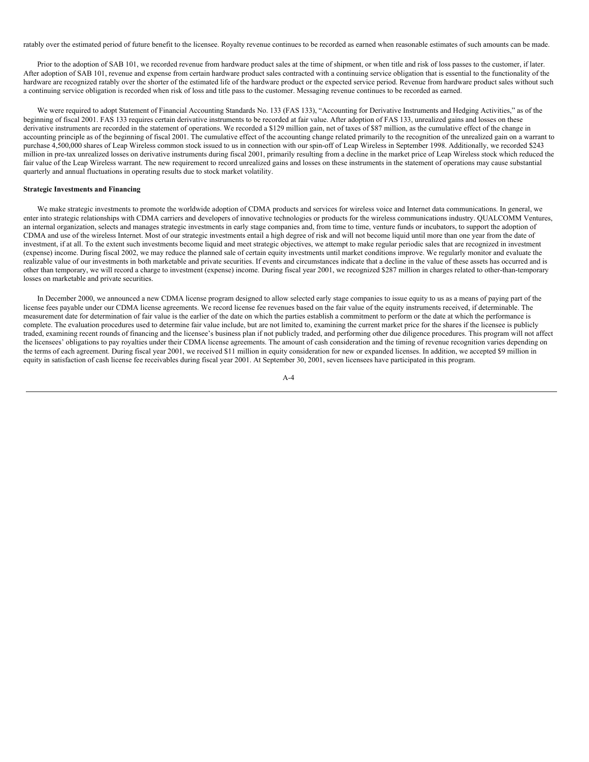ratably over the estimated period of future benefit to the licensee. Royalty revenue continues to be recorded as earned when reasonable estimates of such amounts can be made.

Prior to the adoption of SAB 101, we recorded revenue from hardware product sales at the time of shipment, or when title and risk of loss passes to the customer, if later. After adoption of SAB 101, revenue and expense from certain hardware product sales contracted with a continuing service obligation that is essential to the functionality of the hardware are recognized ratably over the shorter of the estimated life of the hardware product or the expected service period. Revenue from hardware product sales without such a continuing service obligation is recorded when risk of loss and title pass to the customer. Messaging revenue continues to be recorded as earned.

We were required to adopt Statement of Financial Accounting Standards No. 133 (FAS 133), "Accounting for Derivative Instruments and Hedging Activities," as of the beginning of fiscal 2001. FAS 133 requires certain derivative instruments to be recorded at fair value. After adoption of FAS 133, unrealized gains and losses on these derivative instruments are recorded in the statement of operations. We recorded a $129 million gain, net of taxes of $87 million, as the cumulative effect of the change in accounting principle as of the beginning of fiscal 2001. The cumulative effect of the accounting change related primarily to the recognition of the unrealized gain on a warrant to purchase 4,500,000 shares of Leap Wireless common stock issued to us in connection with our spin-off of Leap Wireless in September 1998. Additionally, we recorded $243 million in pre-tax unrealized losses on derivative instruments during fiscal 2001, primarily resulting from a decline in the market price of Leap Wireless stock which reduced the fair value of the Leap Wireless warrant. The new requirement to record unrealized gains and losses on these instruments in the statement of operations may cause substantial quarterly and annual fluctuations in operating results due to stock market volatility.

**Strategic Investments and Financing**

We make strategic investments to promote the worldwide adoption of CDMA products and services for wireless voice and Internet data communications. In general, we enter into strategic relationships with CDMA carriers and developers of innovative technologies or products for the wireless communications industry. QUALCOMM Ventures, an internal organization, selects and manages strategic investments in early stage companies and, from time to time, venture funds or incubators, to support the adoption of CDMA and use of the wireless Internet. Most of our strategic investments entail a high degree of risk and will not become liquid until more than one year from the date of investment, if at all. To the extent such investments become liquid and meet strategic objectives, we attempt to make regular periodic sales that are recognized in investment (expense) income. During fiscal 2002, we may reduce the planned sale of certain equity investments until market conditions improve. We regularly monitor and evaluate the realizable value of our investments in both marketable and private securities. If events and circumstances indicate that a decline in the value of these assets has occurred and is other than temporary, we will record a charge to investment (expense) income. During fiscal year 2001, we recognized $287 million in charges related to other-than-temporary losses on marketable and private securities.

In December 2000, we announced a new CDMA license program designed to allow selected early stage companies to issue equity to us as a means of paying part of the license fees payable under our CDMA license agreements. We record license fee revenues based on the fair value of the equity instruments received, if determinable. The measurement date for determination of fair value is the earlier of the date on which the parties establish a commitment to perform or the date at which the performance is complete. The evaluation procedures used to determine fair value include, but are not limited to, examining the current market price for the shares if the licensee is publicly traded, examining recent rounds of financing and the licensee's business plan if not publicly traded, and performing other due diligence procedures. This program will not affect the licensees' obligations to pay royalties under their CDMA license agreements. The amount of cash consideration and the timing of revenue recognition varies depending on the terms of each agreement. During fiscal year 2001, we received $11 million in equity consideration for new or expanded licenses. In addition, we accepted $9 million in equity in satisfaction of cash license fee receivables during fiscal year 2001. At September 30, 2001, seven licensees have participated in this program.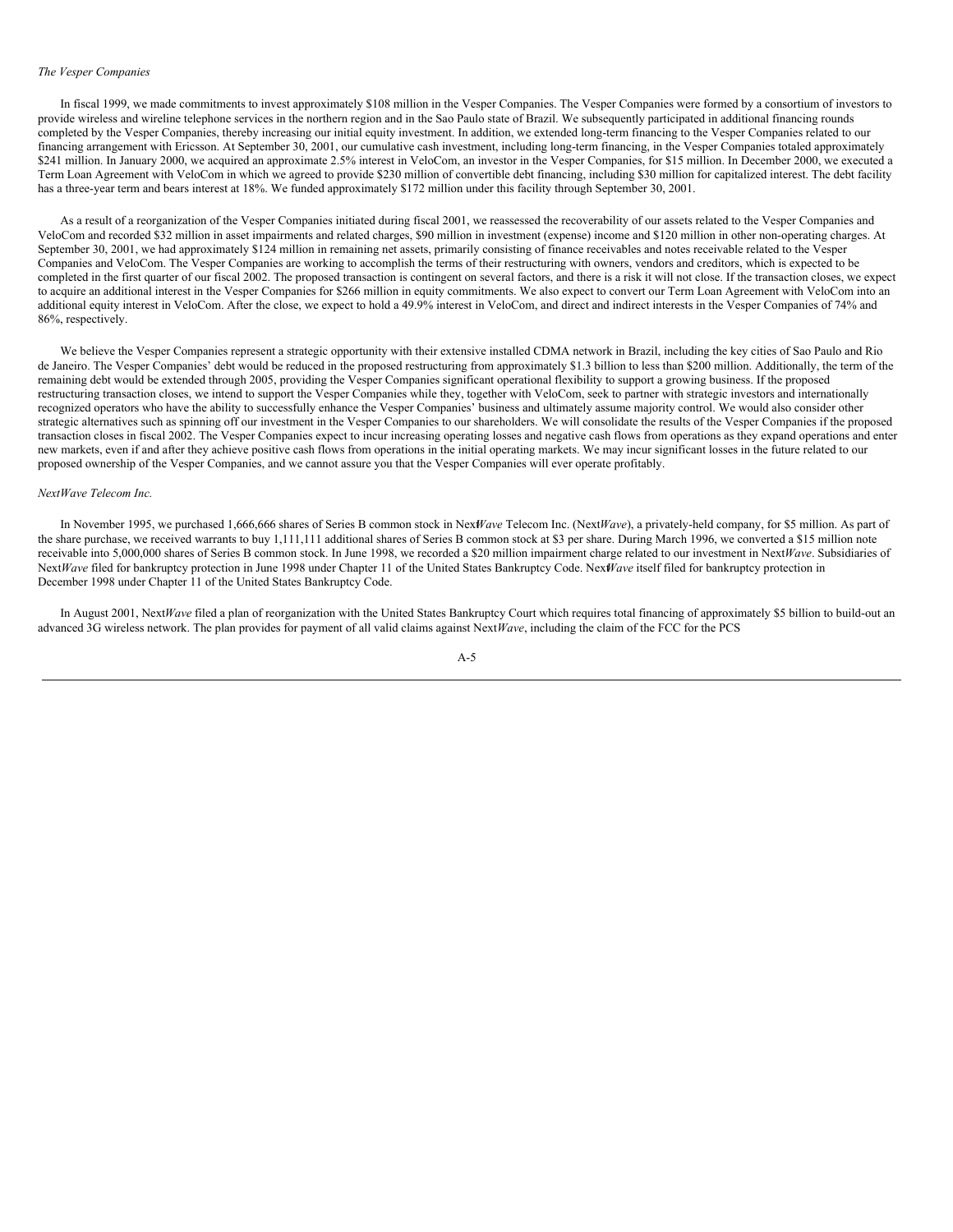*The Vesper Companies*

In fiscal 1999, we made commitments to invest approximately $108 million in the Vesper Companies. The Vesper Companies were formed by a consortium of investors to provide wireless and wireline telephone services in the northern region and in the Sao Paulo state of Brazil. We subsequently participated in additional financing rounds completed by the Vesper Companies, thereby increasing our initial equity investment. In addition, we extended long-term financing to the Vesper Companies related to our financing arrangement with Ericsson. At September 30, 2001, our cumulative cash investment, including long-term financing, in the Vesper Companies totaled approximately $241 million. In January 2000, we acquired an approximate 2.5% interest in VeloCom, an investor in the Vesper Companies, for $15 million. In December 2000, we executed a Term Loan Agreement with VeloCom in which we agreed to provide $230 million of convertible debt financing, including $30 million for capitalized interest. The debt facility has a three-year term and bears interest at 18%. We funded approximately $172 million under this facility through September 30, 2001.

As a result of a reorganization of the Vesper Companies initiated during fiscal 2001, we reassessed the recoverability of our assets related to the Vesper Companies and VeloCom and recorded $32 million in asset impairments and related charges, $90 million in investment (expense) income and $120 million in other non-operating charges. At September 30, 2001, we had approximately $124 million in remaining net assets, primarily consisting of finance receivables and notes receivable related to the Vesper Companies and VeloCom. The Vesper Companies are working to accomplish the terms of their restructuring with owners, vendors and creditors, which is expected to be completed in the first quarter of our fiscal 2002. The proposed transaction is contingent on several factors, and there is a risk it will not close. If the transaction closes, we expect to acquire an additional interest in the Vesper Companies for $266 million in equity commitments. We also expect to convert our Term Loan Agreement with VeloCom into an additional equity interest in VeloCom. After the close, we expect to hold a 49.9% interest in VeloCom, and direct and indirect interests in the Vesper Companies of 74% and 86%, respectively.

We believe the Vesper Companies represent a strategic opportunity with their extensive installed CDMA network in Brazil, including the key cities of Sao Paulo and Rio de Janeiro. The Vesper Companies' debt would be reduced in the proposed restructuring from approximately $1.3 billion to less than $200 million. Additionally, the term of the remaining debt would be extended through 2005, providing the Vesper Companies significant operational flexibility to support a growing business. If the proposed restructuring transaction closes, we intend to support the Vesper Companies while they, together with VeloCom, seek to partner with strategic investors and internationally recognized operators who have the ability to successfully enhance the Vesper Companies' business and ultimately assume majority control. We would also consider other strategic alternatives such as spinning off our investment in the Vesper Companies to our shareholders. We will consolidate the results of the Vesper Companies if the proposed transaction closes in fiscal 2002. The Vesper Companies expect to incur increasing operating losses and negative cash flows from operations as they expand operations and enter new markets, even if and after they achieve positive cash flows from operations in the initial operating markets. We may incur significant losses in the future related to our proposed ownership of the Vesper Companies, and we cannot assure you that the Vesper Companies will ever operate profitably.

*NextWave Telecom Inc.*

In November 1995, we purchased 1,666,666 shares of Series B common stock in Next*Wave* Telecom Inc. (Next*Wave*), a privately-held company, for $5 million. As part of the share purchase, we received warrants to buy 1,111,111 additional shares of Series B common stock at $3 per share. During March 1996, we converted a $15 million note receivable into 5,000,000 shares of Series B common stock. In June 1998, we recorded a $20 million impairment charge related to our investment in Next*Wave*. Subsidiaries of Next*Wave* filed for bankruptcy protection in June 1998 under Chapter 11 of the United States Bankruptcy Code. Next*Wave* itself filed for bankruptcy protection in December 1998 under Chapter 11 of the United States Bankruptcy Code.

In August 2001, Next*Wave* filed a plan of reorganization with the United States Bankruptcy Court which requires total financing of approximately $5 billion to build-out an advanced 3G wireless network. The plan provides for payment of all valid claims against Next*Wave*, including the claim of the FCC for the PCS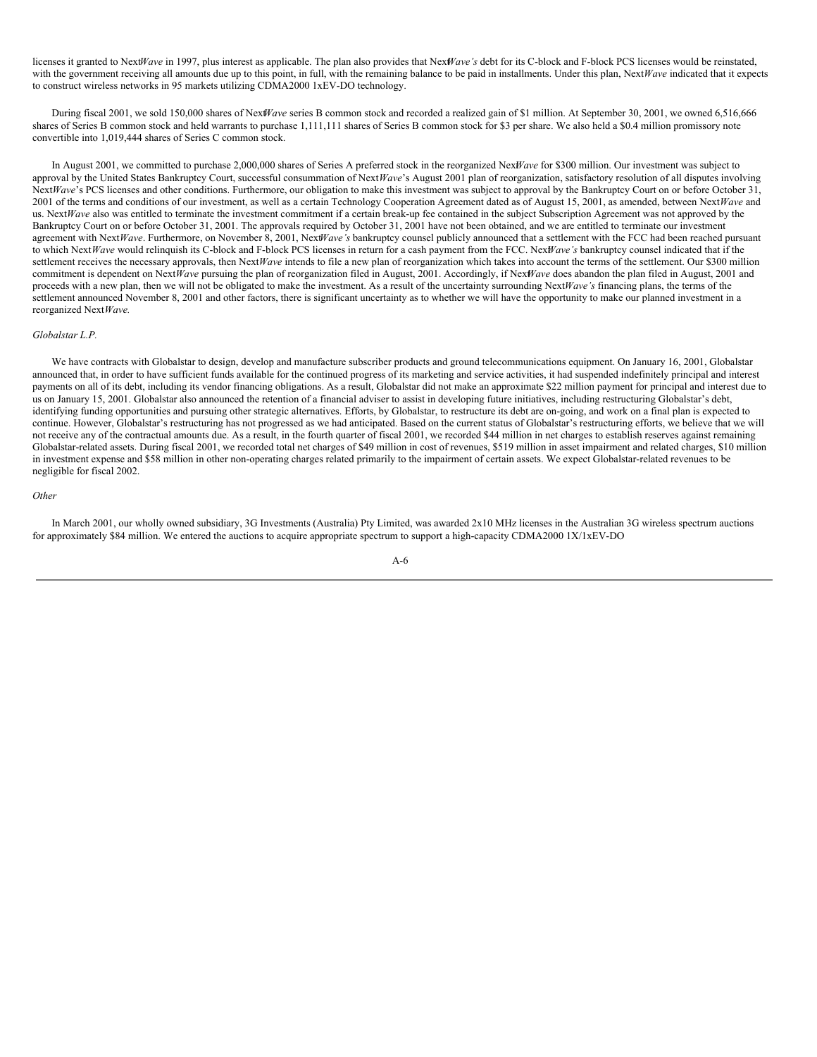licenses it granted to Next*Wave* in 1997, plus interest as applicable. The plan also provides that Next*Wave's* debt for its C-block and F-block PCS licenses would be reinstated, with the government receiving all amounts due up to this point, in full, with the remaining balance to be paid in installments. Under this plan, Next*Wave* indicated that it expects to construct wireless networks in 95 markets utilizing CDMA2000 1xEV-DO technology.

During fiscal 2001, we sold 150,000 shares of Next*Wave* series B common stock and recorded a realized gain of $1 million. At September 30, 2001, we owned 6,516,666 shares of Series B common stock and held warrants to purchase 1,111,111 shares of Series B common stock for $3 per share. We also held a $0.4 million promissory note convertible into 1,019,444 shares of Series C common stock.

In August 2001, we committed to purchase 2,000,000 shares of Series A preferred stock in the reorganized Next*Wave* for $300 million. Our investment was subject to approval by the United States Bankruptcy Court, successful consummation of Next*Wave*'s August 2001 plan of reorganization, satisfactory resolution of all disputes involving Next*Wave*'s PCS licenses and other conditions. Furthermore, our obligation to make this investment was subject to approval by the Bankruptcy Court on or before October 31, 2001 of the terms and conditions of our investment, as well as a certain Technology Cooperation Agreement dated as of August 15, 2001, as amended, between Next*Wave* and us. Next*Wave* also was entitled to terminate the investment commitment if a certain break-up fee contained in the subject Subscription Agreement was not approved by the Bankruptcy Court on or before October 31, 2001. The approvals required by October 31, 2001 have not been obtained, and we are entitled to terminate our investment agreement with Next*Wave*. Furthermore, on November 8, 2001, Next*Wave's* bankruptcy counsel publicly announced that a settlement with the FCC had been reached pursuant to which Next*Wave* would relinquish its C-block and F-block PCS licenses in return for a cash payment from the FCC. Next*Wave's* bankruptcy counsel indicated that if the settlement receives the necessary approvals, then Next*Wave* intends to file a new plan of reorganization which takes into account the terms of the settlement. Our $300 million commitment is dependent on Next*Wave* pursuing the plan of reorganization filed in August, 2001. Accordingly, if Next*Wave* does abandon the plan filed in August, 2001 and proceeds with a new plan, then we will not be obligated to make the investment. As a result of the uncertainty surrounding Next*Wave's* financing plans, the terms of the settlement announced November 8, 2001 and other factors, there is significant uncertainty as to whether we will have the opportunity to make our planned investment in a reorganized Next*Wave.*

*Globalstar L.P.*

We have contracts with Globalstar to design, develop and manufacture subscriber products and ground telecommunications equipment. On January 16, 2001, Globalstar announced that, in order to have sufficient funds available for the continued progress of its marketing and service activities, it had suspended indefinitely principal and interest payments on all of its debt, including its vendor financing obligations. As a result, Globalstar did not make an approximate $22 million payment for principal and interest due to us on January 15, 2001. Globalstar also announced the retention of a financial adviser to assist in developing future initiatives, including restructuring Globalstar's debt, identifying funding opportunities and pursuing other strategic alternatives. Efforts, by Globalstar, to restructure its debt are on-going, and work on a final plan is expected to continue. However, Globalstar's restructuring has not progressed as we had anticipated. Based on the current status of Globalstar's restructuring efforts, we believe that we will not receive any of the contractual amounts due. As a result, in the fourth quarter of fiscal 2001, we recorded $44 million in net charges to establish reserves against remaining Globalstar-related assets. During fiscal 2001, we recorded total net charges of $49 million in cost of revenues, $519 million in asset impairment and related charges, $10 million in investment expense and $58 million in other non-operating charges related primarily to the impairment of certain assets. We expect Globalstar-related revenues to be negligible for fiscal 2002.

*Other*

In March 2001, our wholly owned subsidiary, 3G Investments (Australia) Pty Limited, was awarded 2x10 MHz licenses in the Australian 3G wireless spectrum auctions for approximately $84 million. We entered the auctions to acquire appropriate spectrum to support a high-capacity CDMA2000 1X/1xEV-DO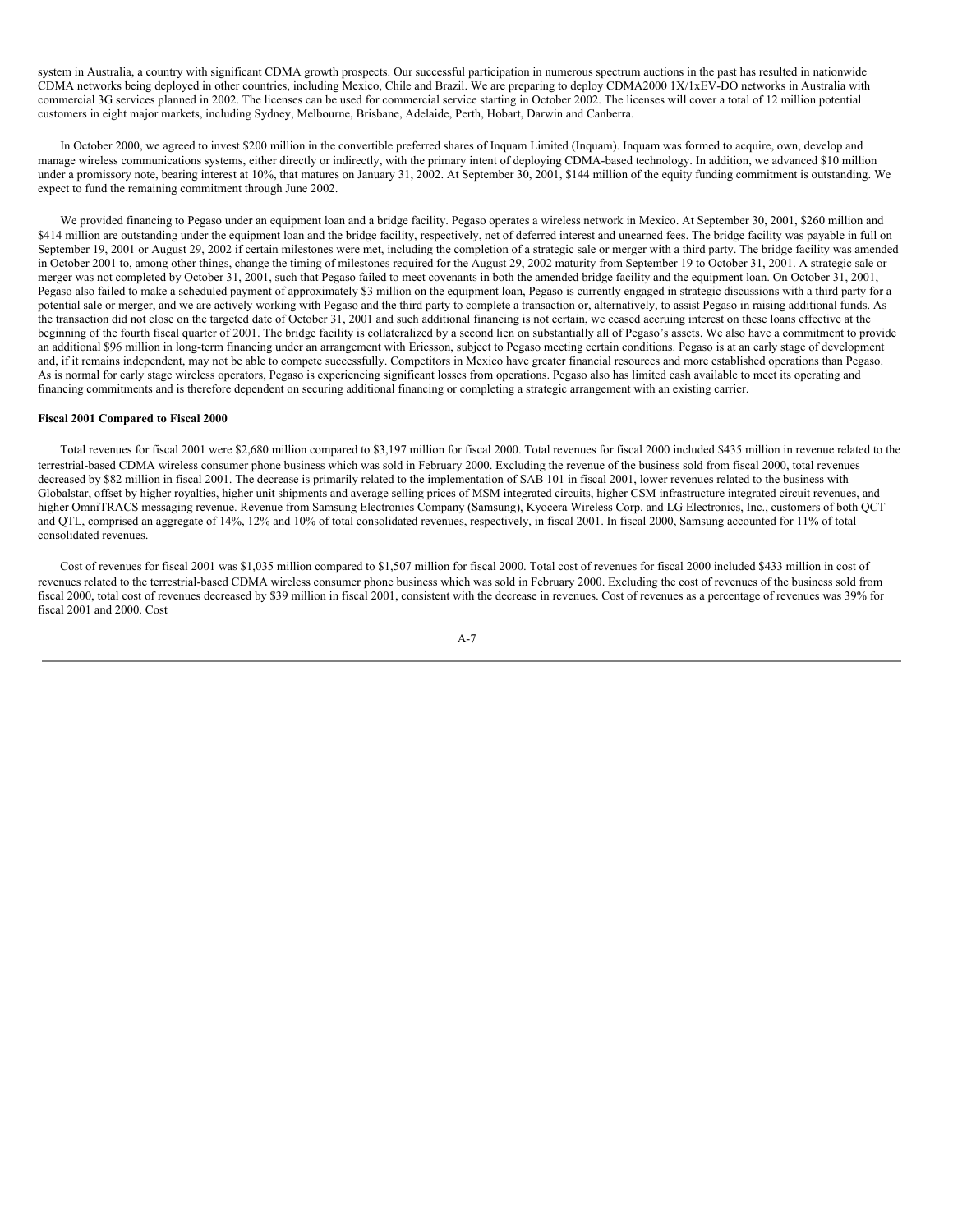system in Australia, a country with significant CDMA growth prospects. Our successful participation in numerous spectrum auctions in the past has resulted in nationwide CDMA networks being deployed in other countries, including Mexico, Chile and Brazil. We are preparing to deploy CDMA2000 1X/1xEV-DO networks in Australia with commercial 3G services planned in 2002. The licenses can be used for commercial service starting in October 2002. The licenses will cover a total of 12 million potential customers in eight major markets, including Sydney, Melbourne, Brisbane, Adelaide, Perth, Hobart, Darwin and Canberra.

In October 2000, we agreed to invest $200 million in the convertible preferred shares of Inquam Limited (Inquam). Inquam was formed to acquire, own, develop and manage wireless communications systems, either directly or indirectly, with the primary intent of deploying CDMA-based technology. In addition, we advanced $10 million under a promissory note, bearing interest at 10%, that matures on January 31, 2002. At September 30, 2001, $144 million of the equity funding commitment is outstanding. We expect to fund the remaining commitment through June 2002.

We provided financing to Pegaso under an equipment loan and a bridge facility. Pegaso operates a wireless network in Mexico. At September 30, 2001, $260 million and $414 million are outstanding under the equipment loan and the bridge facility, respectively, net of deferred interest and unearned fees. The bridge facility was payable in full on September 19, 2001 or August 29, 2002 if certain milestones were met, including the completion of a strategic sale or merger with a third party. The bridge facility was amended in October 2001 to, among other things, change the timing of milestones required for the August 29, 2002 maturity from September 19 to October 31, 2001. A strategic sale or merger was not completed by October 31, 2001, such that Pegaso failed to meet covenants in both the amended bridge facility and the equipment loan. On October 31, 2001, Pegaso also failed to make a scheduled payment of approximately $3 million on the equipment loan, Pegaso is currently engaged in strategic discussions with a third party for a potential sale or merger, and we are actively working with Pegaso and the third party to complete a transaction or, alternatively, to assist Pegaso in raising additional funds. As the transaction did not close on the targeted date of October 31, 2001 and such additional financing is not certain, we ceased accruing interest on these loans effective at the beginning of the fourth fiscal quarter of 2001. The bridge facility is collateralized by a second lien on substantially all of Pegaso's assets. We also have a commitment to provide an additional $96 million in long-term financing under an arrangement with Ericsson, subject to Pegaso meeting certain conditions. Pegaso is at an early stage of development and, if it remains independent, may not be able to compete successfully. Competitors in Mexico have greater financial resources and more established operations than Pegaso. As is normal for early stage wireless operators, Pegaso is experiencing significant losses from operations. Pegaso also has limited cash available to meet its operating and financing commitments and is therefore dependent on securing additional financing or completing a strategic arrangement with an existing carrier.

**Fiscal 2001 Compared to Fiscal 2000**

Total revenues for fiscal 2001 were $2,680 million compared to $3,197 million for fiscal 2000. Total revenues for fiscal 2000 included $435 million in revenue related to the terrestrial-based CDMA wireless consumer phone business which was sold in February 2000. Excluding the revenue of the business sold from fiscal 2000, total revenues decreased by $82 million in fiscal 2001. The decrease is primarily related to the implementation of SAB 101 in fiscal 2001, lower revenues related to the business with Globalstar, offset by higher royalties, higher unit shipments and average selling prices of MSM integrated circuits, higher CSM infrastructure integrated circuit revenues, and higher OmniTRACS messaging revenue. Revenue from Samsung Electronics Company (Samsung), Kyocera Wireless Corp. and LG Electronics, Inc., customers of both QCT and QTL, comprised an aggregate of 14%, 12% and 10% of total consolidated revenues, respectively, in fiscal 2001. In fiscal 2000, Samsung accounted for 11% of total consolidated revenues.

Cost of revenues for fiscal 2001 was $1,035 million compared to $1,507 million for fiscal 2000. Total cost of revenues for fiscal 2000 included $433 million in cost of revenues related to the terrestrial-based CDMA wireless consumer phone business which was sold in February 2000. Excluding the cost of revenues of the business sold from fiscal 2000, total cost of revenues decreased by $39 million in fiscal 2001, consistent with the decrease in revenues. Cost of revenues as a percentage of revenues was 39% for fiscal 2001 and 2000. Cost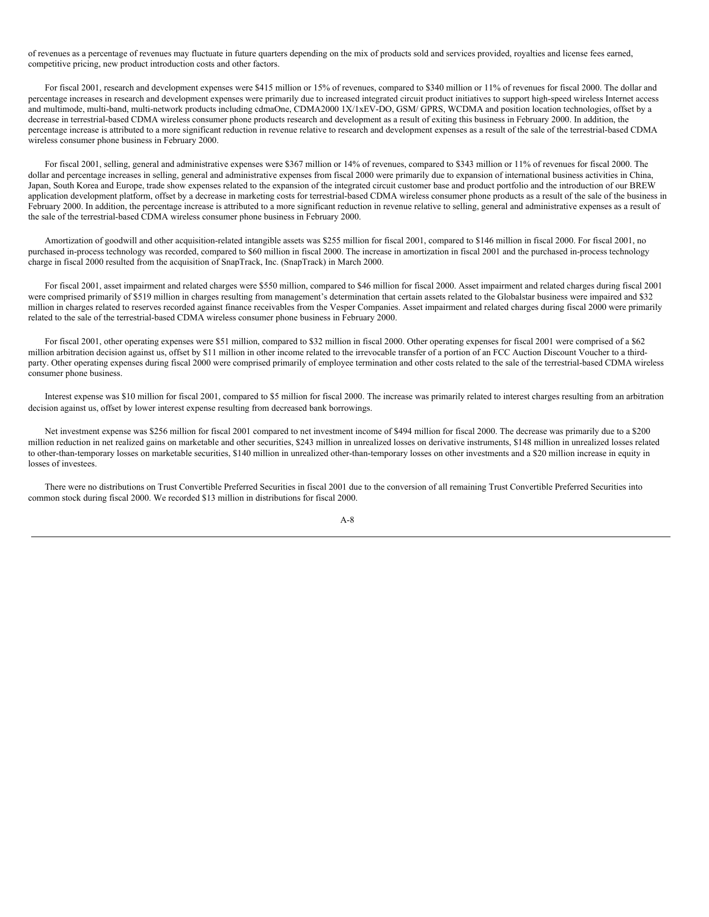of revenues as a percentage of revenues may fluctuate in future quarters depending on the mix of products sold and services provided, royalties and license fees earned, competitive pricing, new product introduction costs and other factors.

For fiscal 2001, research and development expenses were $415 million or 15% of revenues, compared to $340 million or 11% of revenues for fiscal 2000. The dollar and percentage increases in research and development expenses were primarily due to increased integrated circuit product initiatives to support high-speed wireless Internet access and multimode, multi-band, multi-network products including cdmaOne, CDMA2000 1X/1xEV-DO, GSM/ GPRS, WCDMA and position location technologies, offset by a decrease in terrestrial-based CDMA wireless consumer phone products research and development as a result of exiting this business in February 2000. In addition, the percentage increase is attributed to a more significant reduction in revenue relative to research and development expenses as a result of the sale of the terrestrial-based CDMA wireless consumer phone business in February 2000.

For fiscal 2001, selling, general and administrative expenses were $367 million or 14% of revenues, compared to $343 million or 11% of revenues for fiscal 2000. The dollar and percentage increases in selling, general and administrative expenses from fiscal 2000 were primarily due to expansion of international business activities in China, Japan, South Korea and Europe, trade show expenses related to the expansion of the integrated circuit customer base and product portfolio and the introduction of our BREW application development platform, offset by a decrease in marketing costs for terrestrial-based CDMA wireless consumer phone products as a result of the sale of the business in February 2000. In addition, the percentage increase is attributed to a more significant reduction in revenue relative to selling, general and administrative expenses as a result of the sale of the terrestrial-based CDMA wireless consumer phone business in February 2000.

Amortization of goodwill and other acquisition-related intangible assets was $255 million for fiscal 2001, compared to $146 million in fiscal 2000. For fiscal 2001, no purchased in-process technology was recorded, compared to $60 million in fiscal 2000. The increase in amortization in fiscal 2001 and the purchased in-process technology charge in fiscal 2000 resulted from the acquisition of SnapTrack, Inc. (SnapTrack) in March 2000.

For fiscal 2001, asset impairment and related charges were $550 million, compared to $46 million for fiscal 2000. Asset impairment and related charges during fiscal 2001 were comprised primarily of $519 million in charges resulting from management's determination that certain assets related to the Globalstar business were impaired and $32 million in charges related to reserves recorded against finance receivables from the Vesper Companies. Asset impairment and related charges during fiscal 2000 were primarily related to the sale of the terrestrial-based CDMA wireless consumer phone business in February 2000.

For fiscal 2001, other operating expenses were $51 million, compared to $32 million in fiscal 2000. Other operating expenses for fiscal 2001 were comprised of a $62 million arbitration decision against us, offset by $11 million in other income related to the irrevocable transfer of a portion of an FCC Auction Discount Voucher to a third-party. Other operating expenses during fiscal 2000 were comprised primarily of employee termination and other costs related to the sale of the terrestrial-based CDMA wireless consumer phone business.

Interest expense was $10 million for fiscal 2001, compared to $5 million for fiscal 2000. The increase was primarily related to interest charges resulting from an arbitration decision against us, offset by lower interest expense resulting from decreased bank borrowings.

Net investment expense was $256 million for fiscal 2001 compared to net investment income of $494 million for fiscal 2000. The decrease was primarily due to a $200 million reduction in net realized gains on marketable and other securities, $243 million in unrealized losses on derivative instruments, $148 million in unrealized losses related to other-than-temporary losses on marketable securities, $140 million in unrealized other-than-temporary losses on other investments and a $20 million increase in equity in losses of investees.

There were no distributions on Trust Convertible Preferred Securities in fiscal 2001 due to the conversion of all remaining Trust Convertible Preferred Securities into common stock during fiscal 2000. We recorded $13 million in distributions for fiscal 2000.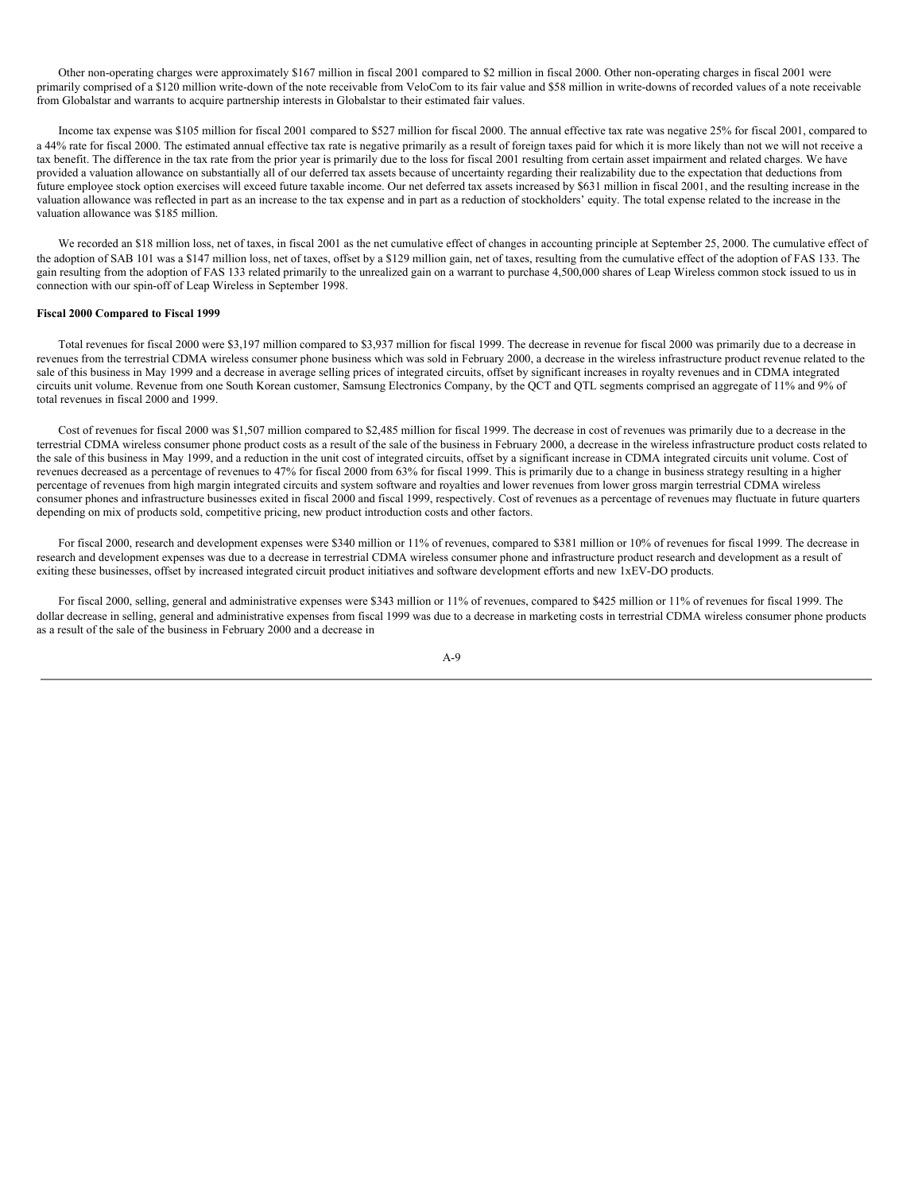Other non-operating charges were approximately $167 million in fiscal 2001 compared to $2 million in fiscal 2000. Other non-operating charges in fiscal 2001 were primarily comprised of a $120 million write-down of the note receivable from VeloCom to its fair value and $58 million in write-downs of recorded values of a note receivable from Globalstar and warrants to acquire partnership interests in Globalstar to their estimated fair values.

Income tax expense was $105 million for fiscal 2001 compared to $527 million for fiscal 2000. The annual effective tax rate was negative 25% for fiscal 2001, compared to a 44% rate for fiscal 2000. The estimated annual effective tax rate is negative primarily as a result of foreign taxes paid for which it is more likely than not we will not receive a tax benefit. The difference in the tax rate from the prior year is primarily due to the loss for fiscal 2001 resulting from certain asset impairment and related charges. We have provided a valuation allowance on substantially all of our deferred tax assets because of uncertainty regarding their realizability due to the expectation that deductions from future employee stock option exercises will exceed future taxable income. Our net deferred tax assets increased by $631 million in fiscal 2001, and the resulting increase in the valuation allowance was reflected in part as an increase to the tax expense and in part as a reduction of stockholders' equity. The total expense related to the increase in the valuation allowance was $185 million.

We recorded an $18 million loss, net of taxes, in fiscal 2001 as the net cumulative effect of changes in accounting principle at September 25, 2000. The cumulative effect of the adoption of SAB 101 was a $147 million loss, net of taxes, offset by a $129 million gain, net of taxes, resulting from the cumulative effect of the adoption of FAS 133. The gain resulting from the adoption of FAS 133 related primarily to the unrealized gain on a warrant to purchase 4,500,000 shares of Leap Wireless common stock issued to us in connection with our spin-off of Leap Wireless in September 1998.

**Fiscal 2000 Compared to Fiscal 1999**

Total revenues for fiscal 2000 were $3,197 million compared to $3,937 million for fiscal 1999. The decrease in revenue for fiscal 2000 was primarily due to a decrease in revenues from the terrestrial CDMA wireless consumer phone business which was sold in February 2000, a decrease in the wireless infrastructure product revenue related to the sale of this business in May 1999 and a decrease in average selling prices of integrated circuits, offset by significant increases in royalty revenues and in CDMA integrated circuits unit volume. Revenue from one South Korean customer, Samsung Electronics Company, by the QCT and QTL segments comprised an aggregate of 11% and 9% of total revenues in fiscal 2000 and 1999.

Cost of revenues for fiscal 2000 was $1,507 million compared to $2,485 million for fiscal 1999. The decrease in cost of revenues was primarily due to a decrease in the terrestrial CDMA wireless consumer phone product costs as a result of the sale of the business in February 2000, a decrease in the wireless infrastructure product costs related to the sale of this business in May 1999, and a reduction in the unit cost of integrated circuits, offset by a significant increase in CDMA integrated circuits unit volume. Cost of revenues decreased as a percentage of revenues to 47% for fiscal 2000 from 63% for fiscal 1999. This is primarily due to a change in business strategy resulting in a higher percentage of revenues from high margin integrated circuits and system software and royalties and lower revenues from lower gross margin terrestrial CDMA wireless consumer phones and infrastructure businesses exited in fiscal 2000 and fiscal 1999, respectively. Cost of revenues as a percentage of revenues may fluctuate in future quarters depending on mix of products sold, competitive pricing, new product introduction costs and other factors.

For fiscal 2000, research and development expenses were $340 million or 11% of revenues, compared to $381 million or 10% of revenues for fiscal 1999. The decrease in research and development expenses was due to a decrease in terrestrial CDMA wireless consumer phone and infrastructure product research and development as a result of exiting these businesses, offset by increased integrated circuit product initiatives and software development efforts and new 1xEV-DO products.

For fiscal 2000, selling, general and administrative expenses were $343 million or 11% of revenues, compared to $425 million or 11% of revenues for fiscal 1999. The dollar decrease in selling, general and administrative expenses from fiscal 1999 was due to a decrease in marketing costs in terrestrial CDMA wireless consumer phone products as a result of the sale of the business in February 2000 and a decrease in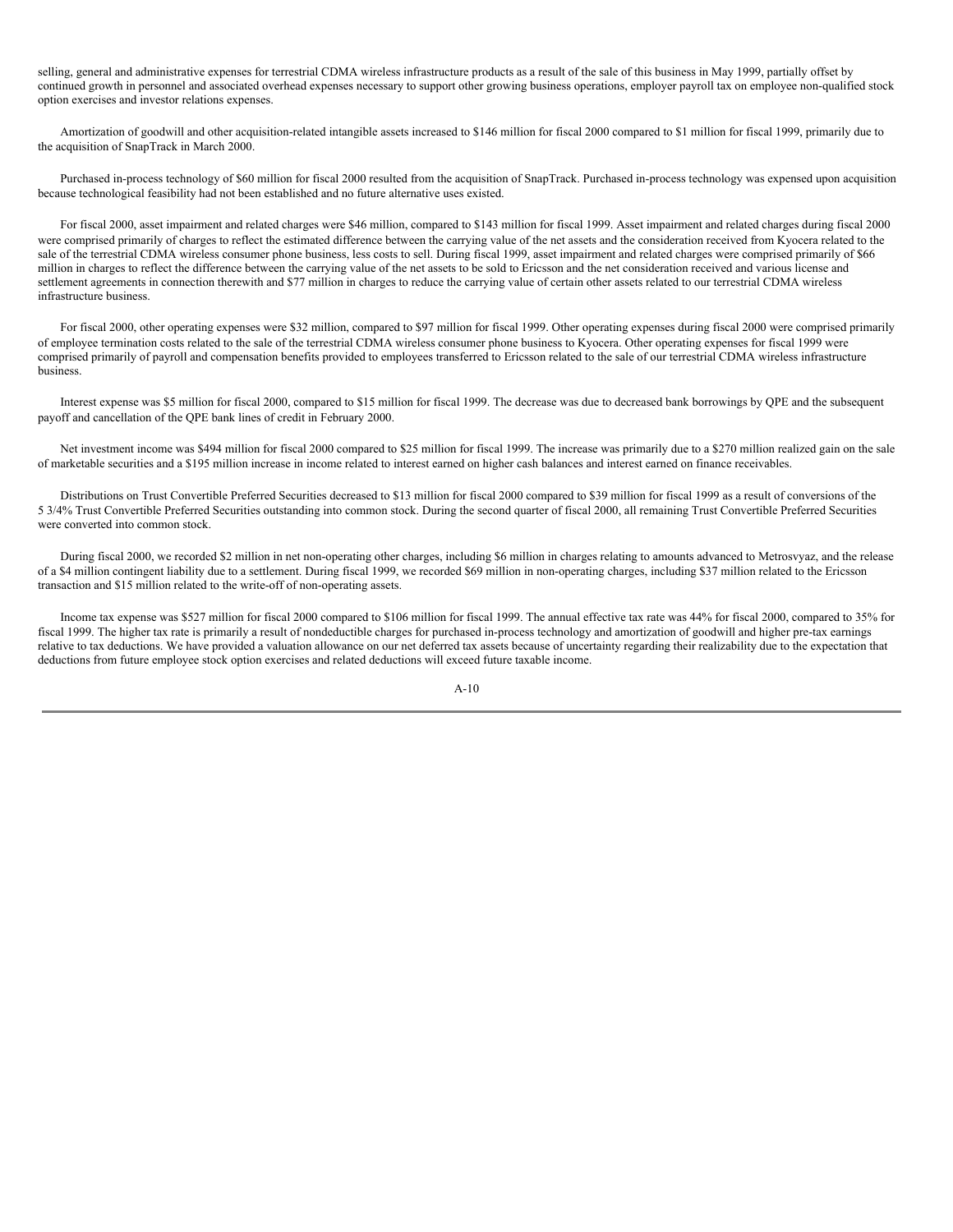selling, general and administrative expenses for terrestrial CDMA wireless infrastructure products as a result of the sale of this business in May 1999, partially offset by continued growth in personnel and associated overhead expenses necessary to support other growing business operations, employer payroll tax on employee non-qualified stock option exercises and investor relations expenses.

Amortization of goodwill and other acquisition-related intangible assets increased to $146 million for fiscal 2000 compared to $1 million for fiscal 1999, primarily due to the acquisition of SnapTrack in March 2000.

Purchased in-process technology of $60 million for fiscal 2000 resulted from the acquisition of SnapTrack. Purchased in-process technology was expensed upon acquisition because technological feasibility had not been established and no future alternative uses existed.

For fiscal 2000, asset impairment and related charges were $46 million, compared to $143 million for fiscal 1999. Asset impairment and related charges during fiscal 2000 were comprised primarily of charges to reflect the estimated difference between the carrying value of the net assets and the consideration received from Kyocera related to the sale of the terrestrial CDMA wireless consumer phone business, less costs to sell. During fiscal 1999, asset impairment and related charges were comprised primarily of $66 million in charges to reflect the difference between the carrying value of the net assets to be sold to Ericsson and the net consideration received and various license and settlement agreements in connection therewith and $77 million in charges to reduce the carrying value of certain other assets related to our terrestrial CDMA wireless infrastructure business.

For fiscal 2000, other operating expenses were $32 million, compared to $97 million for fiscal 1999. Other operating expenses during fiscal 2000 were comprised primarily of employee termination costs related to the sale of the terrestrial CDMA wireless consumer phone business to Kyocera. Other operating expenses for fiscal 1999 were comprised primarily of payroll and compensation benefits provided to employees transferred to Ericsson related to the sale of our terrestrial CDMA wireless infrastructure business.

Interest expense was $5 million for fiscal 2000, compared to $15 million for fiscal 1999. The decrease was due to decreased bank borrowings by QPE and the subsequent payoff and cancellation of the QPE bank lines of credit in February 2000.

Net investment income was $494 million for fiscal 2000 compared to $25 million for fiscal 1999. The increase was primarily due to a $270 million realized gain on the sale of marketable securities and a $195 million increase in income related to interest earned on higher cash balances and interest earned on finance receivables.

Distributions on Trust Convertible Preferred Securities decreased to $13 million for fiscal 2000 compared to $39 million for fiscal 1999 as a result of conversions of the 5 3/4% Trust Convertible Preferred Securities outstanding into common stock. During the second quarter of fiscal 2000, all remaining Trust Convertible Preferred Securities were converted into common stock.

During fiscal 2000, we recorded $2 million in net non-operating other charges, including $6 million in charges relating to amounts advanced to Metrosvyaz, and the release of a $4 million contingent liability due to a settlement. During fiscal 1999, we recorded $69 million in non-operating charges, including $37 million related to the Ericsson transaction and $15 million related to the write-off of non-operating assets.

Income tax expense was $527 million for fiscal 2000 compared to $106 million for fiscal 1999. The annual effective tax rate was 44% for fiscal 2000, compared to 35% for fiscal 1999. The higher tax rate is primarily a result of nondeductible charges for purchased in-process technology and amortization of goodwill and higher pre-tax earnings relative to tax deductions. We have provided a valuation allowance on our net deferred tax assets because of uncertainty regarding their realizability due to the expectation that deductions from future employee stock option exercises and related deductions will exceed future taxable income.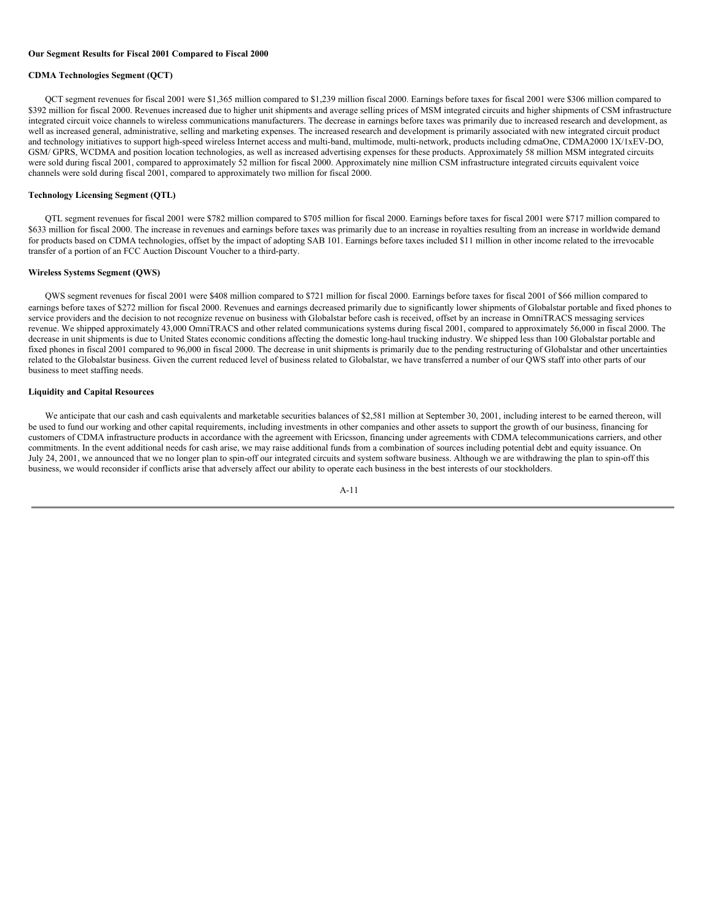**Our Segment Results for Fiscal 2001 Compared to Fiscal 2000**

**CDMA Technologies Segment (QCT)**

QCT segment revenues for fiscal 2001 were $1,365 million compared to $1,239 million fiscal 2000. Earnings before taxes for fiscal 2001 were $306 million compared to $392 million for fiscal 2000. Revenues increased due to higher unit shipments and average selling prices of MSM integrated circuits and higher shipments of CSM infrastructure integrated circuit voice channels to wireless communications manufacturers. The decrease in earnings before taxes was primarily due to increased research and development, as well as increased general, administrative, selling and marketing expenses. The increased research and development is primarily associated with new integrated circuit product and technology initiatives to support high-speed wireless Internet access and multi-band, multimode, multi-network, products including cdmaOne, CDMA2000 1X/1xEV-DO, GSM/ GPRS, WCDMA and position location technologies, as well as increased advertising expenses for these products. Approximately 58 million MSM integrated circuits were sold during fiscal 2001, compared to approximately 52 million for fiscal 2000. Approximately nine million CSM infrastructure integrated circuits equivalent voice channels were sold during fiscal 2001, compared to approximately two million for fiscal 2000.

**Technology Licensing Segment (QTL)**

QTL segment revenues for fiscal 2001 were $782 million compared to $705 million for fiscal 2000. Earnings before taxes for fiscal 2001 were $717 million compared to $633 million for fiscal 2000. The increase in revenues and earnings before taxes was primarily due to an increase in royalties resulting from an increase in worldwide demand for products based on CDMA technologies, offset by the impact of adopting SAB 101. Earnings before taxes included $11 million in other income related to the irrevocable transfer of a portion of an FCC Auction Discount Voucher to a third-party.

**Wireless Systems Segment (QWS)**

QWS segment revenues for fiscal 2001 were $408 million compared to $721 million for fiscal 2000. Earnings before taxes for fiscal 2001 of $66 million compared to earnings before taxes of $272 million for fiscal 2000. Revenues and earnings decreased primarily due to significantly lower shipments of Globalstar portable and fixed phones to service providers and the decision to not recognize revenue on business with Globalstar before cash is received, offset by an increase in OmniTRACS messaging services revenue. We shipped approximately 43,000 OmniTRACS and other related communications systems during fiscal 2001, compared to approximately 56,000 in fiscal 2000. The decrease in unit shipments is due to United States economic conditions affecting the domestic long-haul trucking industry. We shipped less than 100 Globalstar portable and fixed phones in fiscal 2001 compared to 96,000 in fiscal 2000. The decrease in unit shipments is primarily due to the pending restructuring of Globalstar and other uncertainties related to the Globalstar business. Given the current reduced level of business related to Globalstar, we have transferred a number of our QWS staff into other parts of our business to meet staffing needs.

**Liquidity and Capital Resources**

We anticipate that our cash and cash equivalents and marketable securities balances of $2,581 million at September 30, 2001, including interest to be earned thereon, will be used to fund our working and other capital requirements, including investments in other companies and other assets to support the growth of our business, financing for customers of CDMA infrastructure products in accordance with the agreement with Ericsson, financing under agreements with CDMA telecommunications carriers, and other commitments. In the event additional needs for cash arise, we may raise additional funds from a combination of sources including potential debt and equity issuance. On July 24, 2001, we announced that we no longer plan to spin-off our integrated circuits and system software business. Although we are withdrawing the plan to spin-off this business, we would reconsider if conflicts arise that adversely affect our ability to operate each business in the best interests of our stockholders.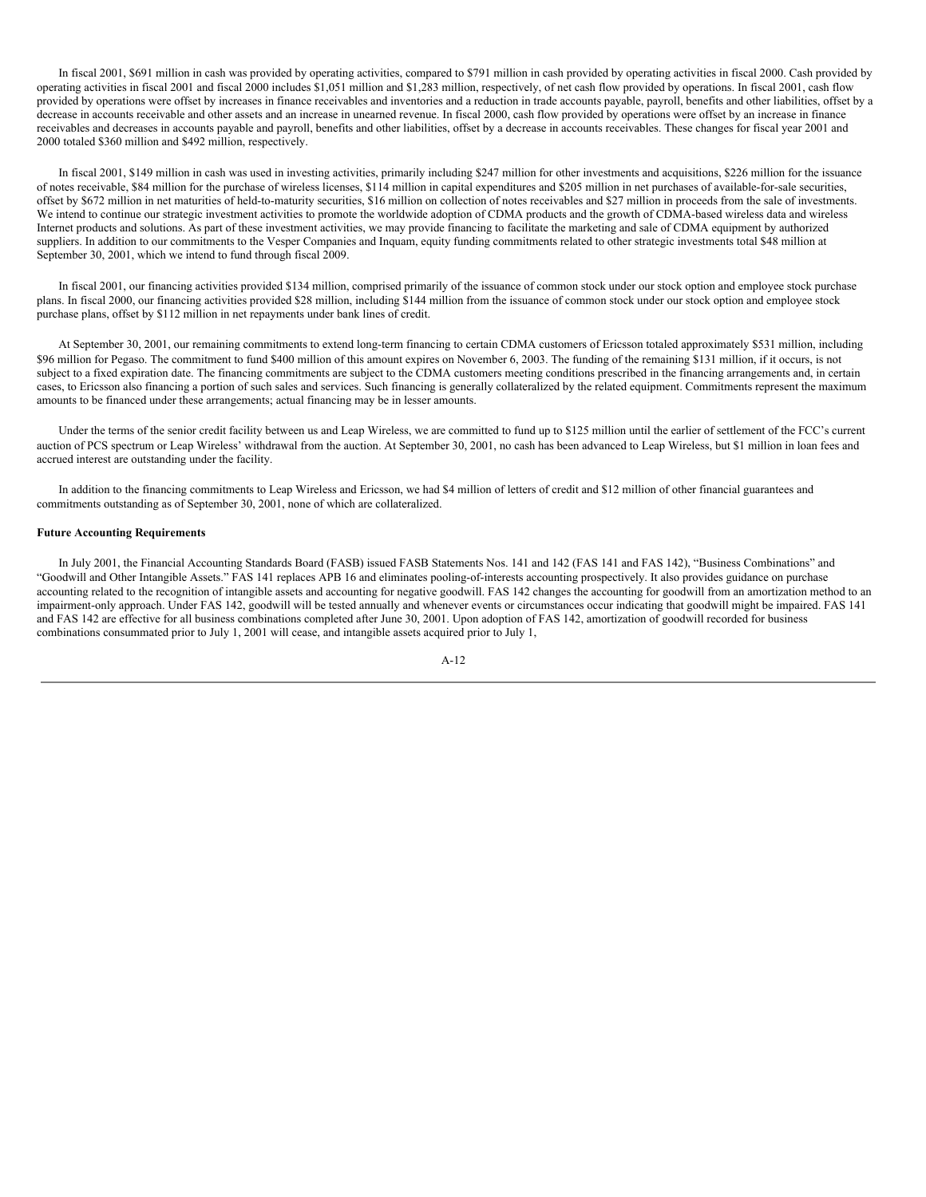In fiscal 2001, $691 million in cash was provided by operating activities, compared to $791 million in cash provided by operating activities in fiscal 2000. Cash provided by operating activities in fiscal 2001 and fiscal 2000 includes $1,051 million and $1,283 million, respectively, of net cash flow provided by operations. In fiscal 2001, cash flow provided by operations were offset by increases in finance receivables and inventories and a reduction in trade accounts payable, payroll, benefits and other liabilities, offset by a decrease in accounts receivable and other assets and an increase in unearned revenue. In fiscal 2000, cash flow provided by operations were offset by an increase in finance receivables and decreases in accounts payable and payroll, benefits and other liabilities, offset by a decrease in accounts receivables. These changes for fiscal year 2001 and 2000 totaled $360 million and $492 million, respectively.

In fiscal 2001, $149 million in cash was used in investing activities, primarily including $247 million for other investments and acquisitions, $226 million for the issuance of notes receivable, $84 million for the purchase of wireless licenses, $114 million in capital expenditures and $205 million in net purchases of available-for-sale securities, offset by $672 million in net maturities of held-to-maturity securities, $16 million on collection of notes receivables and $27 million in proceeds from the sale of investments. We intend to continue our strategic investment activities to promote the worldwide adoption of CDMA products and the growth of CDMA-based wireless data and wireless Internet products and solutions. As part of these investment activities, we may provide financing to facilitate the marketing and sale of CDMA equipment by authorized suppliers. In addition to our commitments to the Vesper Companies and Inquam, equity funding commitments related to other strategic investments total $48 million at September 30, 2001, which we intend to fund through fiscal 2009.

In fiscal 2001, our financing activities provided $134 million, comprised primarily of the issuance of common stock under our stock option and employee stock purchase plans. In fiscal 2000, our financing activities provided $28 million, including $144 million from the issuance of common stock under our stock option and employee stock purchase plans, offset by $112 million in net repayments under bank lines of credit.

At September 30, 2001, our remaining commitments to extend long-term financing to certain CDMA customers of Ericsson totaled approximately $531 million, including $96 million for Pegaso. The commitment to fund $400 million of this amount expires on November 6, 2003. The funding of the remaining $131 million, if it occurs, is not subject to a fixed expiration date. The financing commitments are subject to the CDMA customers meeting conditions prescribed in the financing arrangements and, in certain cases, to Ericsson also financing a portion of such sales and services. Such financing is generally collateralized by the related equipment. Commitments represent the maximum amounts to be financed under these arrangements; actual financing may be in lesser amounts.

Under the terms of the senior credit facility between us and Leap Wireless, we are committed to fund up to $125 million until the earlier of settlement of the FCC's current auction of PCS spectrum or Leap Wireless' withdrawal from the auction. At September 30, 2001, no cash has been advanced to Leap Wireless, but $1 million in loan fees and accrued interest are outstanding under the facility.

In addition to the financing commitments to Leap Wireless and Ericsson, we had $4 million of letters of credit and $12 million of other financial guarantees and commitments outstanding as of September 30, 2001, none of which are collateralized.

**Future Accounting Requirements**

In July 2001, the Financial Accounting Standards Board (FASB) issued FASB Statements Nos. 141 and 142 (FAS 141 and FAS 142), "Business Combinations" and "Goodwill and Other Intangible Assets." FAS 141 replaces APB 16 and eliminates pooling-of-interests accounting prospectively. It also provides guidance on purchase accounting related to the recognition of intangible assets and accounting for negative goodwill. FAS 142 changes the accounting for goodwill from an amortization method to an impairment-only approach. Under FAS 142, goodwill will be tested annually and whenever events or circumstances occur indicating that goodwill might be impaired. FAS 141 and FAS 142 are effective for all business combinations completed after June 30, 2001. Upon adoption of FAS 142, amortization of goodwill recorded for business combinations consummated prior to July 1, 2001 will cease, and intangible assets acquired prior to July 1,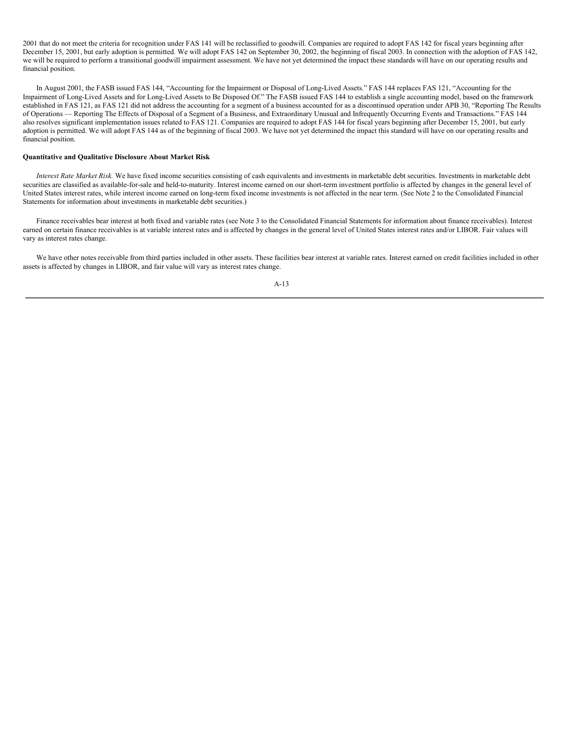2001 that do not meet the criteria for recognition under FAS 141 will be reclassified to goodwill. Companies are required to adopt FAS 142 for fiscal years beginning after December 15, 2001, but early adoption is permitted. We will adopt FAS 142 on September 30, 2002, the beginning of fiscal 2003. In connection with the adoption of FAS 142, we will be required to perform a transitional goodwill impairment assessment. We have not yet determined the impact these standards will have on our operating results and financial position.

In August 2001, the FASB issued FAS 144, "Accounting for the Impairment or Disposal of Long-Lived Assets." FAS 144 replaces FAS 121, "Accounting for the Impairment of Long-Lived Assets and for Long-Lived Assets to Be Disposed Of." The FASB issued FAS 144 to establish a single accounting model, based on the framework established in FAS 121, as FAS 121 did not address the accounting for a segment of a business accounted for as a discontinued operation under APB 30, "Reporting The Results of Operations — Reporting The Effects of Disposal of a Segment of a Business, and Extraordinary Unusual and Infrequently Occurring Events and Transactions." FAS 144 also resolves significant implementation issues related to FAS 121. Companies are required to adopt FAS 144 for fiscal years beginning after December 15, 2001, but early adoption is permitted. We will adopt FAS 144 as of the beginning of fiscal 2003. We have not yet determined the impact this standard will have on our operating results and financial position.

**Quantitative and Qualitative Disclosure About Market Risk**

*Interest Rate Market Risk.* We have fixed income securities consisting of cash equivalents and investments in marketable debt securities. Investments in marketable debt securities are classified as available-for-sale and held-to-maturity. Interest income earned on our short-term investment portfolio is affected by changes in the general level of United States interest rates, while interest income earned on long-term fixed income investments is not affected in the near term. (See Note 2 to the Consolidated Financial Statements for information about investments in marketable debt securities.)

Finance receivables bear interest at both fixed and variable rates (see Note 3 to the Consolidated Financial Statements for information about finance receivables). Interest earned on certain finance receivables is at variable interest rates and is affected by changes in the general level of United States interest rates and/or LIBOR. Fair values will vary as interest rates change.

We have other notes receivable from third parties included in other assets. These facilities bear interest at variable rates. Interest earned on credit facilities included in other assets is affected by changes in LIBOR, and fair value will vary as interest rates change.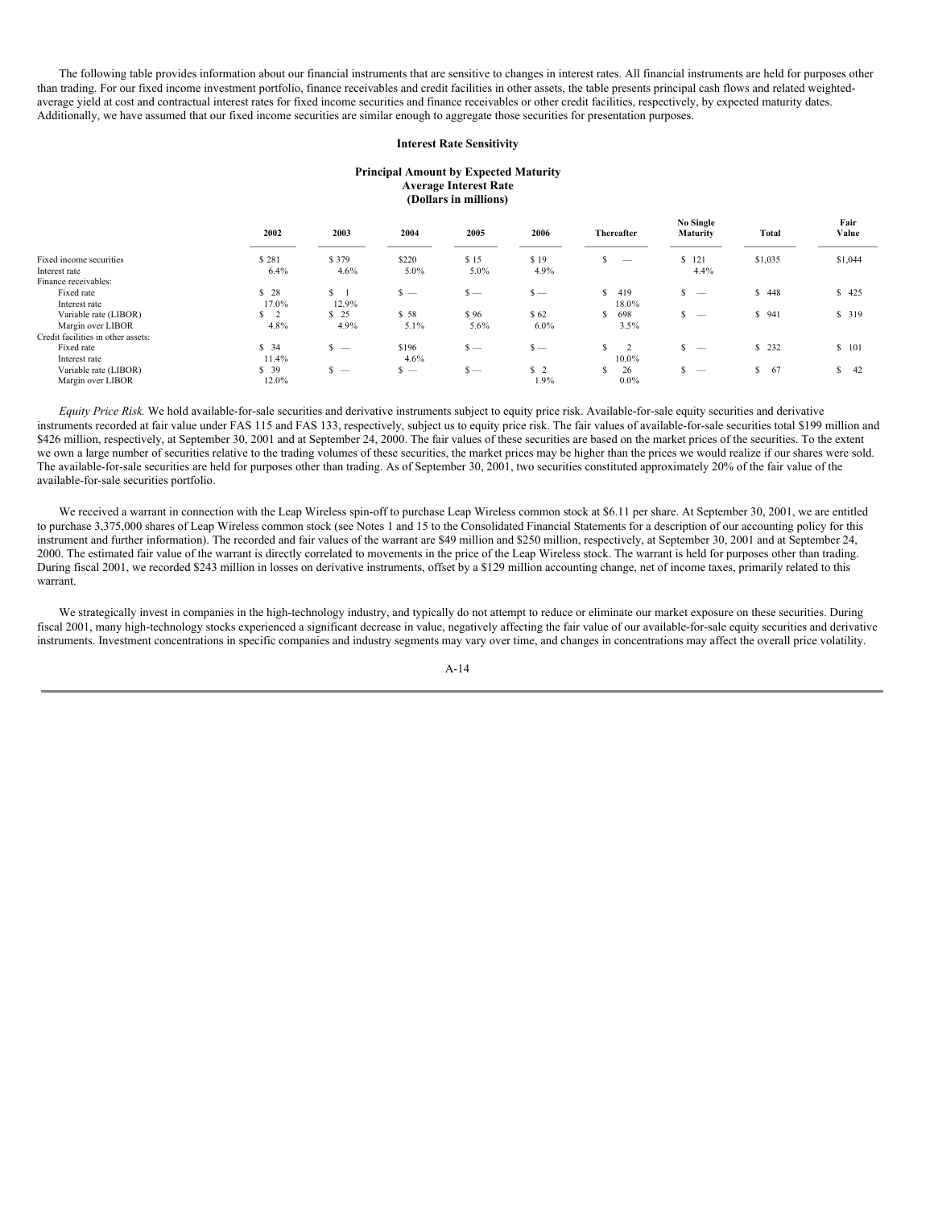The following table provides information about our financial instruments that are sensitive to changes in interest rates. All financial instruments are held for purposes other than trading. For our fixed income investment portfolio, finance receivables and credit facilities in other assets, the table presents principal cash flows and related weighted-average yield at cost and contractual interest rates for fixed income securities and finance receivables or other credit facilities, respectively, by expected maturity dates. Additionally, we have assumed that our fixed income securities are similar enough to aggregate those securities for presentation purposes.

**Interest Rate Sensitivity**

**Principal Amount by Expected Maturity**
**Average Interest Rate**
**(Dollars in millions)**

| | 2002 | 2003 | 2004 | 2005 | 2006 | Thereafter | No Single Maturity | Total | Fair Value |
|---|---|---|---|---|---|---|---|---|---|
| Fixed income securities | $ 281 | $ 379 | $220 | $ 15 | $ 19 | $ — | $ 121 | $1,035 | $1,044 |
| Interest rate | 6.4% | 4.6% | 5.0% | 5.0% | 4.9% | | 4.4% | | |
| Finance receivables: | | | | | | | | | |
| Fixed rate | $ 28 | $ 1 | $ — | $ — | $ — | $ 419 | $ — | $ 448 | $ 425 |
| Interest rate | 17.0% | 12.9% | | | | 18.0% | | | |
| Variable rate (LIBOR) | $ 2 | $ 25 | $ 58 | $ 96 | $ 62 | $ 698 | $ — | $ 941 | $ 319 |
| Margin over LIBOR | 4.8% | 4.9% | 5.1% | 5.6% | 6.0% | 3.5% | | | |
| Credit facilities in other assets: | | | | | | | | | |
| Fixed rate | $ 34 | $ — | $196 | $ — | $ — | $ 2 | $ — | $ 232 | $ 101 |
| Interest rate | 11.4% | | 4.6% | | | 10.0% | | | |
| Variable rate (LIBOR) | $ 39 | $ — | $ — | $ — | $ 2 | $ 26 | $ — | $ 67 | $ 42 |
| Margin over LIBOR | 12.0% | | | | 1.9% | 0.0% | | | |

*Equity Price Risk.* We hold available-for-sale securities and derivative instruments subject to equity price risk. Available-for-sale equity securities and derivative instruments recorded at fair value under FAS 115 and FAS 133, respectively, subject us to equity price risk. The fair values of available-for-sale securities total $199 million and $426 million, respectively, at September 30, 2001 and at September 24, 2000. The fair values of these securities are based on the market prices of the securities. To the extent we own a large number of securities relative to the trading volumes of these securities, the market prices may be higher than the prices we would realize if our shares were sold. The available-for-sale securities are held for purposes other than trading. As of September 30, 2001, two securities constituted approximately 20% of the fair value of the available-for-sale securities portfolio.

We received a warrant in connection with the Leap Wireless spin-off to purchase Leap Wireless common stock at $6.11 per share. At September 30, 2001, we are entitled to purchase 3,375,000 shares of Leap Wireless common stock (see Notes 1 and 15 to the Consolidated Financial Statements for a description of our accounting policy for this instrument and further information). The recorded and fair values of the warrant are $49 million and $250 million, respectively, at September 30, 2001 and at September 24, 2000. The estimated fair value of the warrant is directly correlated to movements in the price of the Leap Wireless stock. The warrant is held for purposes other than trading. During fiscal 2001, we recorded $243 million in losses on derivative instruments, offset by a $129 million accounting change, net of income taxes, primarily related to this warrant.

We strategically invest in companies in the high-technology industry, and typically do not attempt to reduce or eliminate our market exposure on these securities. During fiscal 2001, many high-technology stocks experienced a significant decrease in value, negatively affecting the fair value of our available-for-sale equity securities and derivative instruments. Investment concentrations in specific companies and industry segments may vary over time, and changes in concentrations may affect the overall price volatility.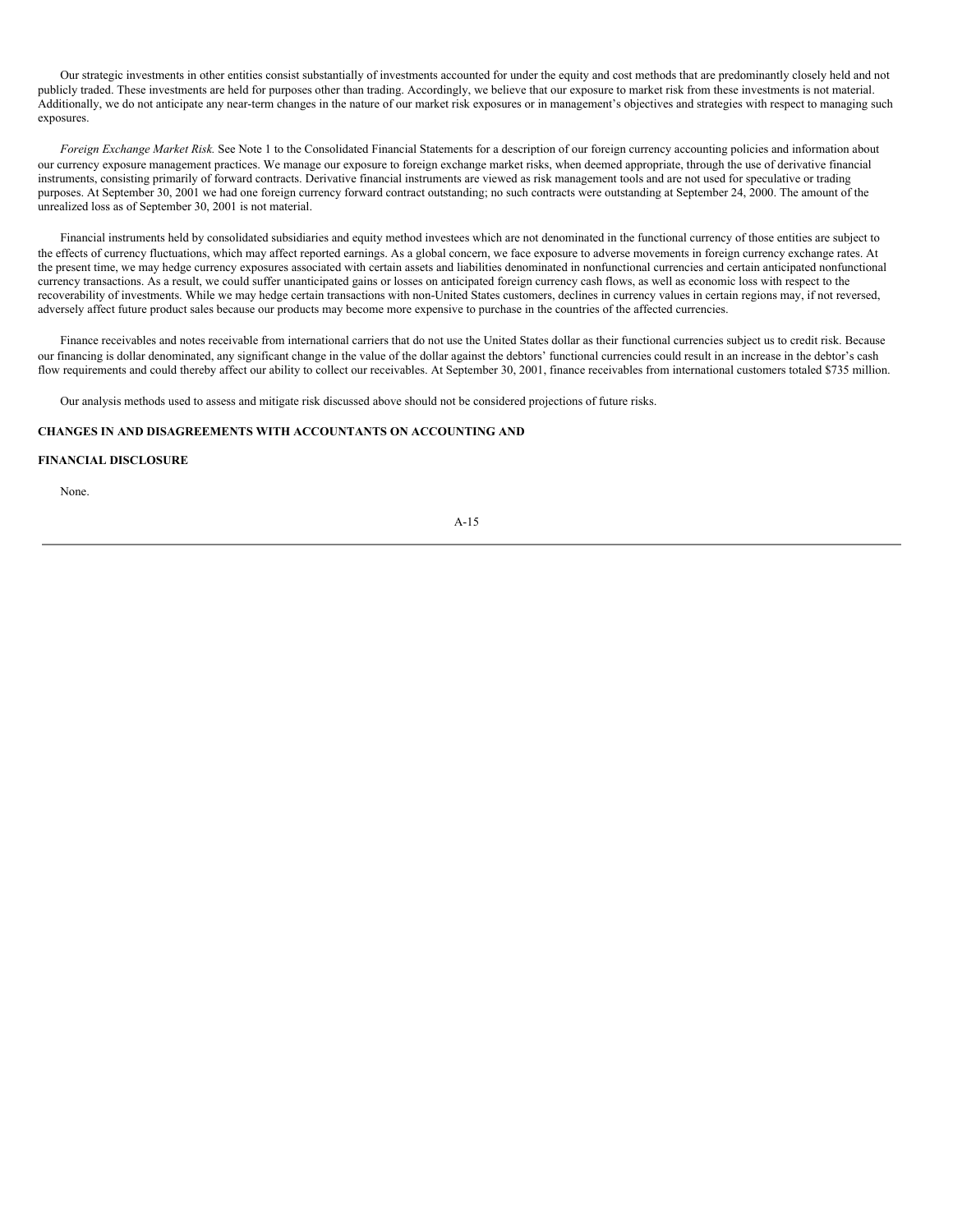Our strategic investments in other entities consist substantially of investments accounted for under the equity and cost methods that are predominantly closely held and not publicly traded. These investments are held for purposes other than trading. Accordingly, we believe that our exposure to market risk from these investments is not material. Additionally, we do not anticipate any near-term changes in the nature of our market risk exposures or in management's objectives and strategies with respect to managing such exposures.

*Foreign Exchange Market Risk.* See Note 1 to the Consolidated Financial Statements for a description of our foreign currency accounting policies and information about our currency exposure management practices. We manage our exposure to foreign exchange market risks, when deemed appropriate, through the use of derivative financial instruments, consisting primarily of forward contracts. Derivative financial instruments are viewed as risk management tools and are not used for speculative or trading purposes. At September 30, 2001 we had one foreign currency forward contract outstanding; no such contracts were outstanding at September 24, 2000. The amount of the unrealized loss as of September 30, 2001 is not material.

Financial instruments held by consolidated subsidiaries and equity method investees which are not denominated in the functional currency of those entities are subject to the effects of currency fluctuations, which may affect reported earnings. As a global concern, we face exposure to adverse movements in foreign currency exchange rates. At the present time, we may hedge currency exposures associated with certain assets and liabilities denominated in nonfunctional currencies and certain anticipated nonfunctional currency transactions. As a result, we could suffer unanticipated gains or losses on anticipated foreign currency cash flows, as well as economic loss with respect to the recoverability of investments. While we may hedge certain transactions with non-United States customers, declines in currency values in certain regions may, if not reversed, adversely affect future product sales because our products may become more expensive to purchase in the countries of the affected currencies.

Finance receivables and notes receivable from international carriers that do not use the United States dollar as their functional currencies subject us to credit risk. Because our financing is dollar denominated, any significant change in the value of the dollar against the debtors' functional currencies could result in an increase in the debtor's cash flow requirements and could thereby affect our ability to collect our receivables. At September 30, 2001, finance receivables from international customers totaled $735 million.

Our analysis methods used to assess and mitigate risk discussed above should not be considered projections of future risks.

**CHANGES IN AND DISAGREEMENTS WITH ACCOUNTANTS ON ACCOUNTING AND**

**FINANCIAL DISCLOSURE**

None.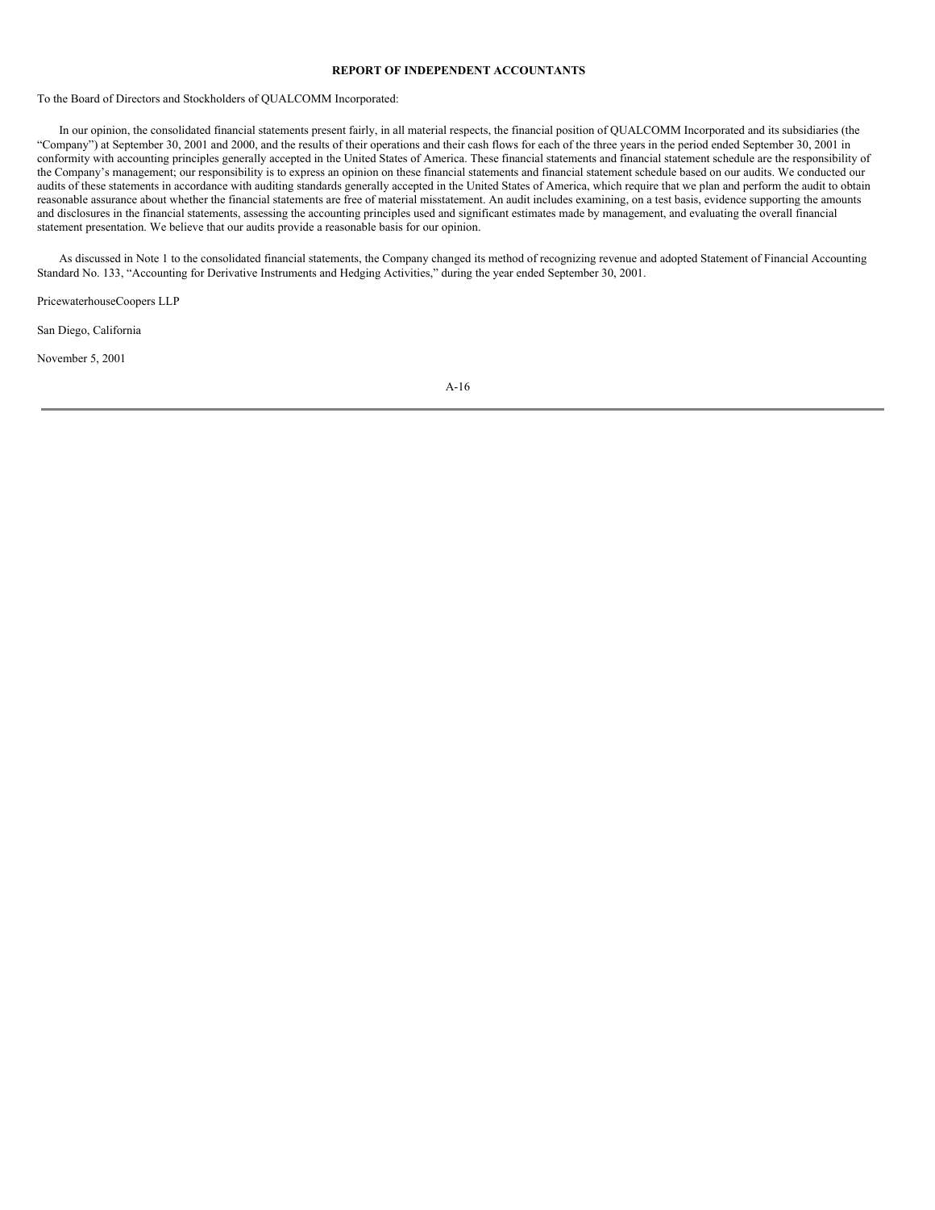## REPORT OF INDEPENDENT ACCOUNTANTS

To the Board of Directors and Stockholders of QUALCOMM Incorporated:

In our opinion, the consolidated financial statements present fairly, in all material respects, the financial position of QUALCOMM Incorporated and its subsidiaries (the "Company") at September 30, 2001 and 2000, and the results of their operations and their cash flows for each of the three years in the period ended September 30, 2001 in conformity with accounting principles generally accepted in the United States of America. These financial statements and financial statement schedule are the responsibility of the Company's management; our responsibility is to express an opinion on these financial statements and financial statement schedule based on our audits. We conducted our audits of these statements in accordance with auditing standards generally accepted in the United States of America, which require that we plan and perform the audit to obtain reasonable assurance about whether the financial statements are free of material misstatement. An audit includes examining, on a test basis, evidence supporting the amounts and disclosures in the financial statements, assessing the accounting principles used and significant estimates made by management, and evaluating the overall financial statement presentation. We believe that our audits provide a reasonable basis for our opinion.

As discussed in Note 1 to the consolidated financial statements, the Company changed its method of recognizing revenue and adopted Statement of Financial Accounting Standard No. 133, "Accounting for Derivative Instruments and Hedging Activities," during the year ended September 30, 2001.

PricewaterhouseCoopers LLP

San Diego, California

November 5, 2001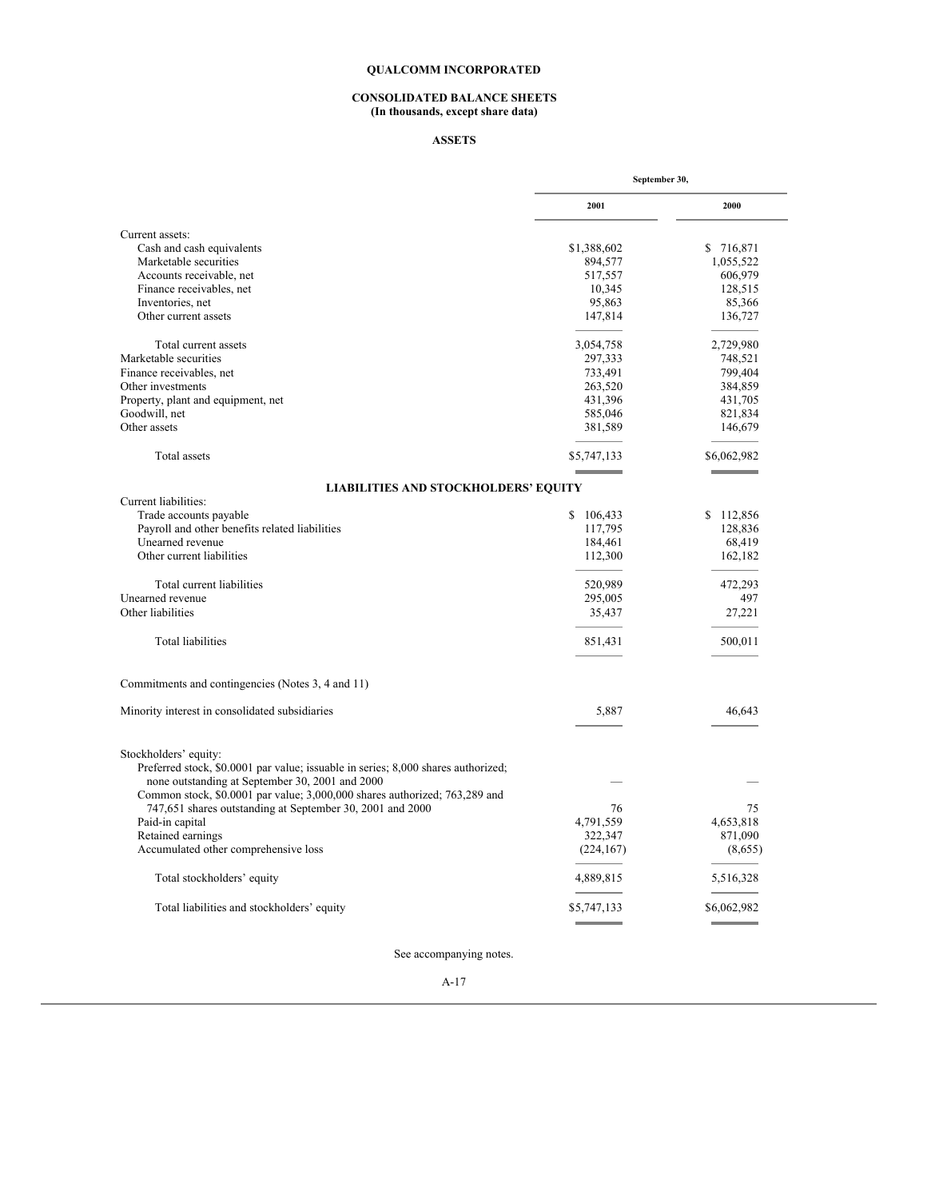# QUALCOMM INCORPORATED

## CONSOLIDATED BALANCE SHEETS
**(In thousands, except share data)**

### ASSETS

| | September 30, | |
|---|---|---|
| | 2001 | 2000 |
| Current assets: | | |
| Cash and cash equivalents | $1,388,602 | $ 716,871 |
| Marketable securities | 894,577 | 1,055,522 |
| Accounts receivable, net | 517,557 | 606,979 |
| Finance receivables, net | 10,345 | 128,515 |
| Inventories, net | 95,863 | 85,366 |
| Other current assets | 147,814 | 136,727 |
| Total current assets | 3,054,758 | 2,729,980 |
| Marketable securities | 297,333 | 748,521 |
| Finance receivables, net | 733,491 | 799,404 |
| Other investments | 263,520 | 384,859 |
| Property, plant and equipment, net | 431,396 | 431,705 |
| Goodwill, net | 585,046 | 821,834 |
| Other assets | 381,589 | 146,679 |
| Total assets | $5,747,133 | $6,062,982 |

### LIABILITIES AND STOCKHOLDERS' EQUITY

| | 2001 | 2000 |
|---|---|---|
| Current liabilities: | | |
| Trade accounts payable | $ 106,433 | $ 112,856 |
| Payroll and other benefits related liabilities | 117,795 | 128,836 |
| Unearned revenue | 184,461 | 68,419 |
| Other current liabilities | 112,300 | 162,182 |
| Total current liabilities | 520,989 | 472,293 |
| Unearned revenue | 295,005 | 497 |
| Other liabilities | 35,437 | 27,221 |
| Total liabilities | 851,431 | 500,011 |
| Commitments and contingencies (Notes 3, 4 and 11) | | |
| Minority interest in consolidated subsidiaries | 5,887 | 46,643 |
| Stockholders' equity: | | |
| Preferred stock, $0.0001 par value; issuable in series; 8,000 shares authorized; none outstanding at September 30, 2001 and 2000 | — | — |
| Common stock, $0.0001 par value; 3,000,000 shares authorized; 763,289 and 747,651 shares outstanding at September 30, 2001 and 2000 | 76 | 75 |
| Paid-in capital | 4,791,559 | 4,653,818 |
| Retained earnings | 322,347 | 871,090 |
| Accumulated other comprehensive loss | (224,167) | (8,655) |
| Total stockholders' equity | 4,889,815 | 5,516,328 |
| Total liabilities and stockholders' equity | $5,747,133 | $6,062,982 |

See accompanying notes.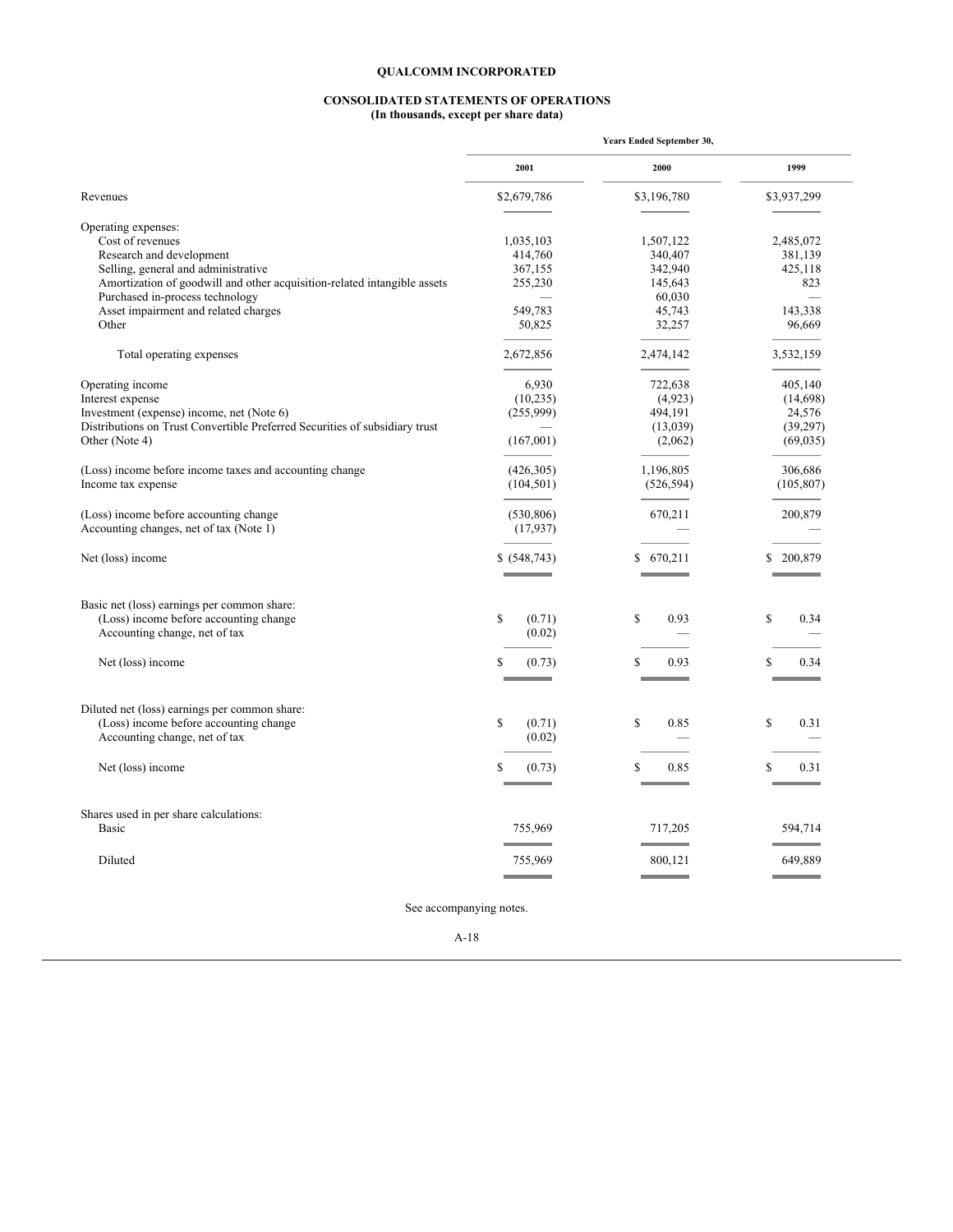**QUALCOMM INCORPORATED**

**CONSOLIDATED STATEMENTS OF OPERATIONS**
**(In thousands, except per share data)**

| | Years Ended September 30, | | |
|---|---|---|---|
| | **2001** | **2000** | **1999** |
| Revenues | $2,679,786 | $3,196,780 | $3,937,299 |
| Operating expenses: | | | |
| Cost of revenues | 1,035,103 | 1,507,122 | 2,485,072 |
| Research and development | 414,760 | 340,407 | 381,139 |
| Selling, general and administrative | 367,155 | 342,940 | 425,118 |
| Amortization of goodwill and other acquisition-related intangible assets | 255,230 | 145,643 | 823 |
| Purchased in-process technology | — | 60,030 | — |
| Asset impairment and related charges | 549,783 | 45,743 | 143,338 |
| Other | 50,825 | 32,257 | 96,669 |
| Total operating expenses | 2,672,856 | 2,474,142 | 3,532,159 |
| Operating income | 6,930 | 722,638 | 405,140 |
| Interest expense | (10,235) | (4,923) | (14,698) |
| Investment (expense) income, net (Note 6) | (255,999) | 494,191 | 24,576 |
| Distributions on Trust Convertible Preferred Securities of subsidiary trust | — | (13,039) | (39,297) |
| Other (Note 4) | (167,001) | (2,062) | (69,035) |
| (Loss) income before income taxes and accounting change | (426,305) | 1,196,805 | 306,686 |
| Income tax expense | (104,501) | (526,594) | (105,807) |
| (Loss) income before accounting change | (530,806) | 670,211 | 200,879 |
| Accounting changes, net of tax (Note 1) | (17,937) | — | — |
| Net (loss) income | $ (548,743) | $ 670,211 | $ 200,879 |
| Basic net (loss) earnings per common share: | | | |
| (Loss) income before accounting change | $ (0.71) | $ 0.93 | $ 0.34 |
| Accounting change, net of tax | (0.02) | — | — |
| Net (loss) income | $ (0.73) | $ 0.93 | $ 0.34 |
| Diluted net (loss) earnings per common share: | | | |
| (Loss) income before accounting change | $ (0.71) | $ 0.85 | $ 0.31 |
| Accounting change, net of tax | (0.02) | — | — |
| Net (loss) income | $ (0.73) | $ 0.85 | $ 0.31 |
| Shares used in per share calculations: | | | |
| Basic | 755,969 | 717,205 | 594,714 |
| Diluted | 755,969 | 800,121 | 649,889 |

See accompanying notes.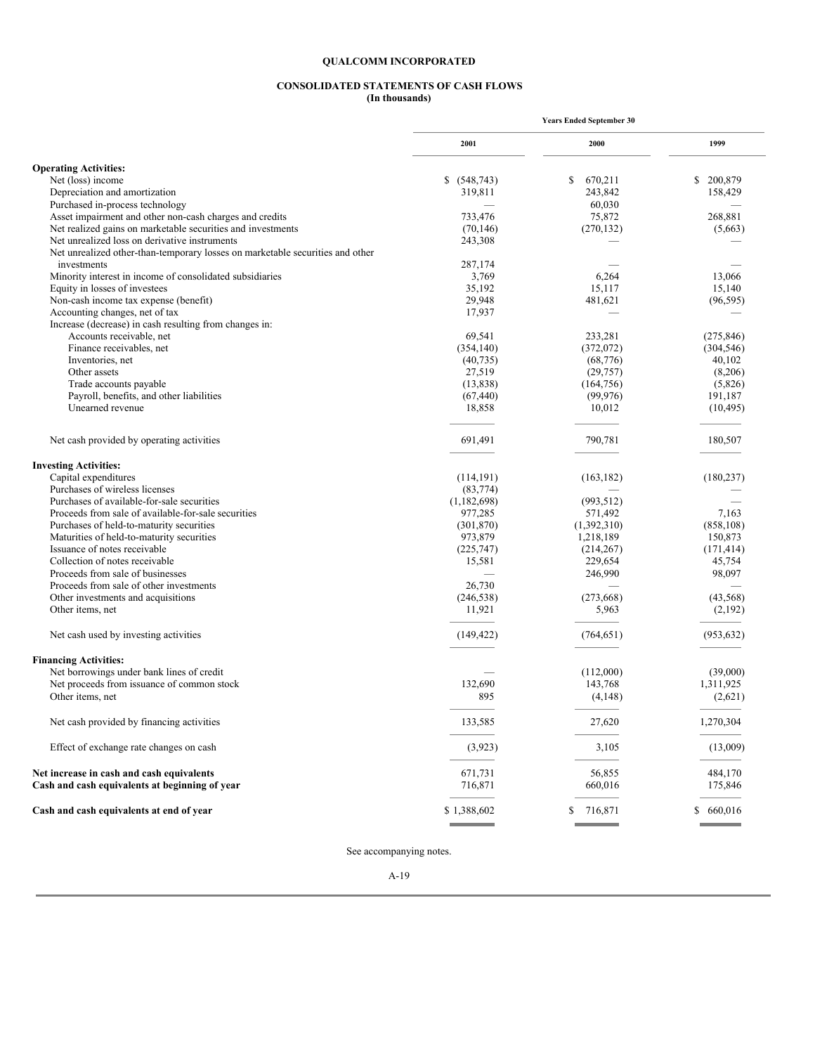# QUALCOMM INCORPORATED

## CONSOLIDATED STATEMENTS OF CASH FLOWS
**(In thousands)**

| | Years Ended September 30 | | |
|---|---|---|---|
| | 2001 | 2000 | 1999 |
| **Operating Activities:** | | | |
| Net (loss) income | $ (548,743) | $ 670,211 | $ 200,879 |
| Depreciation and amortization | 319,811 | 243,842 | 158,429 |
| Purchased in-process technology | — | 60,030 | — |
| Asset impairment and other non-cash charges and credits | 733,476 | 75,872 | 268,881 |
| Net realized gains on marketable securities and investments | (70,146) | (270,132) | (5,663) |
| Net unrealized loss on derivative instruments | 243,308 | — | — |
| Net unrealized other-than-temporary losses on marketable securities and other investments | 287,174 | — | — |
| Minority interest in income of consolidated subsidiaries | 3,769 | 6,264 | 13,066 |
| Equity in losses of investees | 35,192 | 15,117 | 15,140 |
| Non-cash income tax expense (benefit) | 29,948 | 481,621 | (96,595) |
| Accounting changes, net of tax | 17,937 | — | — |
| Increase (decrease) in cash resulting from changes in: | | | |
| Accounts receivable, net | 69,541 | 233,281 | (275,846) |
| Finance receivables, net | (354,140) | (372,072) | (304,546) |
| Inventories, net | (40,735) | (68,776) | 40,102 |
| Other assets | 27,519 | (29,757) | (8,206) |
| Trade accounts payable | (13,838) | (164,756) | (5,826) |
| Payroll, benefits, and other liabilities | (67,440) | (99,976) | 191,187 |
| Unearned revenue | 18,858 | 10,012 | (10,495) |
| Net cash provided by operating activities | 691,491 | 790,781 | 180,507 |
| **Investing Activities:** | | | |
| Capital expenditures | (114,191) | (163,182) | (180,237) |
| Purchases of wireless licenses | (83,774) | — | — |
| Purchases of available-for-sale securities | (1,182,698) | (993,512) | — |
| Proceeds from sale of available-for-sale securities | 977,285 | 571,492 | 7,163 |
| Purchases of held-to-maturity securities | (301,870) | (1,392,310) | (858,108) |
| Maturities of held-to-maturity securities | 973,879 | 1,218,189 | 150,873 |
| Issuance of notes receivable | (225,747) | (214,267) | (171,414) |
| Collection of notes receivable | 15,581 | 229,654 | 45,754 |
| Proceeds from sale of businesses | — | 246,990 | 98,097 |
| Proceeds from sale of other investments | 26,730 | — | — |
| Other investments and acquisitions | (246,538) | (273,668) | (43,568) |
| Other items, net | 11,921 | 5,963 | (2,192) |
| Net cash used by investing activities | (149,422) | (764,651) | (953,632) |
| **Financing Activities:** | | | |
| Net borrowings under bank lines of credit | — | (112,000) | (39,000) |
| Net proceeds from issuance of common stock | 132,690 | 143,768 | 1,311,925 |
| Other items, net | 895 | (4,148) | (2,621) |
| Net cash provided by financing activities | 133,585 | 27,620 | 1,270,304 |
| Effect of exchange rate changes on cash | (3,923) | 3,105 | (13,009) |
| **Net increase in cash and cash equivalents** | 671,731 | 56,855 | 484,170 |
| **Cash and cash equivalents at beginning of year** | 716,871 | 660,016 | 175,846 |
| **Cash and cash equivalents at end of year** | $ 1,388,602 | $ 716,871 | $ 660,016 |

See accompanying notes.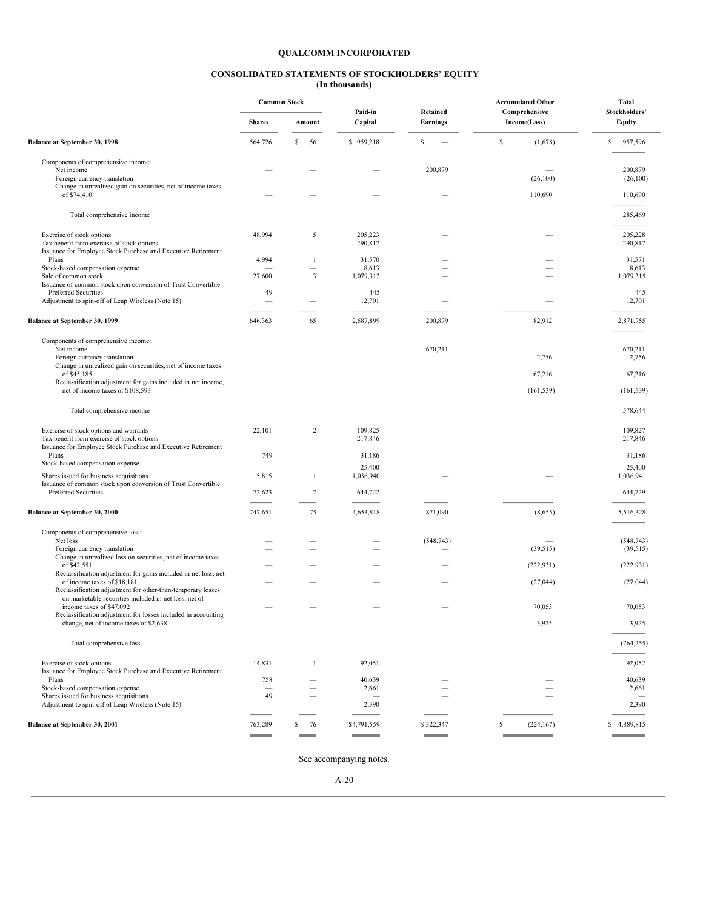**QUALCOMM INCORPORATED**

**CONSOLIDATED STATEMENTS OF STOCKHOLDERS' EQUITY**
**(In thousands)**

| | Common Stock | | Paid-in Capital | Retained Earnings | Accumulated Other Comprehensive Income(Loss) | Total Stockholders' Equity |
|---|---|---|---|---|---|---|
| | Shares | Amount | | | | |
| **Balance at September 30, 1998** | 564,726 | $ 56 | $ 959,218 | $ — | $ (1,678) | $ 957,596 |
| Components of comprehensive income: | | | | | | |
| Net income | — | — | — | 200,879 | — | 200,879 |
| Foreign currency translation | — | — | — | — | (26,100) | (26,100) |
| Change in unrealized gain on securities, net of income taxes of $74,410 | — | — | — | — | 110,690 | 110,690 |
| Total comprehensive income | | | | | | 285,469 |
| Exercise of stock options | 48,994 | 5 | 205,223 | — | — | 205,228 |
| Tax benefit from exercise of stock options | — | — | 290,817 | — | — | 290,817 |
| Issuance for Employee Stock Purchase and Executive Retirement Plans | 4,994 | 1 | 31,570 | — | — | 31,571 |
| Stock-based compensation expense | — | — | 8,613 | — | — | 8,613 |
| Sale of common stock | 27,600 | 3 | 1,079,312 | — | — | 1,079,315 |
| Issuance of common stock upon conversion of Trust Convertible Preferred Securities | 49 | — | 445 | — | — | 445 |
| Adjustment to spin-off of Leap Wireless (Note 15) | — | — | 12,701 | — | — | 12,701 |
| **Balance at September 30, 1999** | 646,363 | 65 | 2,587,899 | 200,879 | 82,912 | 2,871,755 |
| Components of comprehensive income: | | | | | | |
| Net income | — | — | — | 670,211 | — | 670,211 |
| Foreign currency translation | — | — | — | — | 2,756 | 2,756 |
| Change in unrealized gain on securities, net of income taxes of $45,185 | — | — | — | — | 67,216 | 67,216 |
| Reclassification adjustment for gains included in net income, net of income taxes of $108,593 | — | — | — | — | (161,539) | (161,539) |
| Total comprehensive income | | | | | | 578,644 |
| Exercise of stock options and warrants | 22,101 | 2 | 109,825 | — | — | 109,827 |
| Tax benefit from exercise of stock options | — | — | 217,846 | — | — | 217,846 |
| Issuance for Employee Stock Purchase and Executive Retirement Plans | 749 | — | 31,186 | — | — | 31,186 |
| Stock-based compensation expense | — | — | 25,400 | — | — | 25,400 |
| Shares issued for business acquisitions | 5,815 | 1 | 1,036,940 | — | — | 1,036,941 |
| Issuance of common stock upon conversion of Trust Convertible Preferred Securities | 72,623 | 7 | 644,722 | — | — | 644,729 |
| **Balance at September 30, 2000** | 747,651 | 75 | 4,653,818 | 871,090 | (8,655) | 5,516,328 |
| Components of comprehensive loss: | | | | | | |
| Net loss | — | — | — | (548,743) | — | (548,743) |
| Foreign currency translation | — | — | — | — | (39,515) | (39,515) |
| Change in unrealized loss on securities, net of income taxes of $42,551 | — | — | — | — | (222,931) | (222,931) |
| Reclassification adjustment for gains included in net loss, net of income taxes of $18,181 | — | — | — | — | (27,044) | (27,044) |
| Reclassification adjustment for other-than-temporary losses on marketable securities included in net loss, net of income taxes of $47,092 | — | — | — | — | 70,053 | 70,053 |
| Reclassification adjustment for losses included in accounting change, net of income taxes of $2,638 | — | — | — | — | 3,925 | 3,925 |
| Total comprehensive loss | | | | | | (764,255) |
| Exercise of stock options | 14,831 | 1 | 92,051 | — | — | 92,052 |
| Issuance for Employee Stock Purchase and Executive Retirement Plans | 758 | — | 40,639 | — | — | 40,639 |
| Stock-based compensation expense | — | — | 2,661 | — | — | 2,661 |
| Shares issued for business acquisitions | 49 | — | — | — | — | — |
| Adjustment to spin-off of Leap Wireless (Note 15) | — | — | 2,390 | — | — | 2,390 |
| **Balance at September 30, 2001** | 763,289 | $ 76 | $4,791,559 | $ 322,347 | $ (224,167) | $ 4,889,815 |

See accompanying notes.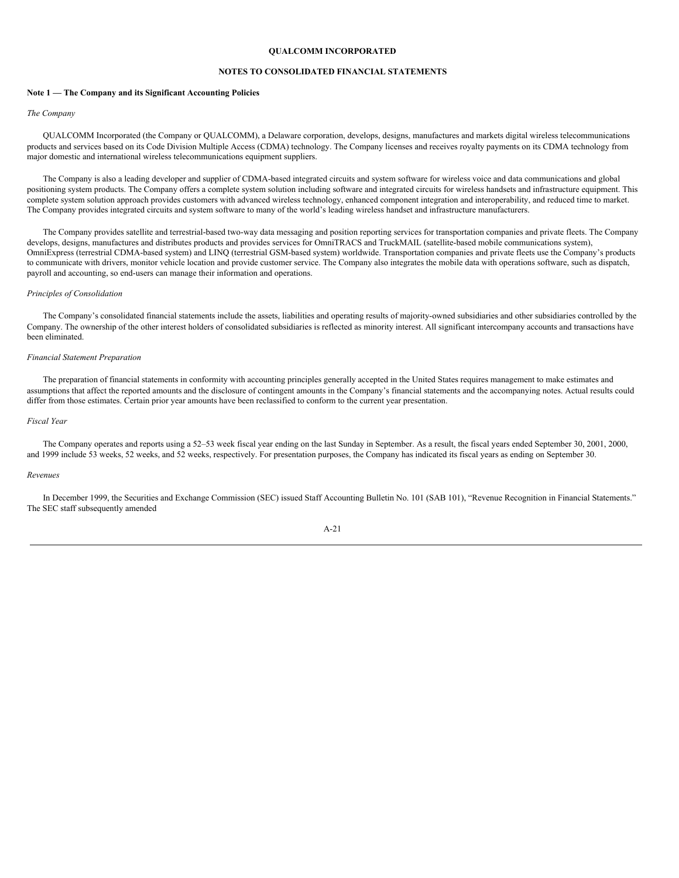**QUALCOMM INCORPORATED**

**NOTES TO CONSOLIDATED FINANCIAL STATEMENTS**

**Note 1 — The Company and its Significant Accounting Policies**

*The Company*

QUALCOMM Incorporated (the Company or QUALCOMM), a Delaware corporation, develops, designs, manufactures and markets digital wireless telecommunications products and services based on its Code Division Multiple Access (CDMA) technology. The Company licenses and receives royalty payments on its CDMA technology from major domestic and international wireless telecommunications equipment suppliers.

The Company is also a leading developer and supplier of CDMA-based integrated circuits and system software for wireless voice and data communications and global positioning system products. The Company offers a complete system solution including software and integrated circuits for wireless handsets and infrastructure equipment. This complete system solution approach provides customers with advanced wireless technology, enhanced component integration and interoperability, and reduced time to market. The Company provides integrated circuits and system software to many of the world's leading wireless handset and infrastructure manufacturers.

The Company provides satellite and terrestrial-based two-way data messaging and position reporting services for transportation companies and private fleets. The Company develops, designs, manufactures and distributes products and provides services for OmniTRACS and TruckMAIL (satellite-based mobile communications system), OmniExpress (terrestrial CDMA-based system) and LINQ (terrestrial GSM-based system) worldwide. Transportation companies and private fleets use the Company's products to communicate with drivers, monitor vehicle location and provide customer service. The Company also integrates the mobile data with operations software, such as dispatch, payroll and accounting, so end-users can manage their information and operations.

*Principles of Consolidation*

The Company's consolidated financial statements include the assets, liabilities and operating results of majority-owned subsidiaries and other subsidiaries controlled by the Company. The ownership of the other interest holders of consolidated subsidiaries is reflected as minority interest. All significant intercompany accounts and transactions have been eliminated.

*Financial Statement Preparation*

The preparation of financial statements in conformity with accounting principles generally accepted in the United States requires management to make estimates and assumptions that affect the reported amounts and the disclosure of contingent amounts in the Company's financial statements and the accompanying notes. Actual results could differ from those estimates. Certain prior year amounts have been reclassified to conform to the current year presentation.

*Fiscal Year*

The Company operates and reports using a 52–53 week fiscal year ending on the last Sunday in September. As a result, the fiscal years ended September 30, 2001, 2000, and 1999 include 53 weeks, 52 weeks, and 52 weeks, respectively. For presentation purposes, the Company has indicated its fiscal years as ending on September 30.

*Revenues*

In December 1999, the Securities and Exchange Commission (SEC) issued Staff Accounting Bulletin No. 101 (SAB 101), "Revenue Recognition in Financial Statements." The SEC staff subsequently amended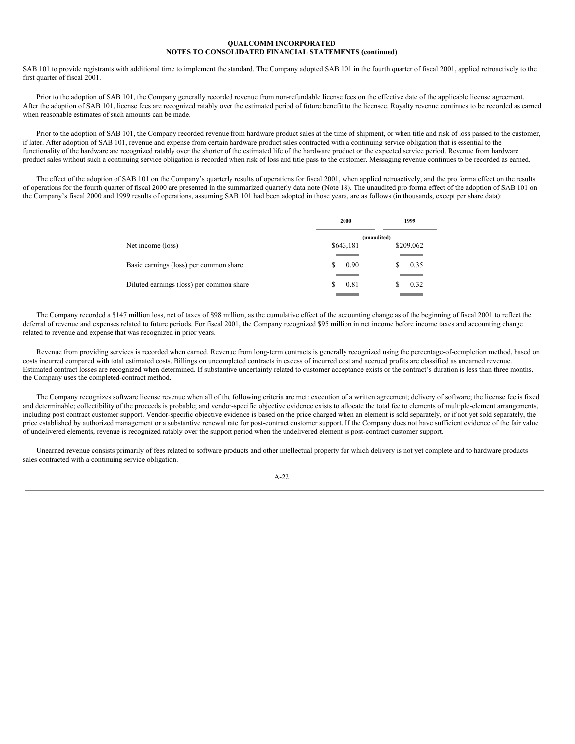SAB 101 to provide registrants with additional time to implement the standard. The Company adopted SAB 101 in the fourth quarter of fiscal 2001, applied retroactively to the first quarter of fiscal 2001.

Prior to the adoption of SAB 101, the Company generally recorded revenue from non-refundable license fees on the effective date of the applicable license agreement. After the adoption of SAB 101, license fees are recognized ratably over the estimated period of future benefit to the licensee. Royalty revenue continues to be recorded as earned when reasonable estimates of such amounts can be made.

Prior to the adoption of SAB 101, the Company recorded revenue from hardware product sales at the time of shipment, or when title and risk of loss passed to the customer, if later. After adoption of SAB 101, revenue and expense from certain hardware product sales contracted with a continuing service obligation that is essential to the functionality of the hardware are recognized ratably over the shorter of the estimated life of the hardware product or the expected service period. Revenue from hardware product sales without such a continuing service obligation is recorded when risk of loss and title pass to the customer. Messaging revenue continues to be recorded as earned.

The effect of the adoption of SAB 101 on the Company's quarterly results of operations for fiscal 2001, when applied retroactively, and the pro forma effect on the results of operations for the fourth quarter of fiscal 2000 are presented in the summarized quarterly data note (Note 18). The unaudited pro forma effect of the adoption of SAB 101 on the Company's fiscal 2000 and 1999 results of operations, assuming SAB 101 had been adopted in those years, are as follows (in thousands, except per share data):

| | 2000 | 1999 |
|---|---|---|
| | (unaudited) | |
| Net income (loss) | $643,181 | $209,062 |
| Basic earnings (loss) per common share | $ 0.90 | $ 0.35 |
| Diluted earnings (loss) per common share | $ 0.81 | $ 0.32 |

The Company recorded a $147 million loss, net of taxes of $98 million, as the cumulative effect of the accounting change as of the beginning of fiscal 2001 to reflect the deferral of revenue and expenses related to future periods. For fiscal 2001, the Company recognized $95 million in net income before income taxes and accounting change related to revenue and expense that was recognized in prior years.

Revenue from providing services is recorded when earned. Revenue from long-term contracts is generally recognized using the percentage-of-completion method, based on costs incurred compared with total estimated costs. Billings on uncompleted contracts in excess of incurred cost and accrued profits are classified as unearned revenue. Estimated contract losses are recognized when determined. If substantive uncertainty related to customer acceptance exists or the contract's duration is less than three months, the Company uses the completed-contract method.

The Company recognizes software license revenue when all of the following criteria are met: execution of a written agreement; delivery of software; the license fee is fixed and determinable; collectibility of the proceeds is probable; and vendor-specific objective evidence exists to allocate the total fee to elements of multiple-element arrangements, including post contract customer support. Vendor-specific objective evidence is based on the price charged when an element is sold separately, or if not yet sold separately, the price established by authorized management or a substantive renewal rate for post-contract customer support. If the Company does not have sufficient evidence of the fair value of undelivered elements, revenue is recognized ratably over the support period when the undelivered element is post-contract customer support.

Unearned revenue consists primarily of fees related to software products and other intellectual property for which delivery is not yet complete and to hardware products sales contracted with a continuing service obligation.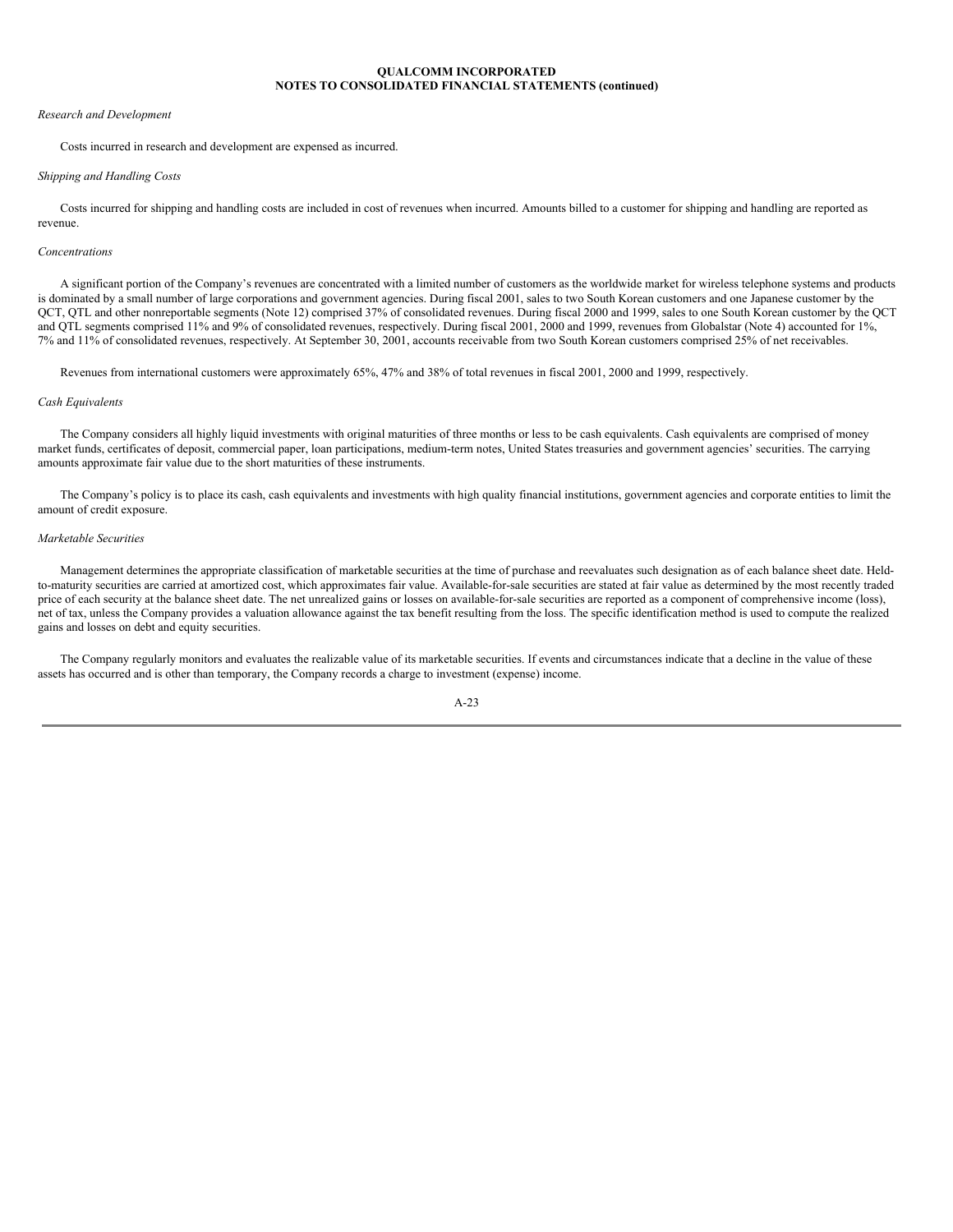**QUALCOMM INCORPORATED**
**NOTES TO CONSOLIDATED FINANCIAL STATEMENTS (continued)**

*Research and Development*

Costs incurred in research and development are expensed as incurred.

*Shipping and Handling Costs*

Costs incurred for shipping and handling costs are included in cost of revenues when incurred. Amounts billed to a customer for shipping and handling are reported as revenue.

*Concentrations*

A significant portion of the Company's revenues are concentrated with a limited number of customers as the worldwide market for wireless telephone systems and products is dominated by a small number of large corporations and government agencies. During fiscal 2001, sales to two South Korean customers and one Japanese customer by the QCT, QTL and other nonreportable segments (Note 12) comprised 37% of consolidated revenues. During fiscal 2000 and 1999, sales to one South Korean customer by the QCT and QTL segments comprised 11% and 9% of consolidated revenues, respectively. During fiscal 2001, 2000 and 1999, revenues from Globalstar (Note 4) accounted for 1%, 7% and 11% of consolidated revenues, respectively. At September 30, 2001, accounts receivable from two South Korean customers comprised 25% of net receivables.

Revenues from international customers were approximately 65%, 47% and 38% of total revenues in fiscal 2001, 2000 and 1999, respectively.

*Cash Equivalents*

The Company considers all highly liquid investments with original maturities of three months or less to be cash equivalents. Cash equivalents are comprised of money market funds, certificates of deposit, commercial paper, loan participations, medium-term notes, United States treasuries and government agencies' securities. The carrying amounts approximate fair value due to the short maturities of these instruments.

The Company's policy is to place its cash, cash equivalents and investments with high quality financial institutions, government agencies and corporate entities to limit the amount of credit exposure.

*Marketable Securities*

Management determines the appropriate classification of marketable securities at the time of purchase and reevaluates such designation as of each balance sheet date. Held-to-maturity securities are carried at amortized cost, which approximates fair value. Available-for-sale securities are stated at fair value as determined by the most recently traded price of each security at the balance sheet date. The net unrealized gains or losses on available-for-sale securities are reported as a component of comprehensive income (loss), net of tax, unless the Company provides a valuation allowance against the tax benefit resulting from the loss. The specific identification method is used to compute the realized gains and losses on debt and equity securities.

The Company regularly monitors and evaluates the realizable value of its marketable securities. If events and circumstances indicate that a decline in the value of these assets has occurred and is other than temporary, the Company records a charge to investment (expense) income.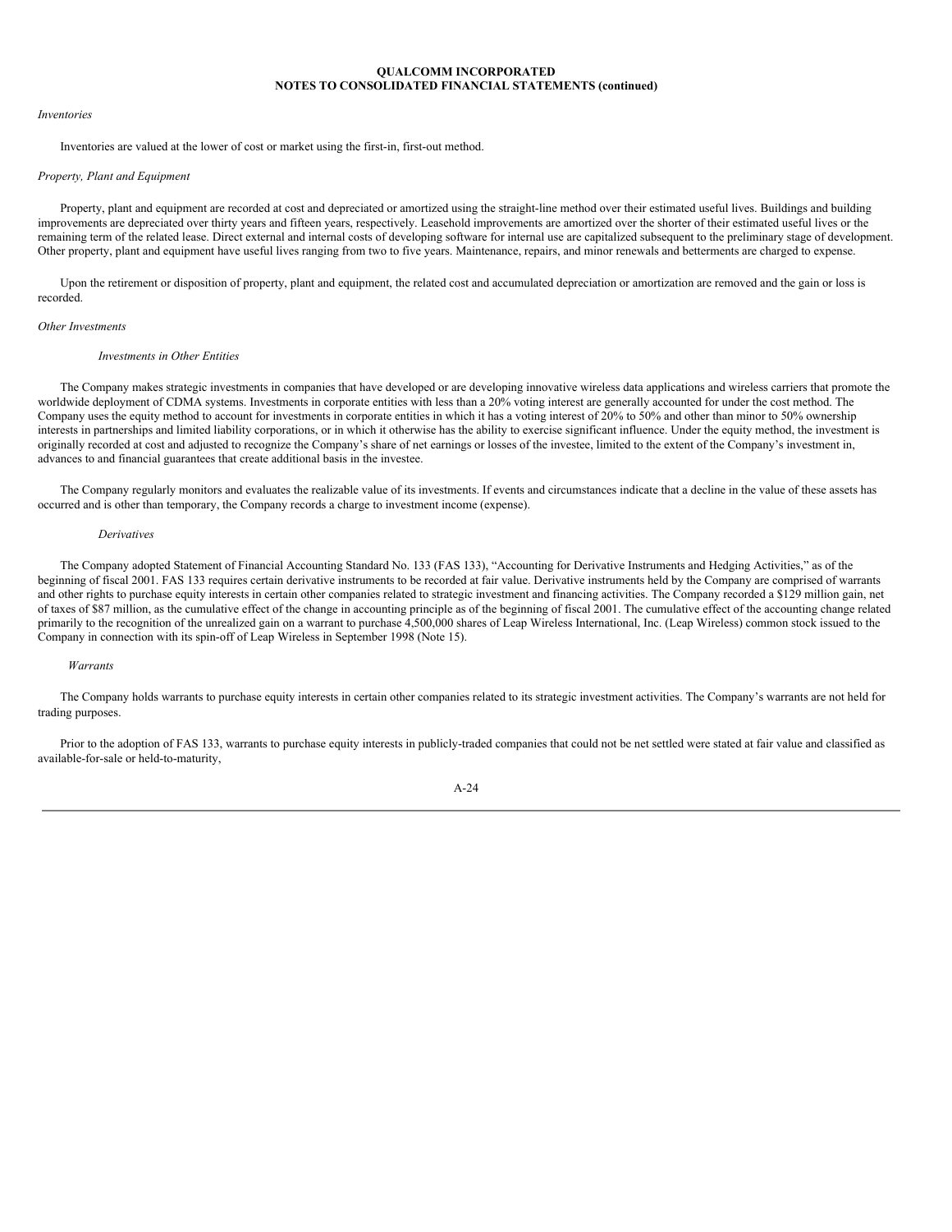*Inventories*

Inventories are valued at the lower of cost or market using the first-in, first-out method.

*Property, Plant and Equipment*

Property, plant and equipment are recorded at cost and depreciated or amortized using the straight-line method over their estimated useful lives. Buildings and building improvements are depreciated over thirty years and fifteen years, respectively. Leasehold improvements are amortized over the shorter of their estimated useful lives or the remaining term of the related lease. Direct external and internal costs of developing software for internal use are capitalized subsequent to the preliminary stage of development. Other property, plant and equipment have useful lives ranging from two to five years. Maintenance, repairs, and minor renewals and betterments are charged to expense.

Upon the retirement or disposition of property, plant and equipment, the related cost and accumulated depreciation or amortization are removed and the gain or loss is recorded.

*Other Investments*

*Investments in Other Entities*

The Company makes strategic investments in companies that have developed or are developing innovative wireless data applications and wireless carriers that promote the worldwide deployment of CDMA systems. Investments in corporate entities with less than a 20% voting interest are generally accounted for under the cost method. The Company uses the equity method to account for investments in corporate entities in which it has a voting interest of 20% to 50% and other than minor to 50% ownership interests in partnerships and limited liability corporations, or in which it otherwise has the ability to exercise significant influence. Under the equity method, the investment is originally recorded at cost and adjusted to recognize the Company's share of net earnings or losses of the investee, limited to the extent of the Company's investment in, advances to and financial guarantees that create additional basis in the investee.

The Company regularly monitors and evaluates the realizable value of its investments. If events and circumstances indicate that a decline in the value of these assets has occurred and is other than temporary, the Company records a charge to investment income (expense).

*Derivatives*

The Company adopted Statement of Financial Accounting Standard No. 133 (FAS 133), "Accounting for Derivative Instruments and Hedging Activities," as of the beginning of fiscal 2001. FAS 133 requires certain derivative instruments to be recorded at fair value. Derivative instruments held by the Company are comprised of warrants and other rights to purchase equity interests in certain other companies related to strategic investment and financing activities. The Company recorded a $129 million gain, net of taxes of $87 million, as the cumulative effect of the change in accounting principle as of the beginning of fiscal 2001. The cumulative effect of the accounting change related primarily to the recognition of the unrealized gain on a warrant to purchase 4,500,000 shares of Leap Wireless International, Inc. (Leap Wireless) common stock issued to the Company in connection with its spin-off of Leap Wireless in September 1998 (Note 15).

*Warrants*

The Company holds warrants to purchase equity interests in certain other companies related to its strategic investment activities. The Company's warrants are not held for trading purposes.

Prior to the adoption of FAS 133, warrants to purchase equity interests in publicly-traded companies that could not be net settled were stated at fair value and classified as available-for-sale or held-to-maturity,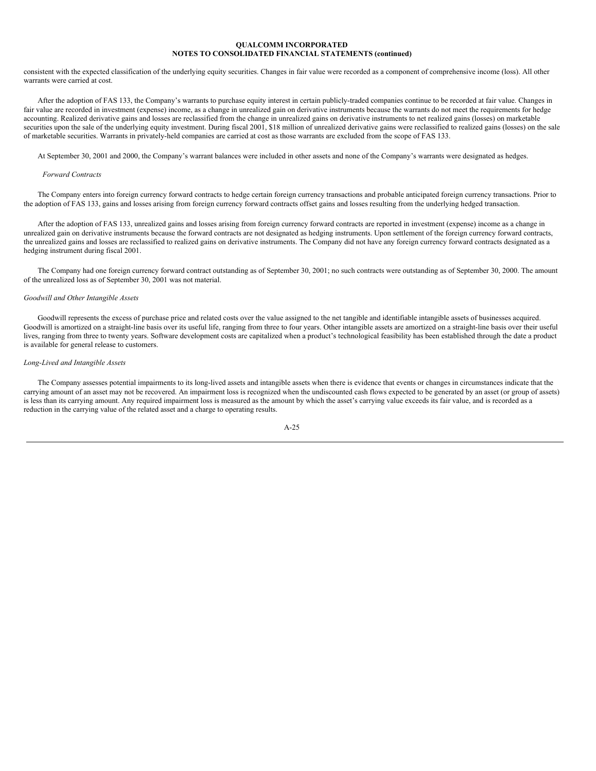consistent with the expected classification of the underlying equity securities. Changes in fair value were recorded as a component of comprehensive income (loss). All other warrants were carried at cost.

After the adoption of FAS 133, the Company's warrants to purchase equity interest in certain publicly-traded companies continue to be recorded at fair value. Changes in fair value are recorded in investment (expense) income, as a change in unrealized gain on derivative instruments because the warrants do not meet the requirements for hedge accounting. Realized derivative gains and losses are reclassified from the change in unrealized gains on derivative instruments to net realized gains (losses) on marketable securities upon the sale of the underlying equity investment. During fiscal 2001, $18 million of unrealized derivative gains were reclassified to realized gains (losses) on the sale of marketable securities. Warrants in privately-held companies are carried at cost as those warrants are excluded from the scope of FAS 133.

At September 30, 2001 and 2000, the Company's warrant balances were included in other assets and none of the Company's warrants were designated as hedges.

*Forward Contracts*

The Company enters into foreign currency forward contracts to hedge certain foreign currency transactions and probable anticipated foreign currency transactions. Prior to the adoption of FAS 133, gains and losses arising from foreign currency forward contracts offset gains and losses resulting from the underlying hedged transaction.

After the adoption of FAS 133, unrealized gains and losses arising from foreign currency forward contracts are reported in investment (expense) income as a change in unrealized gain on derivative instruments because the forward contracts are not designated as hedging instruments. Upon settlement of the foreign currency forward contracts, the unrealized gains and losses are reclassified to realized gains on derivative instruments. The Company did not have any foreign currency forward contracts designated as a hedging instrument during fiscal 2001.

The Company had one foreign currency forward contract outstanding as of September 30, 2001; no such contracts were outstanding as of September 30, 2000. The amount of the unrealized loss as of September 30, 2001 was not material.

*Goodwill and Other Intangible Assets*

Goodwill represents the excess of purchase price and related costs over the value assigned to the net tangible and identifiable intangible assets of businesses acquired. Goodwill is amortized on a straight-line basis over its useful life, ranging from three to four years. Other intangible assets are amortized on a straight-line basis over their useful lives, ranging from three to twenty years. Software development costs are capitalized when a product's technological feasibility has been established through the date a product is available for general release to customers.

*Long-Lived and Intangible Assets*

The Company assesses potential impairments to its long-lived assets and intangible assets when there is evidence that events or changes in circumstances indicate that the carrying amount of an asset may not be recovered. An impairment loss is recognized when the undiscounted cash flows expected to be generated by an asset (or group of assets) is less than its carrying amount. Any required impairment loss is measured as the amount by which the asset's carrying value exceeds its fair value, and is recorded as a reduction in the carrying value of the related asset and a charge to operating results.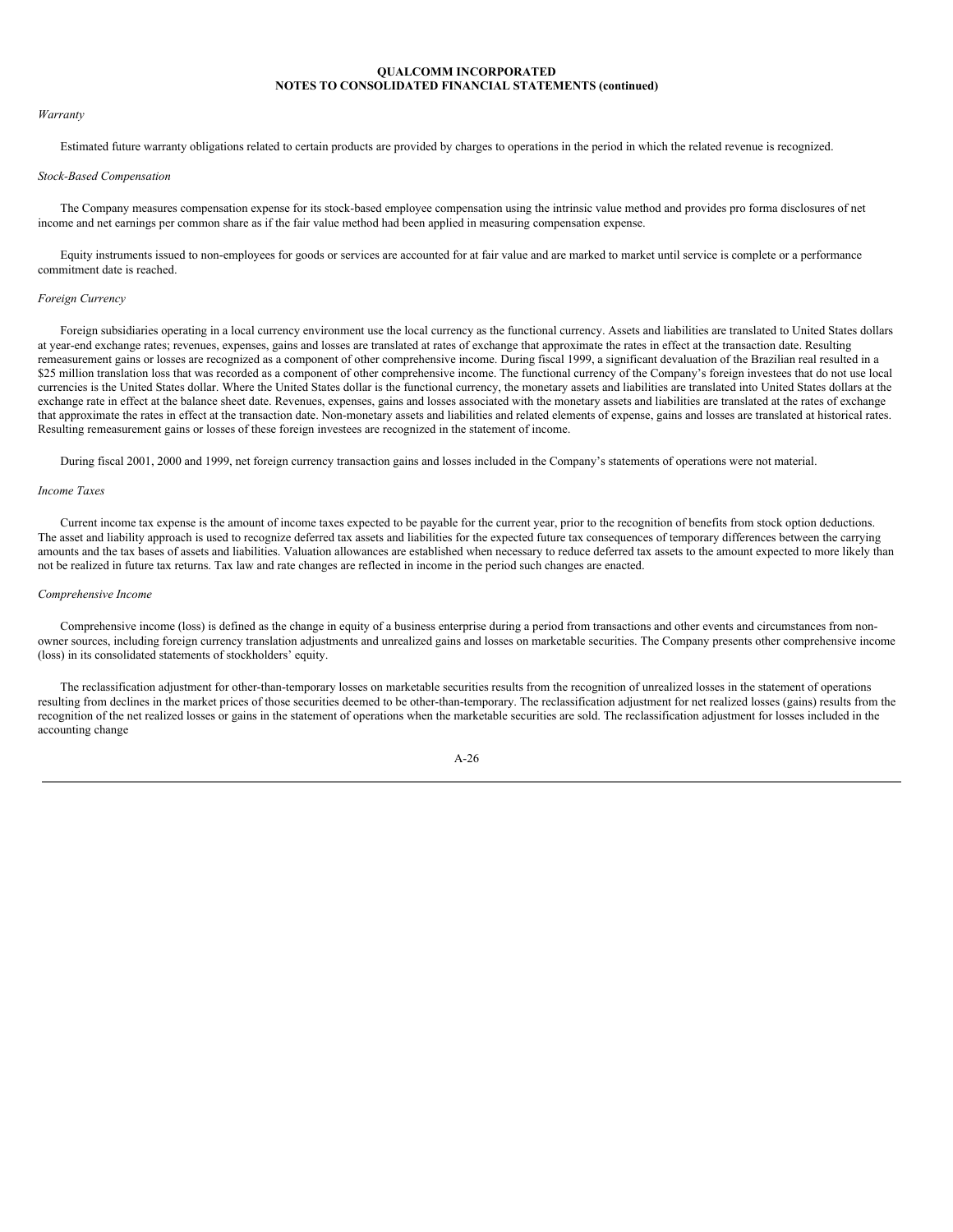**QUALCOMM INCORPORATED**
**NOTES TO CONSOLIDATED FINANCIAL STATEMENTS (continued)**

*Warranty*

Estimated future warranty obligations related to certain products are provided by charges to operations in the period in which the related revenue is recognized.

*Stock-Based Compensation*

The Company measures compensation expense for its stock-based employee compensation using the intrinsic value method and provides pro forma disclosures of net income and net earnings per common share as if the fair value method had been applied in measuring compensation expense.

Equity instruments issued to non-employees for goods or services are accounted for at fair value and are marked to market until service is complete or a performance commitment date is reached.

*Foreign Currency*

Foreign subsidiaries operating in a local currency environment use the local currency as the functional currency. Assets and liabilities are translated to United States dollars at year-end exchange rates; revenues, expenses, gains and losses are translated at rates of exchange that approximate the rates in effect at the transaction date. Resulting remeasurement gains or losses are recognized as a component of other comprehensive income. During fiscal 1999, a significant devaluation of the Brazilian real resulted in a $25 million translation loss that was recorded as a component of other comprehensive income. The functional currency of the Company's foreign investees that do not use local currencies is the United States dollar. Where the United States dollar is the functional currency, the monetary assets and liabilities are translated into United States dollars at the exchange rate in effect at the balance sheet date. Revenues, expenses, gains and losses associated with the monetary assets and liabilities are translated at the rates of exchange that approximate the rates in effect at the transaction date. Non-monetary assets and liabilities and related elements of expense, gains and losses are translated at historical rates. Resulting remeasurement gains or losses of these foreign investees are recognized in the statement of income.

During fiscal 2001, 2000 and 1999, net foreign currency transaction gains and losses included in the Company's statements of operations were not material.

*Income Taxes*

Current income tax expense is the amount of income taxes expected to be payable for the current year, prior to the recognition of benefits from stock option deductions. The asset and liability approach is used to recognize deferred tax assets and liabilities for the expected future tax consequences of temporary differences between the carrying amounts and the tax bases of assets and liabilities. Valuation allowances are established when necessary to reduce deferred tax assets to the amount expected to more likely than not be realized in future tax returns. Tax law and rate changes are reflected in income in the period such changes are enacted.

*Comprehensive Income*

Comprehensive income (loss) is defined as the change in equity of a business enterprise during a period from transactions and other events and circumstances from non-owner sources, including foreign currency translation adjustments and unrealized gains and losses on marketable securities. The Company presents other comprehensive income (loss) in its consolidated statements of stockholders' equity.

The reclassification adjustment for other-than-temporary losses on marketable securities results from the recognition of unrealized losses in the statement of operations resulting from declines in the market prices of those securities deemed to be other-than-temporary. The reclassification adjustment for net realized losses (gains) results from the recognition of the net realized losses or gains in the statement of operations when the marketable securities are sold. The reclassification adjustment for losses included in the accounting change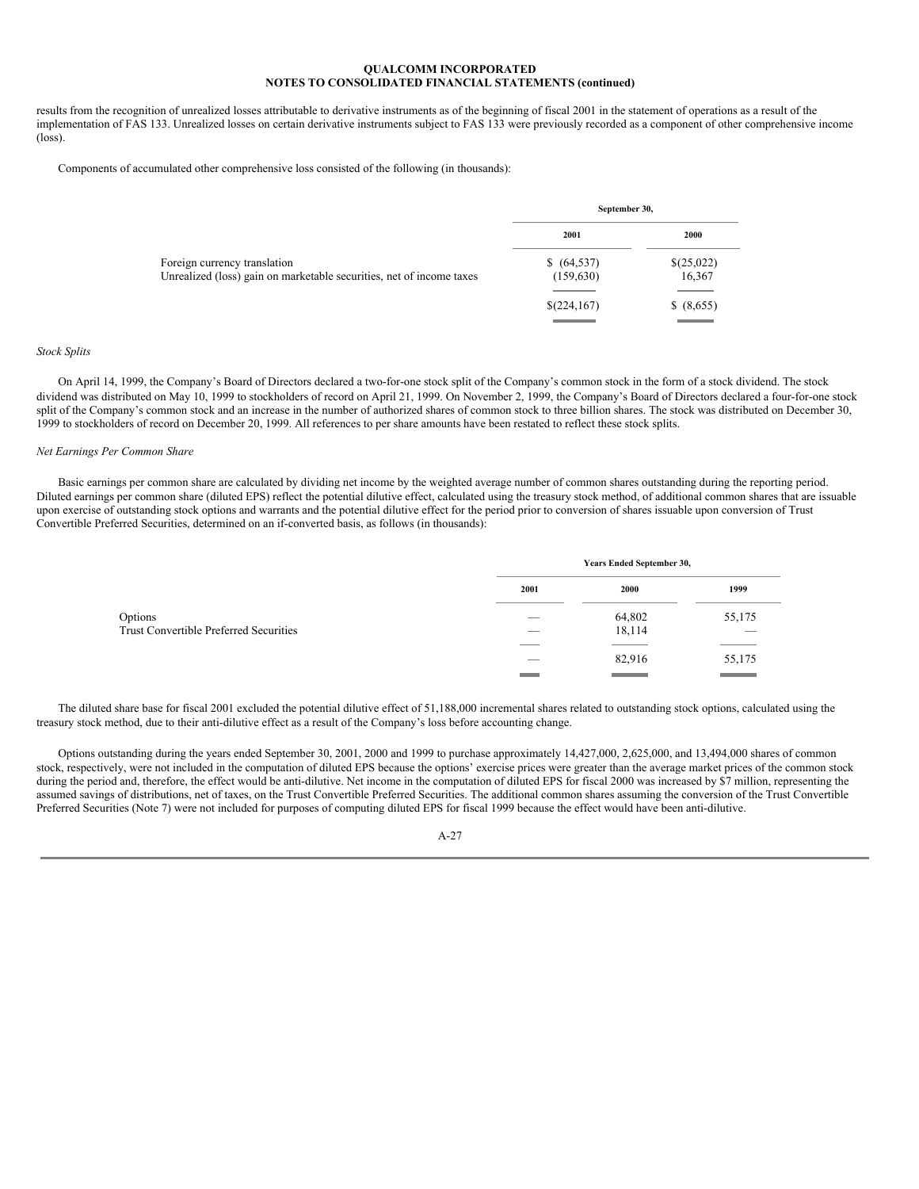results from the recognition of unrealized losses attributable to derivative instruments as of the beginning of fiscal 2001 in the statement of operations as a result of the implementation of FAS 133. Unrealized losses on certain derivative instruments subject to FAS 133 were previously recorded as a component of other comprehensive income (loss).

Components of accumulated other comprehensive loss consisted of the following (in thousands):

| | September 30, | |
|---|---|---|
| | 2001 | 2000 |
| Foreign currency translation | $ (64,537) | $(25,022) |
| Unrealized (loss) gain on marketable securities, net of income taxes | (159,630) | 16,367 |
| | $(224,167) | $ (8,655) |

*Stock Splits*

On April 14, 1999, the Company's Board of Directors declared a two-for-one stock split of the Company's common stock in the form of a stock dividend. The stock dividend was distributed on May 10, 1999 to stockholders of record on April 21, 1999. On November 2, 1999, the Company's Board of Directors declared a four-for-one stock split of the Company's common stock and an increase in the number of authorized shares of common stock to three billion shares. The stock was distributed on December 30, 1999 to stockholders of record on December 20, 1999. All references to per share amounts have been restated to reflect these stock splits.

*Net Earnings Per Common Share*

Basic earnings per common share are calculated by dividing net income by the weighted average number of common shares outstanding during the reporting period. Diluted earnings per common share (diluted EPS) reflect the potential dilutive effect, calculated using the treasury stock method, of additional common shares that are issuable upon exercise of outstanding stock options and warrants and the potential dilutive effect for the period prior to conversion of shares issuable upon conversion of Trust Convertible Preferred Securities, determined on an if-converted basis, as follows (in thousands):

| | Years Ended September 30, | | |
|---|---|---|---|
| | 2001 | 2000 | 1999 |
| Options | — | 64,802 | 55,175 |
| Trust Convertible Preferred Securities | — | 18,114 | — |
| | — | 82,916 | 55,175 |

The diluted share base for fiscal 2001 excluded the potential dilutive effect of 51,188,000 incremental shares related to outstanding stock options, calculated using the treasury stock method, due to their anti-dilutive effect as a result of the Company's loss before accounting change.

Options outstanding during the years ended September 30, 2001, 2000 and 1999 to purchase approximately 14,427,000, 2,625,000, and 13,494,000 shares of common stock, respectively, were not included in the computation of diluted EPS because the options' exercise prices were greater than the average market prices of the common stock during the period and, therefore, the effect would be anti-dilutive. Net income in the computation of diluted EPS for fiscal 2000 was increased by $7 million, representing the assumed savings of distributions, net of taxes, on the Trust Convertible Preferred Securities. The additional common shares assuming the conversion of the Trust Convertible Preferred Securities (Note 7) were not included for purposes of computing diluted EPS for fiscal 1999 because the effect would have been anti-dilutive.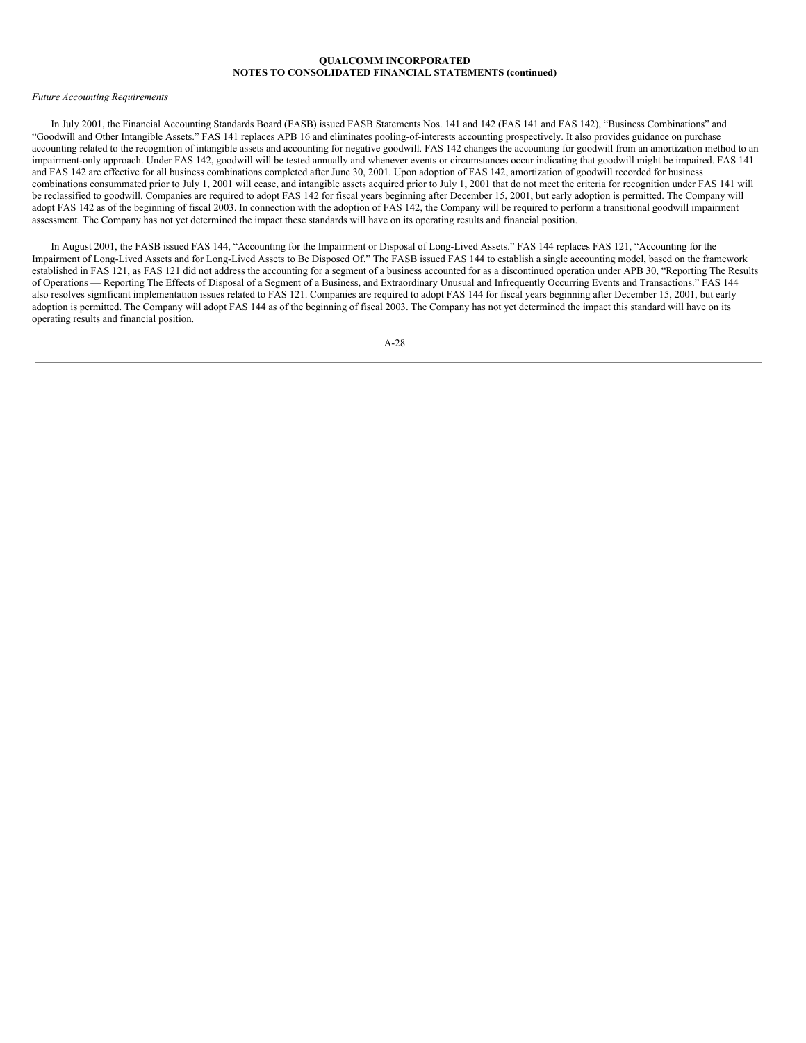*Future Accounting Requirements*

In July 2001, the Financial Accounting Standards Board (FASB) issued FASB Statements Nos. 141 and 142 (FAS 141 and FAS 142), "Business Combinations" and "Goodwill and Other Intangible Assets." FAS 141 replaces APB 16 and eliminates pooling-of-interests accounting prospectively. It also provides guidance on purchase accounting related to the recognition of intangible assets and accounting for negative goodwill. FAS 142 changes the accounting for goodwill from an amortization method to an impairment-only approach. Under FAS 142, goodwill will be tested annually and whenever events or circumstances occur indicating that goodwill might be impaired. FAS 141 and FAS 142 are effective for all business combinations completed after June 30, 2001. Upon adoption of FAS 142, amortization of goodwill recorded for business combinations consummated prior to July 1, 2001 will cease, and intangible assets acquired prior to July 1, 2001 that do not meet the criteria for recognition under FAS 141 will be reclassified to goodwill. Companies are required to adopt FAS 142 for fiscal years beginning after December 15, 2001, but early adoption is permitted. The Company will adopt FAS 142 as of the beginning of fiscal 2003. In connection with the adoption of FAS 142, the Company will be required to perform a transitional goodwill impairment assessment. The Company has not yet determined the impact these standards will have on its operating results and financial position.

In August 2001, the FASB issued FAS 144, "Accounting for the Impairment or Disposal of Long-Lived Assets." FAS 144 replaces FAS 121, "Accounting for the Impairment of Long-Lived Assets and for Long-Lived Assets to Be Disposed Of." The FASB issued FAS 144 to establish a single accounting model, based on the framework established in FAS 121, as FAS 121 did not address the accounting for a segment of a business accounted for as a discontinued operation under APB 30, "Reporting The Results of Operations — Reporting The Effects of Disposal of a Segment of a Business, and Extraordinary Unusual and Infrequently Occurring Events and Transactions." FAS 144 also resolves significant implementation issues related to FAS 121. Companies are required to adopt FAS 144 for fiscal years beginning after December 15, 2001, but early adoption is permitted. The Company will adopt FAS 144 as of the beginning of fiscal 2003. The Company has not yet determined the impact this standard will have on its operating results and financial position.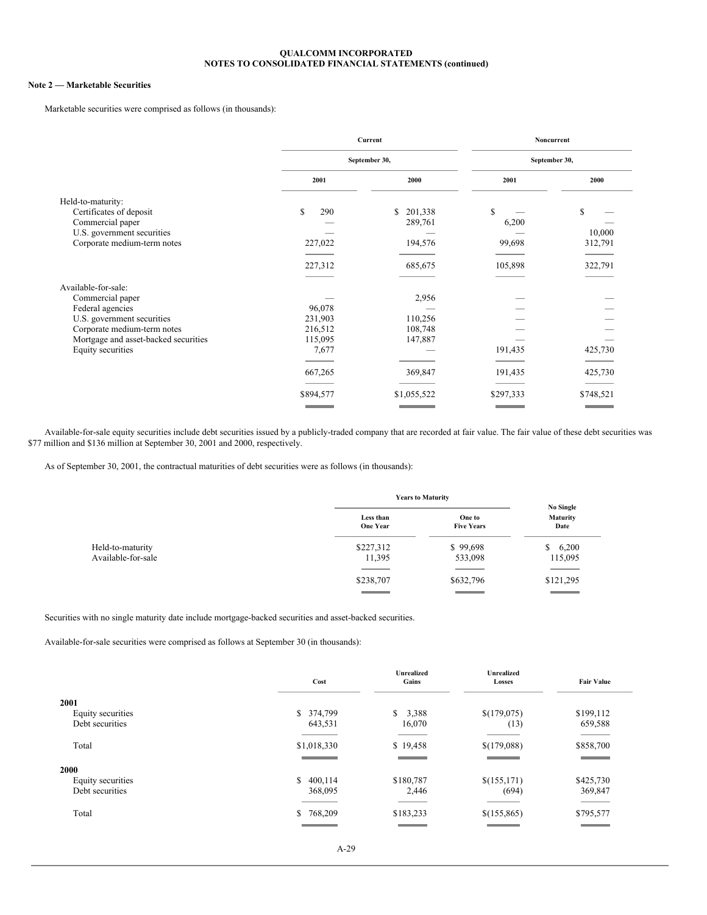**QUALCOMM INCORPORATED**
**NOTES TO CONSOLIDATED FINANCIAL STATEMENTS (continued)**

**Note 2 — Marketable Securities**

Marketable securities were comprised as follows (in thousands):

| | Current | | Noncurrent | |
|---|---|---|---|---|
| | September 30, | | September 30, | |
| | 2001 | 2000 | 2001 | 2000 |
| Held-to-maturity: | | | | |
| Certificates of deposit | $ 290 | $ 201,338 | $ — | $ — |
| Commercial paper | — | 289,761 | 6,200 | — |
| U.S. government securities | — | — | — | 10,000 |
| Corporate medium-term notes | 227,022 | 194,576 | 99,698 | 312,791 |
| | 227,312 | 685,675 | 105,898 | 322,791 |
| Available-for-sale: | | | | |
| Commercial paper | — | 2,956 | — | — |
| Federal agencies | 96,078 | — | — | — |
| U.S. government securities | 231,903 | 110,256 | — | — |
| Corporate medium-term notes | 216,512 | 108,748 | — | — |
| Mortgage and asset-backed securities | 115,095 | 147,887 | — | — |
| Equity securities | 7,677 | — | 191,435 | 425,730 |
| | 667,265 | 369,847 | 191,435 | 425,730 |
| | $894,577 | $1,055,522 | $297,333 | $748,521 |

Available-for-sale equity securities include debt securities issued by a publicly-traded company that are recorded at fair value. The fair value of these debt securities was $77 million and $136 million at September 30, 2001 and 2000, respectively.

As of September 30, 2001, the contractual maturities of debt securities were as follows (in thousands):

| | Years to Maturity | | |
|---|---|---|---|
| | Less than One Year | One to Five Years | No Single Maturity Date |
| Held-to-maturity | $227,312 | $ 99,698 | $ 6,200 |
| Available-for-sale | 11,395 | 533,098 | 115,095 |
| | $238,707 | $632,796 | $121,295 |

Securities with no single maturity date include mortgage-backed securities and asset-backed securities.

Available-for-sale securities were comprised as follows at September 30 (in thousands):

| | Cost | Unrealized Gains | Unrealized Losses | Fair Value |
|---|---|---|---|---|
| **2001** | | | | |
| Equity securities | $ 374,799 | $ 3,388 | $(179,075) | $199,112 |
| Debt securities | 643,531 | 16,070 | (13) | 659,588 |
| Total | $1,018,330 | $ 19,458 | $(179,088) | $858,700 |
| **2000** | | | | |
| Equity securities | $ 400,114 | $180,787 | $(155,171) | $425,730 |
| Debt securities | 368,095 | 2,446 | (694) | 369,847 |
| Total | $ 768,209 | $183,233 | $(155,865) | $795,577 |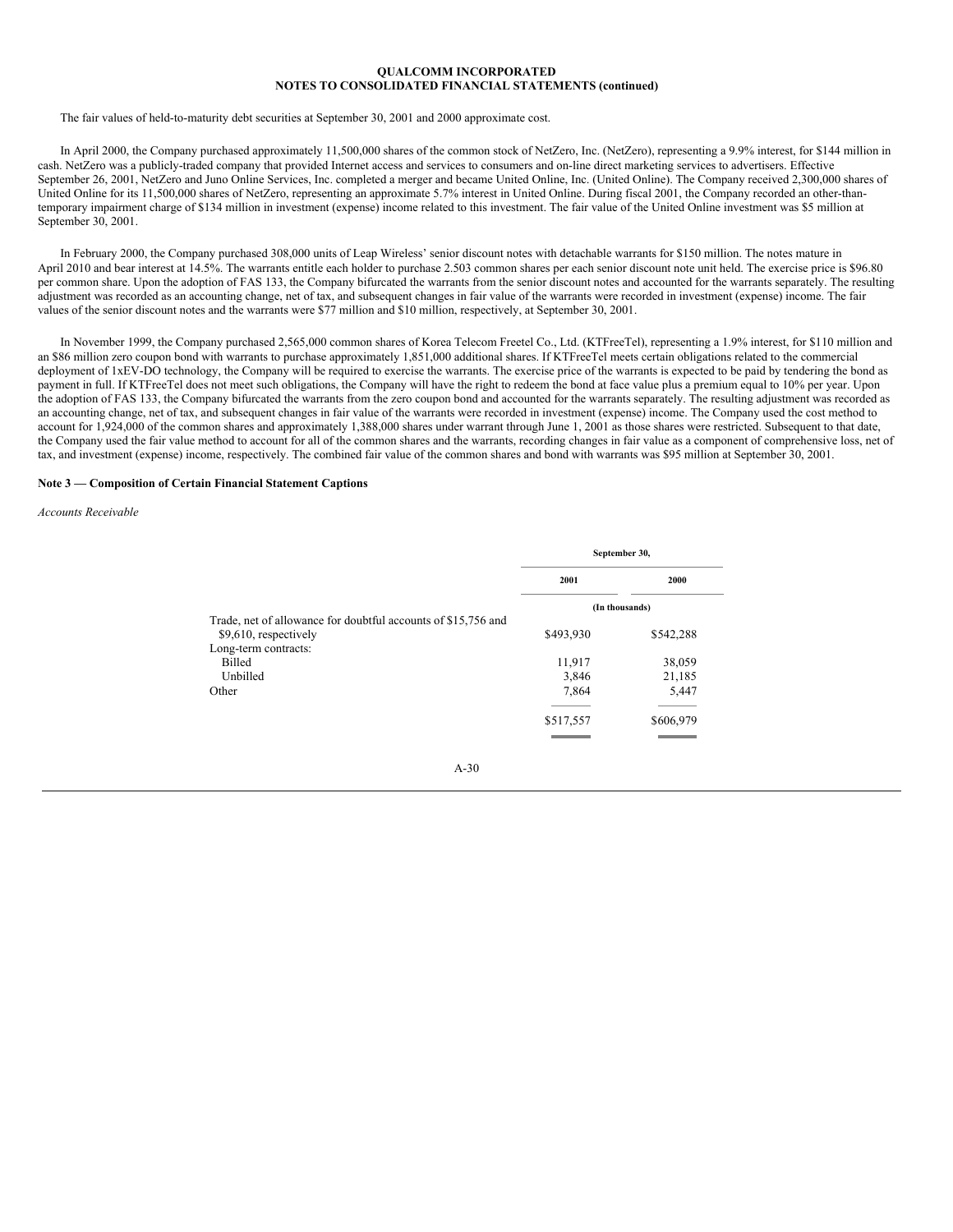The fair values of held-to-maturity debt securities at September 30, 2001 and 2000 approximate cost.

In April 2000, the Company purchased approximately 11,500,000 shares of the common stock of NetZero, Inc. (NetZero), representing a 9.9% interest, for $144 million in cash. NetZero was a publicly-traded company that provided Internet access and services to consumers and on-line direct marketing services to advertisers. Effective September 26, 2001, NetZero and Juno Online Services, Inc. completed a merger and became United Online, Inc. (United Online). The Company received 2,300,000 shares of United Online for its 11,500,000 shares of NetZero, representing an approximate 5.7% interest in United Online. During fiscal 2001, the Company recorded an other-than-temporary impairment charge of $134 million in investment (expense) income related to this investment. The fair value of the United Online investment was $5 million at September 30, 2001.

In February 2000, the Company purchased 308,000 units of Leap Wireless' senior discount notes with detachable warrants for $150 million. The notes mature in April 2010 and bear interest at 14.5%. The warrants entitle each holder to purchase 2.503 common shares per each senior discount note unit held. The exercise price is $96.80 per common share. Upon the adoption of FAS 133, the Company bifurcated the warrants from the senior discount notes and accounted for the warrants separately. The resulting adjustment was recorded as an accounting change, net of tax, and subsequent changes in fair value of the warrants were recorded in investment (expense) income. The fair values of the senior discount notes and the warrants were $77 million and $10 million, respectively, at September 30, 2001.

In November 1999, the Company purchased 2,565,000 common shares of Korea Telecom Freetel Co., Ltd. (KTFreeTel), representing a 1.9% interest, for $110 million and an $86 million zero coupon bond with warrants to purchase approximately 1,851,000 additional shares. If KTFreeTel meets certain obligations related to the commercial deployment of 1xEV-DO technology, the Company will be required to exercise the warrants. The exercise price of the warrants is expected to be paid by tendering the bond as payment in full. If KTFreeTel does not meet such obligations, the Company will have the right to redeem the bond at face value plus a premium equal to 10% per year. Upon the adoption of FAS 133, the Company bifurcated the warrants from the zero coupon bond and accounted for the warrants separately. The resulting adjustment was recorded as an accounting change, net of tax, and subsequent changes in fair value of the warrants were recorded in investment (expense) income. The Company used the cost method to account for 1,924,000 of the common shares and approximately 1,388,000 shares under warrant through June 1, 2001 as those shares were restricted. Subsequent to that date, the Company used the fair value method to account for all of the common shares and the warrants, recording changes in fair value as a component of comprehensive loss, net of tax, and investment (expense) income, respectively. The combined fair value of the common shares and bond with warrants was $95 million at September 30, 2001.

**Note 3 — Composition of Certain Financial Statement Captions**

*Accounts Receivable*

| | September 30, | |
|---|---|---|
| | 2001 | 2000 |
| | (In thousands) | |
| Trade, net of allowance for doubtful accounts of $15,756 and $9,610, respectively | $493,930 | $542,288 |
| Long-term contracts: | | |
| Billed | 11,917 | 38,059 |
| Unbilled | 3,846 | 21,185 |
| Other | 7,864 | 5,447 |
| | $517,557 | $606,979 |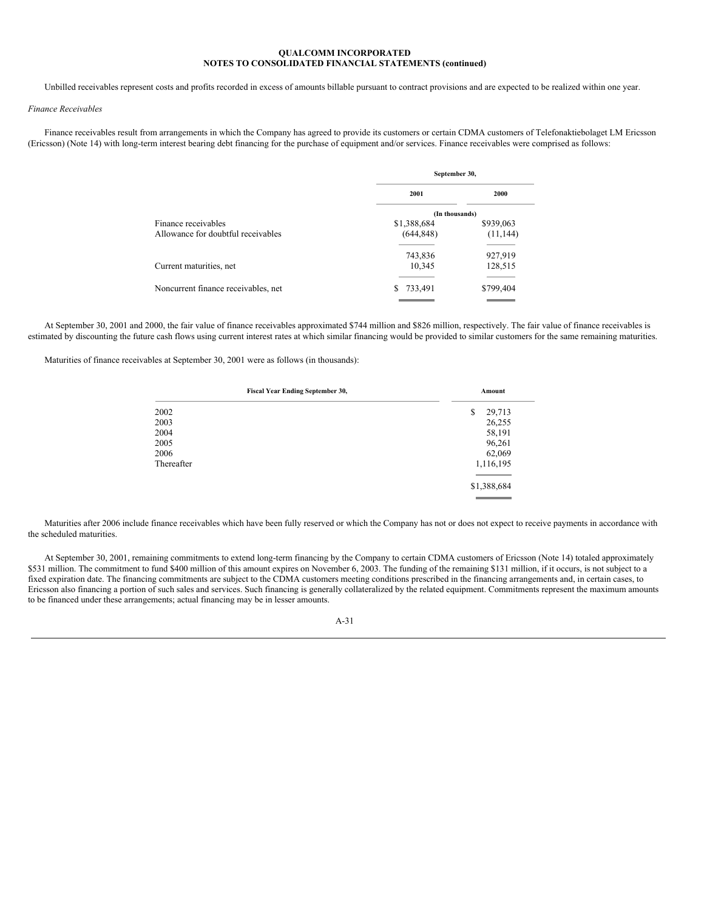Unbilled receivables represent costs and profits recorded in excess of amounts billable pursuant to contract provisions and are expected to be realized within one year.

*Finance Receivables*

Finance receivables result from arrangements in which the Company has agreed to provide its customers or certain CDMA customers of Telefonaktiebolaget LM Ericsson (Ericsson) (Note 14) with long-term interest bearing debt financing for the purchase of equipment and/or services. Finance receivables were comprised as follows:

| | September 30, | |
|---|---|---|
| | 2001 | 2000 |
| | (In thousands) | |
| Finance receivables | $1,388,684 | $939,063 |
| Allowance for doubtful receivables | (644,848) | (11,144) |
| | 743,836 | 927,919 |
| Current maturities, net | 10,345 | 128,515 |
| Noncurrent finance receivables, net | $ 733,491 | $799,404 |

At September 30, 2001 and 2000, the fair value of finance receivables approximated $744 million and $826 million, respectively. The fair value of finance receivables is estimated by discounting the future cash flows using current interest rates at which similar financing would be provided to similar customers for the same remaining maturities.

Maturities of finance receivables at September 30, 2001 were as follows (in thousands):

| Fiscal Year Ending September 30, | Amount |
|---|---|
| 2002 | $ 29,713 |
| 2003 | 26,255 |
| 2004 | 58,191 |
| 2005 | 96,261 |
| 2006 | 62,069 |
| Thereafter | 1,116,195 |
| | $1,388,684 |

Maturities after 2006 include finance receivables which have been fully reserved or which the Company has not or does not expect to receive payments in accordance with the scheduled maturities.

At September 30, 2001, remaining commitments to extend long-term financing by the Company to certain CDMA customers of Ericsson (Note 14) totaled approximately $531 million. The commitment to fund $400 million of this amount expires on November 6, 2003. The funding of the remaining $131 million, if it occurs, is not subject to a fixed expiration date. The financing commitments are subject to the CDMA customers meeting conditions prescribed in the financing arrangements and, in certain cases, to Ericsson also financing a portion of such sales and services. Such financing is generally collateralized by the related equipment. Commitments represent the maximum amounts to be financed under these arrangements; actual financing may be in lesser amounts.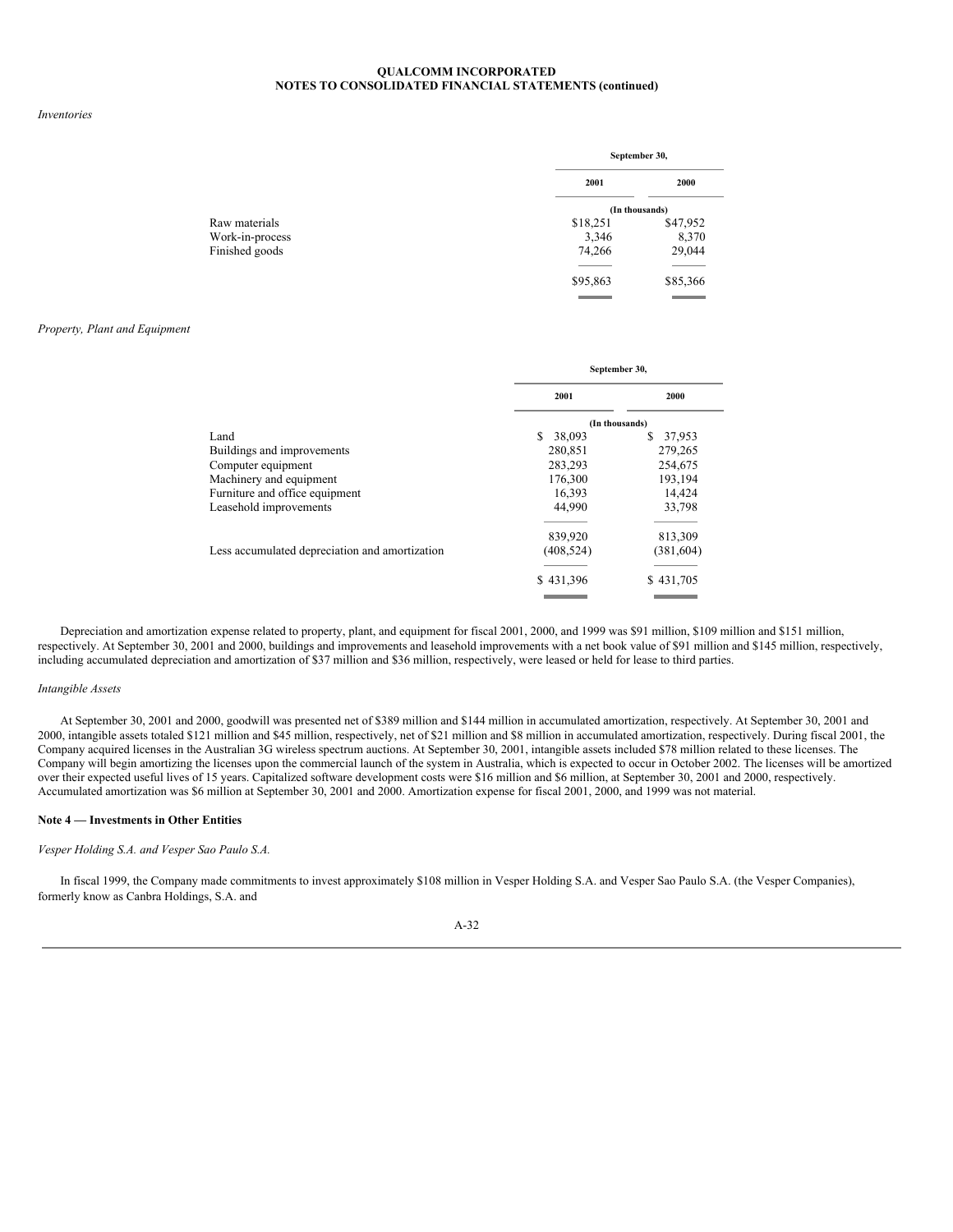*Inventories*

| | September 30, | |
|---|---|---|
| | 2001 | 2000 |
| | (In thousands) | |
| Raw materials | $18,251 | $47,952 |
| Work-in-process | 3,346 | 8,370 |
| Finished goods | 74,266 | 29,044 |
| | $95,863 | $85,366 |

*Property, Plant and Equipment*

| | September 30, | |
|---|---|---|
| | 2001 | 2000 |
| | (In thousands) | |
| Land | $ 38,093 | $ 37,953 |
| Buildings and improvements | 280,851 | 279,265 |
| Computer equipment | 283,293 | 254,675 |
| Machinery and equipment | 176,300 | 193,194 |
| Furniture and office equipment | 16,393 | 14,424 |
| Leasehold improvements | 44,990 | 33,798 |
| | 839,920 | 813,309 |
| Less accumulated depreciation and amortization | (408,524) | (381,604) |
| | $ 431,396 | $ 431,705 |

Depreciation and amortization expense related to property, plant, and equipment for fiscal 2001, 2000, and 1999 was $91 million, $109 million and $151 million, respectively. At September 30, 2001 and 2000, buildings and improvements and leasehold improvements with a net book value of $91 million and $145 million, respectively, including accumulated depreciation and amortization of $37 million and $36 million, respectively, were leased or held for lease to third parties.

*Intangible Assets*

At September 30, 2001 and 2000, goodwill was presented net of $389 million and $144 million in accumulated amortization, respectively. At September 30, 2001 and 2000, intangible assets totaled $121 million and $45 million, respectively, net of $21 million and $8 million in accumulated amortization, respectively. During fiscal 2001, the Company acquired licenses in the Australian 3G wireless spectrum auctions. At September 30, 2001, intangible assets included $78 million related to these licenses. The Company will begin amortizing the licenses upon the commercial launch of the system in Australia, which is expected to occur in October 2002. The licenses will be amortized over their expected useful lives of 15 years. Capitalized software development costs were $16 million and $6 million, at September 30, 2001 and 2000, respectively. Accumulated amortization was $6 million at September 30, 2001 and 2000. Amortization expense for fiscal 2001, 2000, and 1999 was not material.

**Note 4 — Investments in Other Entities**

*Vesper Holding S.A. and Vesper Sao Paulo S.A.*

In fiscal 1999, the Company made commitments to invest approximately $108 million in Vesper Holding S.A. and Vesper Sao Paulo S.A. (the Vesper Companies), formerly know as Canbra Holdings, S.A. and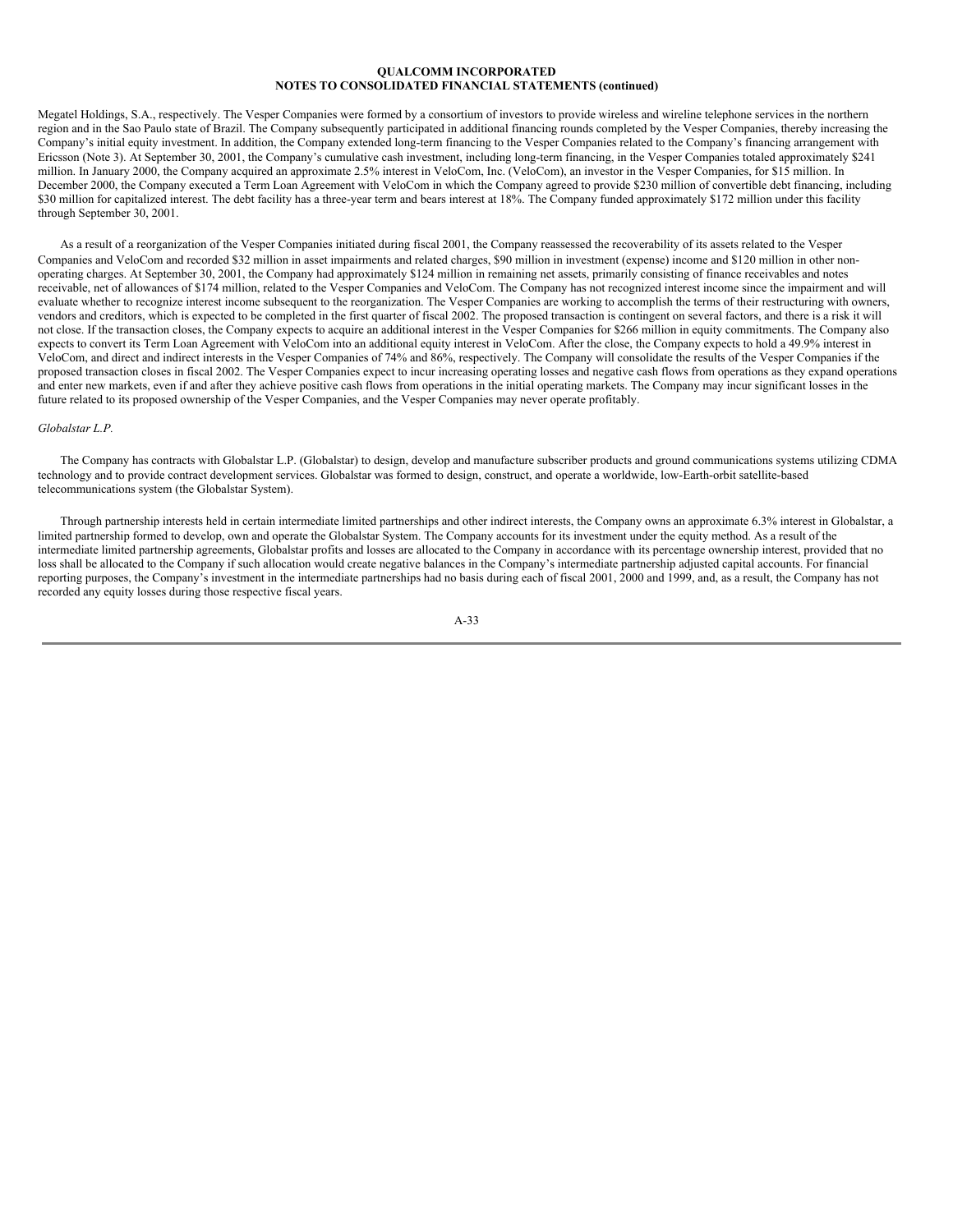Megatel Holdings, S.A., respectively. The Vesper Companies were formed by a consortium of investors to provide wireless and wireline telephone services in the northern region and in the Sao Paulo state of Brazil. The Company subsequently participated in additional financing rounds completed by the Vesper Companies, thereby increasing the Company's initial equity investment. In addition, the Company extended long-term financing to the Vesper Companies related to the Company's financing arrangement with Ericsson (Note 3). At September 30, 2001, the Company's cumulative cash investment, including long-term financing, in the Vesper Companies totaled approximately $241 million. In January 2000, the Company acquired an approximate 2.5% interest in VeloCom, Inc. (VeloCom), an investor in the Vesper Companies, for $15 million. In December 2000, the Company executed a Term Loan Agreement with VeloCom in which the Company agreed to provide $230 million of convertible debt financing, including $30 million for capitalized interest. The debt facility has a three-year term and bears interest at 18%. The Company funded approximately $172 million under this facility through September 30, 2001.

As a result of a reorganization of the Vesper Companies initiated during fiscal 2001, the Company reassessed the recoverability of its assets related to the Vesper Companies and VeloCom and recorded $32 million in asset impairments and related charges, $90 million in investment (expense) income and $120 million in other non-operating charges. At September 30, 2001, the Company had approximately $124 million in remaining net assets, primarily consisting of finance receivables and notes receivable, net of allowances of $174 million, related to the Vesper Companies and VeloCom. The Company has not recognized interest income since the impairment and will evaluate whether to recognize interest income subsequent to the reorganization. The Vesper Companies are working to accomplish the terms of their restructuring with owners, vendors and creditors, which is expected to be completed in the first quarter of fiscal 2002. The proposed transaction is contingent on several factors, and there is a risk it will not close. If the transaction closes, the Company expects to acquire an additional interest in the Vesper Companies for $266 million in equity commitments. The Company also expects to convert its Term Loan Agreement with VeloCom into an additional equity interest in VeloCom. After the close, the Company expects to hold a 49.9% interest in VeloCom, and direct and indirect interests in the Vesper Companies of 74% and 86%, respectively. The Company will consolidate the results of the Vesper Companies if the proposed transaction closes in fiscal 2002. The Vesper Companies expect to incur increasing operating losses and negative cash flows from operations as they expand operations and enter new markets, even if and after they achieve positive cash flows from operations in the initial operating markets. The Company may incur significant losses in the future related to its proposed ownership of the Vesper Companies, and the Vesper Companies may never operate profitably.

*Globalstar L.P.*

The Company has contracts with Globalstar L.P. (Globalstar) to design, develop and manufacture subscriber products and ground communications systems utilizing CDMA technology and to provide contract development services. Globalstar was formed to design, construct, and operate a worldwide, low-Earth-orbit satellite-based telecommunications system (the Globalstar System).

Through partnership interests held in certain intermediate limited partnerships and other indirect interests, the Company owns an approximate 6.3% interest in Globalstar, a limited partnership formed to develop, own and operate the Globalstar System. The Company accounts for its investment under the equity method. As a result of the intermediate limited partnership agreements, Globalstar profits and losses are allocated to the Company in accordance with its percentage ownership interest, provided that no loss shall be allocated to the Company if such allocation would create negative balances in the Company's intermediate partnership adjusted capital accounts. For financial reporting purposes, the Company's investment in the intermediate partnerships had no basis during each of fiscal 2001, 2000 and 1999, and, as a result, the Company has not recorded any equity losses during those respective fiscal years.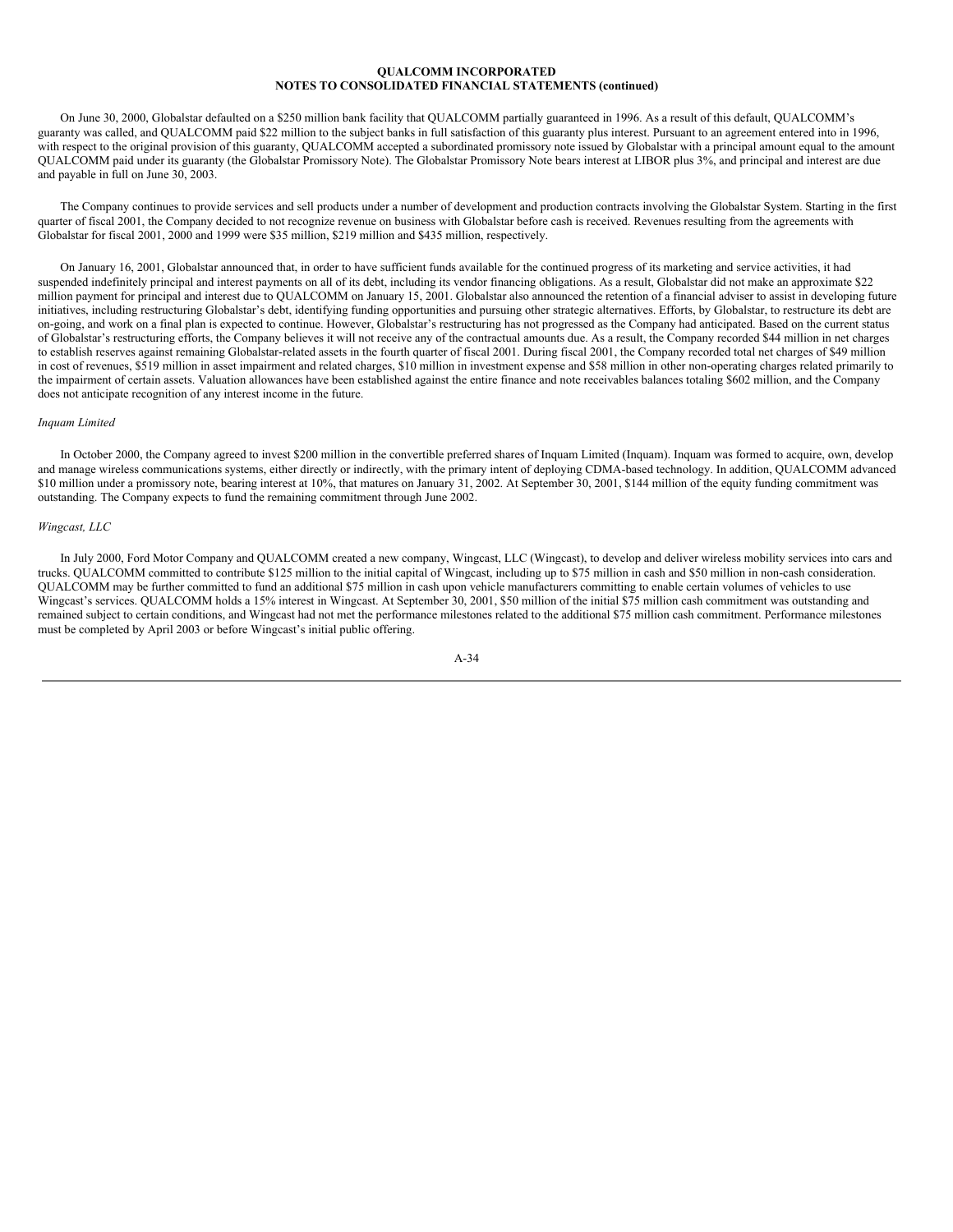On June 30, 2000, Globalstar defaulted on a $250 million bank facility that QUALCOMM partially guaranteed in 1996. As a result of this default, QUALCOMM's guaranty was called, and QUALCOMM paid $22 million to the subject banks in full satisfaction of this guaranty plus interest. Pursuant to an agreement entered into in 1996, with respect to the original provision of this guaranty, QUALCOMM accepted a subordinated promissory note issued by Globalstar with a principal amount equal to the amount QUALCOMM paid under its guaranty (the Globalstar Promissory Note). The Globalstar Promissory Note bears interest at LIBOR plus 3%, and principal and interest are due and payable in full on June 30, 2003.

The Company continues to provide services and sell products under a number of development and production contracts involving the Globalstar System. Starting in the first quarter of fiscal 2001, the Company decided to not recognize revenue on business with Globalstar before cash is received. Revenues resulting from the agreements with Globalstar for fiscal 2001, 2000 and 1999 were $35 million, $219 million and $435 million, respectively.

On January 16, 2001, Globalstar announced that, in order to have sufficient funds available for the continued progress of its marketing and service activities, it had suspended indefinitely principal and interest payments on all of its debt, including its vendor financing obligations. As a result, Globalstar did not make an approximate $22 million payment for principal and interest due to QUALCOMM on January 15, 2001. Globalstar also announced the retention of a financial adviser to assist in developing future initiatives, including restructuring Globalstar's debt, identifying funding opportunities and pursuing other strategic alternatives. Efforts, by Globalstar, to restructure its debt are on-going, and work on a final plan is expected to continue. However, Globalstar's restructuring has not progressed as the Company had anticipated. Based on the current status of Globalstar's restructuring efforts, the Company believes it will not receive any of the contractual amounts due. As a result, the Company recorded $44 million in net charges to establish reserves against remaining Globalstar-related assets in the fourth quarter of fiscal 2001. During fiscal 2001, the Company recorded total net charges of $49 million in cost of revenues, $519 million in asset impairment and related charges, $10 million in investment expense and $58 million in other non-operating charges related primarily to the impairment of certain assets. Valuation allowances have been established against the entire finance and note receivables balances totaling $602 million, and the Company does not anticipate recognition of any interest income in the future.

*Inquam Limited*

In October 2000, the Company agreed to invest $200 million in the convertible preferred shares of Inquam Limited (Inquam). Inquam was formed to acquire, own, develop and manage wireless communications systems, either directly or indirectly, with the primary intent of deploying CDMA-based technology. In addition, QUALCOMM advanced $10 million under a promissory note, bearing interest at 10%, that matures on January 31, 2002. At September 30, 2001, $144 million of the equity funding commitment was outstanding. The Company expects to fund the remaining commitment through June 2002.

*Wingcast, LLC*

In July 2000, Ford Motor Company and QUALCOMM created a new company, Wingcast, LLC (Wingcast), to develop and deliver wireless mobility services into cars and trucks. QUALCOMM committed to contribute $125 million to the initial capital of Wingcast, including up to $75 million in cash and $50 million in non-cash consideration. QUALCOMM may be further committed to fund an additional $75 million in cash upon vehicle manufacturers committing to enable certain volumes of vehicles to use Wingcast's services. QUALCOMM holds a 15% interest in Wingcast. At September 30, 2001, $50 million of the initial $75 million cash commitment was outstanding and remained subject to certain conditions, and Wingcast had not met the performance milestones related to the additional $75 million cash commitment. Performance milestones must be completed by April 2003 or before Wingcast's initial public offering.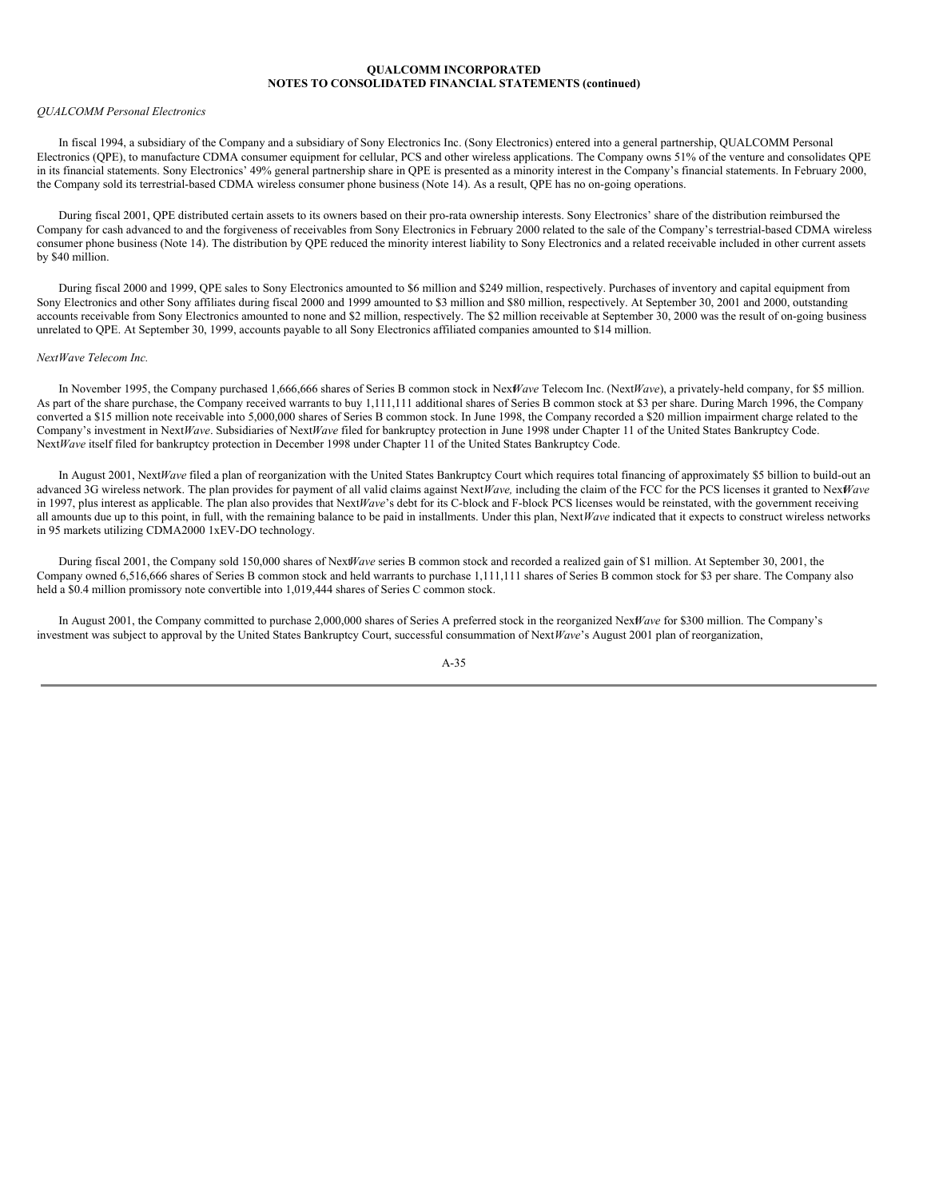**QUALCOMM INCORPORATED**
**NOTES TO CONSOLIDATED FINANCIAL STATEMENTS (continued)**

*QUALCOMM Personal Electronics*

In fiscal 1994, a subsidiary of the Company and a subsidiary of Sony Electronics Inc. (Sony Electronics) entered into a general partnership, QUALCOMM Personal Electronics (QPE), to manufacture CDMA consumer equipment for cellular, PCS and other wireless applications. The Company owns 51% of the venture and consolidates QPE in its financial statements. Sony Electronics' 49% general partnership share in QPE is presented as a minority interest in the Company's financial statements. In February 2000, the Company sold its terrestrial-based CDMA wireless consumer phone business (Note 14). As a result, QPE has no on-going operations.

During fiscal 2001, QPE distributed certain assets to its owners based on their pro-rata ownership interests. Sony Electronics' share of the distribution reimbursed the Company for cash advanced to and the forgiveness of receivables from Sony Electronics in February 2000 related to the sale of the Company's terrestrial-based CDMA wireless consumer phone business (Note 14). The distribution by QPE reduced the minority interest liability to Sony Electronics and a related receivable included in other current assets by $40 million.

During fiscal 2000 and 1999, QPE sales to Sony Electronics amounted to $6 million and $249 million, respectively. Purchases of inventory and capital equipment from Sony Electronics and other Sony affiliates during fiscal 2000 and 1999 amounted to $3 million and $80 million, respectively. At September 30, 2001 and 2000, outstanding accounts receivable from Sony Electronics amounted to none and $2 million, respectively. The $2 million receivable at September 30, 2000 was the result of on-going business unrelated to QPE. At September 30, 1999, accounts payable to all Sony Electronics affiliated companies amounted to $14 million.

*NextWave Telecom Inc.*

In November 1995, the Company purchased 1,666,666 shares of Series B common stock in Next*Wave* Telecom Inc. (Next*Wave*), a privately-held company, for $5 million. As part of the share purchase, the Company received warrants to buy 1,111,111 additional shares of Series B common stock at $3 per share. During March 1996, the Company converted a $15 million note receivable into 5,000,000 shares of Series B common stock. In June 1998, the Company recorded a $20 million impairment charge related to the Company's investment in Next*Wave*. Subsidiaries of Next*Wave* filed for bankruptcy protection in June 1998 under Chapter 11 of the United States Bankruptcy Code. Next*Wave* itself filed for bankruptcy protection in December 1998 under Chapter 11 of the United States Bankruptcy Code.

In August 2001, Next*Wave* filed a plan of reorganization with the United States Bankruptcy Court which requires total financing of approximately $5 billion to build-out an advanced 3G wireless network. The plan provides for payment of all valid claims against Next*Wave,* including the claim of the FCC for the PCS licenses it granted to Next*Wave* in 1997, plus interest as applicable. The plan also provides that Next*Wave*'s debt for its C-block and F-block PCS licenses would be reinstated, with the government receiving all amounts due up to this point, in full, with the remaining balance to be paid in installments. Under this plan, Next*Wave* indicated that it expects to construct wireless networks in 95 markets utilizing CDMA2000 1xEV-DO technology.

During fiscal 2001, the Company sold 150,000 shares of Next*Wave* series B common stock and recorded a realized gain of $1 million. At September 30, 2001, the Company owned 6,516,666 shares of Series B common stock and held warrants to purchase 1,111,111 shares of Series B common stock for $3 per share. The Company also held a $0.4 million promissory note convertible into 1,019,444 shares of Series C common stock.

In August 2001, the Company committed to purchase 2,000,000 shares of Series A preferred stock in the reorganized Next*Wave* for $300 million. The Company's investment was subject to approval by the United States Bankruptcy Court, successful consummation of Next*Wave*'s August 2001 plan of reorganization,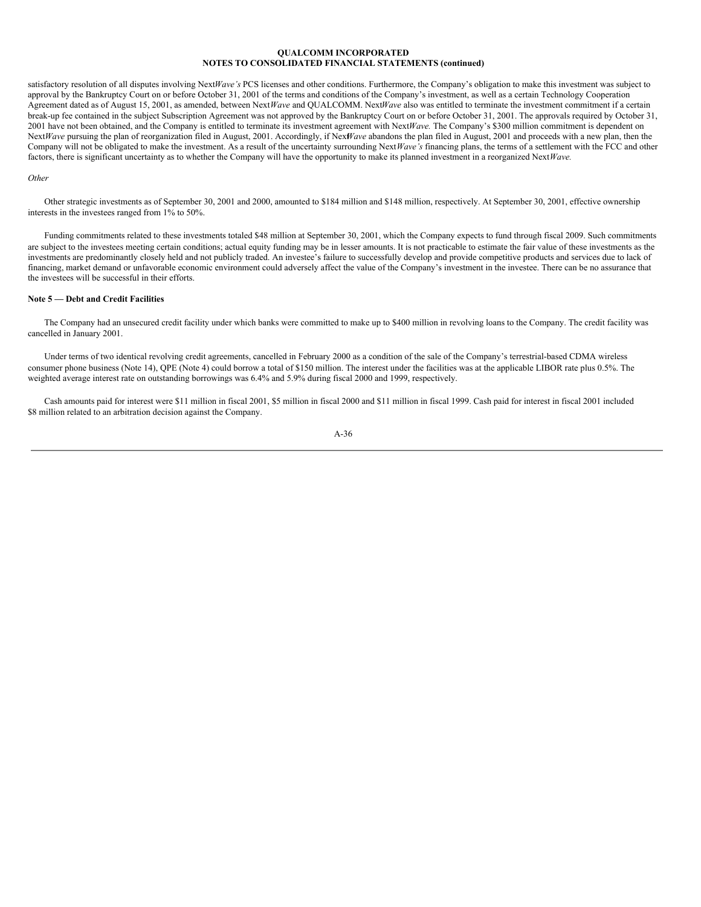satisfactory resolution of all disputes involving Next*Wave's* PCS licenses and other conditions. Furthermore, the Company's obligation to make this investment was subject to approval by the Bankruptcy Court on or before October 31, 2001 of the terms and conditions of the Company's investment, as well as a certain Technology Cooperation Agreement dated as of August 15, 2001, as amended, between Next*Wave* and QUALCOMM. Next*Wave* also was entitled to terminate the investment commitment if a certain break-up fee contained in the subject Subscription Agreement was not approved by the Bankruptcy Court on or before October 31, 2001. The approvals required by October 31, 2001 have not been obtained, and the Company is entitled to terminate its investment agreement with Next*Wave.* The Company's $300 million commitment is dependent on Next*Wave* pursuing the plan of reorganization filed in August, 2001. Accordingly, if Next*Wave* abandons the plan filed in August, 2001 and proceeds with a new plan, then the Company will not be obligated to make the investment. As a result of the uncertainty surrounding Next*Wave's* financing plans, the terms of a settlement with the FCC and other factors, there is significant uncertainty as to whether the Company will have the opportunity to make its planned investment in a reorganized Next*Wave.*

*Other*

Other strategic investments as of September 30, 2001 and 2000, amounted to $184 million and $148 million, respectively. At September 30, 2001, effective ownership interests in the investees ranged from 1% to 50%.

Funding commitments related to these investments totaled $48 million at September 30, 2001, which the Company expects to fund through fiscal 2009. Such commitments are subject to the investees meeting certain conditions; actual equity funding may be in lesser amounts. It is not practicable to estimate the fair value of these investments as the investments are predominantly closely held and not publicly traded. An investee's failure to successfully develop and provide competitive products and services due to lack of financing, market demand or unfavorable economic environment could adversely affect the value of the Company's investment in the investee. There can be no assurance that the investees will be successful in their efforts.

**Note 5 — Debt and Credit Facilities**

The Company had an unsecured credit facility under which banks were committed to make up to $400 million in revolving loans to the Company. The credit facility was cancelled in January 2001.

Under terms of two identical revolving credit agreements, cancelled in February 2000 as a condition of the sale of the Company's terrestrial-based CDMA wireless consumer phone business (Note 14), QPE (Note 4) could borrow a total of $150 million. The interest under the facilities was at the applicable LIBOR rate plus 0.5%. The weighted average interest rate on outstanding borrowings was 6.4% and 5.9% during fiscal 2000 and 1999, respectively.

Cash amounts paid for interest were $11 million in fiscal 2001, $5 million in fiscal 2000 and $11 million in fiscal 1999. Cash paid for interest in fiscal 2001 included $8 million related to an arbitration decision against the Company.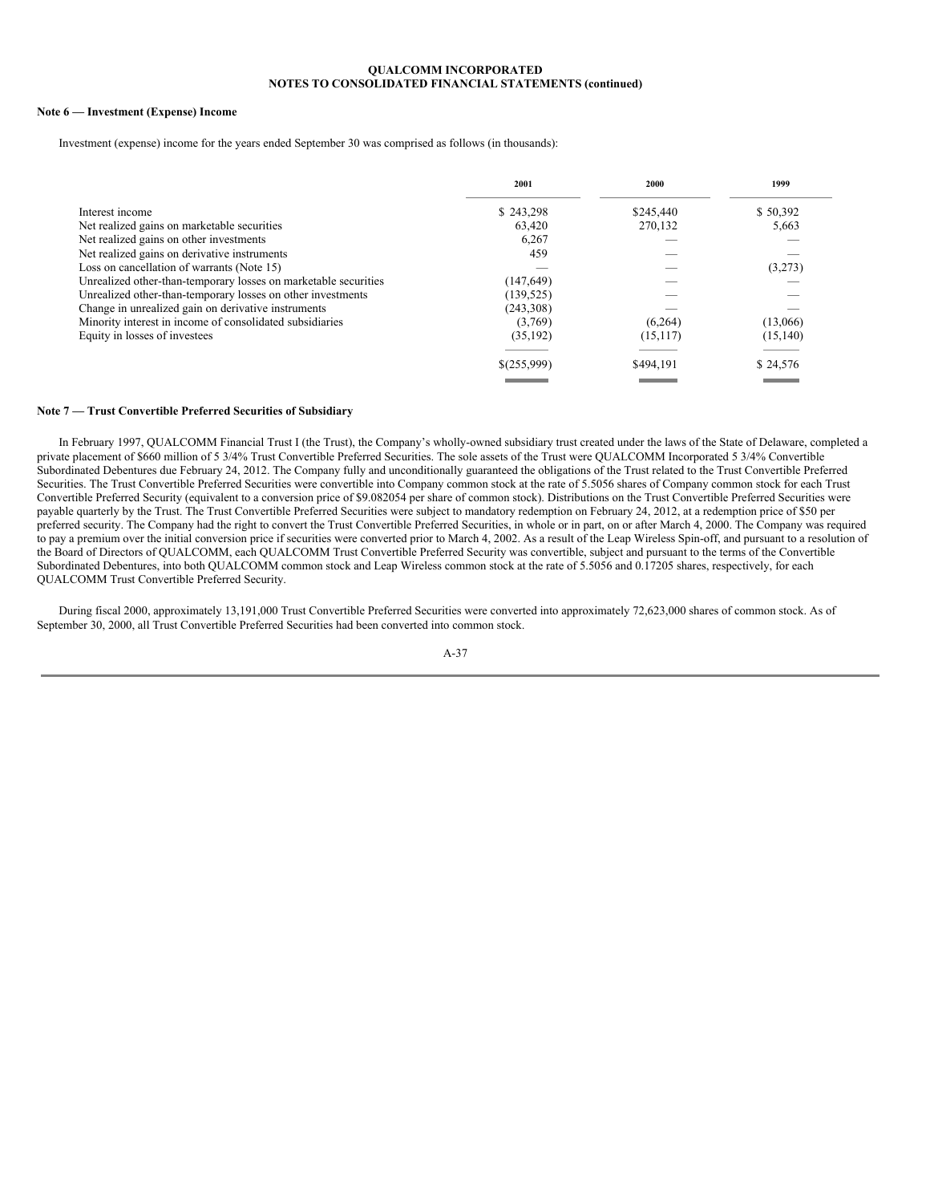**QUALCOMM INCORPORATED**
**NOTES TO CONSOLIDATED FINANCIAL STATEMENTS (continued)**

### Note 6 — Investment (Expense) Income

Investment (expense) income for the years ended September 30 was comprised as follows (in thousands):

| | 2001 | 2000 | 1999 |
|---|---|---|---|
| Interest income | $ 243,298 | $245,440 | $ 50,392 |
| Net realized gains on marketable securities | 63,420 | 270,132 | 5,663 |
| Net realized gains on other investments | 6,267 | — | — |
| Net realized gains on derivative instruments | 459 | — | — |
| Loss on cancellation of warrants (Note 15) | — | — | (3,273) |
| Unrealized other-than-temporary losses on marketable securities | (147,649) | — | — |
| Unrealized other-than-temporary losses on other investments | (139,525) | — | — |
| Change in unrealized gain on derivative instruments | (243,308) | — | — |
| Minority interest in income of consolidated subsidiaries | (3,769) | (6,264) | (13,066) |
| Equity in losses of investees | (35,192) | (15,117) | (15,140) |
| | $(255,999) | $494,191 | $ 24,576 |

### Note 7 — Trust Convertible Preferred Securities of Subsidiary

In February 1997, QUALCOMM Financial Trust I (the Trust), the Company's wholly-owned subsidiary trust created under the laws of the State of Delaware, completed a private placement of $660 million of 5 3/4% Trust Convertible Preferred Securities. The sole assets of the Trust were QUALCOMM Incorporated 5 3/4% Convertible Subordinated Debentures due February 24, 2012. The Company fully and unconditionally guaranteed the obligations of the Trust related to the Trust Convertible Preferred Securities. The Trust Convertible Preferred Securities were convertible into Company common stock at the rate of 5.5056 shares of Company common stock for each Trust Convertible Preferred Security (equivalent to a conversion price of $9.082054 per share of common stock). Distributions on the Trust Convertible Preferred Securities were payable quarterly by the Trust. The Trust Convertible Preferred Securities were subject to mandatory redemption on February 24, 2012, at a redemption price of $50 per preferred security. The Company had the right to convert the Trust Convertible Preferred Securities, in whole or in part, on or after March 4, 2000. The Company was required to pay a premium over the initial conversion price if securities were converted prior to March 4, 2002. As a result of the Leap Wireless Spin-off, and pursuant to a resolution of the Board of Directors of QUALCOMM, each QUALCOMM Trust Convertible Preferred Security was convertible, subject and pursuant to the terms of the Convertible Subordinated Debentures, into both QUALCOMM common stock and Leap Wireless common stock at the rate of 5.5056 and 0.17205 shares, respectively, for each QUALCOMM Trust Convertible Preferred Security.

During fiscal 2000, approximately 13,191,000 Trust Convertible Preferred Securities were converted into approximately 72,623,000 shares of common stock. As of September 30, 2000, all Trust Convertible Preferred Securities had been converted into common stock.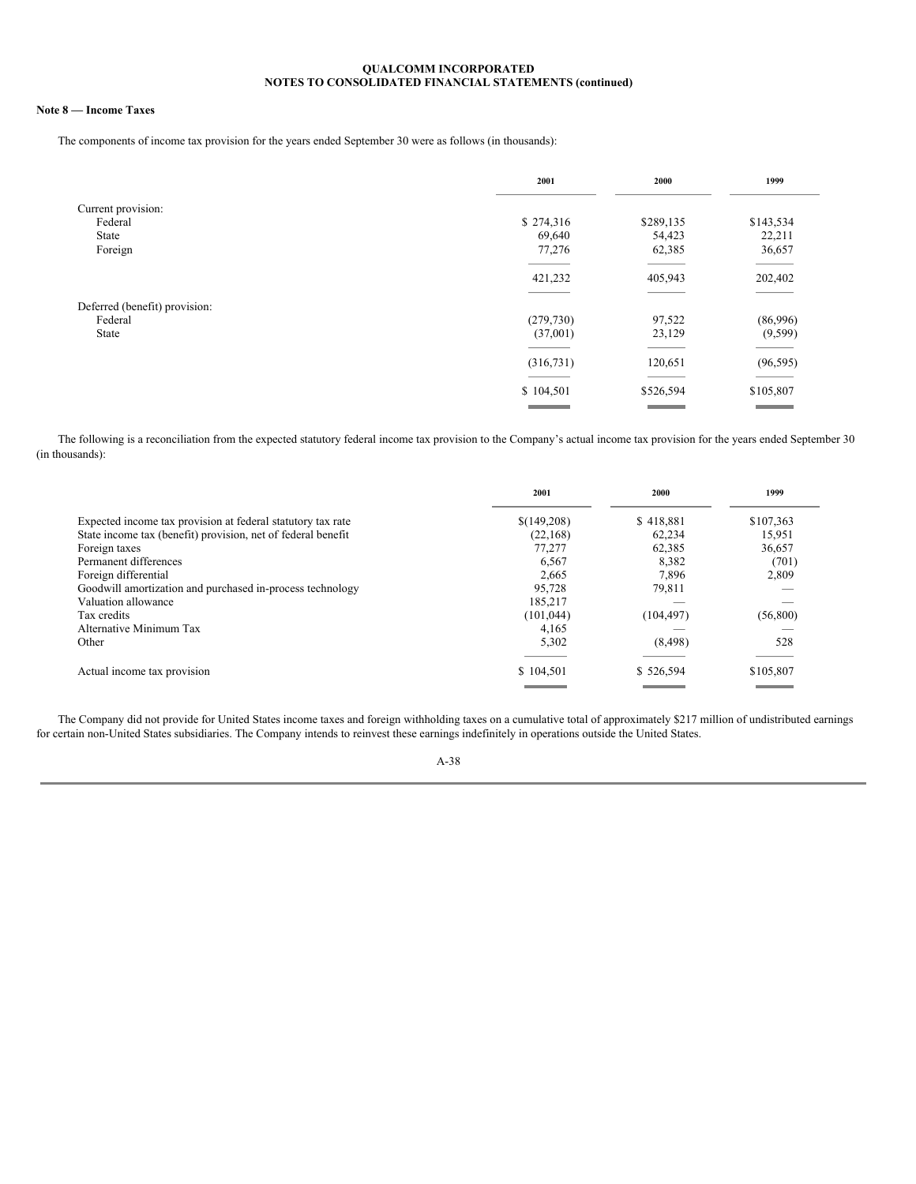**QUALCOMM INCORPORATED**
**NOTES TO CONSOLIDATED FINANCIAL STATEMENTS (continued)**

**Note 8 — Income Taxes**

The components of income tax provision for the years ended September 30 were as follows (in thousands):

| | 2001 | 2000 | 1999 |
|---|---|---|---|
| Current provision: | | | |
| Federal | $ 274,316 | $289,135 | $143,534 |
| State | 69,640 | 54,423 | 22,211 |
| Foreign | 77,276 | 62,385 | 36,657 |
| | 421,232 | 405,943 | 202,402 |
| Deferred (benefit) provision: | | | |
| Federal | (279,730) | 97,522 | (86,996) |
| State | (37,001) | 23,129 | (9,599) |
| | (316,731) | 120,651 | (96,595) |
| | $ 104,501 | $526,594 | $105,807 |

The following is a reconciliation from the expected statutory federal income tax provision to the Company's actual income tax provision for the years ended September 30 (in thousands):

| | 2001 | 2000 | 1999 |
|---|---|---|---|
| Expected income tax provision at federal statutory tax rate | $(149,208) | $ 418,881 | $107,363 |
| State income tax (benefit) provision, net of federal benefit | (22,168) | 62,234 | 15,951 |
| Foreign taxes | 77,277 | 62,385 | 36,657 |
| Permanent differences | 6,567 | 8,382 | (701) |
| Foreign differential | 2,665 | 7,896 | 2,809 |
| Goodwill amortization and purchased in-process technology | 95,728 | 79,811 | — |
| Valuation allowance | 185,217 | — | — |
| Tax credits | (101,044) | (104,497) | (56,800) |
| Alternative Minimum Tax | 4,165 | — | — |
| Other | 5,302 | (8,498) | 528 |
| Actual income tax provision | $ 104,501 | $ 526,594 | $105,807 |

The Company did not provide for United States income taxes and foreign withholding taxes on a cumulative total of approximately $217 million of undistributed earnings for certain non-United States subsidiaries. The Company intends to reinvest these earnings indefinitely in operations outside the United States.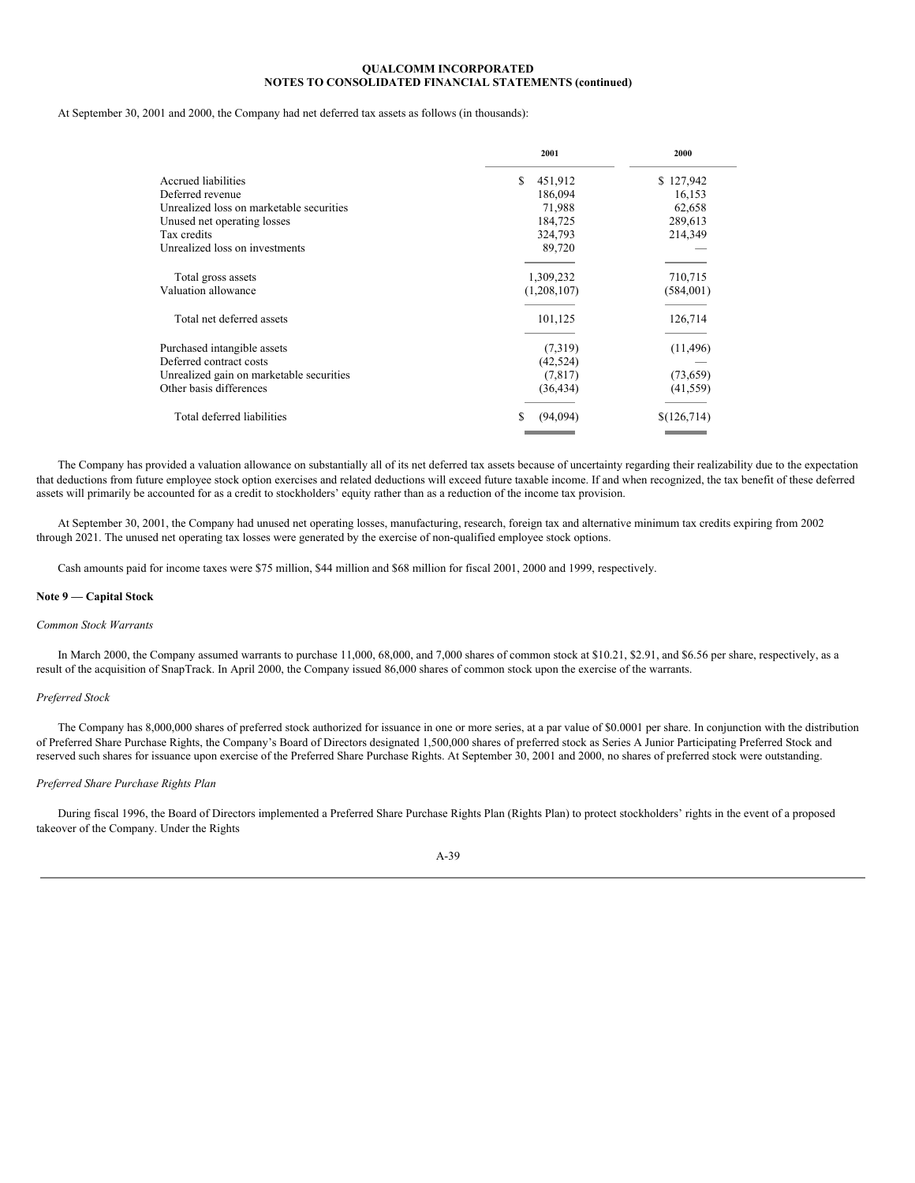**QUALCOMM INCORPORATED**
**NOTES TO CONSOLIDATED FINANCIAL STATEMENTS (continued)**

At September 30, 2001 and 2000, the Company had net deferred tax assets as follows (in thousands):

| | 2001 | 2000 |
|---|---|---|
| Accrued liabilities | $ 451,912 | $ 127,942 |
| Deferred revenue | 186,094 | 16,153 |
| Unrealized loss on marketable securities | 71,988 | 62,658 |
| Unused net operating losses | 184,725 | 289,613 |
| Tax credits | 324,793 | 214,349 |
| Unrealized loss on investments | 89,720 | — |
| Total gross assets | 1,309,232 | 710,715 |
| Valuation allowance | (1,208,107) | (584,001) |
| Total net deferred assets | 101,125 | 126,714 |
| Purchased intangible assets | (7,319) | (11,496) |
| Deferred contract costs | (42,524) | — |
| Unrealized gain on marketable securities | (7,817) | (73,659) |
| Other basis differences | (36,434) | (41,559) |
| Total deferred liabilities | $ (94,094) | $(126,714) |

The Company has provided a valuation allowance on substantially all of its net deferred tax assets because of uncertainty regarding their realizability due to the expectation that deductions from future employee stock option exercises and related deductions will exceed future taxable income. If and when recognized, the tax benefit of these deferred assets will primarily be accounted for as a credit to stockholders' equity rather than as a reduction of the income tax provision.

At September 30, 2001, the Company had unused net operating losses, manufacturing, research, foreign tax and alternative minimum tax credits expiring from 2002 through 2021. The unused net operating tax losses were generated by the exercise of non-qualified employee stock options.

Cash amounts paid for income taxes were $75 million, $44 million and $68 million for fiscal 2001, 2000 and 1999, respectively.

**Note 9 — Capital Stock**

*Common Stock Warrants*

In March 2000, the Company assumed warrants to purchase 11,000, 68,000, and 7,000 shares of common stock at $10.21, $2.91, and $6.56 per share, respectively, as a result of the acquisition of SnapTrack. In April 2000, the Company issued 86,000 shares of common stock upon the exercise of the warrants.

*Preferred Stock*

The Company has 8,000,000 shares of preferred stock authorized for issuance in one or more series, at a par value of $0.0001 per share. In conjunction with the distribution of Preferred Share Purchase Rights, the Company's Board of Directors designated 1,500,000 shares of preferred stock as Series A Junior Participating Preferred Stock and reserved such shares for issuance upon exercise of the Preferred Share Purchase Rights. At September 30, 2001 and 2000, no shares of preferred stock were outstanding.

*Preferred Share Purchase Rights Plan*

During fiscal 1996, the Board of Directors implemented a Preferred Share Purchase Rights Plan (Rights Plan) to protect stockholders' rights in the event of a proposed takeover of the Company. Under the Rights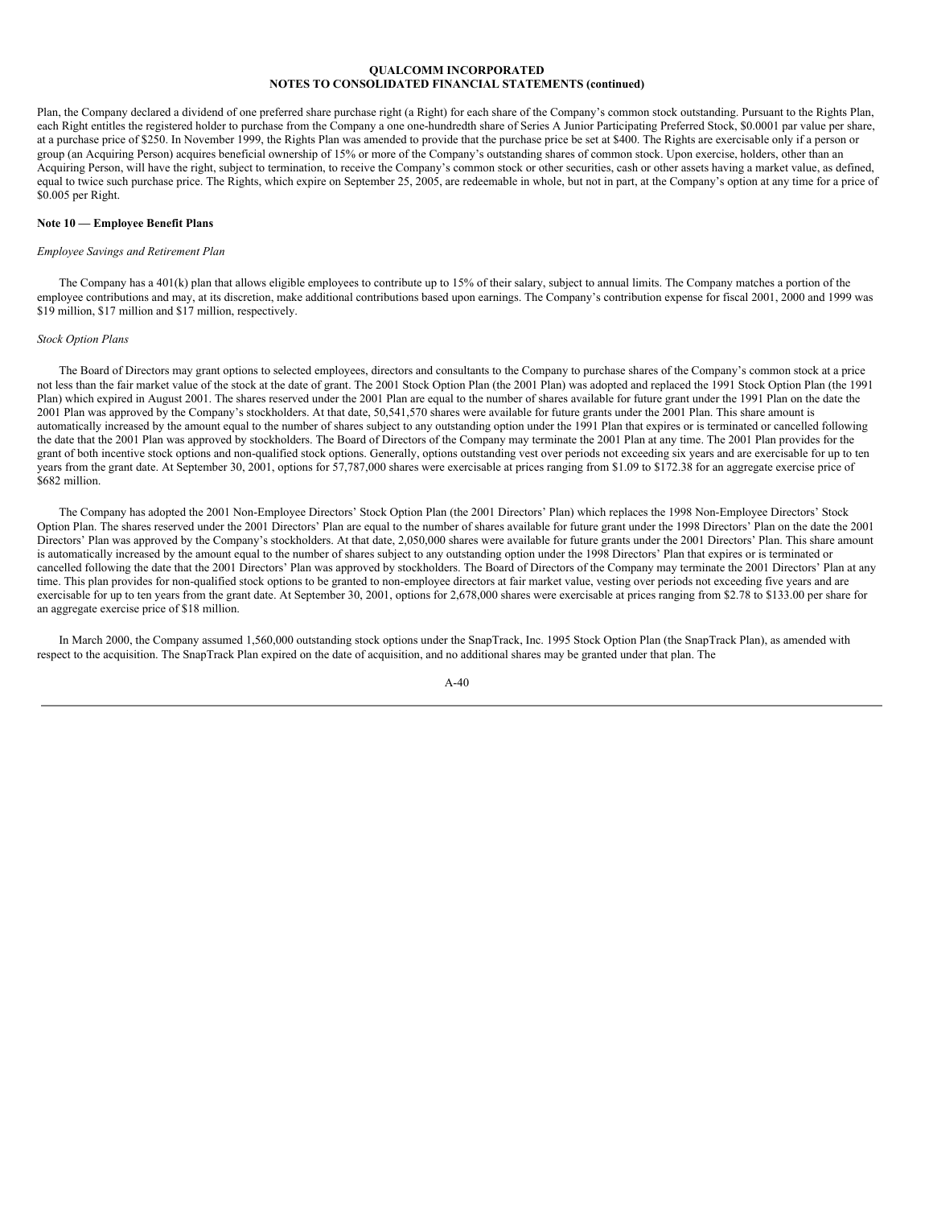Plan, the Company declared a dividend of one preferred share purchase right (a Right) for each share of the Company's common stock outstanding. Pursuant to the Rights Plan, each Right entitles the registered holder to purchase from the Company a one one-hundredth share of Series A Junior Participating Preferred Stock, $0.0001 par value per share, at a purchase price of $250. In November 1999, the Rights Plan was amended to provide that the purchase price be set at $400. The Rights are exercisable only if a person or group (an Acquiring Person) acquires beneficial ownership of 15% or more of the Company's outstanding shares of common stock. Upon exercise, holders, other than an Acquiring Person, will have the right, subject to termination, to receive the Company's common stock or other securities, cash or other assets having a market value, as defined, equal to twice such purchase price. The Rights, which expire on September 25, 2005, are redeemable in whole, but not in part, at the Company's option at any time for a price of $0.005 per Right.

**Note 10 — Employee Benefit Plans**

*Employee Savings and Retirement Plan*

The Company has a 401(k) plan that allows eligible employees to contribute up to 15% of their salary, subject to annual limits. The Company matches a portion of the employee contributions and may, at its discretion, make additional contributions based upon earnings. The Company's contribution expense for fiscal 2001, 2000 and 1999 was $19 million, $17 million and $17 million, respectively.

*Stock Option Plans*

The Board of Directors may grant options to selected employees, directors and consultants to the Company to purchase shares of the Company's common stock at a price not less than the fair market value of the stock at the date of grant. The 2001 Stock Option Plan (the 2001 Plan) was adopted and replaced the 1991 Stock Option Plan (the 1991 Plan) which expired in August 2001. The shares reserved under the 2001 Plan are equal to the number of shares available for future grant under the 1991 Plan on the date the 2001 Plan was approved by the Company's stockholders. At that date, 50,541,570 shares were available for future grants under the 2001 Plan. This share amount is automatically increased by the amount equal to the number of shares subject to any outstanding option under the 1991 Plan that expires or is terminated or cancelled following the date that the 2001 Plan was approved by stockholders. The Board of Directors of the Company may terminate the 2001 Plan at any time. The 2001 Plan provides for the grant of both incentive stock options and non-qualified stock options. Generally, options outstanding vest over periods not exceeding six years and are exercisable for up to ten years from the grant date. At September 30, 2001, options for 57,787,000 shares were exercisable at prices ranging from $1.09 to $172.38 for an aggregate exercise price of $682 million.

The Company has adopted the 2001 Non-Employee Directors' Stock Option Plan (the 2001 Directors' Plan) which replaces the 1998 Non-Employee Directors' Stock Option Plan. The shares reserved under the 2001 Directors' Plan are equal to the number of shares available for future grant under the 1998 Directors' Plan on the date the 2001 Directors' Plan was approved by the Company's stockholders. At that date, 2,050,000 shares were available for future grants under the 2001 Directors' Plan. This share amount is automatically increased by the amount equal to the number of shares subject to any outstanding option under the 1998 Directors' Plan that expires or is terminated or cancelled following the date that the 2001 Directors' Plan was approved by stockholders. The Board of Directors of the Company may terminate the 2001 Directors' Plan at any time. This plan provides for non-qualified stock options to be granted to non-employee directors at fair market value, vesting over periods not exceeding five years and are exercisable for up to ten years from the grant date. At September 30, 2001, options for 2,678,000 shares were exercisable at prices ranging from $2.78 to $133.00 per share for an aggregate exercise price of $18 million.

In March 2000, the Company assumed 1,560,000 outstanding stock options under the SnapTrack, Inc. 1995 Stock Option Plan (the SnapTrack Plan), as amended with respect to the acquisition. The SnapTrack Plan expired on the date of acquisition, and no additional shares may be granted under that plan. The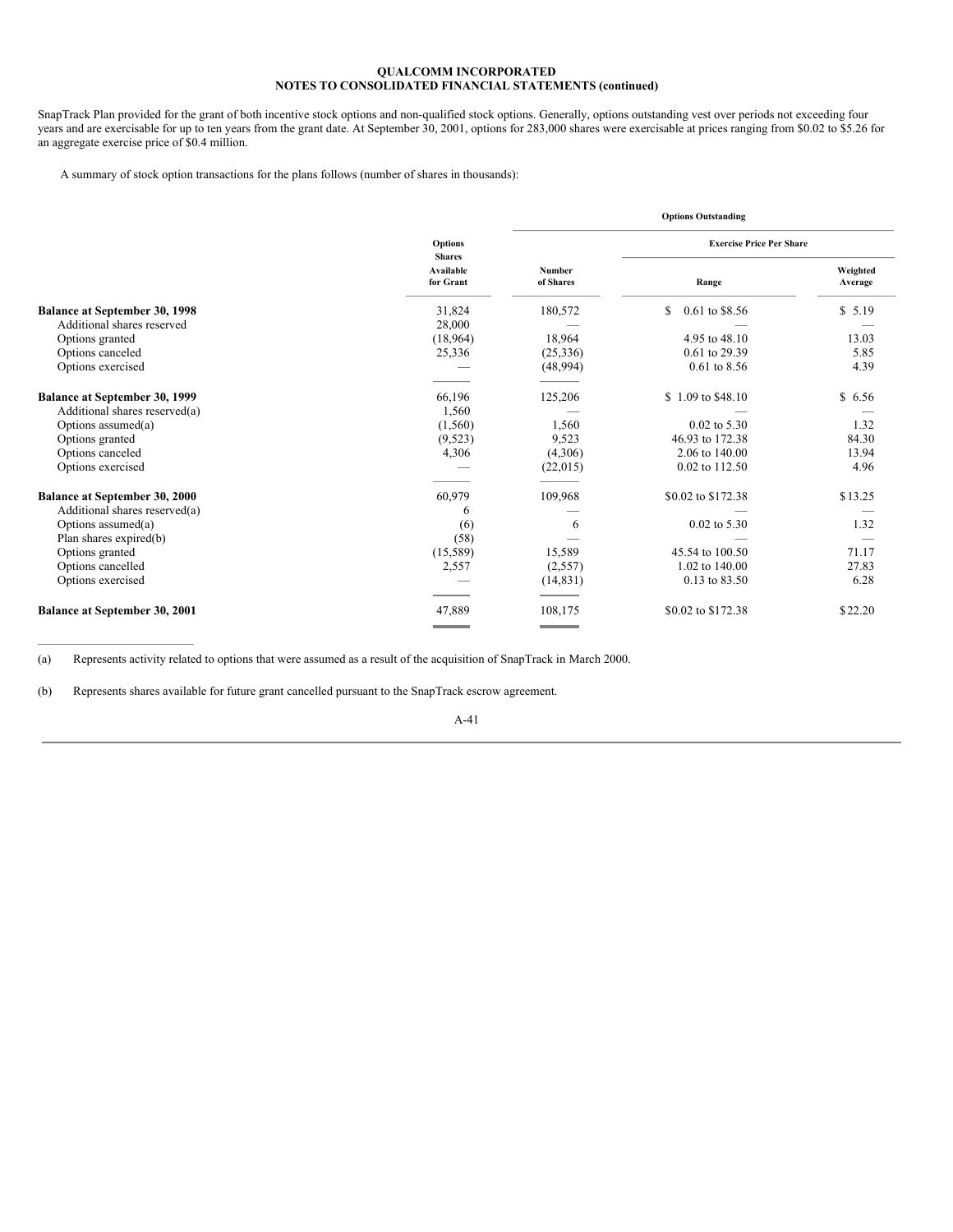SnapTrack Plan provided for the grant of both incentive stock options and non-qualified stock options. Generally, options outstanding vest over periods not exceeding four years and are exercisable for up to ten years from the grant date. At September 30, 2001, options for 283,000 shares were exercisable at prices ranging from $0.02 to $5.26 for an aggregate exercise price of $0.4 million.

A summary of stock option transactions for the plans follows (number of shares in thousands):

| | | Options Outstanding | | |
|---|---|---|---|---|
| | | | Exercise Price Per Share | |
| | Options Shares Available for Grant | Number of Shares | Range | Weighted Average |
| **Balance at September 30, 1998** | 31,824 | 180,572 | $ 0.61 to $8.56 | $ 5.19 |
| Additional shares reserved | 28,000 | — | — | — |
| Options granted | (18,964) | 18,964 | 4.95 to 48.10 | 13.03 |
| Options canceled | 25,336 | (25,336) | 0.61 to 29.39 | 5.85 |
| Options exercised | — | (48,994) | 0.61 to 8.56 | 4.39 |
| **Balance at September 30, 1999** | 66,196 | 125,206 | $ 1.09 to $48.10 | $ 6.56 |
| Additional shares reserved(a) | 1,560 | — | — | — |
| Options assumed(a) | (1,560) | 1,560 | 0.02 to 5.30 | 1.32 |
| Options granted | (9,523) | 9,523 | 46.93 to 172.38 | 84.30 |
| Options canceled | 4,306 | (4,306) | 2.06 to 140.00 | 13.94 |
| Options exercised | — | (22,015) | 0.02 to 112.50 | 4.96 |
| **Balance at September 30, 2000** | 60,979 | 109,968 | $0.02 to $172.38 | $13.25 |
| Additional shares reserved(a) | 6 | — | — | — |
| Options assumed(a) | (6) | 6 | 0.02 to 5.30 | 1.32 |
| Plan shares expired(b) | (58) | — | — | — |
| Options granted | (15,589) | 15,589 | 45.54 to 100.50 | 71.17 |
| Options cancelled | 2,557 | (2,557) | 1.02 to 140.00 | 27.83 |
| Options exercised | — | (14,831) | 0.13 to 83.50 | 6.28 |
| **Balance at September 30, 2001** | 47,889 | 108,175 | $0.02 to $172.38 | $22.20 |

(a) Represents activity related to options that were assumed as a result of the acquisition of SnapTrack in March 2000.

(b) Represents shares available for future grant cancelled pursuant to the SnapTrack escrow agreement.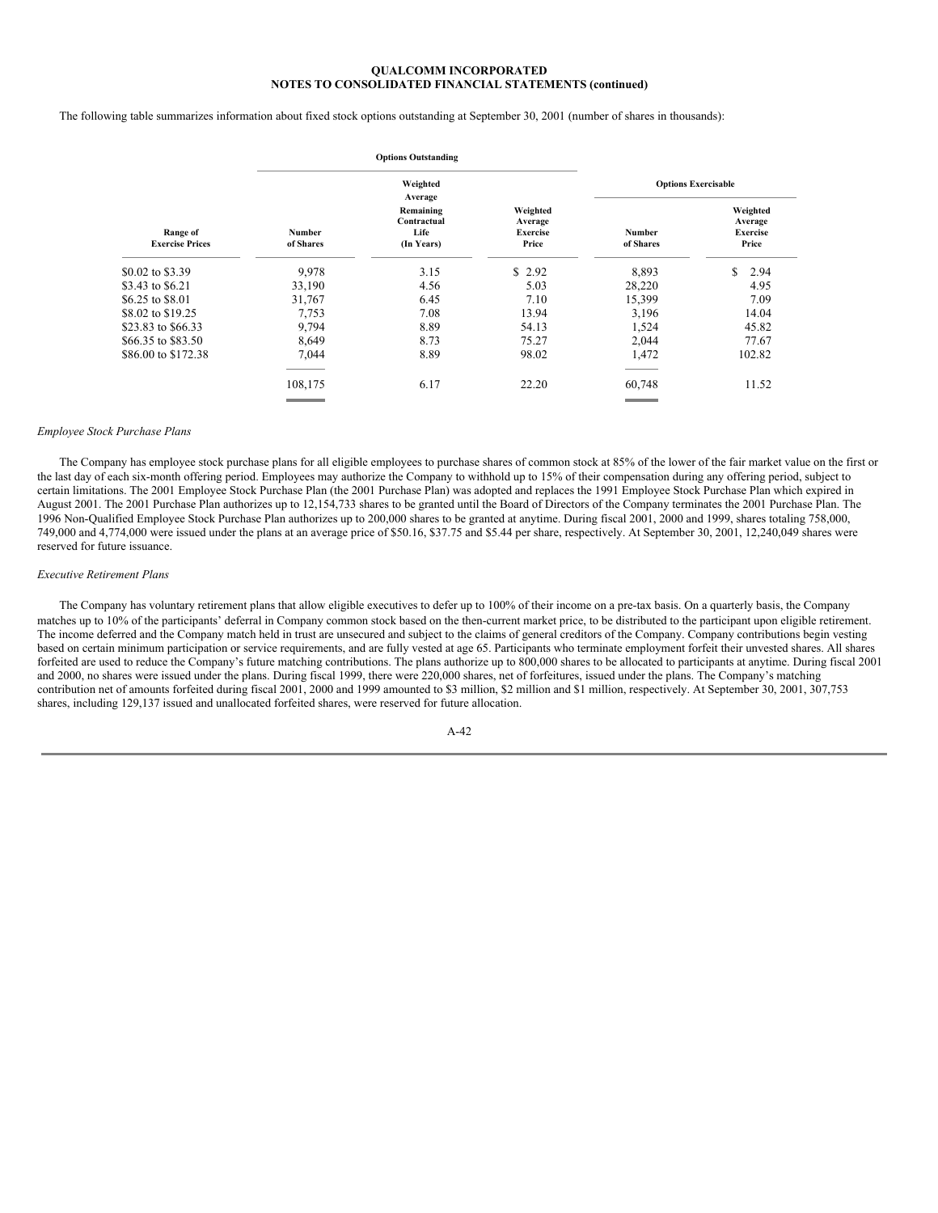The following table summarizes information about fixed stock options outstanding at September 30, 2001 (number of shares in thousands):

| | Options Outstanding | | | Options Exercisable | |
|---|---|---|---|---|---|
| Range of Exercise Prices | Number of Shares | Weighted Average Remaining Contractual Life (In Years) | Weighted Average Exercise Price | Number of Shares | Weighted Average Exercise Price |
| $0.02 to $3.39 | 9,978 | 3.15 | $ 2.92 | 8,893 | $ 2.94 |
| $3.43 to $6.21 | 33,190 | 4.56 | 5.03 | 28,220 | 4.95 |
| $6.25 to $8.01 | 31,767 | 6.45 | 7.10 | 15,399 | 7.09 |
| $8.02 to $19.25 | 7,753 | 7.08 | 13.94 | 3,196 | 14.04 |
| $23.83 to $66.33 | 9,794 | 8.89 | 54.13 | 1,524 | 45.82 |
| $66.35 to $83.50 | 8,649 | 8.73 | 75.27 | 2,044 | 77.67 |
| $86.00 to $172.38 | 7,044 | 8.89 | 98.02 | 1,472 | 102.82 |
| | 108,175 | 6.17 | 22.20 | 60,748 | 11.52 |

*Employee Stock Purchase Plans*

The Company has employee stock purchase plans for all eligible employees to purchase shares of common stock at 85% of the lower of the fair market value on the first or the last day of each six-month offering period. Employees may authorize the Company to withhold up to 15% of their compensation during any offering period, subject to certain limitations. The 2001 Employee Stock Purchase Plan (the 2001 Purchase Plan) was adopted and replaces the 1991 Employee Stock Purchase Plan which expired in August 2001. The 2001 Purchase Plan authorizes up to 12,154,733 shares to be granted until the Board of Directors of the Company terminates the 2001 Purchase Plan. The 1996 Non-Qualified Employee Stock Purchase Plan authorizes up to 200,000 shares to be granted at anytime. During fiscal 2001, 2000 and 1999, shares totaling 758,000, 749,000 and 4,774,000 were issued under the plans at an average price of $50.16, $37.75 and $5.44 per share, respectively. At September 30, 2001, 12,240,049 shares were reserved for future issuance.

*Executive Retirement Plans*

The Company has voluntary retirement plans that allow eligible executives to defer up to 100% of their income on a pre-tax basis. On a quarterly basis, the Company matches up to 10% of the participants' deferral in Company common stock based on the then-current market price, to be distributed to the participant upon eligible retirement. The income deferred and the Company match held in trust are unsecured and subject to the claims of general creditors of the Company. Company contributions begin vesting based on certain minimum participation or service requirements, and are fully vested at age 65. Participants who terminate employment forfeit their unvested shares. All shares forfeited are used to reduce the Company's future matching contributions. The plans authorize up to 800,000 shares to be allocated to participants at anytime. During fiscal 2001 and 2000, no shares were issued under the plans. During fiscal 1999, there were 220,000 shares, net of forfeitures, issued under the plans. The Company's matching contribution net of amounts forfeited during fiscal 2001, 2000 and 1999 amounted to $3 million, $2 million and $1 million, respectively. At September 30, 2001, 307,753 shares, including 129,137 issued and unallocated forfeited shares, were reserved for future allocation.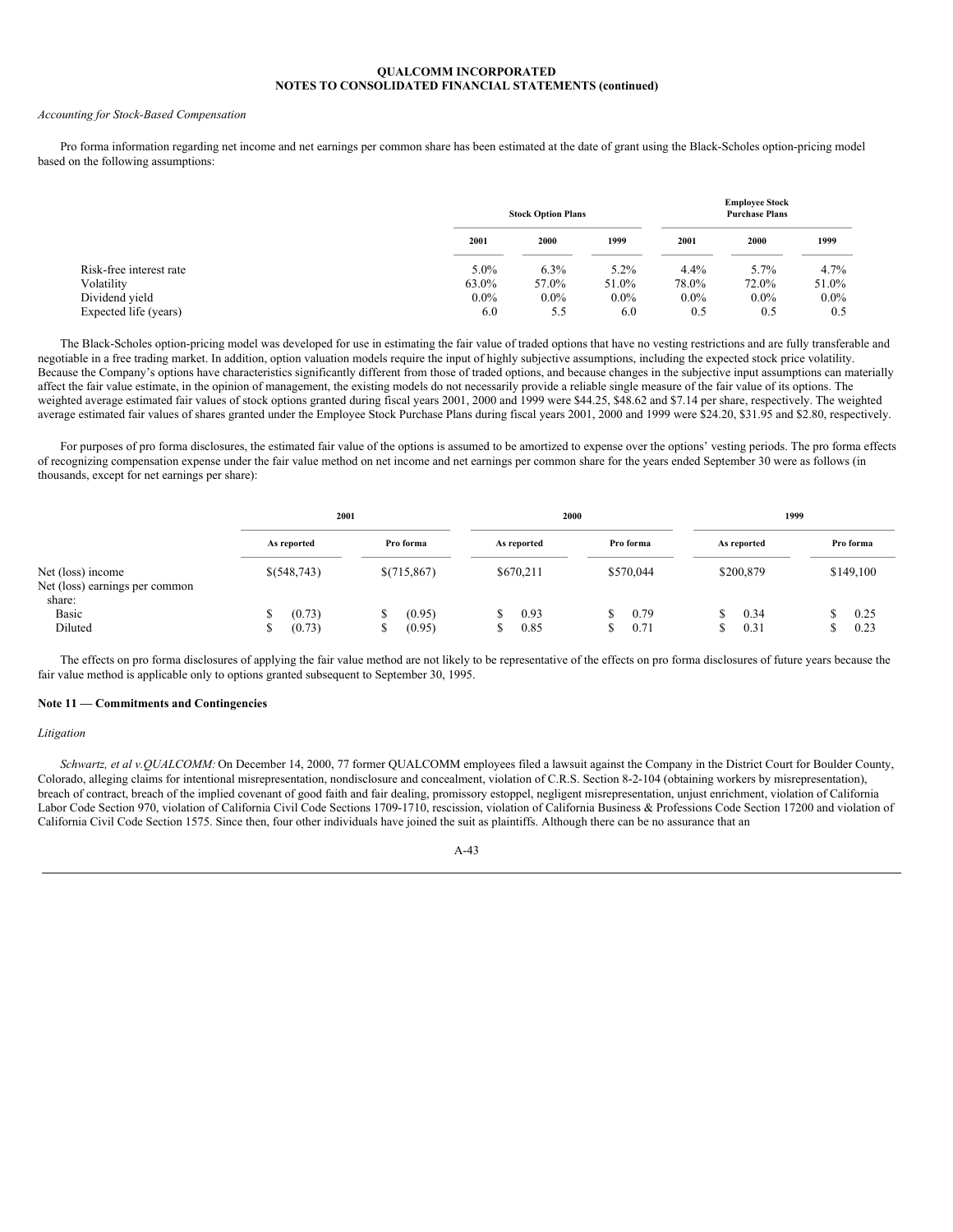*Accounting for Stock-Based Compensation*

Pro forma information regarding net income and net earnings per common share has been estimated at the date of grant using the Black-Scholes option-pricing model based on the following assumptions:

| | Stock Option Plans | | | Employee Stock Purchase Plans | | |
|---|---|---|---|---|---|---|
| | 2001 | 2000 | 1999 | 2001 | 2000 | 1999 |
| Risk-free interest rate | 5.0% | 6.3% | 5.2% | 4.4% | 5.7% | 4.7% |
| Volatility | 63.0% | 57.0% | 51.0% | 78.0% | 72.0% | 51.0% |
| Dividend yield | 0.0% | 0.0% | 0.0% | 0.0% | 0.0% | 0.0% |
| Expected life (years) | 6.0 | 5.5 | 6.0 | 0.5 | 0.5 | 0.5 |

The Black-Scholes option-pricing model was developed for use in estimating the fair value of traded options that have no vesting restrictions and are fully transferable and negotiable in a free trading market. In addition, option valuation models require the input of highly subjective assumptions, including the expected stock price volatility. Because the Company's options have characteristics significantly different from those of traded options, and because changes in the subjective input assumptions can materially affect the fair value estimate, in the opinion of management, the existing models do not necessarily provide a reliable single measure of the fair value of its options. The weighted average estimated fair values of stock options granted during fiscal years 2001, 2000 and 1999 were $44.25, $48.62 and $7.14 per share, respectively. The weighted average estimated fair values of shares granted under the Employee Stock Purchase Plans during fiscal years 2001, 2000 and 1999 were $24.20, $31.95 and $2.80, respectively.

For purposes of pro forma disclosures, the estimated fair value of the options is assumed to be amortized to expense over the options' vesting periods. The pro forma effects of recognizing compensation expense under the fair value method on net income and net earnings per common share for the years ended September 30 were as follows (in thousands, except for net earnings per share):

| | 2001 | | 2000 | | 1999 | |
|---|---|---|---|---|---|---|
| | As reported | Pro forma | As reported | Pro forma | As reported | Pro forma |
| Net (loss) income | $(548,743) | $(715,867) | $670,211 | $570,044 | $200,879 | $149,100 |
| Net (loss) earnings per common share: | | | | | | |
| Basic | $ (0.73) | $ (0.95) | $ 0.93 | $ 0.79 | $ 0.34 | $ 0.25 |
| Diluted | $ (0.73) | $ (0.95) | $ 0.85 | $ 0.71 | $ 0.31 | $ 0.23 |

The effects on pro forma disclosures of applying the fair value method are not likely to be representative of the effects on pro forma disclosures of future years because the fair value method is applicable only to options granted subsequent to September 30, 1995.

**Note 11 — Commitments and Contingencies**

*Litigation*

*Schwartz, et al v.QUALCOMM:* On December 14, 2000, 77 former QUALCOMM employees filed a lawsuit against the Company in the District Court for Boulder County, Colorado, alleging claims for intentional misrepresentation, nondisclosure and concealment, violation of C.R.S. Section 8-2-104 (obtaining workers by misrepresentation), breach of contract, breach of the implied covenant of good faith and fair dealing, promissory estoppel, negligent misrepresentation, unjust enrichment, violation of California Labor Code Section 970, violation of California Civil Code Sections 1709-1710, rescission, violation of California Business & Professions Code Section 17200 and violation of California Civil Code Section 1575. Since then, four other individuals have joined the suit as plaintiffs. Although there can be no assurance that an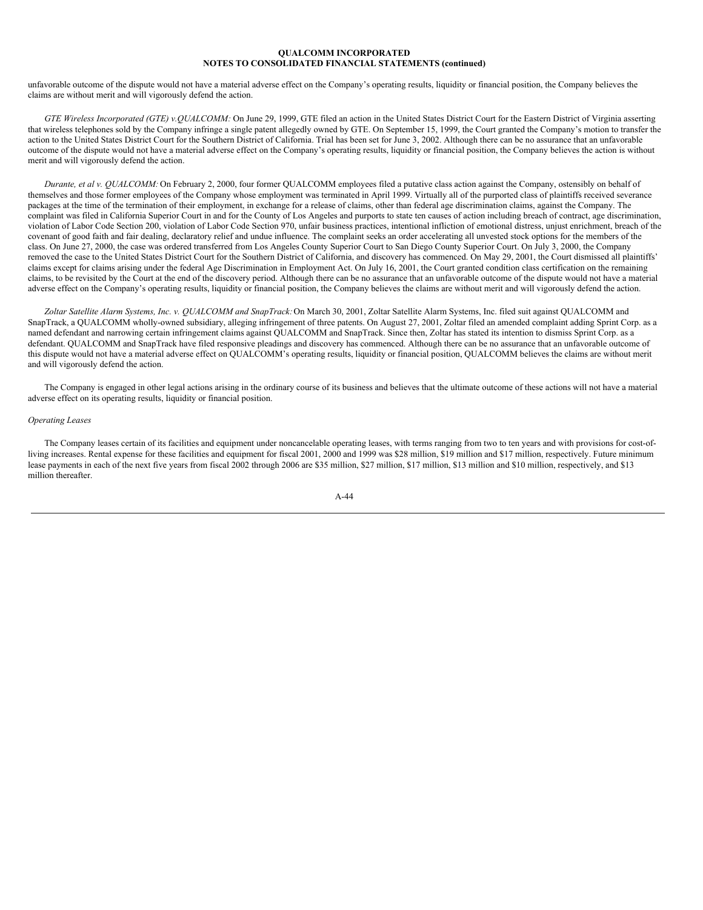unfavorable outcome of the dispute would not have a material adverse effect on the Company's operating results, liquidity or financial position, the Company believes the claims are without merit and will vigorously defend the action.

*GTE Wireless Incorporated (GTE) v.QUALCOMM:* On June 29, 1999, GTE filed an action in the United States District Court for the Eastern District of Virginia asserting that wireless telephones sold by the Company infringe a single patent allegedly owned by GTE. On September 15, 1999, the Court granted the Company's motion to transfer the action to the United States District Court for the Southern District of California. Trial has been set for June 3, 2002. Although there can be no assurance that an unfavorable outcome of the dispute would not have a material adverse effect on the Company's operating results, liquidity or financial position, the Company believes the action is without merit and will vigorously defend the action.

*Durante, et al v. QUALCOMM:* On February 2, 2000, four former QUALCOMM employees filed a putative class action against the Company, ostensibly on behalf of themselves and those former employees of the Company whose employment was terminated in April 1999. Virtually all of the purported class of plaintiffs received severance packages at the time of the termination of their employment, in exchange for a release of claims, other than federal age discrimination claims, against the Company. The complaint was filed in California Superior Court in and for the County of Los Angeles and purports to state ten causes of action including breach of contract, age discrimination, violation of Labor Code Section 200, violation of Labor Code Section 970, unfair business practices, intentional infliction of emotional distress, unjust enrichment, breach of the covenant of good faith and fair dealing, declaratory relief and undue influence. The complaint seeks an order accelerating all unvested stock options for the members of the class. On June 27, 2000, the case was ordered transferred from Los Angeles County Superior Court to San Diego County Superior Court. On July 3, 2000, the Company removed the case to the United States District Court for the Southern District of California, and discovery has commenced. On May 29, 2001, the Court dismissed all plaintiffs' claims except for claims arising under the federal Age Discrimination in Employment Act. On July 16, 2001, the Court granted condition class certification on the remaining claims, to be revisited by the Court at the end of the discovery period. Although there can be no assurance that an unfavorable outcome of the dispute would not have a material adverse effect on the Company's operating results, liquidity or financial position, the Company believes the claims are without merit and will vigorously defend the action.

*Zoltar Satellite Alarm Systems, Inc. v. QUALCOMM and SnapTrack:* On March 30, 2001, Zoltar Satellite Alarm Systems, Inc. filed suit against QUALCOMM and SnapTrack, a QUALCOMM wholly-owned subsidiary, alleging infringement of three patents. On August 27, 2001, Zoltar filed an amended complaint adding Sprint Corp. as a named defendant and narrowing certain infringement claims against QUALCOMM and SnapTrack. Since then, Zoltar has stated its intention to dismiss Sprint Corp. as a defendant. QUALCOMM and SnapTrack have filed responsive pleadings and discovery has commenced. Although there can be no assurance that an unfavorable outcome of this dispute would not have a material adverse effect on QUALCOMM's operating results, liquidity or financial position, QUALCOMM believes the claims are without merit and will vigorously defend the action.

The Company is engaged in other legal actions arising in the ordinary course of its business and believes that the ultimate outcome of these actions will not have a material adverse effect on its operating results, liquidity or financial position.

*Operating Leases*

The Company leases certain of its facilities and equipment under noncancelable operating leases, with terms ranging from two to ten years and with provisions for cost-of-living increases. Rental expense for these facilities and equipment for fiscal 2001, 2000 and 1999 was $28 million, $19 million and $17 million, respectively. Future minimum lease payments in each of the next five years from fiscal 2002 through 2006 are $35 million, $27 million, $17 million, $13 million and $10 million, respectively, and $13 million thereafter.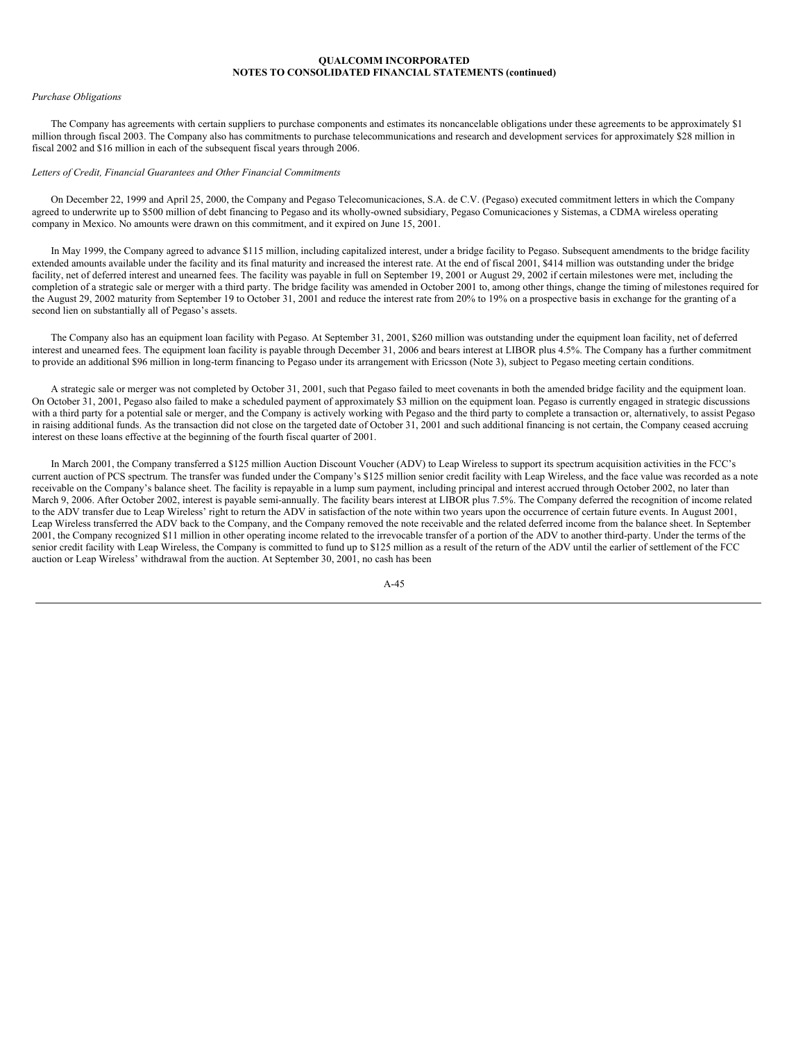**QUALCOMM INCORPORATED**
**NOTES TO CONSOLIDATED FINANCIAL STATEMENTS (continued)**

*Purchase Obligations*

The Company has agreements with certain suppliers to purchase components and estimates its noncancelable obligations under these agreements to be approximately $1 million through fiscal 2003. The Company also has commitments to purchase telecommunications and research and development services for approximately $28 million in fiscal 2002 and $16 million in each of the subsequent fiscal years through 2006.

*Letters of Credit, Financial Guarantees and Other Financial Commitments*

On December 22, 1999 and April 25, 2000, the Company and Pegaso Telecomunicaciones, S.A. de C.V. (Pegaso) executed commitment letters in which the Company agreed to underwrite up to $500 million of debt financing to Pegaso and its wholly-owned subsidiary, Pegaso Comunicaciones y Sistemas, a CDMA wireless operating company in Mexico. No amounts were drawn on this commitment, and it expired on June 15, 2001.

In May 1999, the Company agreed to advance $115 million, including capitalized interest, under a bridge facility to Pegaso. Subsequent amendments to the bridge facility extended amounts available under the facility and its final maturity and increased the interest rate. At the end of fiscal 2001, $414 million was outstanding under the bridge facility, net of deferred interest and unearned fees. The facility was payable in full on September 19, 2001 or August 29, 2002 if certain milestones were met, including the completion of a strategic sale or merger with a third party. The bridge facility was amended in October 2001 to, among other things, change the timing of milestones required for the August 29, 2002 maturity from September 19 to October 31, 2001 and reduce the interest rate from 20% to 19% on a prospective basis in exchange for the granting of a second lien on substantially all of Pegaso's assets.

The Company also has an equipment loan facility with Pegaso. At September 31, 2001, $260 million was outstanding under the equipment loan facility, net of deferred interest and unearned fees. The equipment loan facility is payable through December 31, 2006 and bears interest at LIBOR plus 4.5%. The Company has a further commitment to provide an additional $96 million in long-term financing to Pegaso under its arrangement with Ericsson (Note 3), subject to Pegaso meeting certain conditions.

A strategic sale or merger was not completed by October 31, 2001, such that Pegaso failed to meet covenants in both the amended bridge facility and the equipment loan. On October 31, 2001, Pegaso also failed to make a scheduled payment of approximately $3 million on the equipment loan. Pegaso is currently engaged in strategic discussions with a third party for a potential sale or merger, and the Company is actively working with Pegaso and the third party to complete a transaction or, alternatively, to assist Pegaso in raising additional funds. As the transaction did not close on the targeted date of October 31, 2001 and such additional financing is not certain, the Company ceased accruing interest on these loans effective at the beginning of the fourth fiscal quarter of 2001.

In March 2001, the Company transferred a $125 million Auction Discount Voucher (ADV) to Leap Wireless to support its spectrum acquisition activities in the FCC's current auction of PCS spectrum. The transfer was funded under the Company's $125 million senior credit facility with Leap Wireless, and the face value was recorded as a note receivable on the Company's balance sheet. The facility is repayable in a lump sum payment, including principal and interest accrued through October 2002, no later than March 9, 2006. After October 2002, interest is payable semi-annually. The facility bears interest at LIBOR plus 7.5%. The Company deferred the recognition of income related to the ADV transfer due to Leap Wireless' right to return the ADV in satisfaction of the note within two years upon the occurrence of certain future events. In August 2001, Leap Wireless transferred the ADV back to the Company, and the Company removed the note receivable and the related deferred income from the balance sheet. In September 2001, the Company recognized $11 million in other operating income related to the irrevocable transfer of a portion of the ADV to another third-party. Under the terms of the senior credit facility with Leap Wireless, the Company is committed to fund up to $125 million as a result of the return of the ADV until the earlier of settlement of the FCC auction or Leap Wireless' withdrawal from the auction. At September 30, 2001, no cash has been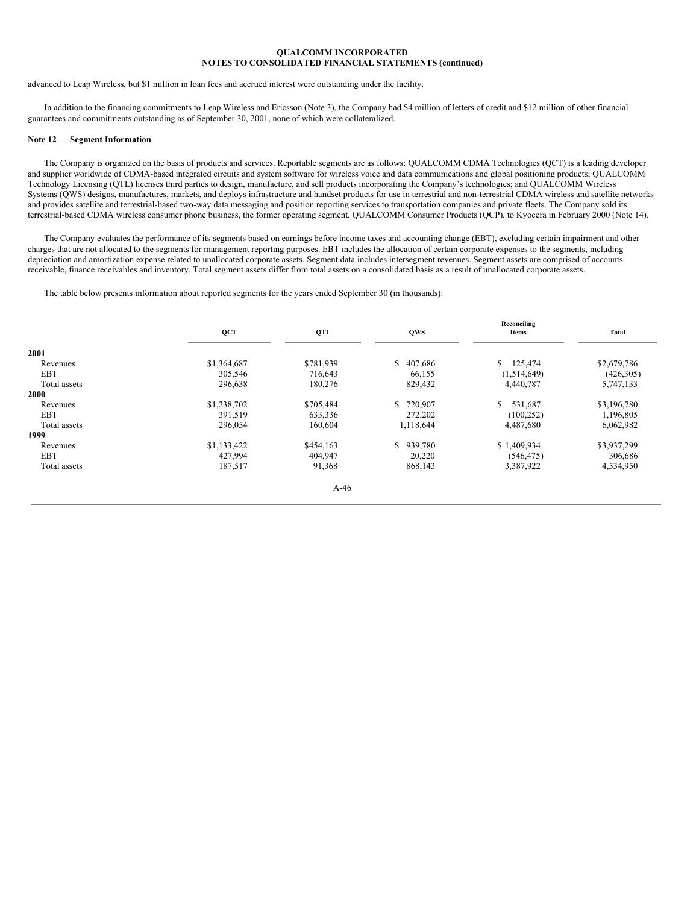advanced to Leap Wireless, but $1 million in loan fees and accrued interest were outstanding under the facility.

In addition to the financing commitments to Leap Wireless and Ericsson (Note 3), the Company had $4 million of letters of credit and $12 million of other financial guarantees and commitments outstanding as of September 30, 2001, none of which were collateralized.

**Note 12 — Segment Information**

The Company is organized on the basis of products and services. Reportable segments are as follows: QUALCOMM CDMA Technologies (QCT) is a leading developer and supplier worldwide of CDMA-based integrated circuits and system software for wireless voice and data communications and global positioning products; QUALCOMM Technology Licensing (QTL) licenses third parties to design, manufacture, and sell products incorporating the Company's technologies; and QUALCOMM Wireless Systems (QWS) designs, manufactures, markets, and deploys infrastructure and handset products for use in terrestrial and non-terrestrial CDMA wireless and satellite networks and provides satellite and terrestrial-based two-way data messaging and position reporting services to transportation companies and private fleets. The Company sold its terrestrial-based CDMA wireless consumer phone business, the former operating segment, QUALCOMM Consumer Products (QCP), to Kyocera in February 2000 (Note 14).

The Company evaluates the performance of its segments based on earnings before income taxes and accounting change (EBT), excluding certain impairment and other charges that are not allocated to the segments for management reporting purposes. EBT includes the allocation of certain corporate expenses to the segments, including depreciation and amortization expense related to unallocated corporate assets. Segment data includes intersegment revenues. Segment assets are comprised of accounts receivable, finance receivables and inventory. Total segment assets differ from total assets on a consolidated basis as a result of unallocated corporate assets.

The table below presents information about reported segments for the years ended September 30 (in thousands):

| | QCT | QTL | QWS | Reconciling Items | Total |
|---|---|---|---|---|---|
| **2001** | | | | | |
| Revenues | $1,364,687 | $781,939 | $ 407,686 | $ 125,474 | $2,679,786 |
| EBT | 305,546 | 716,643 | 66,155 | (1,514,649) | (426,305) |
| Total assets | 296,638 | 180,276 | 829,432 | 4,440,787 | 5,747,133 |
| **2000** | | | | | |
| Revenues | $1,238,702 | $705,484 | $ 720,907 | $ 531,687 | $3,196,780 |
| EBT | 391,519 | 633,336 | 272,202 | (100,252) | 1,196,805 |
| Total assets | 296,054 | 160,604 | 1,118,644 | 4,487,680 | 6,062,982 |
| **1999** | | | | | |
| Revenues | $1,133,422 | $454,163 | $ 939,780 | $ 1,409,934 | $3,937,299 |
| EBT | 427,994 | 404,947 | 20,220 | (546,475) | 306,686 |
| Total assets | 187,517 | 91,368 | 868,143 | 3,387,922 | 4,534,950 |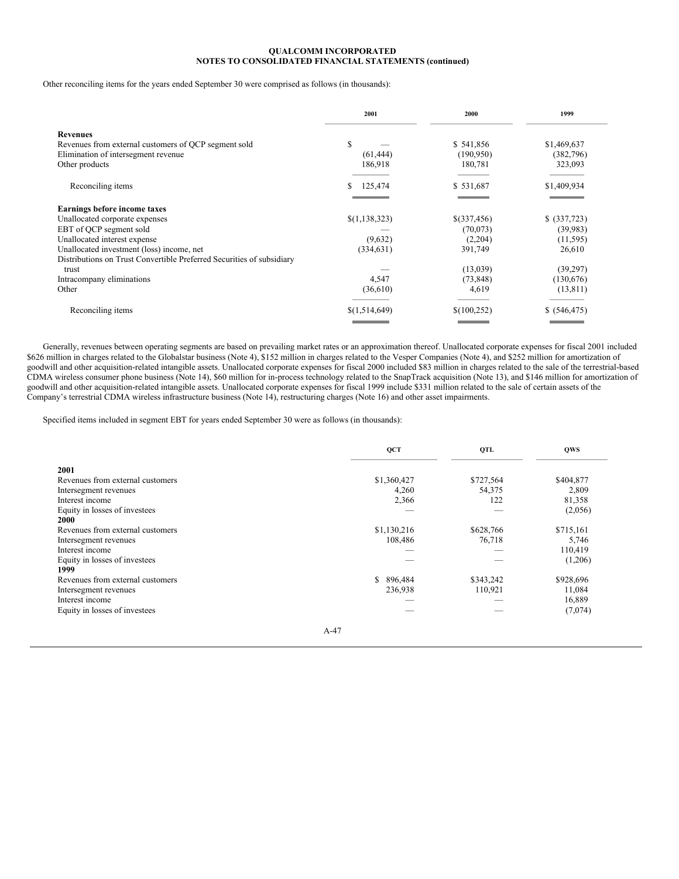**QUALCOMM INCORPORATED**
**NOTES TO CONSOLIDATED FINANCIAL STATEMENTS (continued)**

Other reconciling items for the years ended September 30 were comprised as follows (in thousands):

| | 2001 | 2000 | 1999 |
|---|---|---|---|
| **Revenues** | | | |
| Revenues from external customers of QCP segment sold | $ — | $ 541,856 | $1,469,637 |
| Elimination of intersegment revenue | (61,444) | (190,950) | (382,796) |
| Other products | 186,918 | 180,781 | 323,093 |
| Reconciling items | $ 125,474 | $ 531,687 | $1,409,934 |
| **Earnings before income taxes** | | | |
| Unallocated corporate expenses | $(1,138,323) | $(337,456) | $ (337,723) |
| EBT of QCP segment sold | — | (70,073) | (39,983) |
| Unallocated interest expense | (9,632) | (2,204) | (11,595) |
| Unallocated investment (loss) income, net | (334,631) | 391,749 | 26,610 |
| Distributions on Trust Convertible Preferred Securities of subsidiary trust | — | (13,039) | (39,297) |
| Intracompany eliminations | 4,547 | (73,848) | (130,676) |
| Other | (36,610) | 4,619 | (13,811) |
| Reconciling items | $(1,514,649) | $(100,252) | $ (546,475) |

Generally, revenues between operating segments are based on prevailing market rates or an approximation thereof. Unallocated corporate expenses for fiscal 2001 included $626 million in charges related to the Globalstar business (Note 4), $152 million in charges related to the Vesper Companies (Note 4), and $252 million for amortization of goodwill and other acquisition-related intangible assets. Unallocated corporate expenses for fiscal 2000 included $83 million in charges related to the sale of the terrestrial-based CDMA wireless consumer phone business (Note 14), $60 million for in-process technology related to the SnapTrack acquisition (Note 13), and $146 million for amortization of goodwill and other acquisition-related intangible assets. Unallocated corporate expenses for fiscal 1999 include $331 million related to the sale of certain assets of the Company's terrestrial CDMA wireless infrastructure business (Note 14), restructuring charges (Note 16) and other asset impairments.

Specified items included in segment EBT for years ended September 30 were as follows (in thousands):

| | QCT | QTL | QWS |
|---|---|---|---|
| **2001** | | | |
| Revenues from external customers | $1,360,427 | $727,564 | $404,877 |
| Intersegment revenues | 4,260 | 54,375 | 2,809 |
| Interest income | 2,366 | 122 | 81,358 |
| Equity in losses of investees | — | — | (2,056) |
| **2000** | | | |
| Revenues from external customers | $1,130,216 | $628,766 | $715,161 |
| Intersegment revenues | 108,486 | 76,718 | 5,746 |
| Interest income | — | — | 110,419 |
| Equity in losses of investees | — | — | (1,206) |
| **1999** | | | |
| Revenues from external customers | $ 896,484 | $343,242 | $928,696 |
| Intersegment revenues | 236,938 | 110,921 | 11,084 |
| Interest income | — | — | 16,889 |
| Equity in losses of investees | — | — | (7,074) |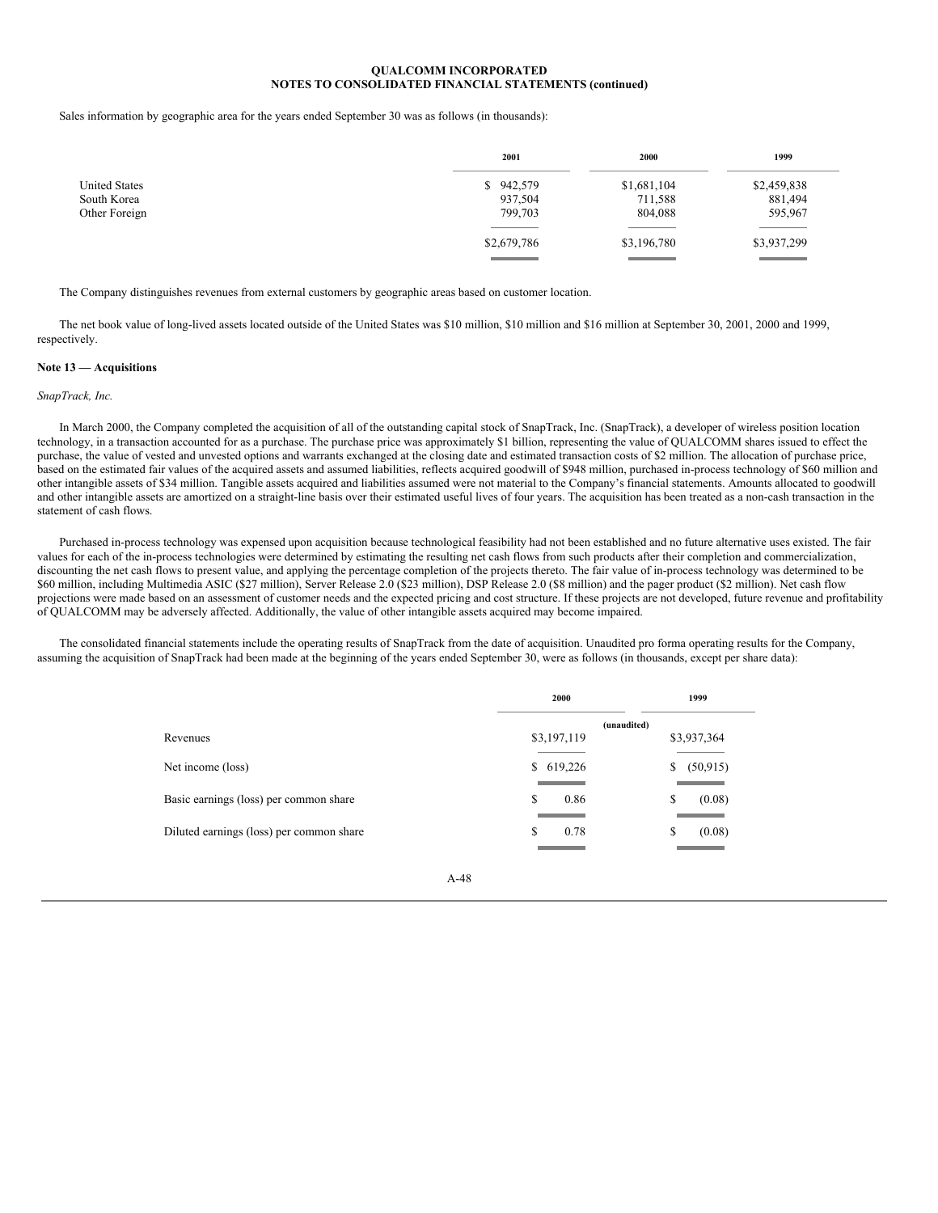Sales information by geographic area for the years ended September 30 was as follows (in thousands):

| | 2001 | 2000 | 1999 |
|---|---|---|---|
| United States | $ 942,579 | $1,681,104 | $2,459,838 |
| South Korea | 937,504 | 711,588 | 881,494 |
| Other Foreign | 799,703 | 804,088 | 595,967 |
| | $2,679,786 | $3,196,780 | $3,937,299 |

The Company distinguishes revenues from external customers by geographic areas based on customer location.

The net book value of long-lived assets located outside of the United States was $10 million, $10 million and $16 million at September 30, 2001, 2000 and 1999, respectively.

**Note 13 — Acquisitions**

*SnapTrack, Inc.*

In March 2000, the Company completed the acquisition of all of the outstanding capital stock of SnapTrack, Inc. (SnapTrack), a developer of wireless position location technology, in a transaction accounted for as a purchase. The purchase price was approximately $1 billion, representing the value of QUALCOMM shares issued to effect the purchase, the value of vested and unvested options and warrants exchanged at the closing date and estimated transaction costs of $2 million. The allocation of purchase price, based on the estimated fair values of the acquired assets and assumed liabilities, reflects acquired goodwill of $948 million, purchased in-process technology of $60 million and other intangible assets of $34 million. Tangible assets acquired and liabilities assumed were not material to the Company's financial statements. Amounts allocated to goodwill and other intangible assets are amortized on a straight-line basis over their estimated useful lives of four years. The acquisition has been treated as a non-cash transaction in the statement of cash flows.

Purchased in-process technology was expensed upon acquisition because technological feasibility had not been established and no future alternative uses existed. The fair values for each of the in-process technologies were determined by estimating the resulting net cash flows from such products after their completion and commercialization, discounting the net cash flows to present value, and applying the percentage completion of the projects thereto. The fair value of in-process technology was determined to be $60 million, including Multimedia ASIC ($27 million), Server Release 2.0 ($23 million), DSP Release 2.0 ($8 million) and the pager product ($2 million). Net cash flow projections were made based on an assessment of customer needs and the expected pricing and cost structure. If these projects are not developed, future revenue and profitability of QUALCOMM may be adversely affected. Additionally, the value of other intangible assets acquired may become impaired.

The consolidated financial statements include the operating results of SnapTrack from the date of acquisition. Unaudited pro forma operating results for the Company, assuming the acquisition of SnapTrack had been made at the beginning of the years ended September 30, were as follows (in thousands, except per share data):

| | 2000 | 1999 |
|---|---|---|
| | (unaudited) | |
| Revenues | $3,197,119 | $3,937,364 |
| Net income (loss) | $ 619,226 | $ (50,915) |
| Basic earnings (loss) per common share | $ 0.86 | $ (0.08) |
| Diluted earnings (loss) per common share | $ 0.78 | $ (0.08) |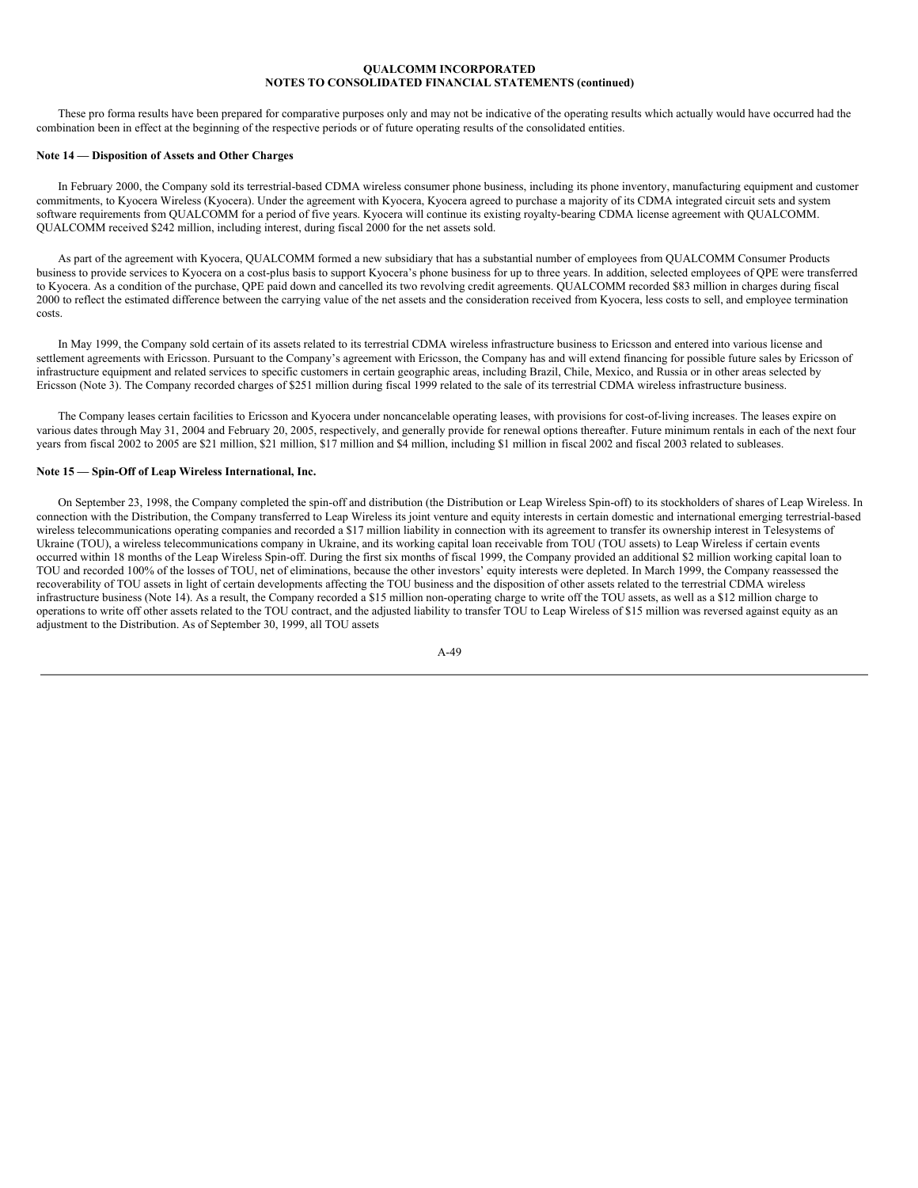These pro forma results have been prepared for comparative purposes only and may not be indicative of the operating results which actually would have occurred had the combination been in effect at the beginning of the respective periods or of future operating results of the consolidated entities.

**Note 14 — Disposition of Assets and Other Charges**

In February 2000, the Company sold its terrestrial-based CDMA wireless consumer phone business, including its phone inventory, manufacturing equipment and customer commitments, to Kyocera Wireless (Kyocera). Under the agreement with Kyocera, Kyocera agreed to purchase a majority of its CDMA integrated circuit sets and system software requirements from QUALCOMM for a period of five years. Kyocera will continue its existing royalty-bearing CDMA license agreement with QUALCOMM. QUALCOMM received $242 million, including interest, during fiscal 2000 for the net assets sold.

As part of the agreement with Kyocera, QUALCOMM formed a new subsidiary that has a substantial number of employees from QUALCOMM Consumer Products business to provide services to Kyocera on a cost-plus basis to support Kyocera's phone business for up to three years. In addition, selected employees of QPE were transferred to Kyocera. As a condition of the purchase, QPE paid down and cancelled its two revolving credit agreements. QUALCOMM recorded $83 million in charges during fiscal 2000 to reflect the estimated difference between the carrying value of the net assets and the consideration received from Kyocera, less costs to sell, and employee termination costs.

In May 1999, the Company sold certain of its assets related to its terrestrial CDMA wireless infrastructure business to Ericsson and entered into various license and settlement agreements with Ericsson. Pursuant to the Company's agreement with Ericsson, the Company has and will extend financing for possible future sales by Ericsson of infrastructure equipment and related services to specific customers in certain geographic areas, including Brazil, Chile, Mexico, and Russia or in other areas selected by Ericsson (Note 3). The Company recorded charges of $251 million during fiscal 1999 related to the sale of its terrestrial CDMA wireless infrastructure business.

The Company leases certain facilities to Ericsson and Kyocera under noncancelable operating leases, with provisions for cost-of-living increases. The leases expire on various dates through May 31, 2004 and February 20, 2005, respectively, and generally provide for renewal options thereafter. Future minimum rentals in each of the next four years from fiscal 2002 to 2005 are $21 million, $21 million, $17 million and $4 million, including $1 million in fiscal 2002 and fiscal 2003 related to subleases.

**Note 15 — Spin-Off of Leap Wireless International, Inc.**

On September 23, 1998, the Company completed the spin-off and distribution (the Distribution or Leap Wireless Spin-off) to its stockholders of shares of Leap Wireless. In connection with the Distribution, the Company transferred to Leap Wireless its joint venture and equity interests in certain domestic and international emerging terrestrial-based wireless telecommunications operating companies and recorded a $17 million liability in connection with its agreement to transfer its ownership interest in Telesystems of Ukraine (TOU), a wireless telecommunications company in Ukraine, and its working capital loan receivable from TOU (TOU assets) to Leap Wireless if certain events occurred within 18 months of the Leap Wireless Spin-off. During the first six months of fiscal 1999, the Company provided an additional $2 million working capital loan to TOU and recorded 100% of the losses of TOU, net of eliminations, because the other investors' equity interests were depleted. In March 1999, the Company reassessed the recoverability of TOU assets in light of certain developments affecting the TOU business and the disposition of other assets related to the terrestrial CDMA wireless infrastructure business (Note 14). As a result, the Company recorded a $15 million non-operating charge to write off the TOU assets, as well as a $12 million charge to operations to write off other assets related to the TOU contract, and the adjusted liability to transfer TOU to Leap Wireless of $15 million was reversed against equity as an adjustment to the Distribution. As of September 30, 1999, all TOU assets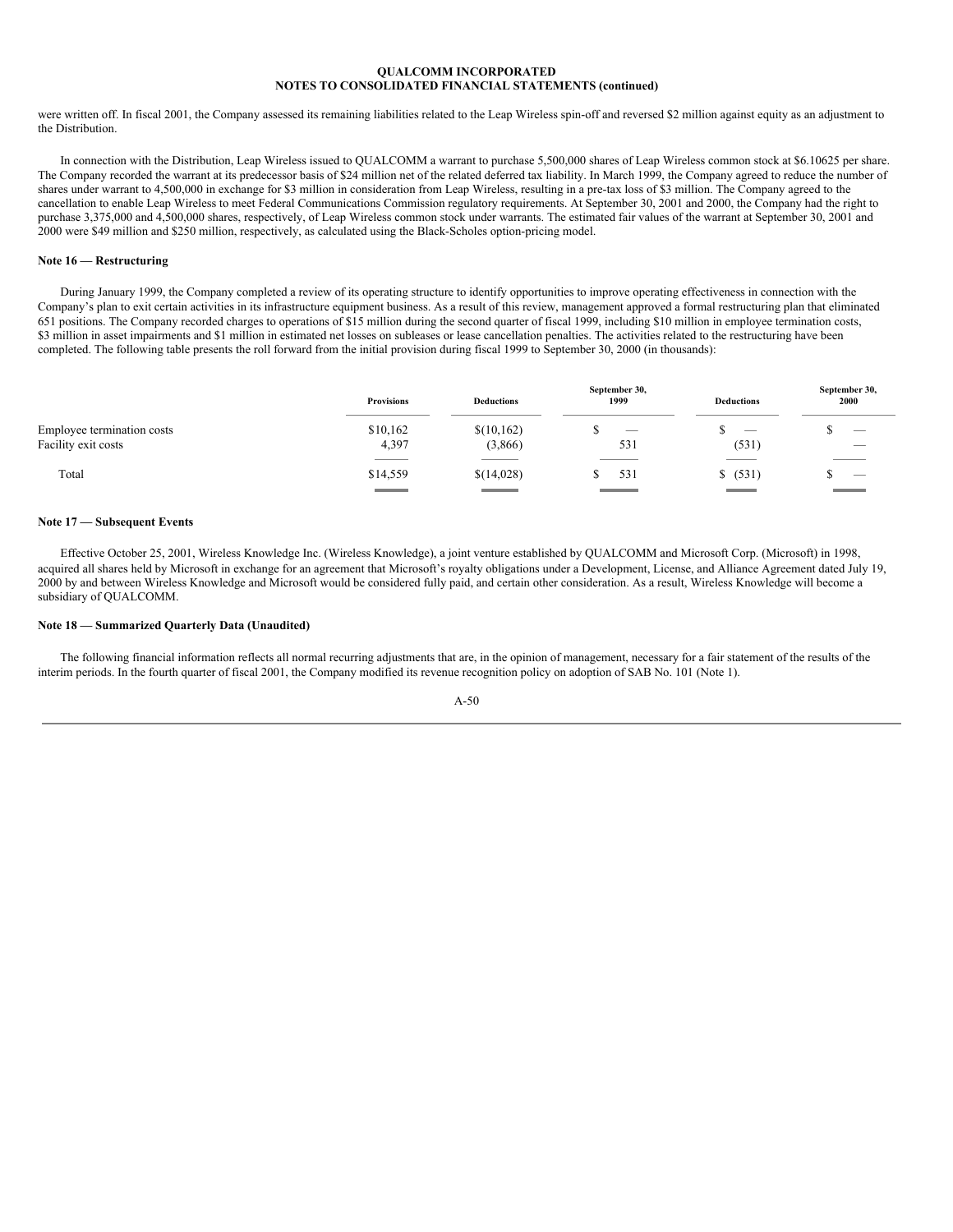were written off. In fiscal 2001, the Company assessed its remaining liabilities related to the Leap Wireless spin-off and reversed $2 million against equity as an adjustment to the Distribution.

In connection with the Distribution, Leap Wireless issued to QUALCOMM a warrant to purchase 5,500,000 shares of Leap Wireless common stock at $6.10625 per share. The Company recorded the warrant at its predecessor basis of $24 million net of the related deferred tax liability. In March 1999, the Company agreed to reduce the number of shares under warrant to 4,500,000 in exchange for $3 million in consideration from Leap Wireless, resulting in a pre-tax loss of $3 million. The Company agreed to the cancellation to enable Leap Wireless to meet Federal Communications Commission regulatory requirements. At September 30, 2001 and 2000, the Company had the right to purchase 3,375,000 and 4,500,000 shares, respectively, of Leap Wireless common stock under warrants. The estimated fair values of the warrant at September 30, 2001 and 2000 were $49 million and $250 million, respectively, as calculated using the Black-Scholes option-pricing model.

**Note 16 — Restructuring**

During January 1999, the Company completed a review of its operating structure to identify opportunities to improve operating effectiveness in connection with the Company's plan to exit certain activities in its infrastructure equipment business. As a result of this review, management approved a formal restructuring plan that eliminated 651 positions. The Company recorded charges to operations of $15 million during the second quarter of fiscal 1999, including $10 million in employee termination costs, $3 million in asset impairments and $1 million in estimated net losses on subleases or lease cancellation penalties. The activities related to the restructuring have been completed. The following table presents the roll forward from the initial provision during fiscal 1999 to September 30, 2000 (in thousands):

| | Provisions | Deductions | September 30, 1999 | Deductions | September 30, 2000 |
|---|---|---|---|---|---|
| Employee termination costs | $10,162 | $(10,162) | $ — | $ — | $ — |
| Facility exit costs | 4,397 | (3,866) | 531 | (531) | — |
| Total | $14,559 | $(14,028) | $ 531 | $ (531) | $ — |

**Note 17 — Subsequent Events**

Effective October 25, 2001, Wireless Knowledge Inc. (Wireless Knowledge), a joint venture established by QUALCOMM and Microsoft Corp. (Microsoft) in 1998, acquired all shares held by Microsoft in exchange for an agreement that Microsoft's royalty obligations under a Development, License, and Alliance Agreement dated July 19, 2000 by and between Wireless Knowledge and Microsoft would be considered fully paid, and certain other consideration. As a result, Wireless Knowledge will become a subsidiary of QUALCOMM.

**Note 18 — Summarized Quarterly Data (Unaudited)**

The following financial information reflects all normal recurring adjustments that are, in the opinion of management, necessary for a fair statement of the results of the interim periods. In the fourth quarter of fiscal 2001, the Company modified its revenue recognition policy on adoption of SAB No. 101 (Note 1).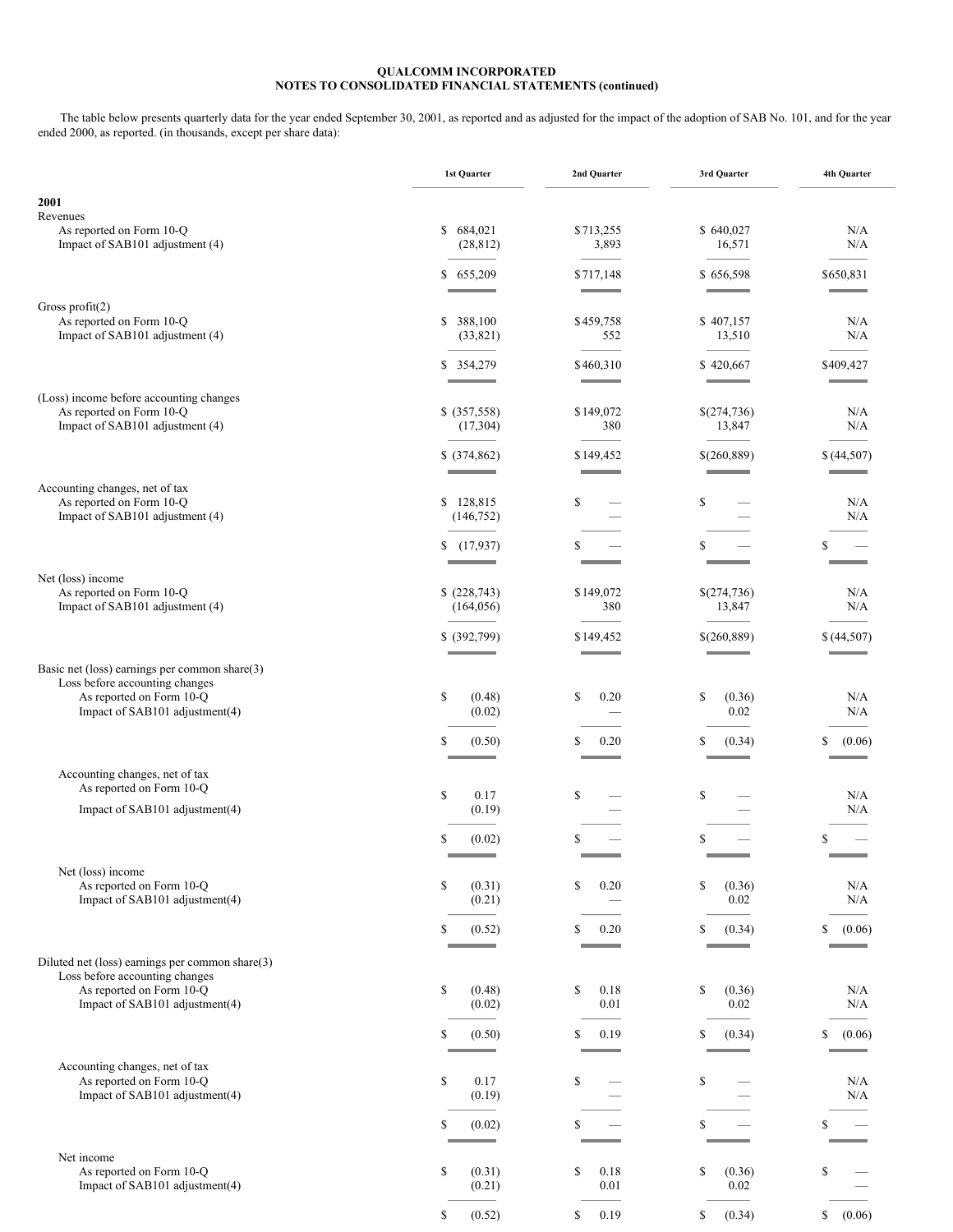**QUALCOMM INCORPORATED**
**NOTES TO CONSOLIDATED FINANCIAL STATEMENTS (continued)**

The table below presents quarterly data for the year ended September 30, 2001, as reported and as adjusted for the impact of the adoption of SAB No. 101, and for the year ended 2000, as reported. (in thousands, except per share data):

| | 1st Quarter | 2nd Quarter | 3rd Quarter | 4th Quarter |
|---|---|---|---|---|
| **2001** | | | | |
| Revenues | | | | |
| As reported on Form 10-Q | $ 684,021 | $ 713,255 | $ 640,027 | N/A |
| Impact of SAB101 adjustment (4) | (28,812) | 3,893 | 16,571 | N/A |
| | $ 655,209 | $ 717,148 | $ 656,598 | $ 650,831 |
| Gross profit(2) | | | | |
| As reported on Form 10-Q | $ 388,100 | $ 459,758 | $ 407,157 | N/A |
| Impact of SAB101 adjustment (4) | (33,821) | 552 | 13,510 | N/A |
| | $ 354,279 | $ 460,310 | $ 420,667 | $ 409,427 |
| (Loss) income before accounting changes | | | | |
| As reported on Form 10-Q | $ (357,558) | $ 149,072 | $ (274,736) | N/A |
| Impact of SAB101 adjustment (4) | (17,304) | 380 | 13,847 | N/A |
| | $ (374,862) | $ 149,452 | $ (260,889) | $ (44,507) |
| Accounting changes, net of tax | | | | |
| As reported on Form 10-Q | $ 128,815 | $ — | $ — | N/A |
| Impact of SAB101 adjustment (4) | (146,752) | — | — | N/A |
| | $ (17,937) | $ — | $ — | $ — |
| Net (loss) income | | | | |
| As reported on Form 10-Q | $ (228,743) | $ 149,072 | $ (274,736) | N/A |
| Impact of SAB101 adjustment (4) | (164,056) | 380 | 13,847 | N/A |
| | $ (392,799) | $ 149,452 | $ (260,889) | $ (44,507) |
| Basic net (loss) earnings per common share(3) | | | | |
| Loss before accounting changes | | | | |
| As reported on Form 10-Q | $ (0.48) | $ 0.20 | $ (0.36) | N/A |
| Impact of SAB101 adjustment(4) | (0.02) | — | 0.02 | N/A |
| | $ (0.50) | $ 0.20 | $ (0.34) | $ (0.06) |
| Accounting changes, net of tax | | | | |
| As reported on Form 10-Q | $ 0.17 | $ — | $ — | N/A |
| Impact of SAB101 adjustment(4) | (0.19) | — | — | N/A |
| | $ (0.02) | $ — | $ — | $ — |
| Net (loss) income | | | | |
| As reported on Form 10-Q | $ (0.31) | $ 0.20 | $ (0.36) | N/A |
| Impact of SAB101 adjustment(4) | (0.21) | — | 0.02 | N/A |
| | $ (0.52) | $ 0.20 | $ (0.34) | $ (0.06) |
| Diluted net (loss) earnings per common share(3) | | | | |
| Loss before accounting changes | | | | |
| As reported on Form 10-Q | $ (0.48) | $ 0.18 | $ (0.36) | N/A |
| Impact of SAB101 adjustment(4) | (0.02) | 0.01 | 0.02 | N/A |
| | $ (0.50) | $ 0.19 | $ (0.34) | $ (0.06) |
| Accounting changes, net of tax | | | | |
| As reported on Form 10-Q | $ 0.17 | $ — | $ — | N/A |
| Impact of SAB101 adjustment(4) | (0.19) | — | — | N/A |
| | $ (0.02) | $ — | $ — | $ — |
| Net income | | | | |
| As reported on Form 10-Q | $ (0.31) | $ 0.18 | $ (0.36) | $ — |
| Impact of SAB101 adjustment(4) | (0.21) | 0.01 | 0.02 | — |
| | $ (0.52) | $ 0.19 | $ (0.34) | $ (0.06) |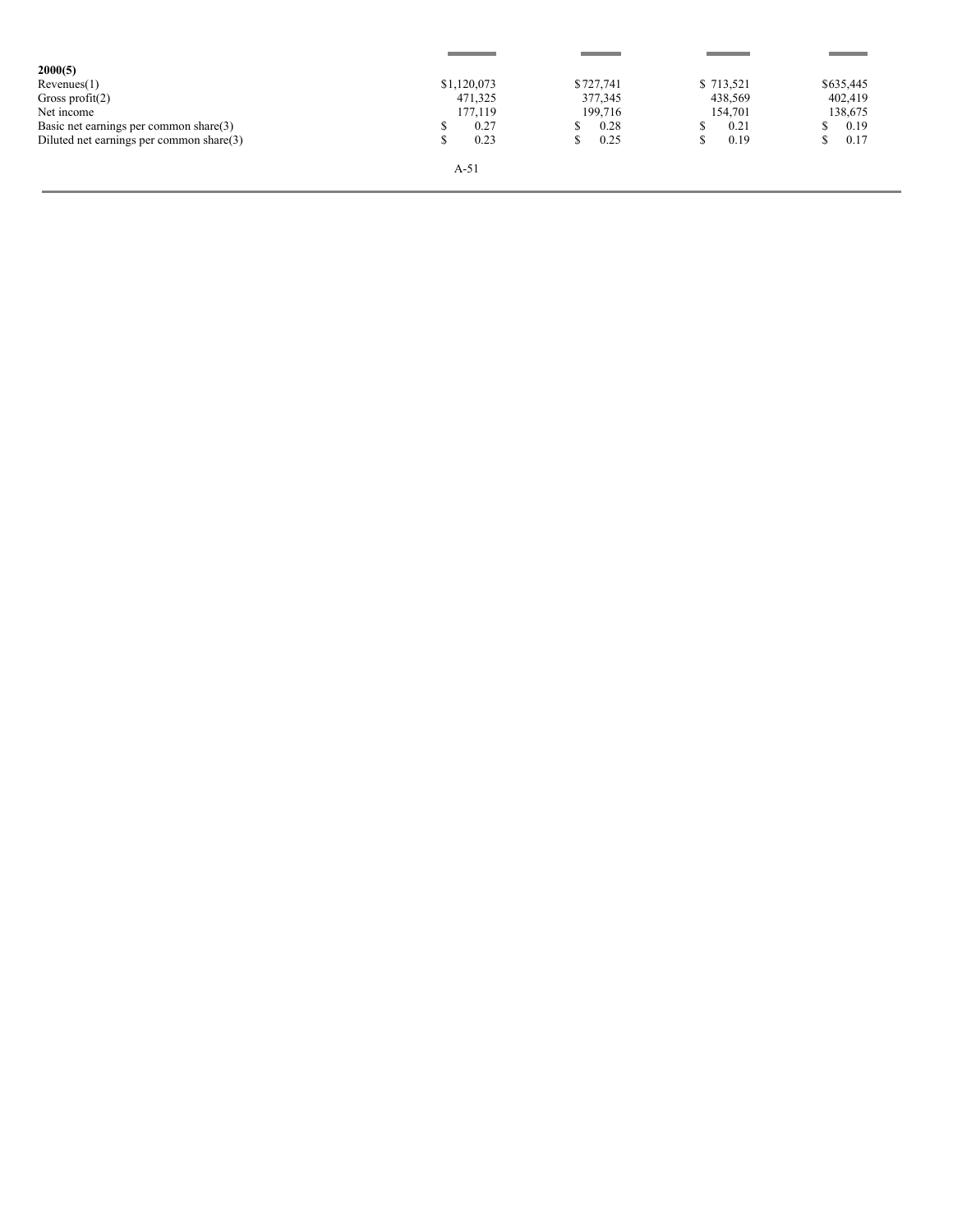| | | | | |
|---|---|---|---|---|
| **2000(5)** | | | | |
| Revenues(1) | $1,120,073 | $727,741 | $ 713,521 | $635,445 |
| Gross profit(2) | 471,325 | 377,345 | 438,569 | 402,419 |
| Net income | 177,119 | 199,716 | 154,701 | 138,675 |
| Basic net earnings per common share(3) | $ 0.27 | $ 0.28 | $ 0.21 | $ 0.19 |
| Diluted net earnings per common share(3) | $ 0.23 | $ 0.25 | $ 0.19 | $ 0.17 |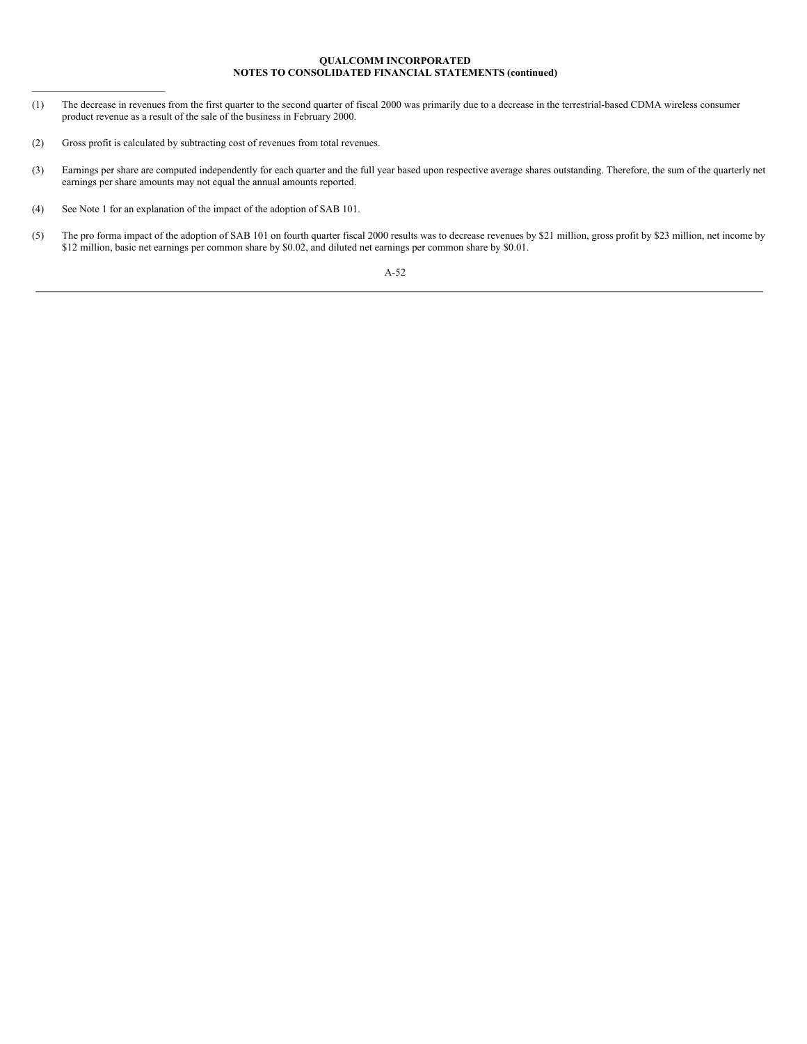(1) The decrease in revenues from the first quarter to the second quarter of fiscal 2000 was primarily due to a decrease in the terrestrial-based CDMA wireless consumer product revenue as a result of the sale of the business in February 2000.

(2) Gross profit is calculated by subtracting cost of revenues from total revenues.

(3) Earnings per share are computed independently for each quarter and the full year based upon respective average shares outstanding. Therefore, the sum of the quarterly net earnings per share amounts may not equal the annual amounts reported.

(4) See Note 1 for an explanation of the impact of the adoption of SAB 101.

(5) The pro forma impact of the adoption of SAB 101 on fourth quarter fiscal 2000 results was to decrease revenues by $21 million, gross profit by $23 million, net income by $12 million, basic net earnings per common share by $0.02, and diluted net earnings per common share by $0.01.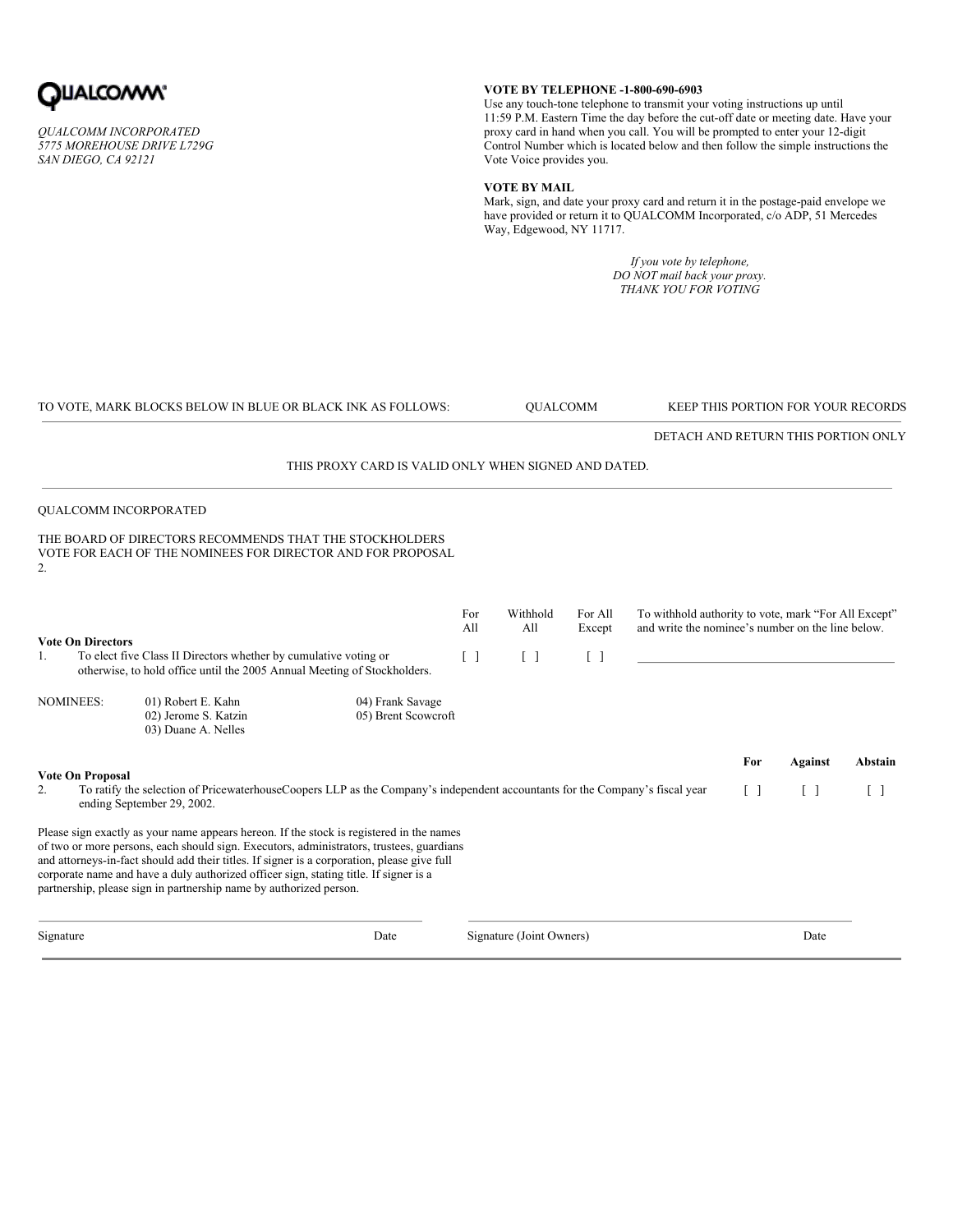QUALCOMM®

*QUALCOMM INCORPORATED*
*5775 MOREHOUSE DRIVE L729G*
*SAN DIEGO, CA 92121*

**VOTE BY TELEPHONE -1-800-690-6903**
Use any touch-tone telephone to transmit your voting instructions up until 11:59 P.M. Eastern Time the day before the cut-off date or meeting date. Have your proxy card in hand when you call. You will be prompted to enter your 12-digit Control Number which is located below and then follow the simple instructions the Vote Voice provides you.

**VOTE BY MAIL**
Mark, sign, and date your proxy card and return it in the postage-paid envelope we have provided or return it to QUALCOMM Incorporated, c/o ADP, 51 Mercedes Way, Edgewood, NY 11717.

*If you vote by telephone,*
*DO NOT mail back your proxy.*
*THANK YOU FOR VOTING*

TO VOTE, MARK BLOCKS BELOW IN BLUE OR BLACK INK AS FOLLOWS: QUALCOMM KEEP THIS PORTION FOR YOUR RECORDS

DETACH AND RETURN THIS PORTION ONLY

THIS PROXY CARD IS VALID ONLY WHEN SIGNED AND DATED.

QUALCOMM INCORPORATED

THE BOARD OF DIRECTORS RECOMMENDS THAT THE STOCKHOLDERS VOTE FOR EACH OF THE NOMINEES FOR DIRECTOR AND FOR PROPOSAL 2.

| | For All | Withhold All | For All Except | To withhold authority to vote, mark "For All Except" and write the nominee's number on the line below. |
|---|---|---|---|---|
| **Vote On Directors** | | | | |
| 1. To elect five Class II Directors whether by cumulative voting or otherwise, to hold office until the 2005 Annual Meeting of Stockholders. | [ ] | [ ] | [ ] | ________________________ |

NOMINEES: 01) Robert E. Kahn; 02) Jerome S. Katzin; 03) Duane A. Nelles; 04) Frank Savage; 05) Brent Scowcroft

| | For | Against | Abstain |
|---|---|---|---|
| **Vote On Proposal** | | | |
| 2. To ratify the selection of PricewaterhouseCoopers LLP as the Company's independent accountants for the Company's fiscal year ending September 29, 2002. | [ ] | [ ] | [ ] |

Please sign exactly as your name appears hereon. If the stock is registered in the names of two or more persons, each should sign. Executors, administrators, trustees, guardians and attorneys-in-fact should add their titles. If signer is a corporation, please give full corporate name and have a duly authorized officer sign, stating title. If signer is a partnership, please sign in partnership name by authorized person.

| Signature | Date | Signature (Joint Owners) | Date |
|---|---|---|---|
| | | | |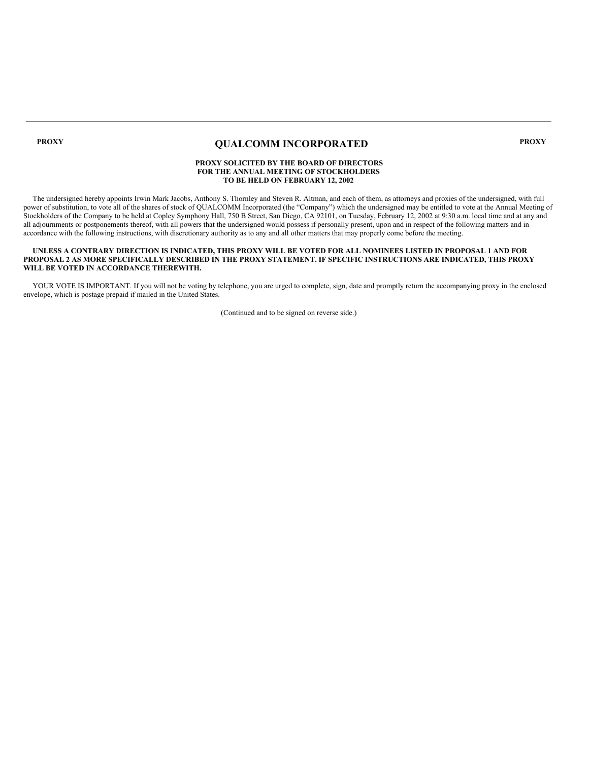**PROXY** **PROXY**

# QUALCOMM INCORPORATED

**PROXY SOLICITED BY THE BOARD OF DIRECTORS**
**FOR THE ANNUAL MEETING OF STOCKHOLDERS**
**TO BE HELD ON FEBRUARY 12, 2002**

The undersigned hereby appoints Irwin Mark Jacobs, Anthony S. Thornley and Steven R. Altman, and each of them, as attorneys and proxies of the undersigned, with full power of substitution, to vote all of the shares of stock of QUALCOMM Incorporated (the "Company") which the undersigned may be entitled to vote at the Annual Meeting of Stockholders of the Company to be held at Copley Symphony Hall, 750 B Street, San Diego, CA 92101, on Tuesday, February 12, 2002 at 9:30 a.m. local time and at any and all adjournments or postponements thereof, with all powers that the undersigned would possess if personally present, upon and in respect of the following matters and in accordance with the following instructions, with discretionary authority as to any and all other matters that may properly come before the meeting.

**UNLESS A CONTRARY DIRECTION IS INDICATED, THIS PROXY WILL BE VOTED FOR ALL NOMINEES LISTED IN PROPOSAL 1 AND FOR PROPOSAL 2 AS MORE SPECIFICALLY DESCRIBED IN THE PROXY STATEMENT. IF SPECIFIC INSTRUCTIONS ARE INDICATED, THIS PROXY WILL BE VOTED IN ACCORDANCE THEREWITH.**

YOUR VOTE IS IMPORTANT. If you will not be voting by telephone, you are urged to complete, sign, date and promptly return the accompanying proxy in the enclosed envelope, which is postage prepaid if mailed in the United States.

(Continued and to be signed on reverse side.)